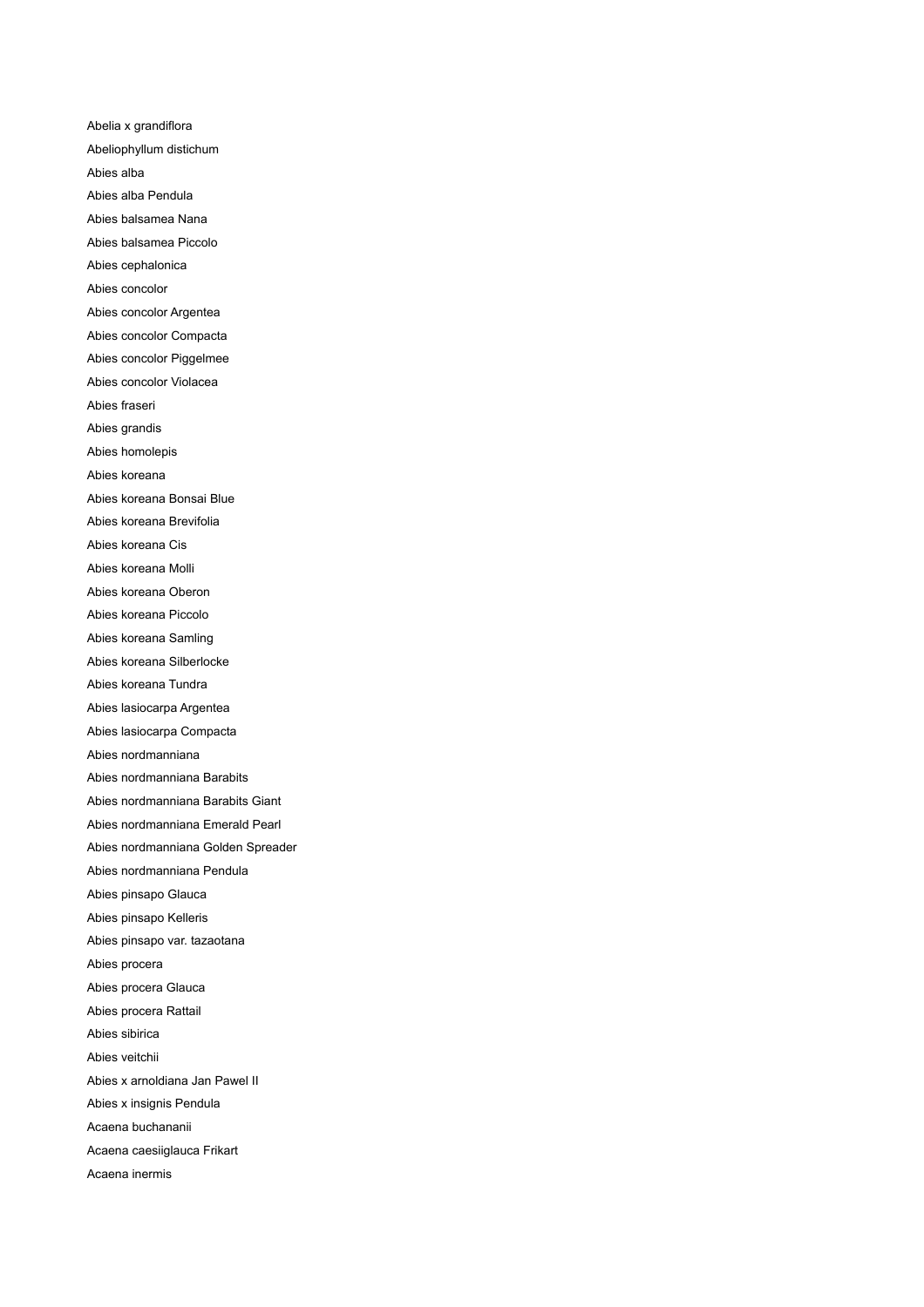Abelia x grandiflora

Abeliophyllum distichum

Abies alba

Abies alba Pendula

Abies balsamea Nana

Abies balsamea Piccolo

Abies cephalonica

Abies concolor

Abies concolor Argentea

Abies concolor Compacta

Abies concolor Piggelmee

Abies concolor Violacea

Abies fraseri

Abies grandis

Abies homolepis

Abies koreana

Abies koreana Bonsai Blue

Abies koreana Brevifolia

Abies koreana Cis

Abies koreana Molli

Abies koreana Oberon

Abies koreana Piccolo

Abies koreana Samling

Abies koreana Silberlocke

Abies koreana Tundra

Abies lasiocarpa Argentea

Abies lasiocarpa Compacta

Abies nordmanniana

Abies nordmanniana Barabits

Abies nordmanniana Barabits Giant

Abies nordmanniana Emerald Pearl

Abies nordmanniana Golden Spreader

Abies nordmanniana Pendula

Abies pinsapo Glauca

Abies pinsapo Kelleris

Abies pinsapo var. tazaotana

Abies procera

Abies procera Glauca

Abies procera Rattail

Abies sibirica

Abies veitchii

Abies x arnoldiana Jan Pawel II

Abies x insignis Pendula

Acaena buchananii

Acaena caesiiglauca Frikart

Acaena inermis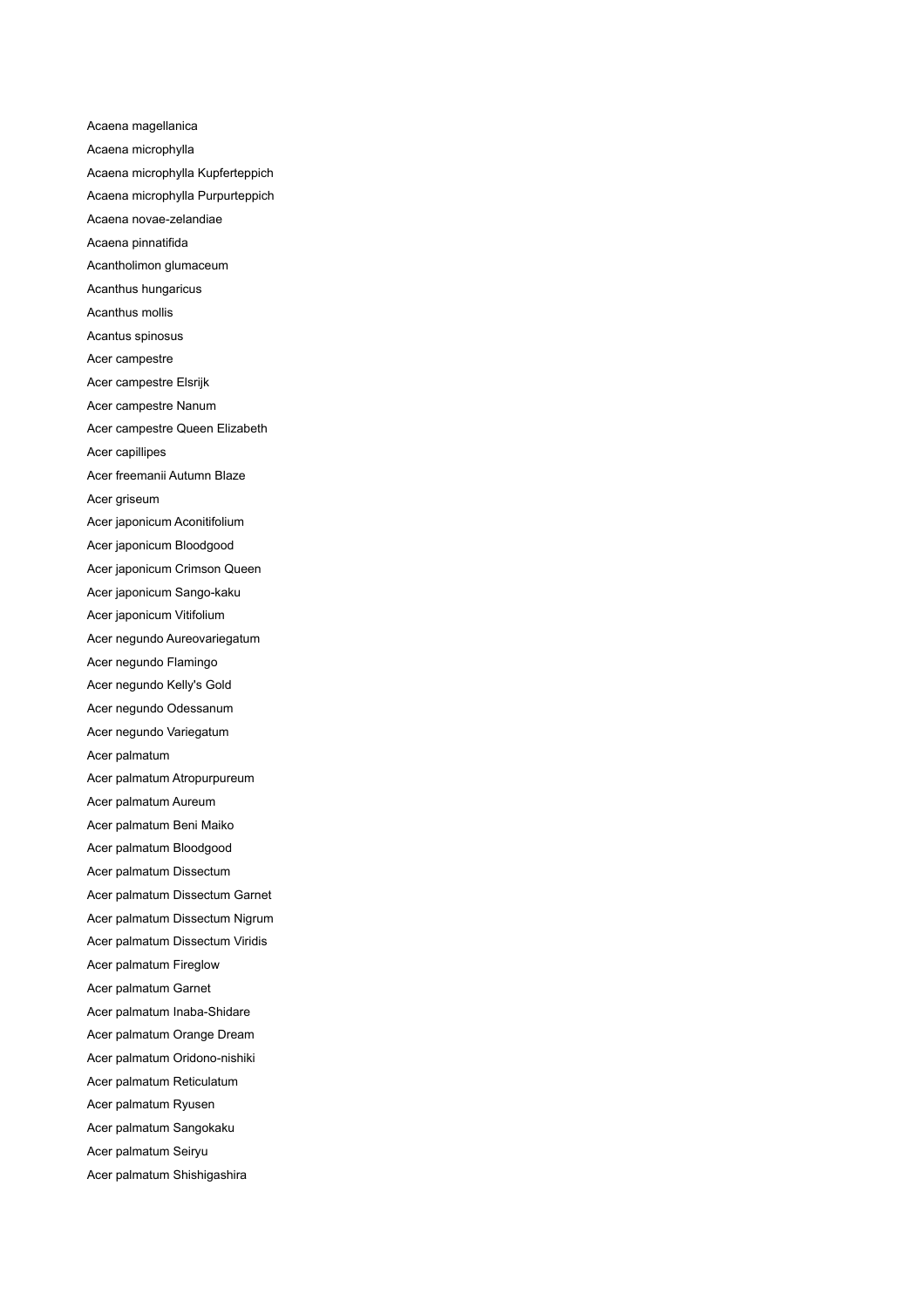Acaena magellanica

Acaena microphylla

Acaena microphylla Kupferteppich

Acaena microphylla Purpurteppich

Acaena novae-zelandiae

Acaena pinnatifida

Acantholimon glumaceum

Acanthus hungaricus

Acanthus mollis

Acantus spinosus

Acer campestre

Acer campestre Elsrijk

Acer campestre Nanum

Acer campestre Queen Elizabeth

Acer capillipes

Acer freemanii Autumn Blaze

Acer griseum

Acer japonicum Aconitifolium

Acer japonicum Bloodgood

Acer japonicum Crimson Queen

Acer japonicum Sango-kaku

Acer japonicum Vitifolium

Acer negundo Aureovariegatum

Acer negundo Flamingo

Acer negundo Kelly's Gold

Acer negundo Odessanum

Acer negundo Variegatum

Acer palmatum

Acer palmatum Atropurpureum

Acer palmatum Aureum

Acer palmatum Beni Maiko

Acer palmatum Bloodgood

Acer palmatum Dissectum

Acer palmatum Dissectum Garnet

Acer palmatum Dissectum Nigrum

Acer palmatum Dissectum Viridis

Acer palmatum Fireglow

Acer palmatum Garnet

Acer palmatum Inaba-Shidare

Acer palmatum Orange Dream

Acer palmatum Oridono-nishiki

Acer palmatum Reticulatum

Acer palmatum Ryusen

Acer palmatum Sangokaku

Acer palmatum Seiryu

Acer palmatum Shishigashira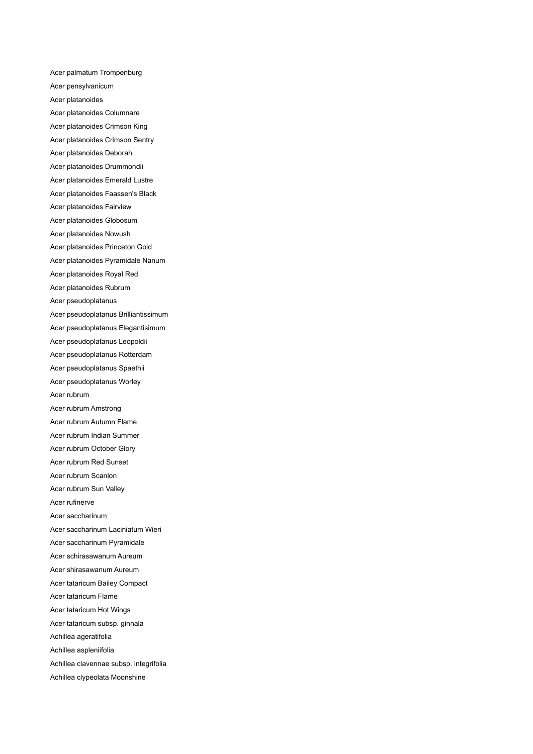Acer palmatum Trompenburg

Acer pensylvanicum

Acer platanoides

Acer platanoides Columnare

Acer platanoides Crimson King

Acer platanoides Crimson Sentry

Acer platanoides Deborah

Acer platanoides Drummondii

Acer platanoides Emerald Lustre

Acer platanoides Faassen's Black

Acer platanoides Fairview

Acer platanoides Globosum

Acer platanoides Nowush

Acer platanoides Princeton Gold

Acer platanoides Pyramidale Nanum

Acer platanoides Royal Red

Acer platanoides Rubrum

Acer pseudoplatanus

Acer pseudoplatanus Brilliantissimum

Acer pseudoplatanus Elegantisimum

Acer pseudoplatanus Leopoldii

Acer pseudoplatanus Rotterdam

Acer pseudoplatanus Spaethii

Acer pseudoplatanus Worley

Acer rubrum

Acer rubrum Amstrong

Acer rubrum Autumn Flame

Acer rubrum Indian Summer

Acer rubrum October Glory

Acer rubrum Red Sunset

Acer rubrum Scanlon

Acer rubrum Sun Valley

Acer rufinerve

Acer saccharinum

Acer saccharinum Laciniatum Wieri

Acer saccharinum Pyramidale

Acer schirasawanum Aureum

Acer shirasawanum Aureum

Acer tataricum Bailey Compact

Acer tataricum Flame

Acer tataricum Hot Wings

Acer tataricum subsp. ginnala

Achillea ageratifolia

Achillea aspleniifolia

Achillea clavennae subsp. integrifolia

Achillea clypeolata Moonshine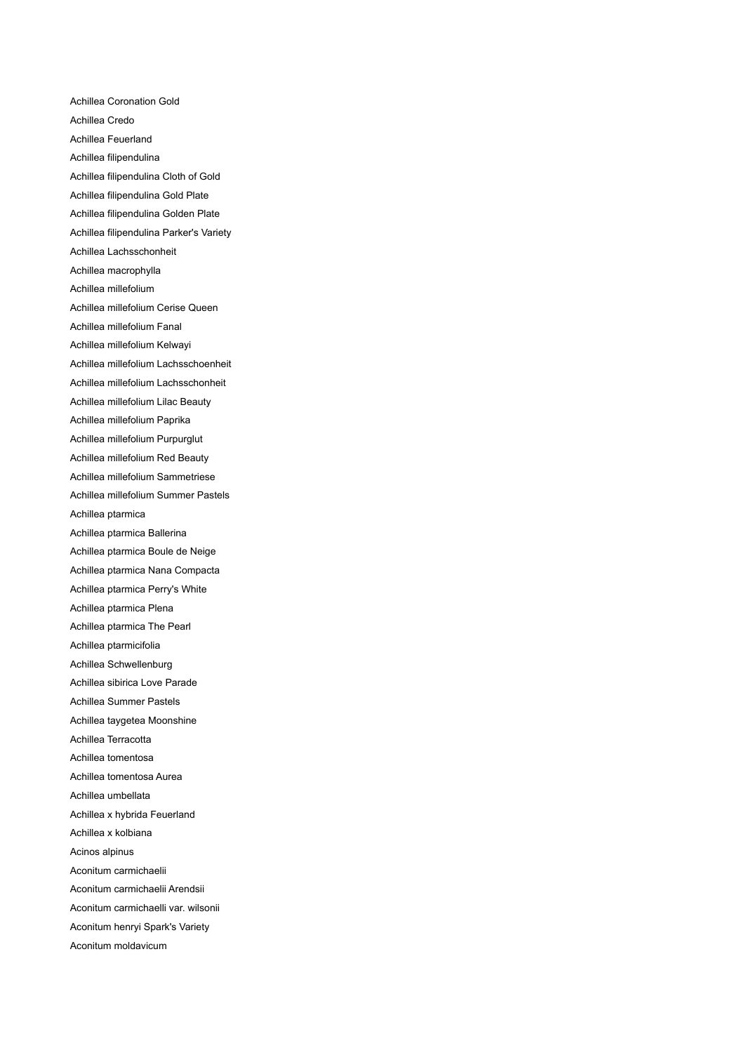Achillea Coronation Gold

Achillea Credo

Achillea Feuerland

Achillea filipendulina

Achillea filipendulina Cloth of Gold

Achillea filipendulina Gold Plate

Achillea filipendulina Golden Plate

Achillea filipendulina Parker's Variety

Achillea Lachsschonheit

Achillea macrophylla

Achillea millefolium

Achillea millefolium Cerise Queen

Achillea millefolium Fanal

Achillea millefolium Kelwayi

Achillea millefolium Lachsschoenheit

Achillea millefolium Lachsschonheit

Achillea millefolium Lilac Beauty

Achillea millefolium Paprika

Achillea millefolium Purpurglut

Achillea millefolium Red Beauty

Achillea millefolium Sammetriese

Achillea millefolium Summer Pastels

Achillea ptarmica

Achillea ptarmica Ballerina

Achillea ptarmica Boule de Neige

Achillea ptarmica Nana Compacta

Achillea ptarmica Perry's White

Achillea ptarmica Plena

Achillea ptarmica The Pearl

Achillea ptarmicifolia

Achillea Schwellenburg

Achillea sibirica Love Parade

Achillea Summer Pastels

Achillea taygetea Moonshine

Achillea Terracotta

Achillea tomentosa

Achillea tomentosa Aurea

Achillea umbellata

Achillea x hybrida Feuerland

Achillea x kolbiana

Acinos alpinus

Aconitum carmichaelii

Aconitum carmichaelii Arendsii

Aconitum carmichaelli var. wilsonii

Aconitum henryi Spark's Variety

Aconitum moldavicum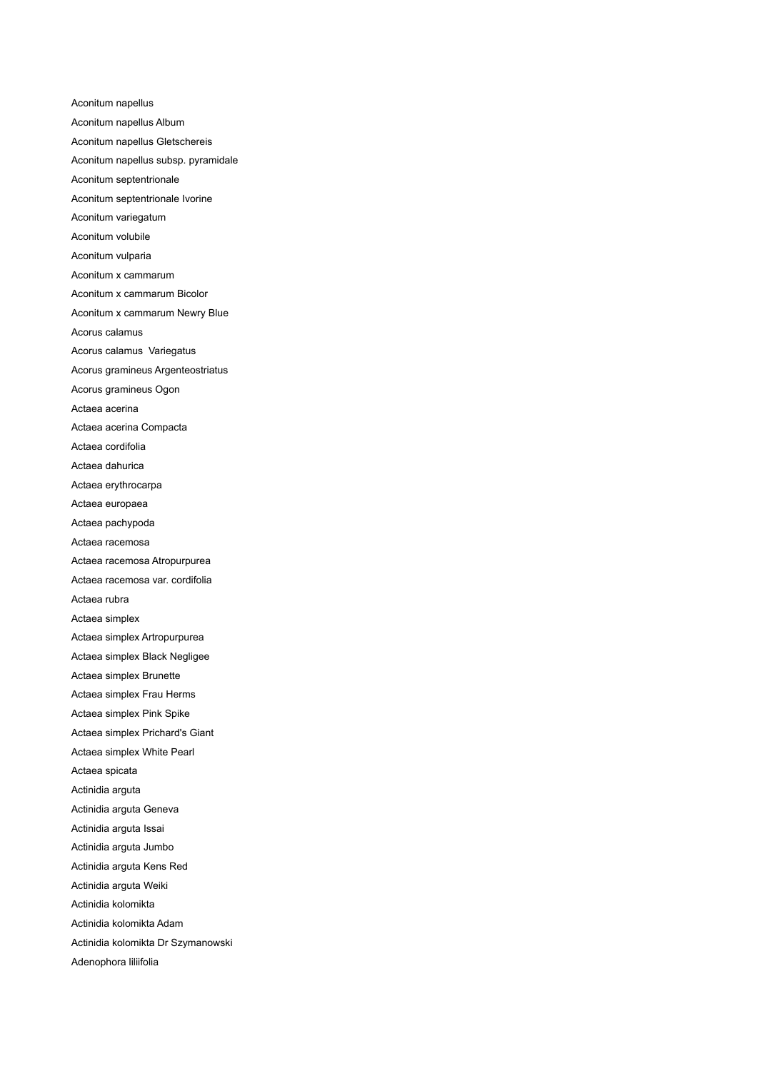Aconitum napellus

Aconitum napellus Album

Aconitum napellus Gletschereis

Aconitum napellus subsp. pyramidale

Aconitum septentrionale

Aconitum septentrionale Ivorine

Aconitum variegatum

Aconitum volubile

Aconitum vulparia

Aconitum x cammarum

Aconitum x cammarum Bicolor

Aconitum x cammarum Newry Blue

Acorus calamus

Acorus calamus  Variegatus

Acorus gramineus Argenteostriatus

Acorus gramineus Ogon

Actaea acerina

Actaea acerina Compacta

Actaea cordifolia

Actaea dahurica

Actaea erythrocarpa

Actaea europaea

Actaea pachypoda

Actaea racemosa

Actaea racemosa Atropurpurea

Actaea racemosa var. cordifolia

Actaea rubra

Actaea simplex

Actaea simplex Artropurpurea

Actaea simplex Black Negligee

Actaea simplex Brunette

Actaea simplex Frau Herms

Actaea simplex Pink Spike

Actaea simplex Prichard's Giant

Actaea simplex White Pearl

Actaea spicata

Actinidia arguta

Actinidia arguta Geneva

Actinidia arguta Issai

Actinidia arguta Jumbo

Actinidia arguta Kens Red

Actinidia arguta Weiki

Actinidia kolomikta

Actinidia kolomikta Adam

Actinidia kolomikta Dr Szymanowski

Adenophora liliifolia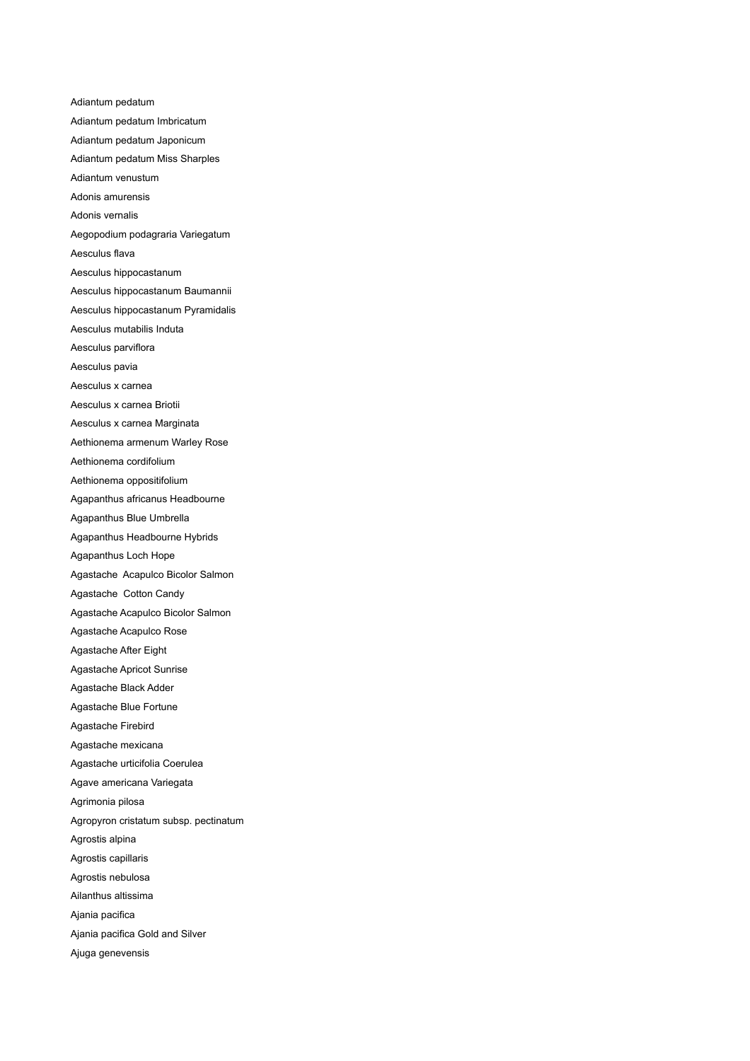Adiantum pedatum

Adiantum pedatum Imbricatum

Adiantum pedatum Japonicum

Adiantum pedatum Miss Sharples

Adiantum venustum

Adonis amurensis

Adonis vernalis

Aegopodium podagraria Variegatum

Aesculus flava

Aesculus hippocastanum

Aesculus hippocastanum Baumannii

Aesculus hippocastanum Pyramidalis

Aesculus mutabilis Induta

Aesculus parviflora

Aesculus pavia

Aesculus x carnea

Aesculus x carnea Briotii

Aesculus x carnea Marginata

Aethionema armenum Warley Rose

Aethionema cordifolium

Aethionema oppositifolium

Agapanthus africanus Headbourne

Agapanthus Blue Umbrella

Agapanthus Headbourne Hybrids

Agapanthus Loch Hope

Agastache  Acapulco Bicolor Salmon

Agastache  Cotton Candy

Agastache Acapulco Bicolor Salmon

Agastache Acapulco Rose

Agastache After Eight

Agastache Apricot Sunrise

Agastache Black Adder

Agastache Blue Fortune

Agastache Firebird

Agastache mexicana

Agastache urticifolia Coerulea

Agave americana Variegata

Agrimonia pilosa

Agropyron cristatum subsp. pectinatum

Agrostis alpina

Agrostis capillaris

Agrostis nebulosa

Ailanthus altissima

Ajania pacifica

Ajania pacifica Gold and Silver

Ajuga genevensis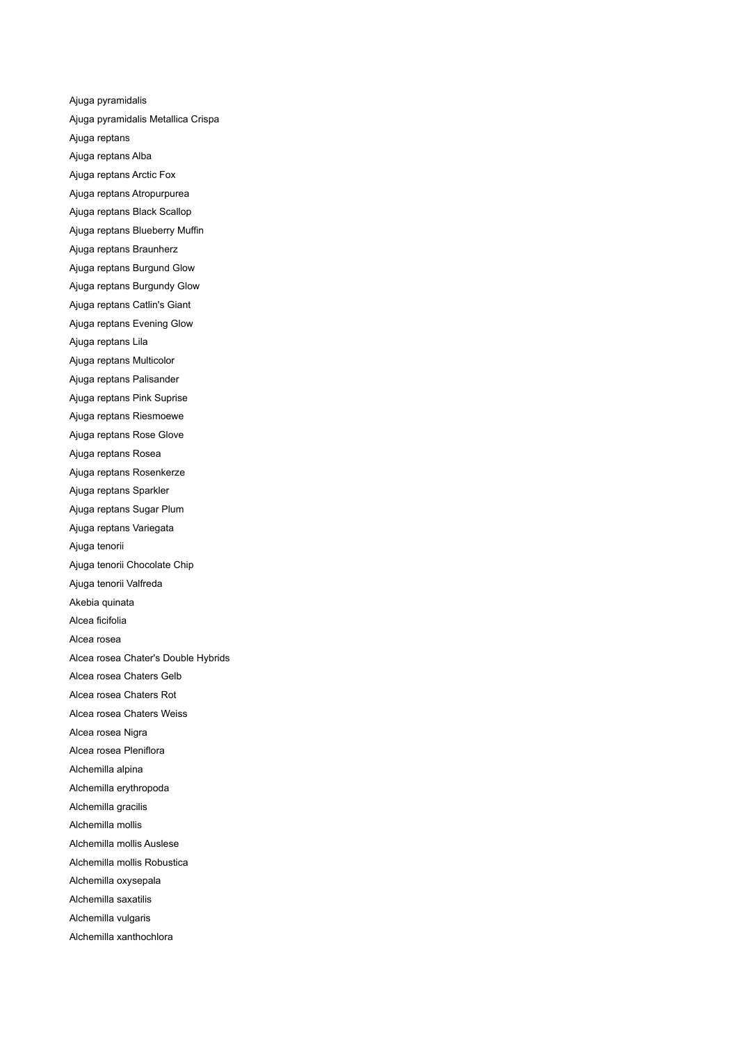Ajuga pyramidalis

Ajuga pyramidalis Metallica Crispa

Ajuga reptans

Ajuga reptans Alba

Ajuga reptans Arctic Fox

Ajuga reptans Atropurpurea

Ajuga reptans Black Scallop

Ajuga reptans Blueberry Muffin

Ajuga reptans Braunherz

Ajuga reptans Burgund Glow

Ajuga reptans Burgundy Glow

Ajuga reptans Catlin's Giant

Ajuga reptans Evening Glow

Ajuga reptans Lila

Ajuga reptans Multicolor

Ajuga reptans Palisander

Ajuga reptans Pink Suprise

Ajuga reptans Riesmoewe

Ajuga reptans Rose Glove

Ajuga reptans Rosea

Ajuga reptans Rosenkerze

Ajuga reptans Sparkler

Ajuga reptans Sugar Plum

Ajuga reptans Variegata

Ajuga tenorii

Ajuga tenorii Chocolate Chip

Ajuga tenorii Valfreda

Akebia quinata

Alcea ficifolia

Alcea rosea

Alcea rosea Chater's Double Hybrids

Alcea rosea Chaters Gelb

Alcea rosea Chaters Rot

Alcea rosea Chaters Weiss

Alcea rosea Nigra

Alcea rosea Pleniflora

Alchemilla alpina

Alchemilla erythropoda

Alchemilla gracilis

Alchemilla mollis

Alchemilla mollis Auslese

Alchemilla mollis Robustica

Alchemilla oxysepala

Alchemilla saxatilis

Alchemilla vulgaris

Alchemilla xanthochlora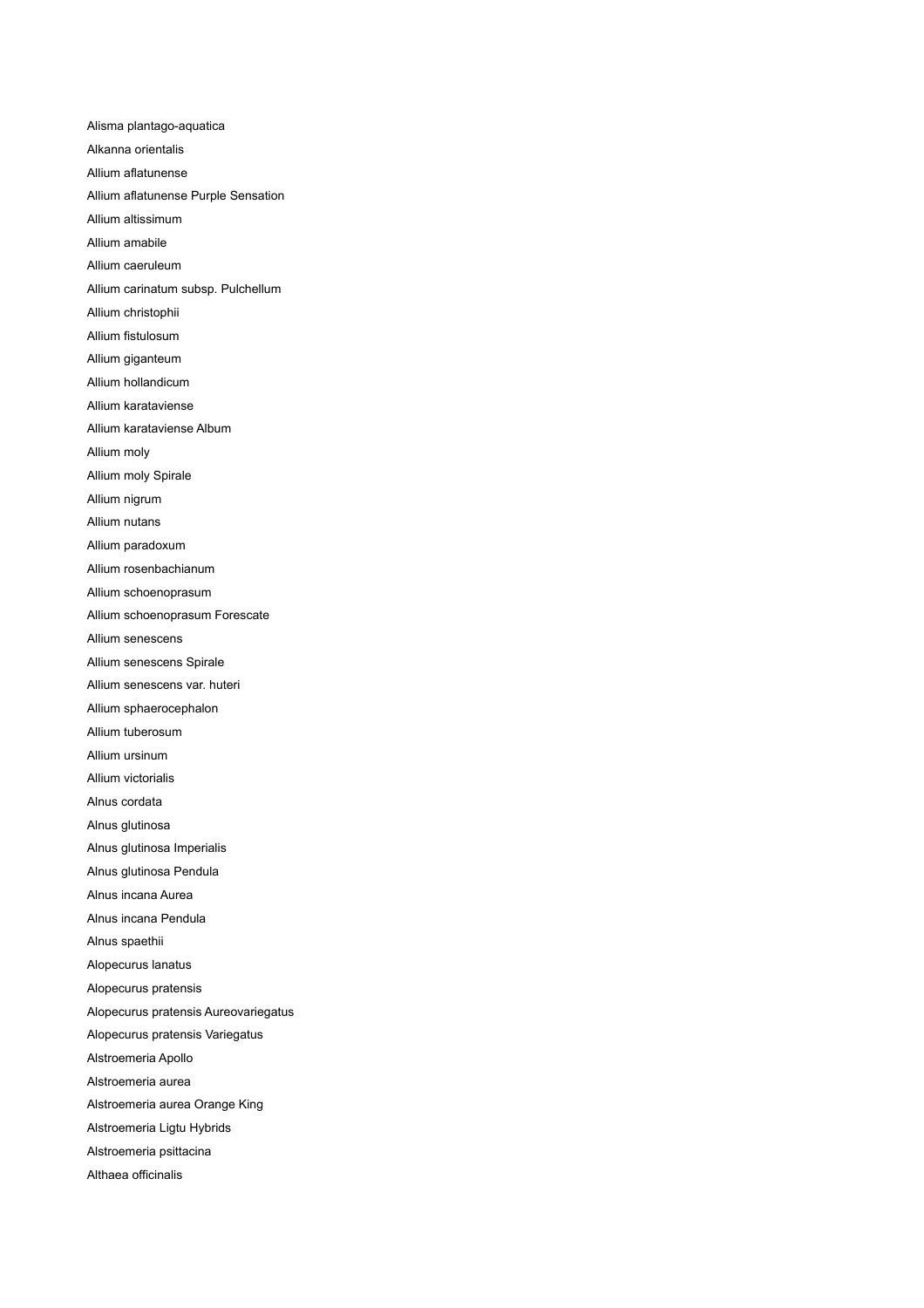Alisma plantago-aquatica

Alkanna orientalis

Allium aflatunense

Allium aflatunense Purple Sensation

Allium altissimum

Allium amabile

Allium caeruleum

Allium carinatum subsp. Pulchellum

Allium christophii

Allium fistulosum

Allium giganteum

Allium hollandicum

Allium karataviense

Allium karataviense Album

Allium moly

Allium moly Spirale

Allium nigrum

Allium nutans

Allium paradoxum

Allium rosenbachianum

Allium schoenoprasum

Allium schoenoprasum Forescate

Allium senescens

Allium senescens Spirale

Allium senescens var. huteri

Allium sphaerocephalon

Allium tuberosum

Allium ursinum

Allium victorialis

Alnus cordata

Alnus glutinosa

Alnus glutinosa Imperialis

Alnus glutinosa Pendula

Alnus incana Aurea

Alnus incana Pendula

Alnus spaethii

Alopecurus lanatus

Alopecurus pratensis

Alopecurus pratensis Aureovariegatus

Alopecurus pratensis Variegatus

Alstroemeria Apollo

Alstroemeria aurea

Alstroemeria aurea Orange King

Alstroemeria Ligtu Hybrids

Alstroemeria psittacina

Althaea officinalis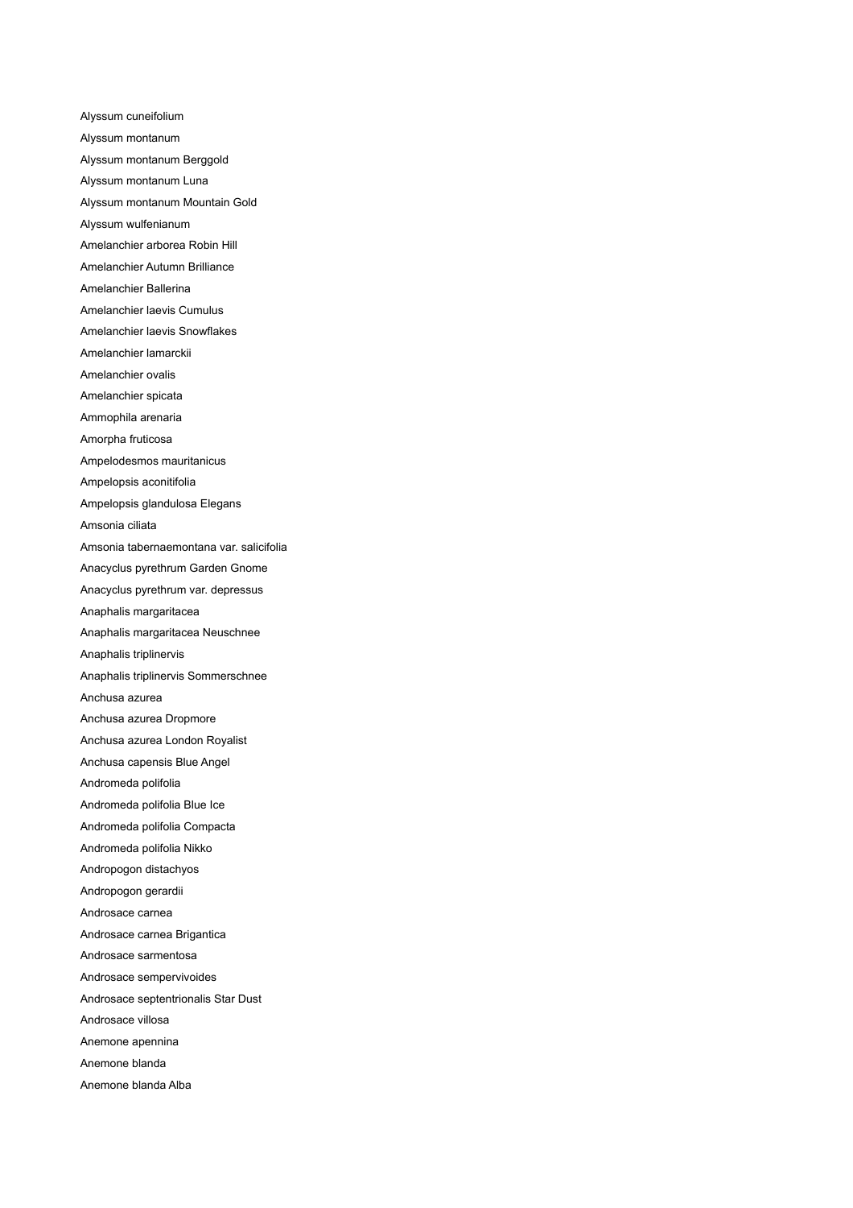Alyssum cuneifolium

Alyssum montanum

Alyssum montanum Berggold

Alyssum montanum Luna

Alyssum montanum Mountain Gold

Alyssum wulfenianum

Amelanchier arborea Robin Hill

Amelanchier Autumn Brilliance

Amelanchier Ballerina

Amelanchier laevis Cumulus

Amelanchier laevis Snowflakes

Amelanchier lamarckii

Amelanchier ovalis

Amelanchier spicata

Ammophila arenaria

Amorpha fruticosa

Ampelodesmos mauritanicus

Ampelopsis aconitifolia

Ampelopsis glandulosa Elegans

Amsonia ciliata

Amsonia tabernaemontana var. salicifolia

Anacyclus pyrethrum Garden Gnome

Anacyclus pyrethrum var. depressus

Anaphalis margaritacea

Anaphalis margaritacea Neuschnee

Anaphalis triplinervis

Anaphalis triplinervis Sommerschnee

Anchusa azurea

Anchusa azurea Dropmore

Anchusa azurea London Royalist

Anchusa capensis Blue Angel

Andromeda polifolia

Andromeda polifolia Blue Ice

Andromeda polifolia Compacta

Andromeda polifolia Nikko

Andropogon distachyos

Andropogon gerardii

Androsace carnea

Androsace carnea Brigantica

Androsace sarmentosa

Androsace sempervivoides

Androsace septentrionalis Star Dust

Androsace villosa

Anemone apennina

Anemone blanda

Anemone blanda Alba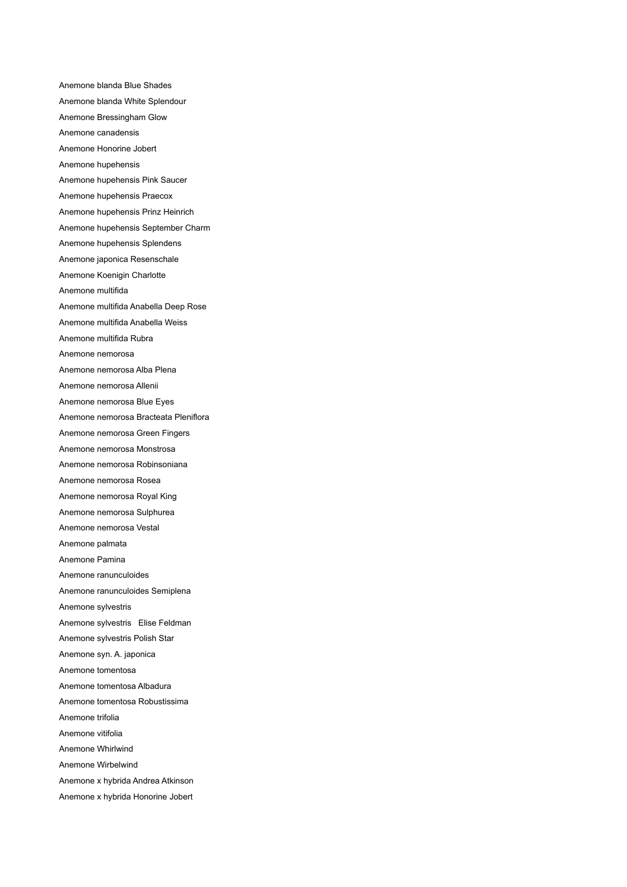Anemone blanda Blue Shades

Anemone blanda White Splendour

Anemone Bressingham Glow

Anemone canadensis

Anemone Honorine Jobert

Anemone hupehensis

Anemone hupehensis Pink Saucer

Anemone hupehensis Praecox

Anemone hupehensis Prinz Heinrich

Anemone hupehensis September Charm

Anemone hupehensis Splendens

Anemone japonica Resenschale

Anemone Koenigin Charlotte

Anemone multifida

Anemone multifida Anabella Deep Rose

Anemone multifida Anabella Weiss

Anemone multifida Rubra

Anemone nemorosa

Anemone nemorosa Alba Plena

Anemone nemorosa Allenii

Anemone nemorosa Blue Eyes

Anemone nemorosa Bracteata Pleniflora

Anemone nemorosa Green Fingers

Anemone nemorosa Monstrosa

Anemone nemorosa Robinsoniana

Anemone nemorosa Rosea

Anemone nemorosa Royal King

Anemone nemorosa Sulphurea

Anemone nemorosa Vestal

Anemone palmata

Anemone Pamina

Anemone ranunculoides

Anemone ranunculoides Semiplena

Anemone sylvestris

Anemone sylvestris Elise Feldman

Anemone sylvestris Polish Star

Anemone syn. A. japonica

Anemone tomentosa

Anemone tomentosa Albadura

Anemone tomentosa Robustissima

Anemone trifolia

Anemone vitifolia

Anemone Whirlwind

Anemone Wirbelwind

Anemone x hybrida Andrea Atkinson

Anemone x hybrida Honorine Jobert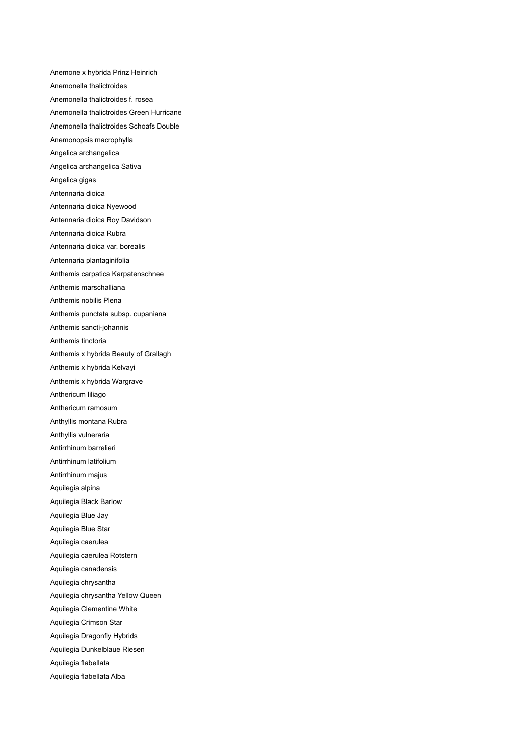Anemone x hybrida Prinz Heinrich

Anemonella thalictroides

Anemonella thalictroides f. rosea

Anemonella thalictroides Green Hurricane

Anemonella thalictroides Schoafs Double

Anemonopsis macrophylla

Angelica archangelica

Angelica archangelica Sativa

Angelica gigas

Antennaria dioica

Antennaria dioica Nyewood

Antennaria dioica Roy Davidson

Antennaria dioica Rubra

Antennaria dioica var. borealis

Antennaria plantaginifolia

Anthemis carpatica Karpatenschnee

Anthemis marschalliana

Anthemis nobilis Plena

Anthemis punctata subsp. cupaniana

Anthemis sancti-johannis

Anthemis tinctoria

Anthemis x hybrida Beauty of Grallagh

Anthemis x hybrida Kelvayi

Anthemis x hybrida Wargrave

Anthericum liliago

Anthericum ramosum

Anthyllis montana Rubra

Anthyllis vulneraria

Antirrhinum barrelieri

Antirrhinum latifolium

Antirrhinum majus

Aquilegia alpina

Aquilegia Black Barlow

Aquilegia Blue Jay

Aquilegia Blue Star

Aquilegia caerulea

Aquilegia caerulea Rotstern

Aquilegia canadensis

Aquilegia chrysantha

Aquilegia chrysantha Yellow Queen

Aquilegia Clementine White

Aquilegia Crimson Star

Aquilegia Dragonfly Hybrids

Aquilegia Dunkelblaue Riesen

Aquilegia flabellata

Aquilegia flabellata Alba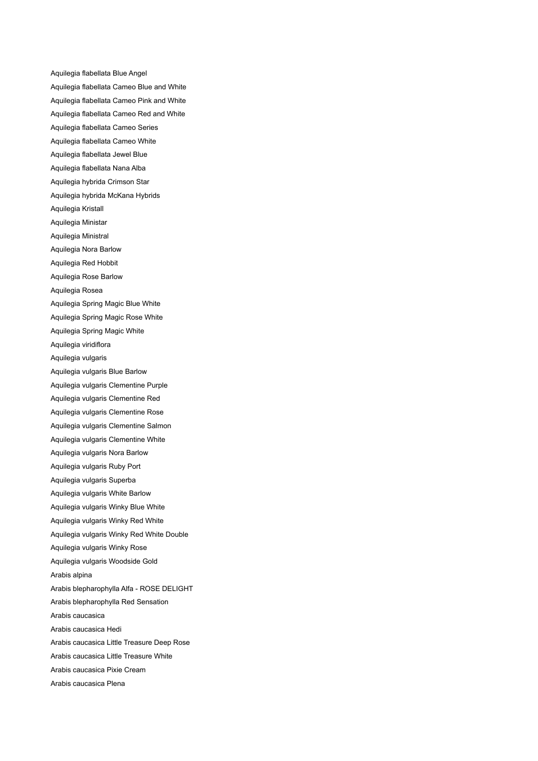Aquilegia flabellata Blue Angel

Aquilegia flabellata Cameo Blue and White

Aquilegia flabellata Cameo Pink and White

Aquilegia flabellata Cameo Red and White

Aquilegia flabellata Cameo Series

Aquilegia flabellata Cameo White

Aquilegia flabellata Jewel Blue

Aquilegia flabellata Nana Alba

Aquilegia hybrida Crimson Star

Aquilegia hybrida McKana Hybrids

Aquilegia Kristall

Aquilegia Ministar

Aquilegia Ministral

Aquilegia Nora Barlow

Aquilegia Red Hobbit

Aquilegia Rose Barlow

Aquilegia Rosea

Aquilegia Spring Magic Blue White

Aquilegia Spring Magic Rose White

Aquilegia Spring Magic White

Aquilegia viridiflora

Aquilegia vulgaris

Aquilegia vulgaris Blue Barlow

Aquilegia vulgaris Clementine Purple

Aquilegia vulgaris Clementine Red

Aquilegia vulgaris Clementine Rose

Aquilegia vulgaris Clementine Salmon

Aquilegia vulgaris Clementine White

Aquilegia vulgaris Nora Barlow

Aquilegia vulgaris Ruby Port

Aquilegia vulgaris Superba

Aquilegia vulgaris White Barlow

Aquilegia vulgaris Winky Blue White

Aquilegia vulgaris Winky Red White

Aquilegia vulgaris Winky Red White Double

Aquilegia vulgaris Winky Rose

Aquilegia vulgaris Woodside Gold

Arabis alpina

Arabis blepharophylla Alfa - ROSE DELIGHT

Arabis blepharophylla Red Sensation

Arabis caucasica

Arabis caucasica Hedi

Arabis caucasica Little Treasure Deep Rose

Arabis caucasica Little Treasure White

Arabis caucasica Pixie Cream

Arabis caucasica Plena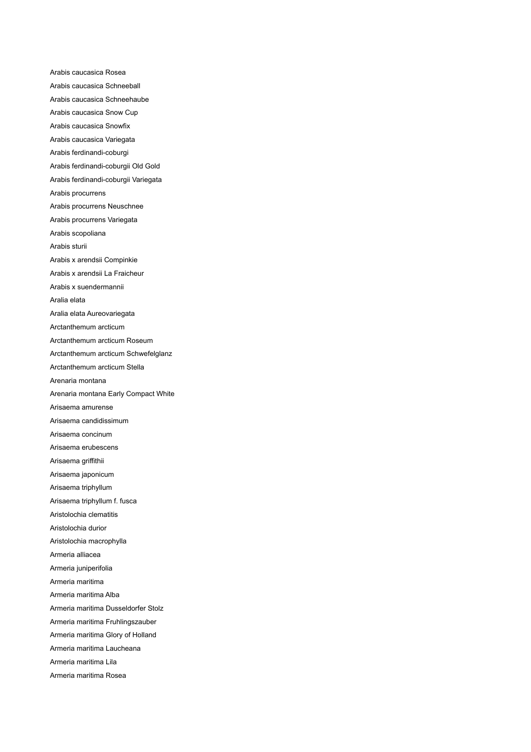Arabis caucasica Rosea

Arabis caucasica Schneeball

Arabis caucasica Schneehaube

Arabis caucasica Snow Cup

Arabis caucasica Snowfix

Arabis caucasica Variegata

Arabis ferdinandi-coburgi

Arabis ferdinandi-coburgii Old Gold

Arabis ferdinandi-coburgii Variegata

Arabis procurrens

Arabis procurrens Neuschnee

Arabis procurrens Variegata

Arabis scopoliana

Arabis sturii

Arabis x arendsii Compinkie

Arabis x arendsii La Fraicheur

Arabis x suendermannii

Aralia elata

Aralia elata Aureovariegata

Arctanthemum arcticum

Arctanthemum arcticum Roseum

Arctanthemum arcticum Schwefelglanz

Arctanthemum arcticum Stella

Arenaria montana

Arenaria montana Early Compact White

Arisaema amurense

Arisaema candidissimum

Arisaema concinum

Arisaema erubescens

Arisaema griffithii

Arisaema japonicum

Arisaema triphyllum

Arisaema triphyllum f. fusca

Aristolochia clematitis

Aristolochia durior

Aristolochia macrophylla

Armeria alliacea

Armeria juniperifolia

Armeria maritima

Armeria maritima Alba

Armeria maritima Dusseldorfer Stolz

Armeria maritima Fruhlingszauber

Armeria maritima Glory of Holland

Armeria maritima Laucheana

Armeria maritima Lila

Armeria maritima Rosea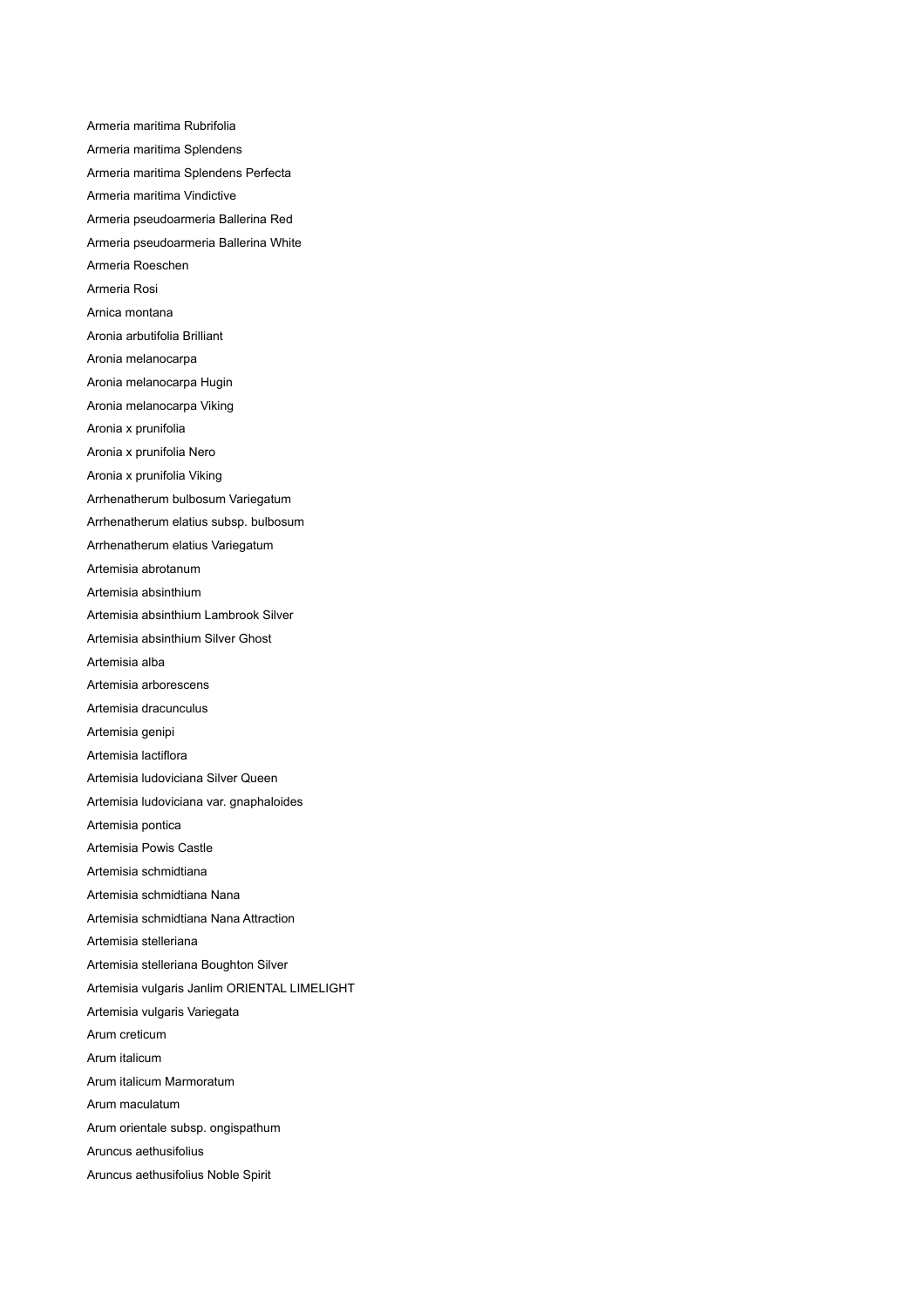Armeria maritima Rubrifolia

Armeria maritima Splendens

Armeria maritima Splendens Perfecta

Armeria maritima Vindictive

Armeria pseudoarmeria Ballerina Red

Armeria pseudoarmeria Ballerina White

Armeria Roeschen

Armeria Rosi

Arnica montana

Aronia arbutifolia Brilliant

Aronia melanocarpa

Aronia melanocarpa Hugin

Aronia melanocarpa Viking

Aronia x prunifolia

Aronia x prunifolia Nero

Aronia x prunifolia Viking

Arrhenatherum bulbosum Variegatum

Arrhenatherum elatius subsp. bulbosum

Arrhenatherum elatius Variegatum

Artemisia abrotanum

Artemisia absinthium

Artemisia absinthium Lambrook Silver

Artemisia absinthium Silver Ghost

Artemisia alba

Artemisia arborescens

Artemisia dracunculus

Artemisia genipi

Artemisia lactiflora

Artemisia ludoviciana Silver Queen

Artemisia ludoviciana var. gnaphaloides

Artemisia pontica

Artemisia Powis Castle

Artemisia schmidtiana

Artemisia schmidtiana Nana

Artemisia schmidtiana Nana Attraction

Artemisia stelleriana

Artemisia stelleriana Boughton Silver

Artemisia vulgaris Janlim ORIENTAL LIMELIGHT

Artemisia vulgaris Variegata

Arum creticum

Arum italicum

Arum italicum Marmoratum

Arum maculatum

Arum orientale subsp. ongispathum

Aruncus aethusifolius

Aruncus aethusifolius Noble Spirit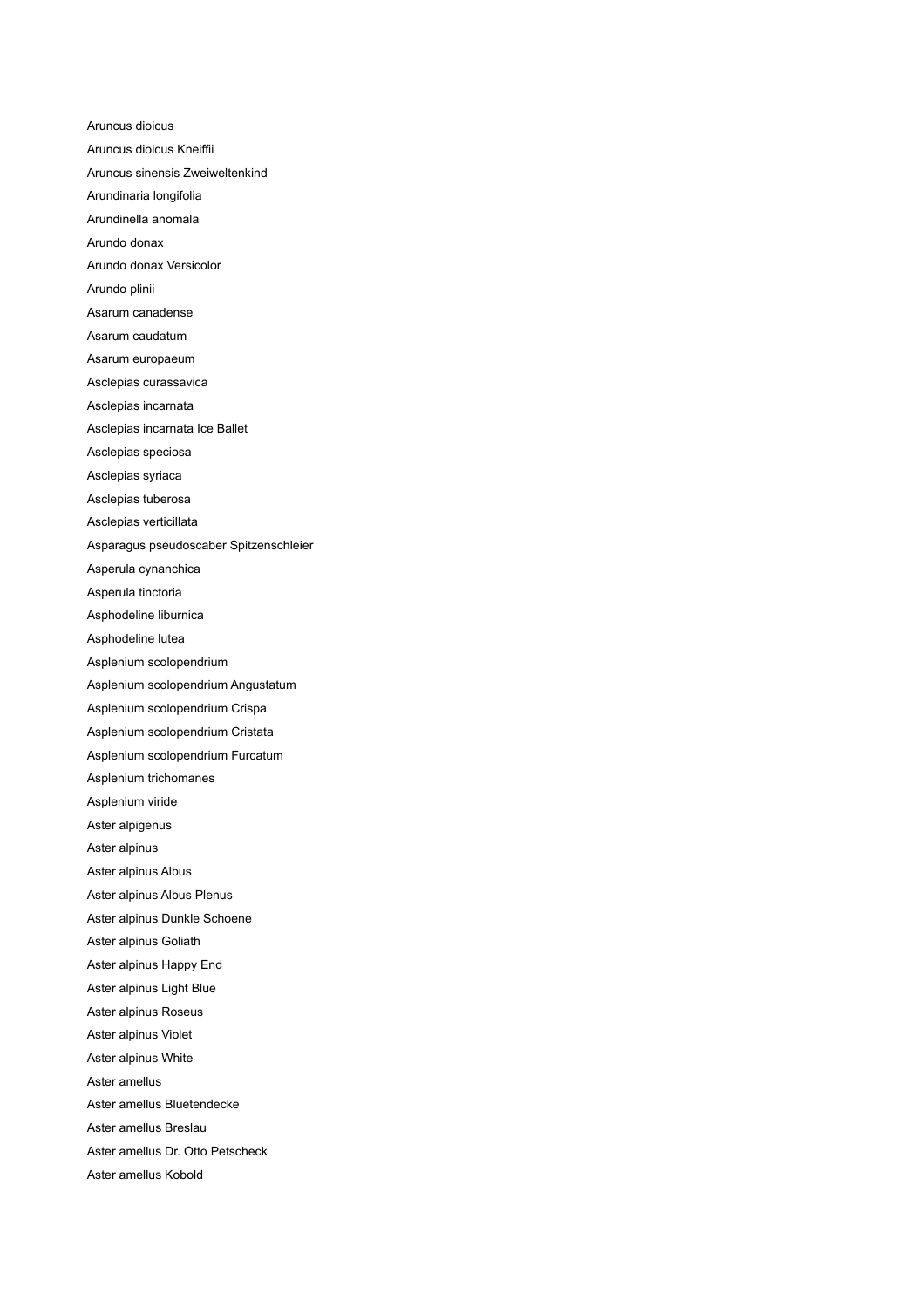Aruncus dioicus

Aruncus dioicus Kneiffii

Aruncus sinensis Zweiweltenkind

Arundinaria longifolia

Arundinella anomala

Arundo donax

Arundo donax Versicolor

Arundo plinii

Asarum canadense

Asarum caudatum

Asarum europaeum

Asclepias curassavica

Asclepias incarnata

Asclepias incarnata Ice Ballet

Asclepias speciosa

Asclepias syriaca

Asclepias tuberosa

Asclepias verticillata

Asparagus pseudoscaber Spitzenschleier

Asperula cynanchica

Asperula tinctoria

Asphodeline liburnica

Asphodeline lutea

Asplenium scolopendrium

Asplenium scolopendrium Angustatum

Asplenium scolopendrium Crispa

Asplenium scolopendrium Cristata

Asplenium scolopendrium Furcatum

Asplenium trichomanes

Asplenium viride

Aster alpigenus

Aster alpinus

Aster alpinus Albus

Aster alpinus Albus Plenus

Aster alpinus Dunkle Schoene

Aster alpinus Goliath

Aster alpinus Happy End

Aster alpinus Light Blue

Aster alpinus Roseus

Aster alpinus Violet

Aster alpinus White

Aster amellus

Aster amellus Bluetendecke

Aster amellus Breslau

Aster amellus Dr. Otto Petscheck

Aster amellus Kobold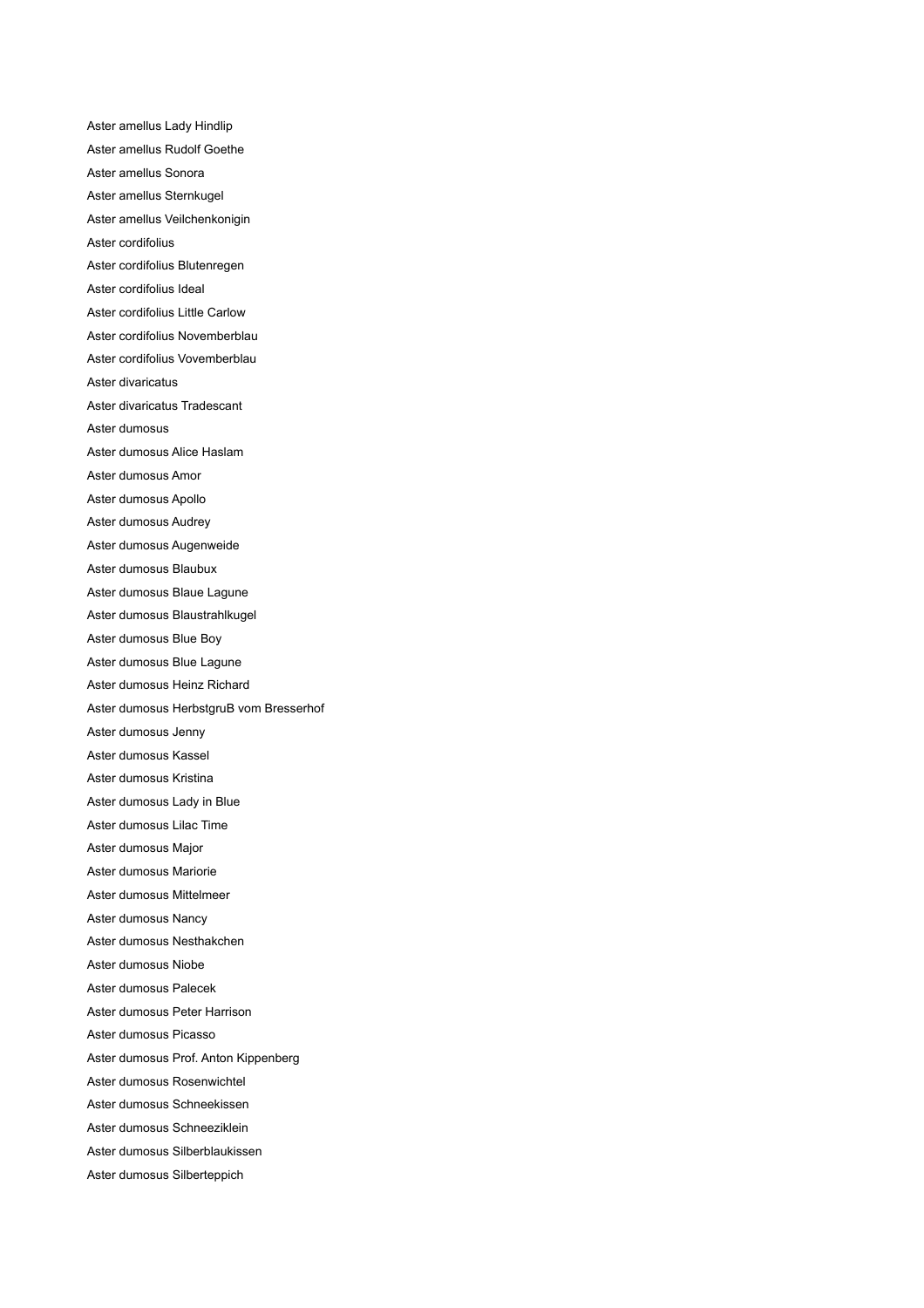Aster amellus Lady Hindlip

Aster amellus Rudolf Goethe

Aster amellus Sonora

Aster amellus Sternkugel

Aster amellus Veilchenkonigin

Aster cordifolius

Aster cordifolius Blutenregen

Aster cordifolius Ideal

Aster cordifolius Little Carlow

Aster cordifolius Novemberblau

Aster cordifolius Vovemberblau

Aster divaricatus

Aster divaricatus Tradescant

Aster dumosus

Aster dumosus Alice Haslam

Aster dumosus Amor

Aster dumosus Apollo

Aster dumosus Audrey

Aster dumosus Augenweide

Aster dumosus Blaubux

Aster dumosus Blaue Lagune

Aster dumosus Blaustrahlkugel

Aster dumosus Blue Boy

Aster dumosus Blue Lagune

Aster dumosus Heinz Richard

Aster dumosus HerbstgruB vom Bresserhof

Aster dumosus Jenny

Aster dumosus Kassel

Aster dumosus Kristina

Aster dumosus Lady in Blue

Aster dumosus Lilac Time

Aster dumosus Major

Aster dumosus Mariorie

Aster dumosus Mittelmeer

Aster dumosus Nancy

Aster dumosus Nesthakchen

Aster dumosus Niobe

Aster dumosus Palecek

Aster dumosus Peter Harrison

Aster dumosus Picasso

Aster dumosus Prof. Anton Kippenberg

Aster dumosus Rosenwichtel

Aster dumosus Schneekissen

Aster dumosus Schneeziklein

Aster dumosus Silberblaukissen

Aster dumosus Silberteppich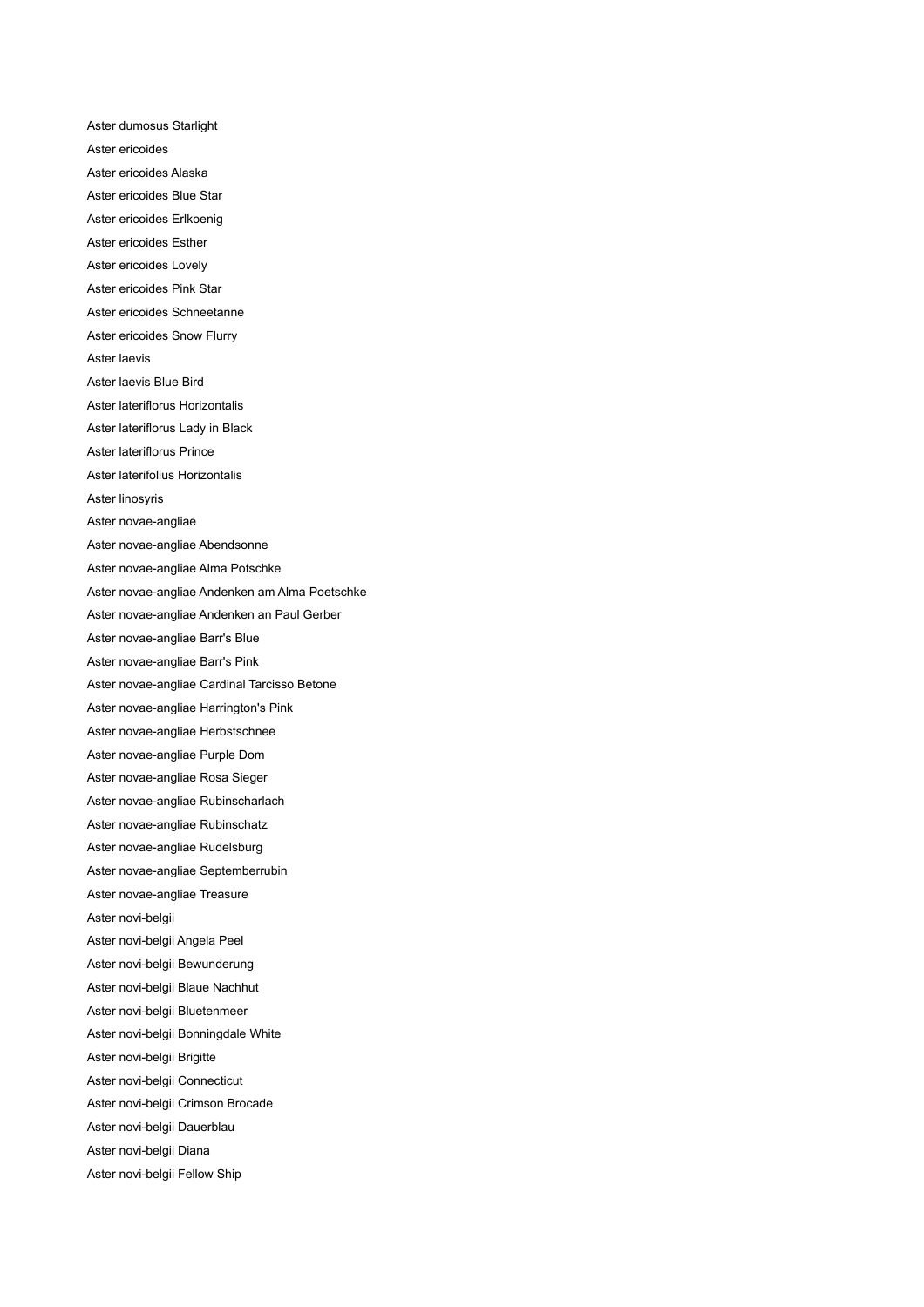Aster dumosus Starlight

Aster ericoides

Aster ericoides Alaska

Aster ericoides Blue Star

Aster ericoides Erlkoenig

Aster ericoides Esther

Aster ericoides Lovely

Aster ericoides Pink Star

Aster ericoides Schneetanne

Aster ericoides Snow Flurry

Aster laevis

Aster laevis Blue Bird

Aster lateriflorus Horizontalis

Aster lateriflorus Lady in Black

Aster lateriflorus Prince

Aster laterifolius Horizontalis

Aster linosyris

Aster novae-angliae

Aster novae-angliae Abendsonne

Aster novae-angliae Alma Potschke

Aster novae-angliae Andenken am Alma Poetschke

Aster novae-angliae Andenken an Paul Gerber

Aster novae-angliae Barr's Blue

Aster novae-angliae Barr's Pink

Aster novae-angliae Cardinal Tarcisso Betone

Aster novae-angliae Harrington's Pink

Aster novae-angliae Herbstschnee

Aster novae-angliae Purple Dom

Aster novae-angliae Rosa Sieger

Aster novae-angliae Rubinscharlach

Aster novae-angliae Rubinschatz

Aster novae-angliae Rudelsburg

Aster novae-angliae Septemberrubin

Aster novae-angliae Treasure

Aster novi-belgii

Aster novi-belgii Angela Peel

Aster novi-belgii Bewunderung

Aster novi-belgii Blaue Nachhut

Aster novi-belgii Bluetenmeer

Aster novi-belgii Bonningdale White

Aster novi-belgii Brigitte

Aster novi-belgii Connecticut

Aster novi-belgii Crimson Brocade

Aster novi-belgii Dauerblau

Aster novi-belgii Diana

Aster novi-belgii Fellow Ship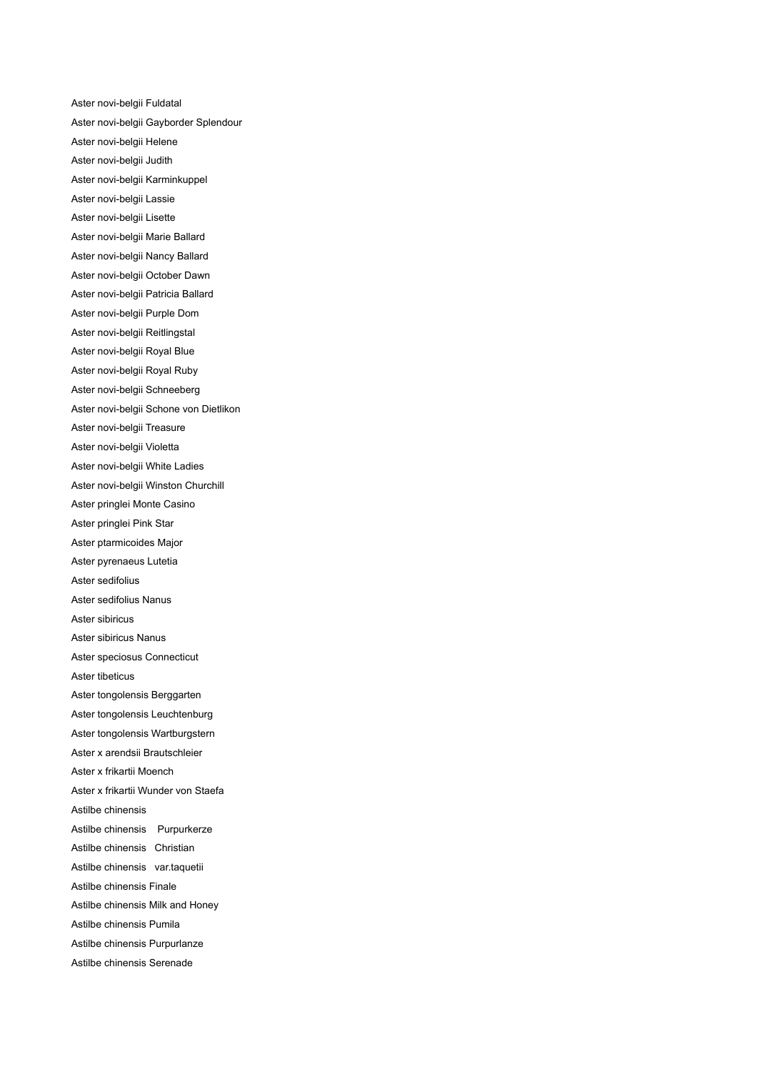Aster novi-belgii Fuldatal

Aster novi-belgii Gayborder Splendour

Aster novi-belgii Helene

Aster novi-belgii Judith

Aster novi-belgii Karminkuppel

Aster novi-belgii Lassie

Aster novi-belgii Lisette

Aster novi-belgii Marie Ballard

Aster novi-belgii Nancy Ballard

Aster novi-belgii October Dawn

Aster novi-belgii Patricia Ballard

Aster novi-belgii Purple Dom

Aster novi-belgii Reitlingstal

Aster novi-belgii Royal Blue

Aster novi-belgii Royal Ruby

Aster novi-belgii Schneeberg

Aster novi-belgii Schone von Dietlikon

Aster novi-belgii Treasure

Aster novi-belgii Violetta

Aster novi-belgii White Ladies

Aster novi-belgii Winston Churchill

Aster pringlei Monte Casino

Aster pringlei Pink Star

Aster ptarmicoides Major

Aster pyrenaeus Lutetia

Aster sedifolius

Aster sedifolius Nanus

Aster sibiricus

Aster sibiricus Nanus

Aster speciosus Connecticut

Aster tibeticus

Aster tongolensis Berggarten

Aster tongolensis Leuchtenburg

Aster tongolensis Wartburgstern

Aster x arendsii Brautschleier

Aster x frikartii Moench

Aster x frikartii Wunder von Staefa

Astilbe chinensis

Astilbe chinensis Purpurkerze

Astilbe chinensis Christian

Astilbe chinensis var.taquetii

Astilbe chinensis Finale

Astilbe chinensis Milk and Honey

Astilbe chinensis Pumila

Astilbe chinensis Purpurlanze

Astilbe chinensis Serenade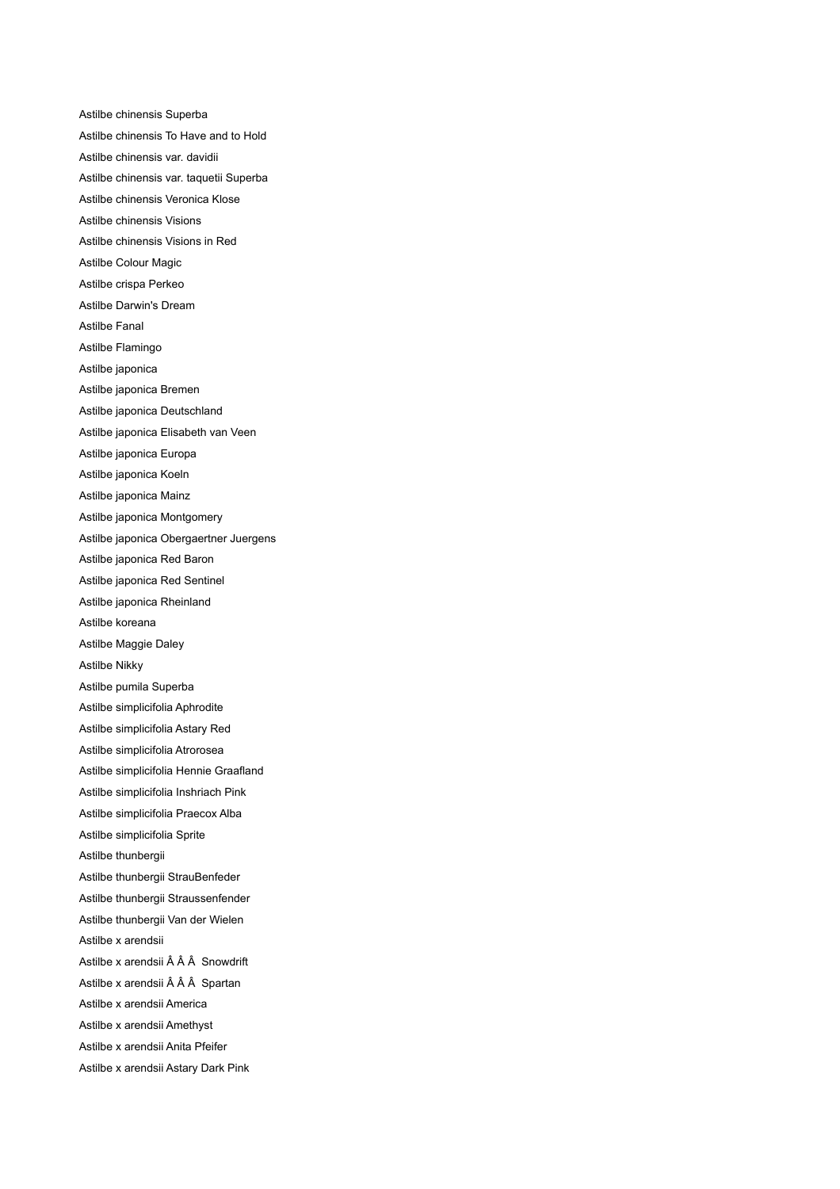Astilbe chinensis Superba

Astilbe chinensis To Have and to Hold

Astilbe chinensis var. davidii

Astilbe chinensis var. taquetii Superba

Astilbe chinensis Veronica Klose

Astilbe chinensis Visions

Astilbe chinensis Visions in Red

Astilbe Colour Magic

Astilbe crispa Perkeo

Astilbe Darwin's Dream

Astilbe Fanal

Astilbe Flamingo

Astilbe japonica

Astilbe japonica Bremen

Astilbe japonica Deutschland

Astilbe japonica Elisabeth van Veen

Astilbe japonica Europa

Astilbe japonica Koeln

Astilbe japonica Mainz

Astilbe japonica Montgomery

Astilbe japonica Obergaertner Juergens

Astilbe japonica Red Baron

Astilbe japonica Red Sentinel

Astilbe japonica Rheinland

Astilbe koreana

Astilbe Maggie Daley

Astilbe Nikky

Astilbe pumila Superba

Astilbe simplicifolia Aphrodite

Astilbe simplicifolia Astary Red

Astilbe simplicifolia Atrorosea

Astilbe simplicifolia Hennie Graafland

Astilbe simplicifolia Inshriach Pink

Astilbe simplicifolia Praecox Alba

Astilbe simplicifolia Sprite

Astilbe thunbergii

Astilbe thunbergii StrauBenfeder

Astilbe thunbergii Straussenfender

Astilbe thunbergii Van der Wielen

Astilbe x arendsii

Astilbe x arendsii Â Â Â  Snowdrift

Astilbe x arendsii Â Â Â  Spartan

Astilbe x arendsii America

Astilbe x arendsii Amethyst

Astilbe x arendsii Anita Pfeifer

Astilbe x arendsii Astary Dark Pink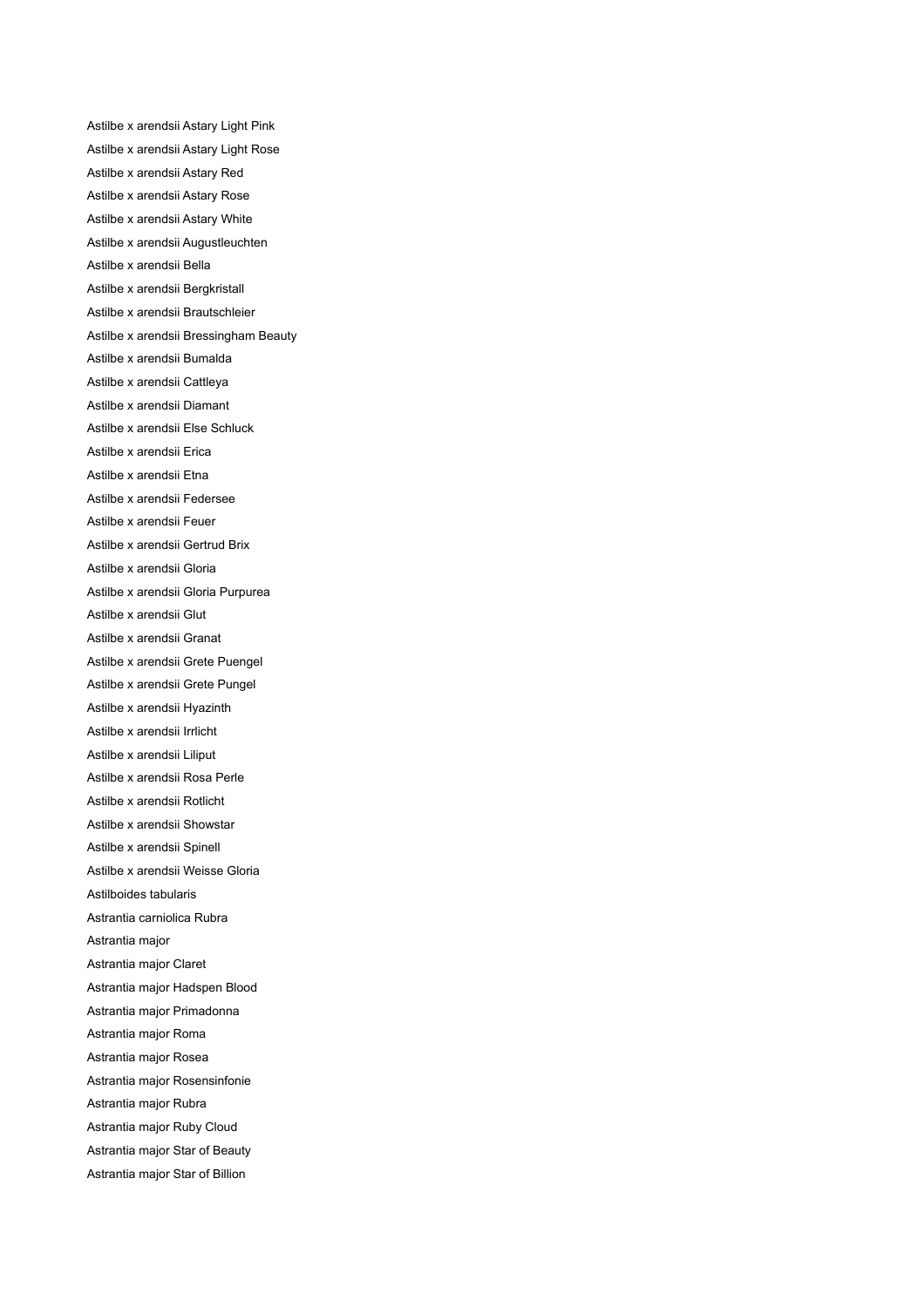Astilbe x arendsii Astary Light Pink

Astilbe x arendsii Astary Light Rose

Astilbe x arendsii Astary Red

Astilbe x arendsii Astary Rose

Astilbe x arendsii Astary White

Astilbe x arendsii Augustleuchten

Astilbe x arendsii Bella

Astilbe x arendsii Bergkristall

Astilbe x arendsii Brautschleier

Astilbe x arendsii Bressingham Beauty

Astilbe x arendsii Bumalda

Astilbe x arendsii Cattleya

Astilbe x arendsii Diamant

Astilbe x arendsii Else Schluck

Astilbe x arendsii Erica

Astilbe x arendsii Etna

Astilbe x arendsii Federsee

Astilbe x arendsii Feuer

Astilbe x arendsii Gertrud Brix

Astilbe x arendsii Gloria

Astilbe x arendsii Gloria Purpurea

Astilbe x arendsii Glut

Astilbe x arendsii Granat

Astilbe x arendsii Grete Puengel

Astilbe x arendsii Grete Pungel

Astilbe x arendsii Hyazinth

Astilbe x arendsii Irrlicht

Astilbe x arendsii Liliput

Astilbe x arendsii Rosa Perle

Astilbe x arendsii Rotlicht

Astilbe x arendsii Showstar

Astilbe x arendsii Spinell

Astilbe x arendsii Weisse Gloria

Astilboides tabularis

Astrantia carniolica Rubra

Astrantia major

Astrantia major Claret

Astrantia major Hadspen Blood

Astrantia major Primadonna

Astrantia major Roma

Astrantia major Rosea

Astrantia major Rosensinfonie

Astrantia major Rubra

Astrantia major Ruby Cloud

Astrantia major Star of Beauty

Astrantia major Star of Billion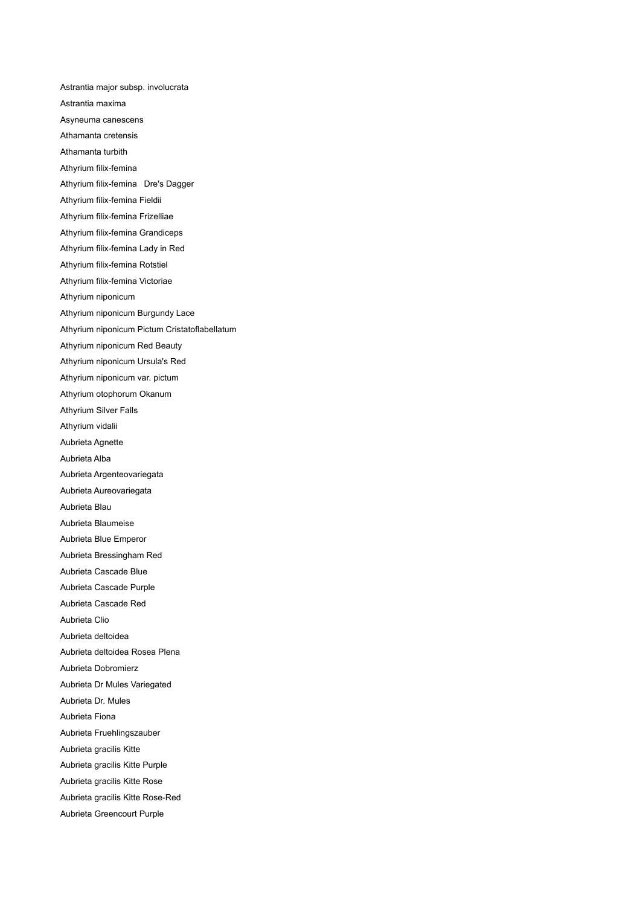Astrantia major subsp. involucrata

Astrantia maxima

Asyneuma canescens

Athamanta cretensis

Athamanta turbith

Athyrium filix-femina

Athyrium filix-femina   Dre's Dagger

Athyrium filix-femina Fieldii

Athyrium filix-femina Frizelliae

Athyrium filix-femina Grandiceps

Athyrium filix-femina Lady in Red

Athyrium filix-femina Rotstiel

Athyrium filix-femina Victoriae

Athyrium niponicum

Athyrium niponicum Burgundy Lace

Athyrium niponicum Pictum Cristatoflabellatum

Athyrium niponicum Red Beauty

Athyrium niponicum Ursula's Red

Athyrium niponicum var. pictum

Athyrium otophorum Okanum

Athyrium Silver Falls

Athyrium vidalii

Aubrieta Agnette

Aubrieta Alba

Aubrieta Argenteovariegata

Aubrieta Aureovariegata

Aubrieta Blau

Aubrieta Blaumeise

Aubrieta Blue Emperor

Aubrieta Bressingham Red

Aubrieta Cascade Blue

Aubrieta Cascade Purple

Aubrieta Cascade Red

Aubrieta Clio

Aubrieta deltoidea

Aubrieta deltoidea Rosea Plena

Aubrieta Dobromierz

Aubrieta Dr Mules Variegated

Aubrieta Dr. Mules

Aubrieta Fiona

Aubrieta Fruehlingszauber

Aubrieta gracilis Kitte

Aubrieta gracilis Kitte Purple

Aubrieta gracilis Kitte Rose

Aubrieta gracilis Kitte Rose-Red

Aubrieta Greencourt Purple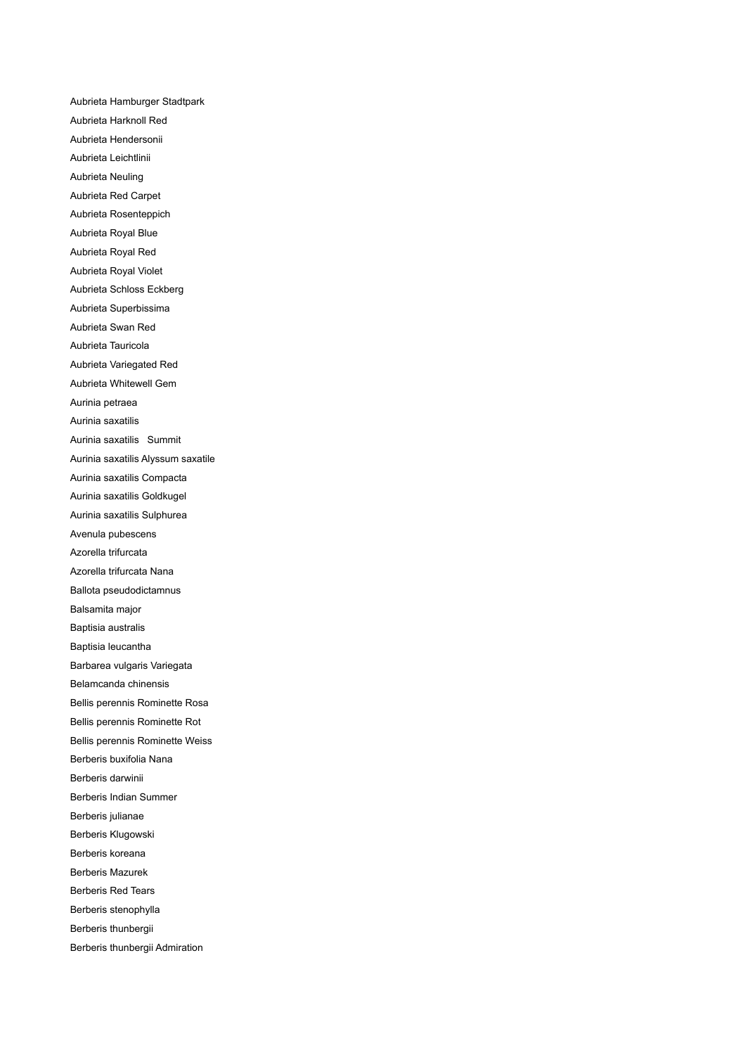Aubrieta Hamburger Stadtpark

Aubrieta Harknoll Red

Aubrieta Hendersonii

Aubrieta Leichtlinii

Aubrieta Neuling

Aubrieta Red Carpet

Aubrieta Rosenteppich

Aubrieta Royal Blue

Aubrieta Royal Red

Aubrieta Royal Violet

Aubrieta Schloss Eckberg

Aubrieta Superbissima

Aubrieta Swan Red

Aubrieta Tauricola

Aubrieta Variegated Red

Aubrieta Whitewell Gem

Aurinia petraea

Aurinia saxatilis

Aurinia saxatilis  Summit

Aurinia saxatilis Alyssum saxatile

Aurinia saxatilis Compacta

Aurinia saxatilis Goldkugel

Aurinia saxatilis Sulphurea

Avenula pubescens

Azorella trifurcata

Azorella trifurcata Nana

Ballota pseudodictamnus

Balsamita major

Baptisia australis

Baptisia leucantha

Barbarea vulgaris Variegata

Belamcanda chinensis

Bellis perennis Rominette Rosa

Bellis perennis Rominette Rot

Bellis perennis Rominette Weiss

Berberis buxifolia Nana

Berberis darwinii

Berberis Indian Summer

Berberis julianae

Berberis Klugowski

Berberis koreana

Berberis Mazurek

Berberis Red Tears

Berberis stenophylla

Berberis thunbergii

Berberis thunbergii Admiration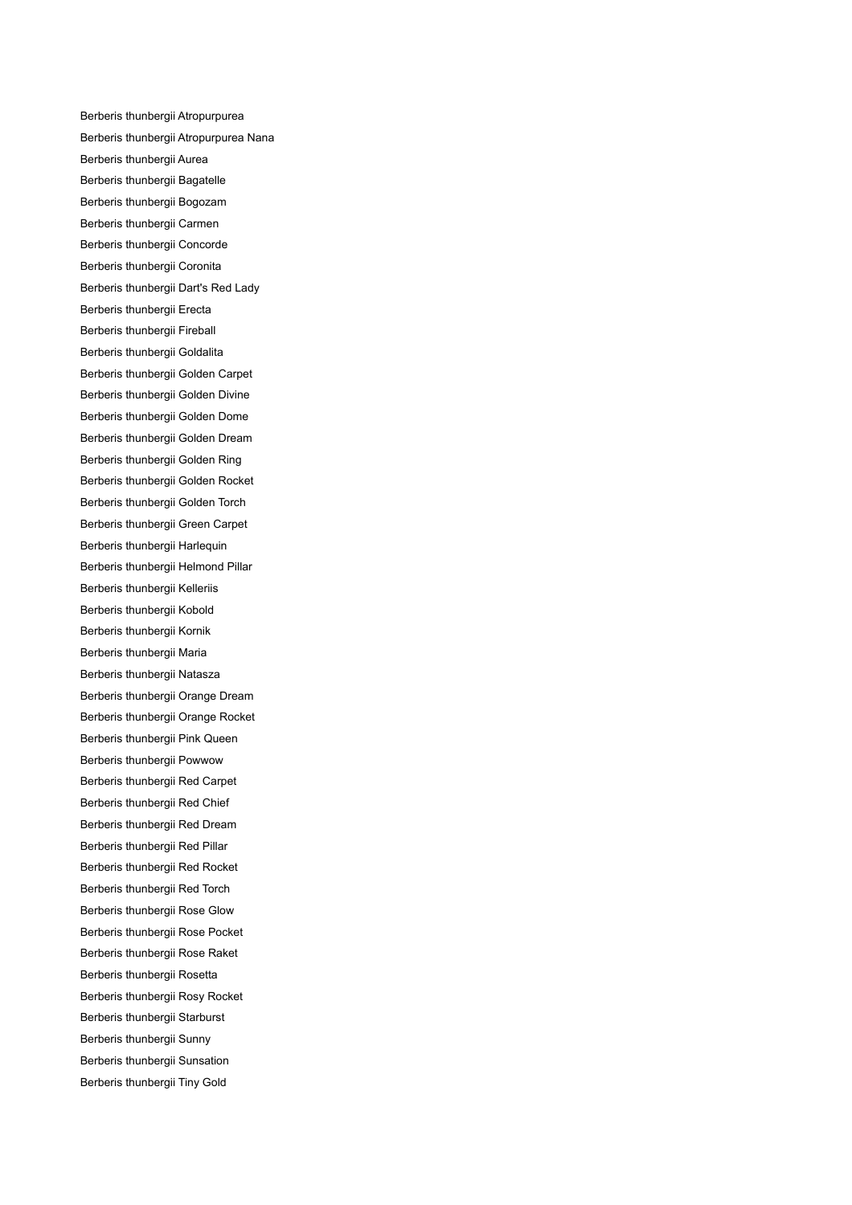Berberis thunbergii Atropurpurea

Berberis thunbergii Atropurpurea Nana

Berberis thunbergii Aurea

Berberis thunbergii Bagatelle

Berberis thunbergii Bogozam

Berberis thunbergii Carmen

Berberis thunbergii Concorde

Berberis thunbergii Coronita

Berberis thunbergii Dart's Red Lady

Berberis thunbergii Erecta

Berberis thunbergii Fireball

Berberis thunbergii Goldalita

Berberis thunbergii Golden Carpet

Berberis thunbergii Golden Divine

Berberis thunbergii Golden Dome

Berberis thunbergii Golden Dream

Berberis thunbergii Golden Ring

Berberis thunbergii Golden Rocket

Berberis thunbergii Golden Torch

Berberis thunbergii Green Carpet

Berberis thunbergii Harlequin

Berberis thunbergii Helmond Pillar

Berberis thunbergii Kelleriis

Berberis thunbergii Kobold

Berberis thunbergii Kornik

Berberis thunbergii Maria

Berberis thunbergii Natasza

Berberis thunbergii Orange Dream

Berberis thunbergii Orange Rocket

Berberis thunbergii Pink Queen

Berberis thunbergii Powwow

Berberis thunbergii Red Carpet

Berberis thunbergii Red Chief

Berberis thunbergii Red Dream

Berberis thunbergii Red Pillar

Berberis thunbergii Red Rocket

Berberis thunbergii Red Torch

Berberis thunbergii Rose Glow

Berberis thunbergii Rose Pocket

Berberis thunbergii Rose Raket

Berberis thunbergii Rosetta

Berberis thunbergii Rosy Rocket

Berberis thunbergii Starburst

Berberis thunbergii Sunny

Berberis thunbergii Sunsation

Berberis thunbergii Tiny Gold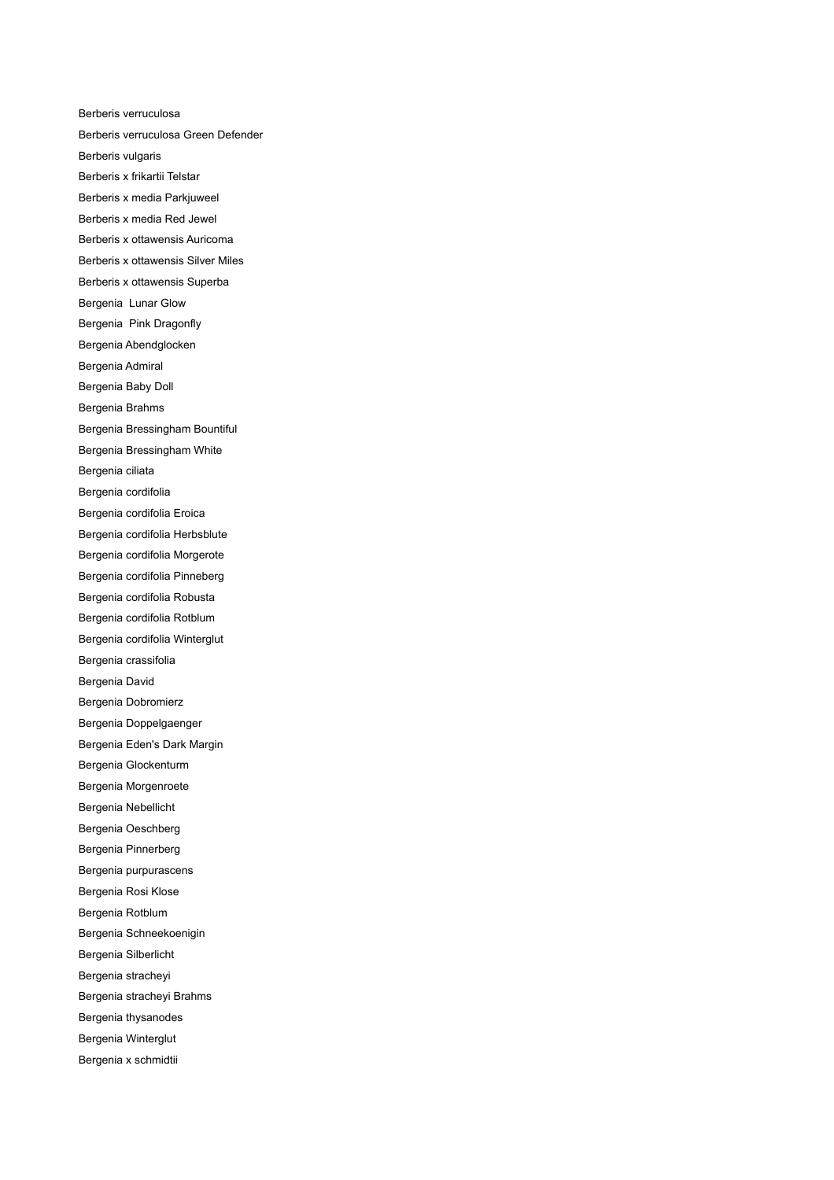Berberis verruculosa

Berberis verruculosa Green Defender

Berberis vulgaris

Berberis x frikartii Telstar

Berberis x media Parkjuweel

Berberis x media Red Jewel

Berberis x ottawensis Auricoma

Berberis x ottawensis Silver Miles

Berberis x ottawensis Superba

Bergenia  Lunar Glow

Bergenia  Pink Dragonfly

Bergenia Abendglocken

Bergenia Admiral

Bergenia Baby Doll

Bergenia Brahms

Bergenia Bressingham Bountiful

Bergenia Bressingham White

Bergenia ciliata

Bergenia cordifolia

Bergenia cordifolia Eroica

Bergenia cordifolia Herbsblute

Bergenia cordifolia Morgerote

Bergenia cordifolia Pinneberg

Bergenia cordifolia Robusta

Bergenia cordifolia Rotblum

Bergenia cordifolia Winterglut

Bergenia crassifolia

Bergenia David

Bergenia Dobromierz

Bergenia Doppelgaenger

Bergenia Eden's Dark Margin

Bergenia Glockenturm

Bergenia Morgenroete

Bergenia Nebellicht

Bergenia Oeschberg

Bergenia Pinnerberg

Bergenia purpurascens

Bergenia Rosi Klose

Bergenia Rotblum

Bergenia Schneekoenigin

Bergenia Silberlicht

Bergenia stracheyi

Bergenia stracheyi Brahms

Bergenia thysanodes

Bergenia Winterglut

Bergenia x schmidtii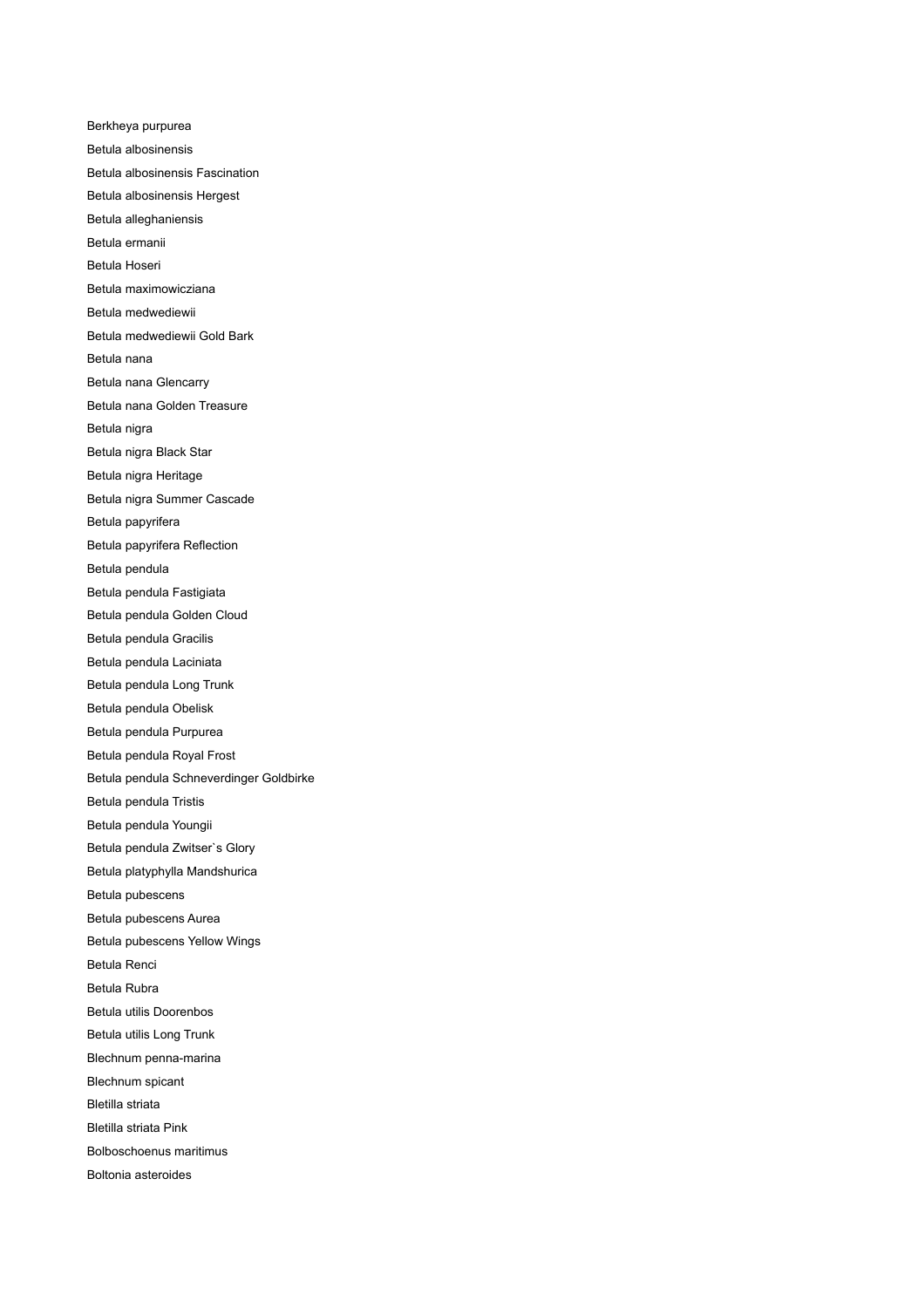Berkheya purpurea

Betula albosinensis

Betula albosinensis Fascination

Betula albosinensis Hergest

Betula alleghaniensis

Betula ermanii

Betula Hoseri

Betula maximowicziana

Betula medwediewii

Betula medwediewii Gold Bark

Betula nana

Betula nana Glencarry

Betula nana Golden Treasure

Betula nigra

Betula nigra Black Star

Betula nigra Heritage

Betula nigra Summer Cascade

Betula papyrifera

Betula papyrifera Reflection

Betula pendula

Betula pendula Fastigiata

Betula pendula Golden Cloud

Betula pendula Gracilis

Betula pendula Laciniata

Betula pendula Long Trunk

Betula pendula Obelisk

Betula pendula Purpurea

Betula pendula Royal Frost

Betula pendula Schneverdinger Goldbirke

Betula pendula Tristis

Betula pendula Youngii

Betula pendula Zwitser`s Glory

Betula platyphylla Mandshurica

Betula pubescens

Betula pubescens Aurea

Betula pubescens Yellow Wings

Betula Renci

Betula Rubra

Betula utilis Doorenbos

Betula utilis Long Trunk

Blechnum penna-marina

Blechnum spicant

Bletilla striata

Bletilla striata Pink

Bolboschoenus maritimus

Boltonia asteroides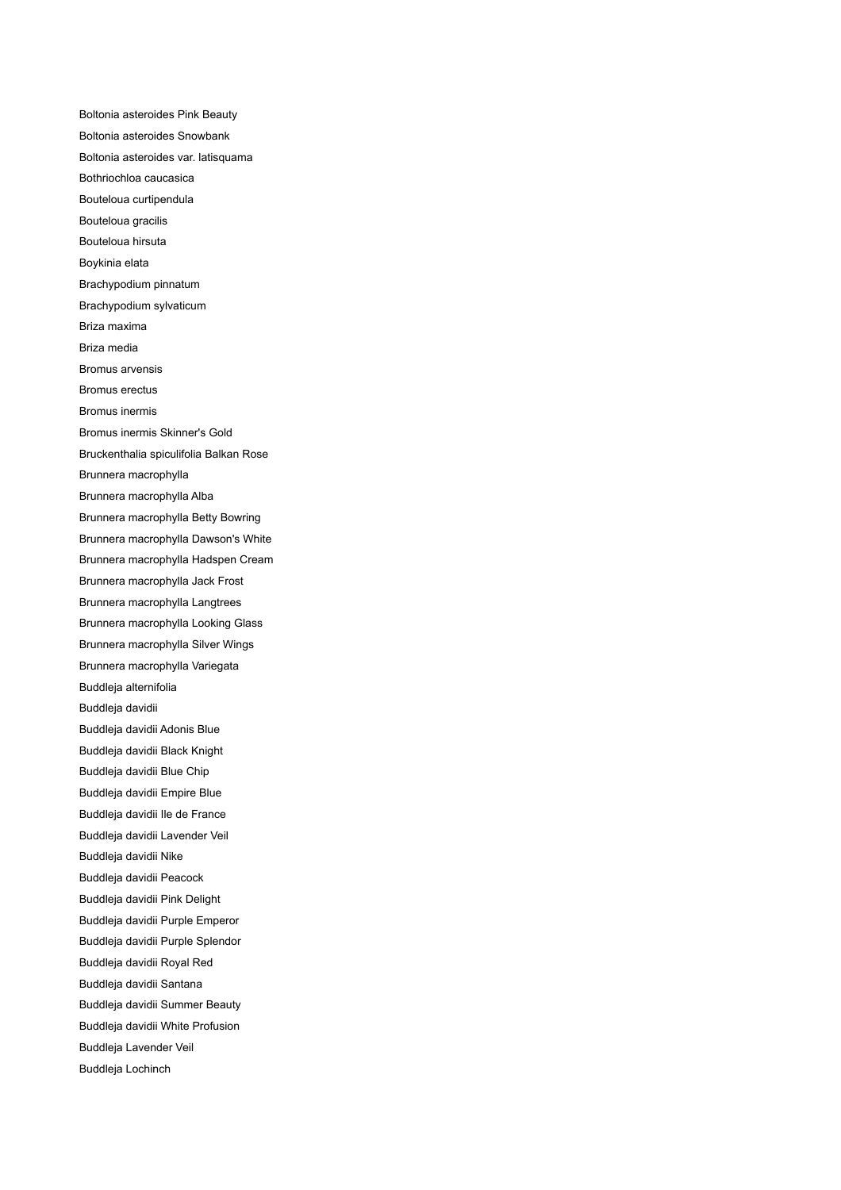Boltonia asteroides Pink Beauty

Boltonia asteroides Snowbank

Boltonia asteroides var. latisquama

Bothriochloa caucasica

Bouteloua curtipendula

Bouteloua gracilis

Bouteloua hirsuta

Boykinia elata

Brachypodium pinnatum

Brachypodium sylvaticum

Briza maxima

Briza media

Bromus arvensis

Bromus erectus

Bromus inermis

Bromus inermis Skinner's Gold

Bruckenthalia spiculifolia Balkan Rose

Brunnera macrophylla

Brunnera macrophylla Alba

Brunnera macrophylla Betty Bowring

Brunnera macrophylla Dawson's White

Brunnera macrophylla Hadspen Cream

Brunnera macrophylla Jack Frost

Brunnera macrophylla Langtrees

Brunnera macrophylla Looking Glass

Brunnera macrophylla Silver Wings

Brunnera macrophylla Variegata

Buddleja alternifolia

Buddleja davidii

Buddleja davidii Adonis Blue

Buddleja davidii Black Knight

Buddleja davidii Blue Chip

Buddleja davidii Empire Blue

Buddleja davidii Ile de France

Buddleja davidii Lavender Veil

Buddleja davidii Nike

Buddleja davidii Peacock

Buddleja davidii Pink Delight

Buddleja davidii Purple Emperor

Buddleja davidii Purple Splendor

Buddleja davidii Royal Red

Buddleja davidii Santana

Buddleja davidii Summer Beauty

Buddleja davidii White Profusion

Buddleja Lavender Veil

Buddleja Lochinch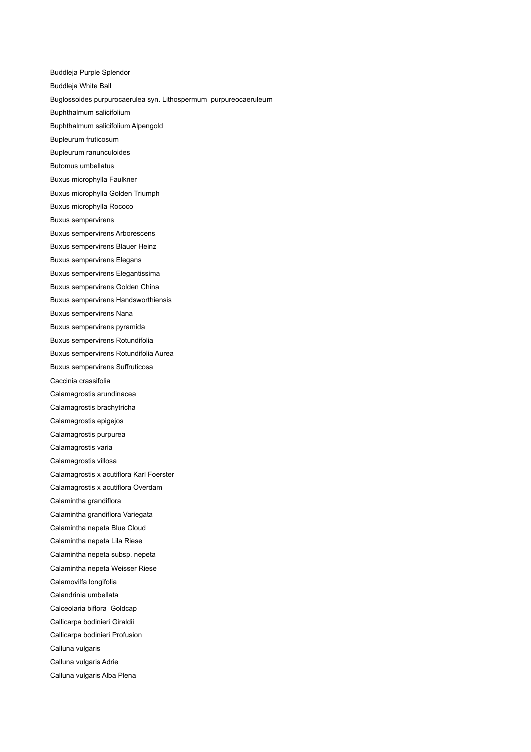Buddleja Purple Splendor

Buddleja White Ball

Buglossoides purpurocaerulea syn. Lithospermum  purpureocaeruleum

Buphthalmum salicifolium

Buphthalmum salicifolium Alpengold

Bupleurum fruticosum

Bupleurum ranunculoides

Butomus umbellatus

Buxus microphylla Faulkner

Buxus microphylla Golden Triumph

Buxus microphylla Rococo

Buxus sempervirens

Buxus sempervirens Arborescens

Buxus sempervirens Blauer Heinz

Buxus sempervirens Elegans

Buxus sempervirens Elegantissima

Buxus sempervirens Golden China

Buxus sempervirens Handsworthiensis

Buxus sempervirens Nana

Buxus sempervirens pyramida

Buxus sempervirens Rotundifolia

Buxus sempervirens Rotundifolia Aurea

Buxus sempervirens Suffruticosa

Caccinia crassifolia

Calamagrostis arundinacea

Calamagrostis brachytricha

Calamagrostis epigejos

Calamagrostis purpurea

Calamagrostis varia

Calamagrostis villosa

Calamagrostis x acutiflora Karl Foerster

Calamagrostis x acutiflora Overdam

Calamintha grandiflora

Calamintha grandiflora Variegata

Calamintha nepeta Blue Cloud

Calamintha nepeta Lila Riese

Calamintha nepeta subsp. nepeta

Calamintha nepeta Weisser Riese

Calamovilfa longifolia

Calandrinia umbellata

Calceolaria biflora  Goldcap

Callicarpa bodinieri Giraldii

Callicarpa bodinieri Profusion

Calluna vulgaris

Calluna vulgaris Adrie

Calluna vulgaris Alba Plena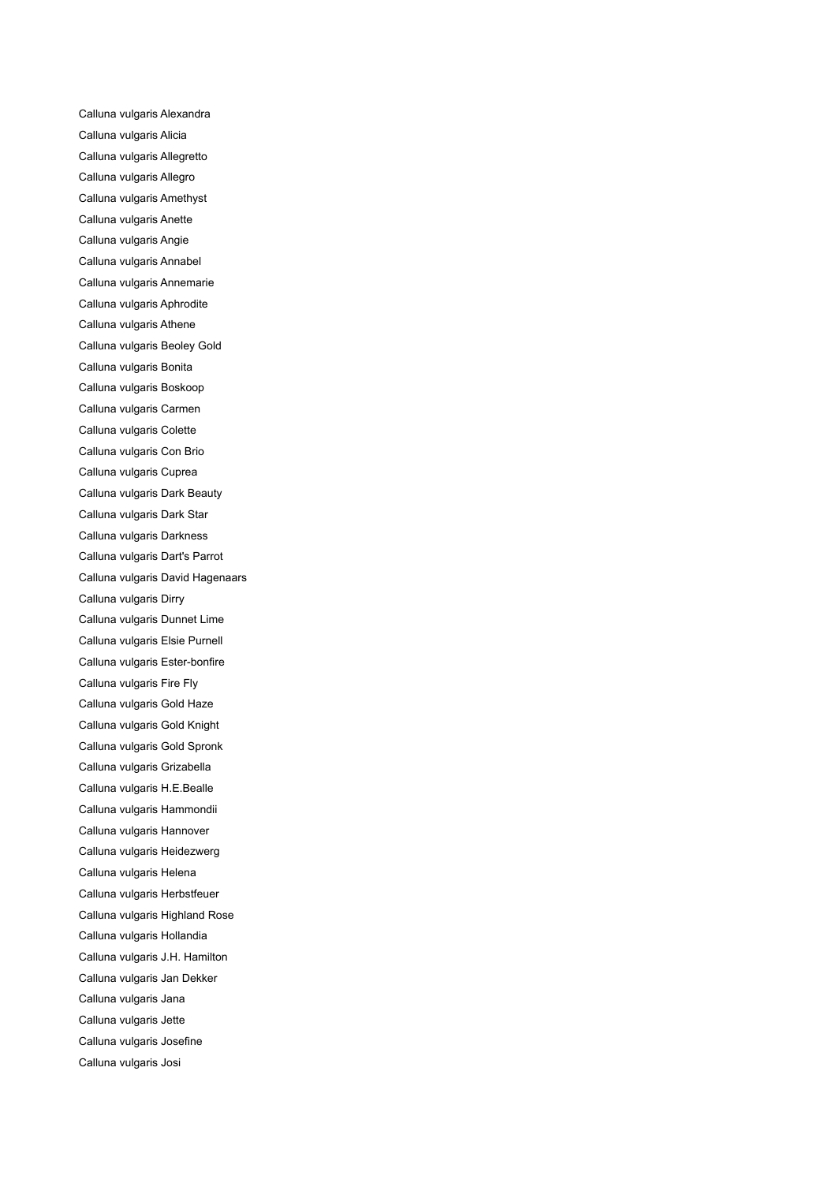Calluna vulgaris Alexandra

Calluna vulgaris Alicia

Calluna vulgaris Allegretto

Calluna vulgaris Allegro

Calluna vulgaris Amethyst

Calluna vulgaris Anette

Calluna vulgaris Angie

Calluna vulgaris Annabel

Calluna vulgaris Annemarie

Calluna vulgaris Aphrodite

Calluna vulgaris Athene

Calluna vulgaris Beoley Gold

Calluna vulgaris Bonita

Calluna vulgaris Boskoop

Calluna vulgaris Carmen

Calluna vulgaris Colette

Calluna vulgaris Con Brio

Calluna vulgaris Cuprea

Calluna vulgaris Dark Beauty

Calluna vulgaris Dark Star

Calluna vulgaris Darkness

Calluna vulgaris Dart's Parrot

Calluna vulgaris David Hagenaars

Calluna vulgaris Dirry

Calluna vulgaris Dunnet Lime

Calluna vulgaris Elsie Purnell

Calluna vulgaris Ester-bonfire

Calluna vulgaris Fire Fly

Calluna vulgaris Gold Haze

Calluna vulgaris Gold Knight

Calluna vulgaris Gold Spronk

Calluna vulgaris Grizabella

Calluna vulgaris H.E.Bealle

Calluna vulgaris Hammondii

Calluna vulgaris Hannover

Calluna vulgaris Heidezwerg

Calluna vulgaris Helena

Calluna vulgaris Herbstfeuer

Calluna vulgaris Highland Rose

Calluna vulgaris Hollandia

Calluna vulgaris J.H. Hamilton

Calluna vulgaris Jan Dekker

Calluna vulgaris Jana

Calluna vulgaris Jette

Calluna vulgaris Josefine

Calluna vulgaris Josi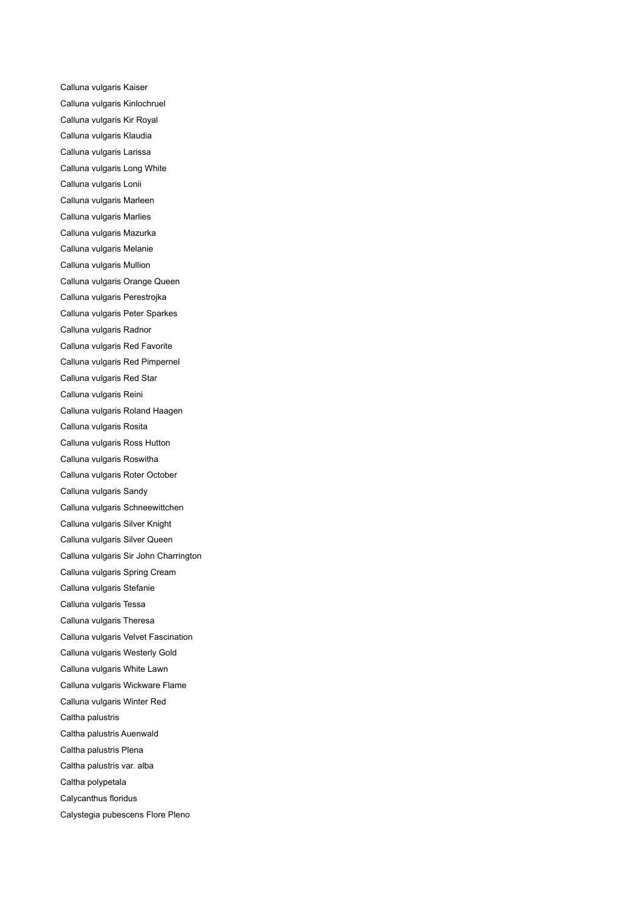Calluna vulgaris Kaiser

Calluna vulgaris Kinlochruel

Calluna vulgaris Kir Royal

Calluna vulgaris Klaudia

Calluna vulgaris Larissa

Calluna vulgaris Long White

Calluna vulgaris Lonii

Calluna vulgaris Marleen

Calluna vulgaris Marlies

Calluna vulgaris Mazurka

Calluna vulgaris Melanie

Calluna vulgaris Mullion

Calluna vulgaris Orange Queen

Calluna vulgaris Perestrojka

Calluna vulgaris Peter Sparkes

Calluna vulgaris Radnor

Calluna vulgaris Red Favorite

Calluna vulgaris Red Pimpernel

Calluna vulgaris Red Star

Calluna vulgaris Reini

Calluna vulgaris Roland Haagen

Calluna vulgaris Rosita

Calluna vulgaris Ross Hutton

Calluna vulgaris Roswitha

Calluna vulgaris Roter October

Calluna vulgaris Sandy

Calluna vulgaris Schneewittchen

Calluna vulgaris Silver Knight

Calluna vulgaris Silver Queen

Calluna vulgaris Sir John Charrington

Calluna vulgaris Spring Cream

Calluna vulgaris Stefanie

Calluna vulgaris Tessa

Calluna vulgaris Theresa

Calluna vulgaris Velvet Fascination

Calluna vulgaris Westerly Gold

Calluna vulgaris White Lawn

Calluna vulgaris Wickware Flame

Calluna vulgaris Winter Red

Caltha palustris

Caltha palustris Auenwald

Caltha palustris Plena

Caltha palustris var. alba

Caltha polypetala

Calycanthus floridus

Calystegia pubescens Flore Pleno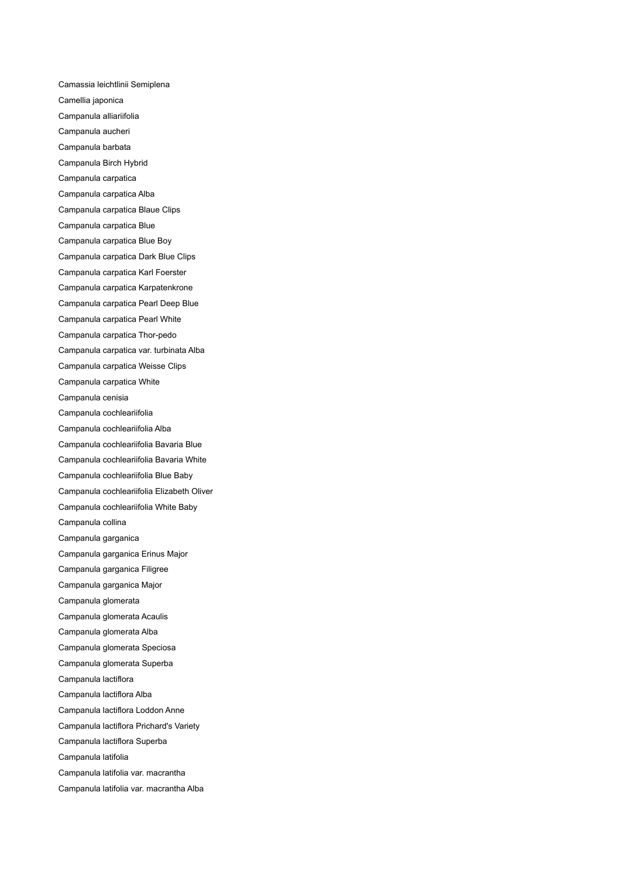Camassia leichtlinii Semiplena

Camellia japonica

Campanula alliariifolia

Campanula aucheri

Campanula barbata

Campanula Birch Hybrid

Campanula carpatica

Campanula carpatica Alba

Campanula carpatica Blaue Clips

Campanula carpatica Blue

Campanula carpatica Blue Boy

Campanula carpatica Dark Blue Clips

Campanula carpatica Karl Foerster

Campanula carpatica Karpatenkrone

Campanula carpatica Pearl Deep Blue

Campanula carpatica Pearl White

Campanula carpatica Thor-pedo

Campanula carpatica var. turbinata Alba

Campanula carpatica Weisse Clips

Campanula carpatica White

Campanula cenisia

Campanula cochleariifolia

Campanula cochleariifolia Alba

Campanula cochleariifolia Bavaria Blue

Campanula cochleariifolia Bavaria White

Campanula cochleariifolia Blue Baby

Campanula cochleariifolia Elizabeth Oliver

Campanula cochleariifolia White Baby

Campanula collina

Campanula garganica

Campanula garganica Erinus Major

Campanula garganica Filigree

Campanula garganica Major

Campanula glomerata

Campanula glomerata Acaulis

Campanula glomerata Alba

Campanula glomerata Speciosa

Campanula glomerata Superba

Campanula lactiflora

Campanula lactiflora Alba

Campanula lactiflora Loddon Anne

Campanula lactiflora Prichard's Variety

Campanula lactiflora Superba

Campanula latifolia

Campanula latifolia var. macrantha

Campanula latifolia var. macrantha Alba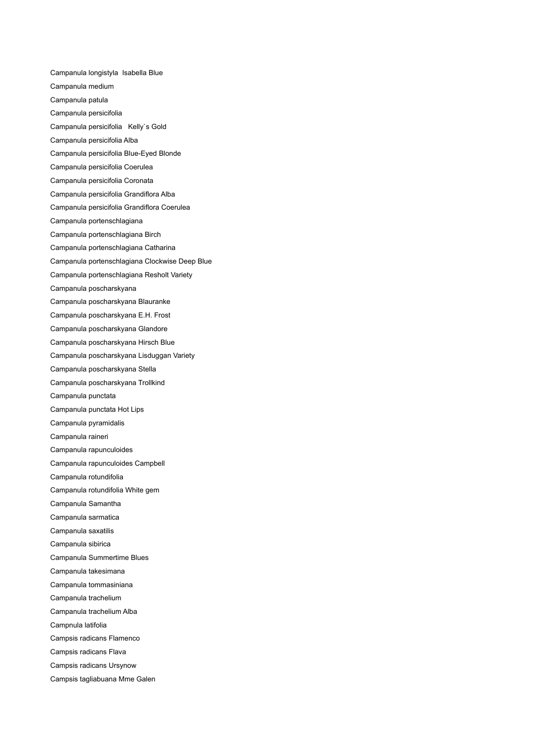Campanula longistyla  Isabella Blue

Campanula medium

Campanula patula

Campanula persicifolia

Campanula persicifolia   Kelly`s Gold

Campanula persicifolia Alba

Campanula persicifolia Blue-Eyed Blonde

Campanula persicifolia Coerulea

Campanula persicifolia Coronata

Campanula persicifolia Grandiflora Alba

Campanula persicifolia Grandiflora Coerulea

Campanula portenschlagiana

Campanula portenschlagiana Birch

Campanula portenschlagiana Catharina

Campanula portenschlagiana Clockwise Deep Blue

Campanula portenschlagiana Resholt Variety

Campanula poscharskyana

Campanula poscharskyana Blauranke

Campanula poscharskyana E.H. Frost

Campanula poscharskyana Glandore

Campanula poscharskyana Hirsch Blue

Campanula poscharskyana Lisduggan Variety

Campanula poscharskyana Stella

Campanula poscharskyana Trollkind

Campanula punctata

Campanula punctata Hot Lips

Campanula pyramidalis

Campanula raineri

Campanula rapunculoides

Campanula rapunculoides Campbell

Campanula rotundifolia

Campanula rotundifolia White gem

Campanula Samantha

Campanula sarmatica

Campanula saxatilis

Campanula sibirica

Campanula Summertime Blues

Campanula takesimana

Campanula tommasiniana

Campanula trachelium

Campanula trachelium Alba

Campnula latifolia

Campsis radicans Flamenco

Campsis radicans Flava

Campsis radicans Ursynow

Campsis tagliabuana Mme Galen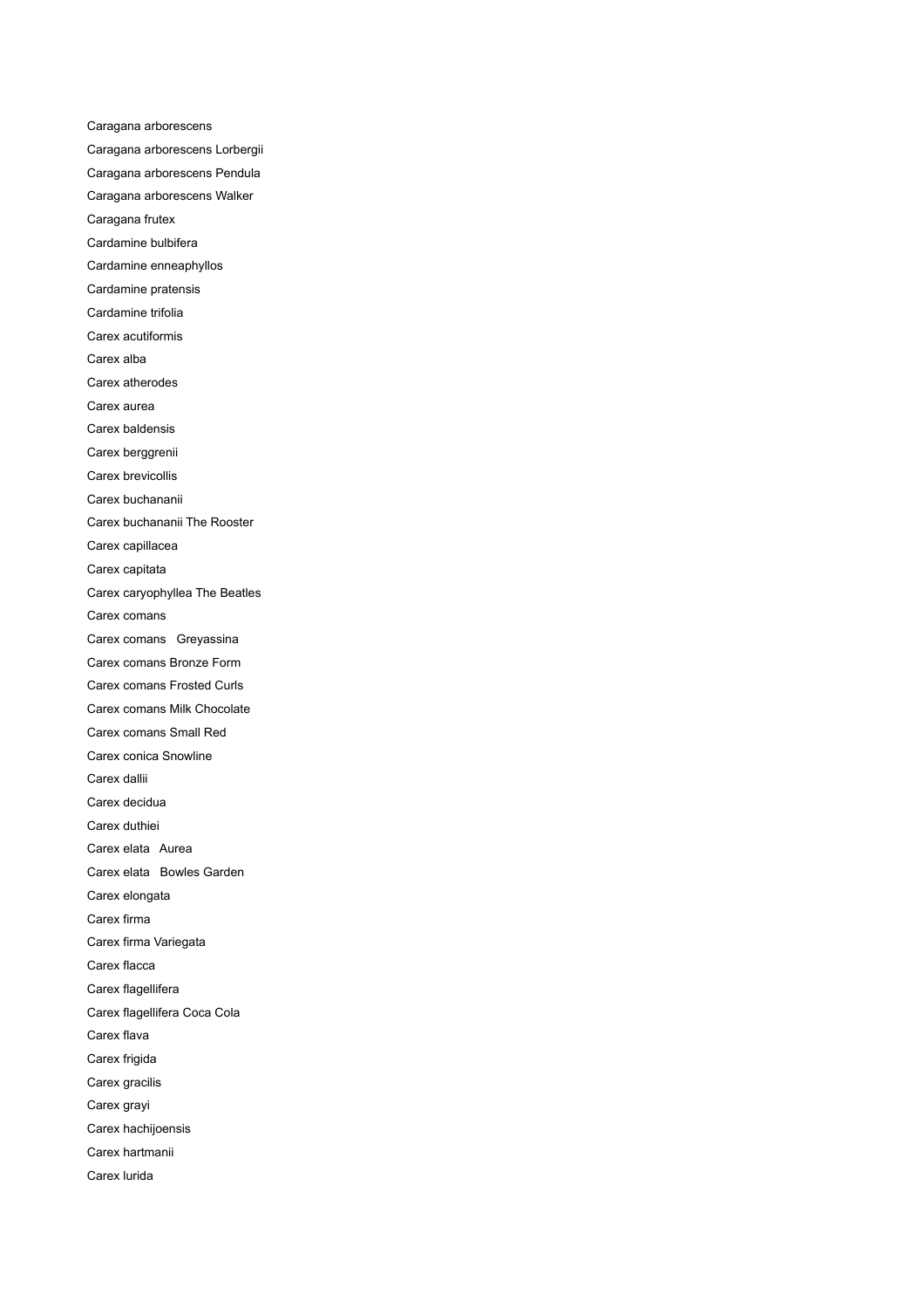Caragana arborescens

Caragana arborescens Lorbergii

Caragana arborescens Pendula

Caragana arborescens Walker

Caragana frutex

Cardamine bulbifera

Cardamine enneaphyllos

Cardamine pratensis

Cardamine trifolia

Carex acutiformis

Carex alba

Carex atherodes

Carex aurea

Carex baldensis

Carex berggrenii

Carex brevicollis

Carex buchananii

Carex buchananii The Rooster

Carex capillacea

Carex capitata

Carex caryophyllea The Beatles

Carex comans

Carex comans   Greyassina

Carex comans Bronze Form

Carex comans Frosted Curls

Carex comans Milk Chocolate

Carex comans Small Red

Carex conica Snowline

Carex dallii

Carex decidua

Carex duthiei

Carex elata   Aurea

Carex elata   Bowles Garden

Carex elongata

Carex firma

Carex firma Variegata

Carex flacca

Carex flagellifera

Carex flagellifera Coca Cola

Carex flava

Carex frigida

Carex gracilis

Carex grayi

Carex hachijoensis

Carex hartmanii

Carex lurida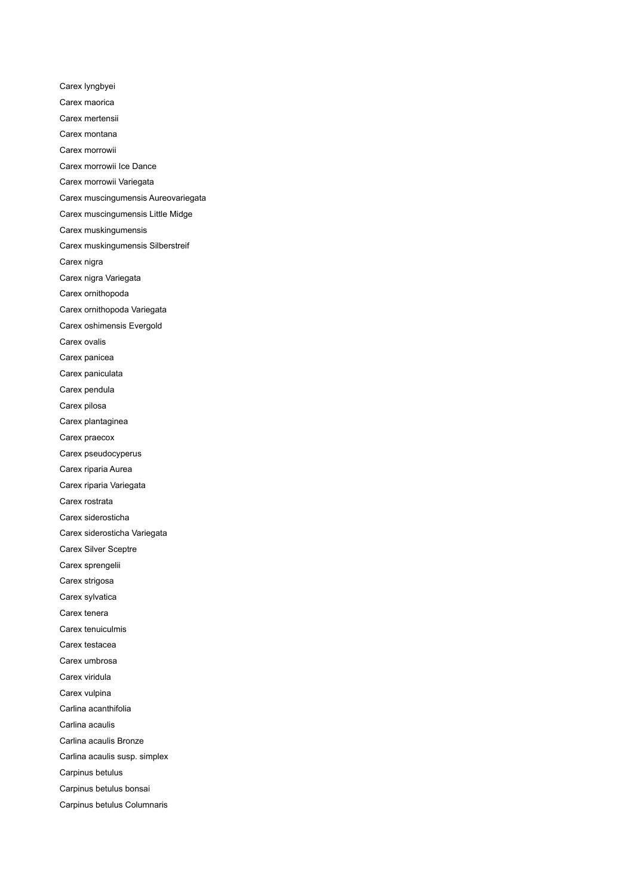Carex lyngbyei

Carex maorica

Carex mertensii

Carex montana

Carex morrowii

Carex morrowii Ice Dance

Carex morrowii Variegata

Carex muscingumensis Aureovariegata

Carex muscingumensis Little Midge

Carex muskingumensis

Carex muskingumensis Silberstreif

Carex nigra

Carex nigra Variegata

Carex ornithopoda

Carex ornithopoda Variegata

Carex oshimensis Evergold

Carex ovalis

Carex panicea

Carex paniculata

Carex pendula

Carex pilosa

Carex plantaginea

Carex praecox

Carex pseudocyperus

Carex riparia Aurea

Carex riparia Variegata

Carex rostrata

Carex siderosticha

Carex siderosticha Variegata

Carex Silver Sceptre

Carex sprengelii

Carex strigosa

Carex sylvatica

Carex tenera

Carex tenuiculmis

Carex testacea

Carex umbrosa

Carex viridula

Carex vulpina

Carlina acanthifolia

Carlina acaulis

Carlina acaulis Bronze

Carlina acaulis susp. simplex

Carpinus betulus

Carpinus betulus bonsai

Carpinus betulus Columnaris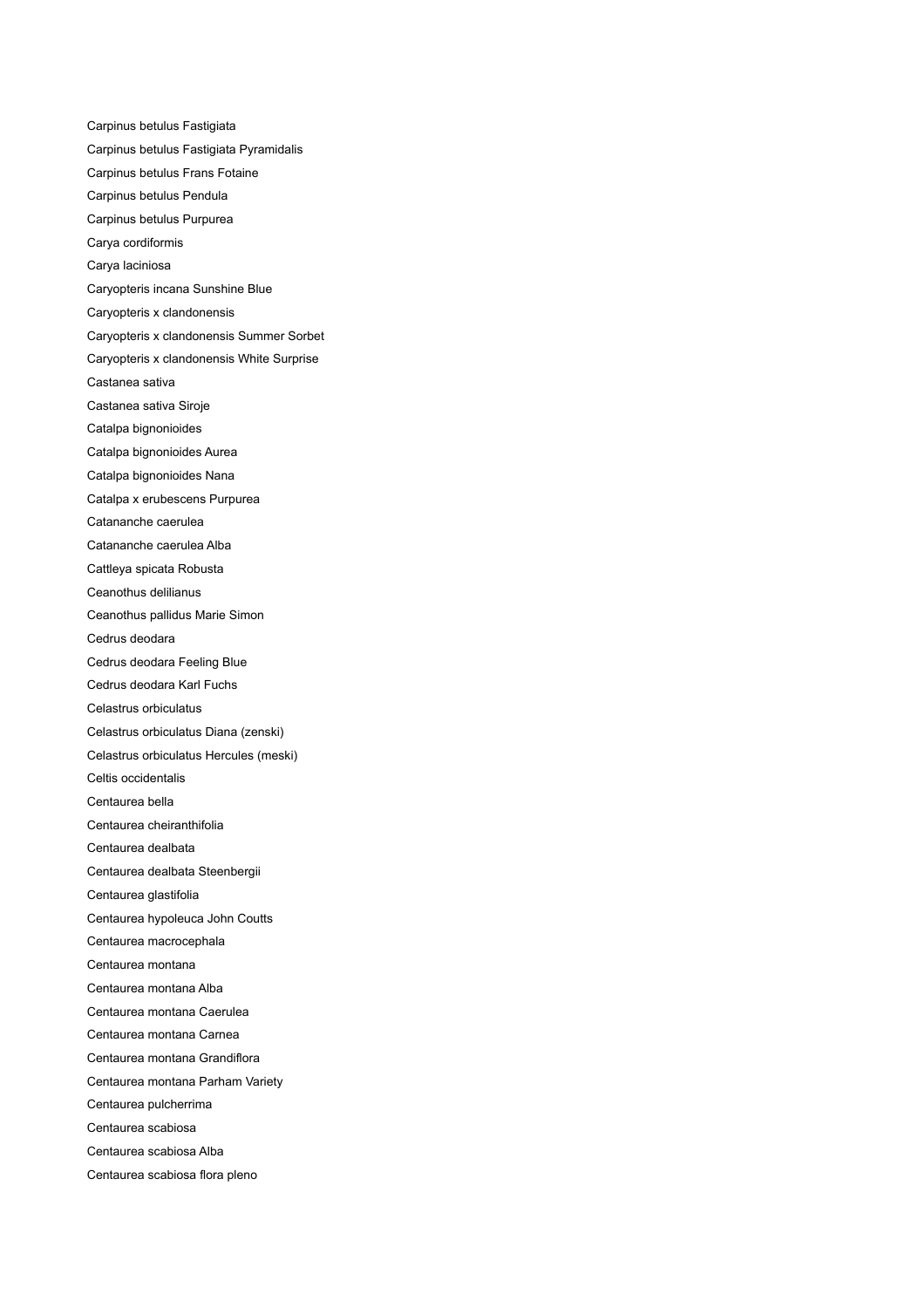Carpinus betulus Fastigiata

Carpinus betulus Fastigiata Pyramidalis

Carpinus betulus Frans Fotaine

Carpinus betulus Pendula

Carpinus betulus Purpurea

Carya cordiformis

Carya laciniosa

Caryopteris incana Sunshine Blue

Caryopteris x clandonensis

Caryopteris x clandonensis Summer Sorbet

Caryopteris x clandonensis White Surprise

Castanea sativa

Castanea sativa Siroje

Catalpa bignonioides

Catalpa bignonioides Aurea

Catalpa bignonioides Nana

Catalpa x erubescens Purpurea

Catananche caerulea

Catananche caerulea Alba

Cattleya spicata Robusta

Ceanothus delilianus

Ceanothus pallidus Marie Simon

Cedrus deodara

Cedrus deodara Feeling Blue

Cedrus deodara Karl Fuchs

Celastrus orbiculatus

Celastrus orbiculatus Diana (zenski)

Celastrus orbiculatus Hercules (meski)

Celtis occidentalis

Centaurea bella

Centaurea cheiranthifolia

Centaurea dealbata

Centaurea dealbata Steenbergii

Centaurea glastifolia

Centaurea hypoleuca John Coutts

Centaurea macrocephala

Centaurea montana

Centaurea montana Alba

Centaurea montana Caerulea

Centaurea montana Carnea

Centaurea montana Grandiflora

Centaurea montana Parham Variety

Centaurea pulcherrima

Centaurea scabiosa

Centaurea scabiosa Alba

Centaurea scabiosa flora pleno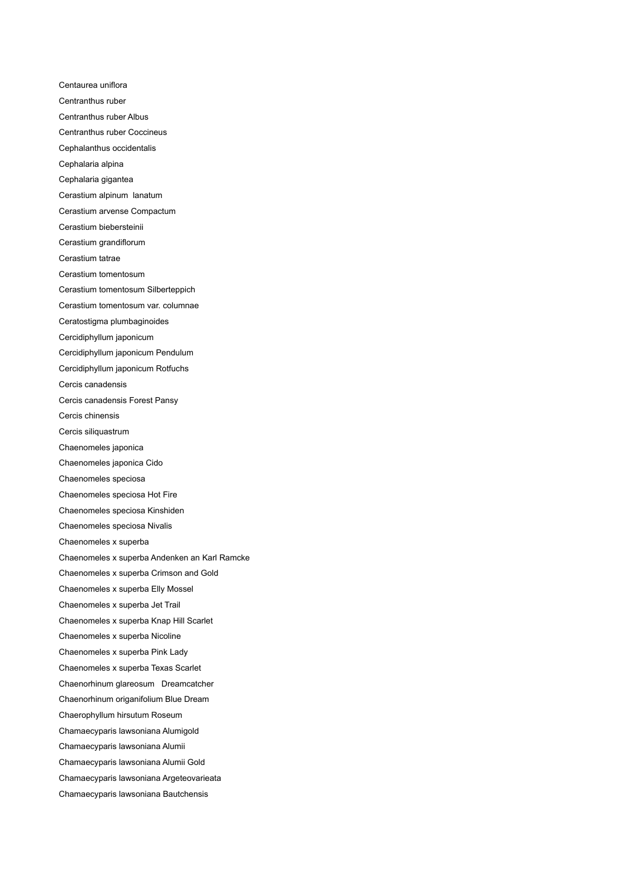Centaurea uniflora

Centranthus ruber

Centranthus ruber Albus

Centranthus ruber Coccineus

Cephalanthus occidentalis

Cephalaria alpina

Cephalaria gigantea

Cerastium alpinum  lanatum

Cerastium arvense Compactum

Cerastium biebersteinii

Cerastium grandiflorum

Cerastium tatrae

Cerastium tomentosum

Cerastium tomentosum Silberteppich

Cerastium tomentosum var. columnae

Ceratostigma plumbaginoides

Cercidiphyllum japonicum

Cercidiphyllum japonicum Pendulum

Cercidiphyllum japonicum Rotfuchs

Cercis canadensis

Cercis canadensis Forest Pansy

Cercis chinensis

Cercis siliquastrum

Chaenomeles japonica

Chaenomeles japonica Cido

Chaenomeles speciosa

Chaenomeles speciosa Hot Fire

Chaenomeles speciosa Kinshiden

Chaenomeles speciosa Nivalis

Chaenomeles x superba

Chaenomeles x superba Andenken an Karl Ramcke

Chaenomeles x superba Crimson and Gold

Chaenomeles x superba Elly Mossel

Chaenomeles x superba Jet Trail

Chaenomeles x superba Knap Hill Scarlet

Chaenomeles x superba Nicoline

Chaenomeles x superba Pink Lady

Chaenomeles x superba Texas Scarlet

Chaenorhinum glareosum   Dreamcatcher

Chaenorhinum origanifolium Blue Dream

Chaerophyllum hirsutum Roseum

Chamaecyparis lawsoniana Alumigold

Chamaecyparis lawsoniana Alumii

Chamaecyparis lawsoniana Alumii Gold

Chamaecyparis lawsoniana Argeteovarieata

Chamaecyparis lawsoniana Bautchensis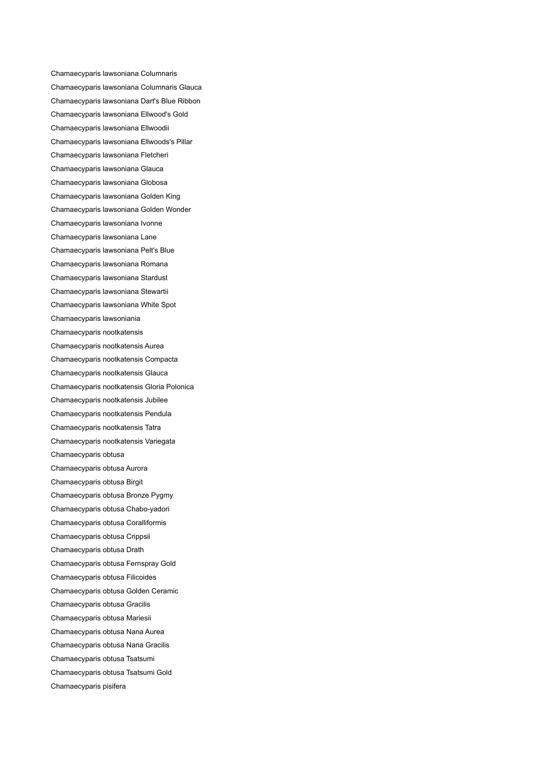Chamaecyparis lawsoniana Columnaris

Chamaecyparis lawsoniana Columnaris Glauca

Chamaecyparis lawsoniana Dart's Blue Ribbon

Chamaecyparis lawsoniana Ellwood's Gold

Chamaecyparis lawsoniana Ellwoodii

Chamaecyparis lawsoniana Ellwoods's Pillar

Chamaecyparis lawsoniana Fletcheri

Chamaecyparis lawsoniana Glauca

Chamaecyparis lawsoniana Globosa

Chamaecyparis lawsoniana Golden King

Chamaecyparis lawsoniana Golden Wonder

Chamaecyparis lawsoniana Ivonne

Chamaecyparis lawsoniana Lane

Chamaecyparis lawsoniana Pelt's Blue

Chamaecyparis lawsoniana Romana

Chamaecyparis lawsoniana Stardust

Chamaecyparis lawsoniana Stewartii

Chamaecyparis lawsoniana White Spot

Chamaecyparis lawsoniania

Chamaecyparis nootkatensis

Chamaecyparis nootkatensis Aurea

Chamaecyparis nootkatensis Compacta

Chamaecyparis nootkatensis Glauca

Chamaecyparis nootkatensis Gloria Polonica

Chamaecyparis nootkatensis Jubilee

Chamaecyparis nootkatensis Pendula

Chamaecyparis nootkatensis Tatra

Chamaecyparis nootkatensis Variegata

Chamaecyparis obtusa

Chamaecyparis obtusa Aurora

Chamaecyparis obtusa Birgit

Chamaecyparis obtusa Bronze Pygmy

Chamaecyparis obtusa Chabo-yadori

Chamaecyparis obtusa Coralliformis

Chamaecyparis obtusa Crippsii

Chamaecyparis obtusa Drath

Chamaecyparis obtusa Fernspray Gold

Chamaecyparis obtusa Filicoides

Chamaecyparis obtusa Golden Ceramic

Chamaecyparis obtusa Gracilis

Chamaecyparis obtusa Mariesii

Chamaecyparis obtusa Nana Aurea

Chamaecyparis obtusa Nana Gracilis

Chamaecyparis obtusa Tsatsumi

Chamaecyparis obtusa Tsatsumi Gold

Chamaecyparis pisifera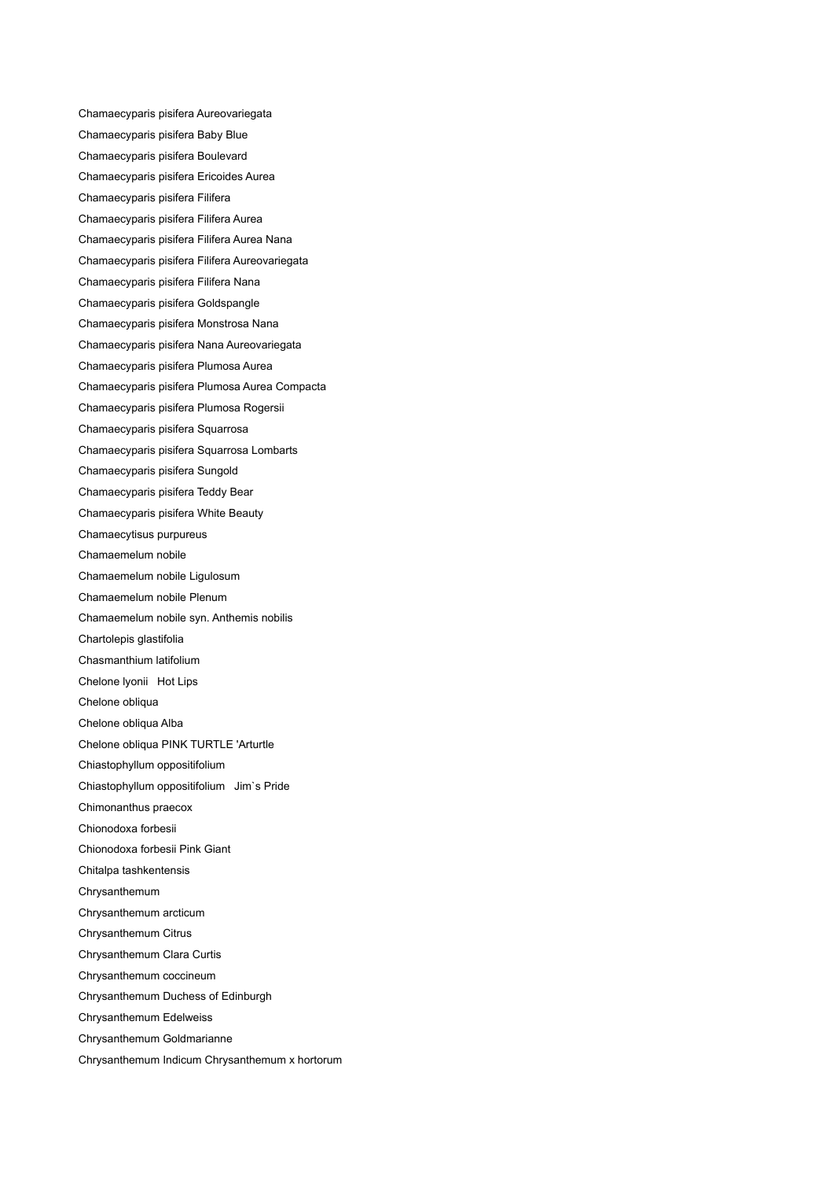Chamaecyparis pisifera Aureovariegata

Chamaecyparis pisifera Baby Blue

Chamaecyparis pisifera Boulevard

Chamaecyparis pisifera Ericoides Aurea

Chamaecyparis pisifera Filifera

Chamaecyparis pisifera Filifera Aurea

Chamaecyparis pisifera Filifera Aurea Nana

Chamaecyparis pisifera Filifera Aureovariegata

Chamaecyparis pisifera Filifera Nana

Chamaecyparis pisifera Goldspangle

Chamaecyparis pisifera Monstrosa Nana

Chamaecyparis pisifera Nana Aureovariegata

Chamaecyparis pisifera Plumosa Aurea

Chamaecyparis pisifera Plumosa Aurea Compacta

Chamaecyparis pisifera Plumosa Rogersii

Chamaecyparis pisifera Squarrosa

Chamaecyparis pisifera Squarrosa Lombarts

Chamaecyparis pisifera Sungold

Chamaecyparis pisifera Teddy Bear

Chamaecyparis pisifera White Beauty

Chamaecytisus purpureus

Chamaemelum nobile

Chamaemelum nobile Ligulosum

Chamaemelum nobile Plenum

Chamaemelum nobile syn. Anthemis nobilis

Chartolepis glastifolia

Chasmanthium latifolium

Chelone lyonii   Hot Lips

Chelone obliqua

Chelone obliqua Alba

Chelone obliqua PINK TURTLE 'Arturtle

Chiastophyllum oppositifolium

Chiastophyllum oppositifolium   Jim`s Pride

Chimonanthus praecox

Chionodoxa forbesii

Chionodoxa forbesii Pink Giant

Chitalpa tashkentensis

Chrysanthemum

Chrysanthemum arcticum

Chrysanthemum Citrus

Chrysanthemum Clara Curtis

Chrysanthemum coccineum

Chrysanthemum Duchess of Edinburgh

Chrysanthemum Edelweiss

Chrysanthemum Goldmarianne

Chrysanthemum Indicum Chrysanthemum x hortorum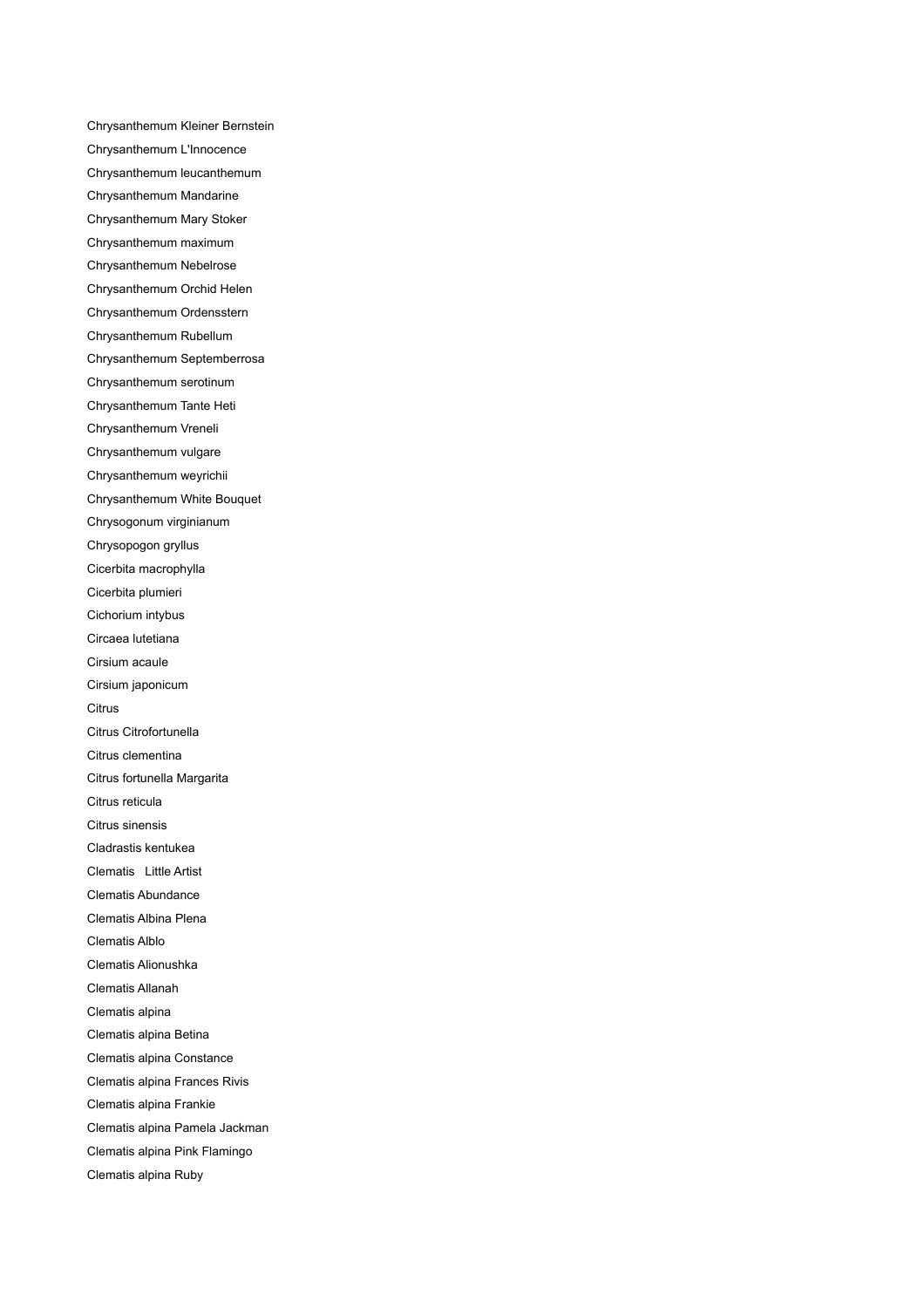Chrysanthemum Kleiner Bernstein

Chrysanthemum L'Innocence

Chrysanthemum leucanthemum

Chrysanthemum Mandarine

Chrysanthemum Mary Stoker

Chrysanthemum maximum

Chrysanthemum Nebelrose

Chrysanthemum Orchid Helen

Chrysanthemum Ordensstern

Chrysanthemum Rubellum

Chrysanthemum Septemberrosa

Chrysanthemum serotinum

Chrysanthemum Tante Heti

Chrysanthemum Vreneli

Chrysanthemum vulgare

Chrysanthemum weyrichii

Chrysanthemum White Bouquet

Chrysogonum virginianum

Chrysopogon gryllus

Cicerbita macrophylla

Cicerbita plumieri

Cichorium intybus

Circaea lutetiana

Cirsium acaule

Cirsium japonicum

Citrus

Citrus Citrofortunella

Citrus clementina

Citrus fortunella Margarita

Citrus reticula

Citrus sinensis

Cladrastis kentukea

Clematis   Little Artist

Clematis Abundance

Clematis Albina Plena

Clematis Alblo

Clematis Alionushka

Clematis Allanah

Clematis alpina

Clematis alpina Betina

Clematis alpina Constance

Clematis alpina Frances Rivis

Clematis alpina Frankie

Clematis alpina Pamela Jackman

Clematis alpina Pink Flamingo

Clematis alpina Ruby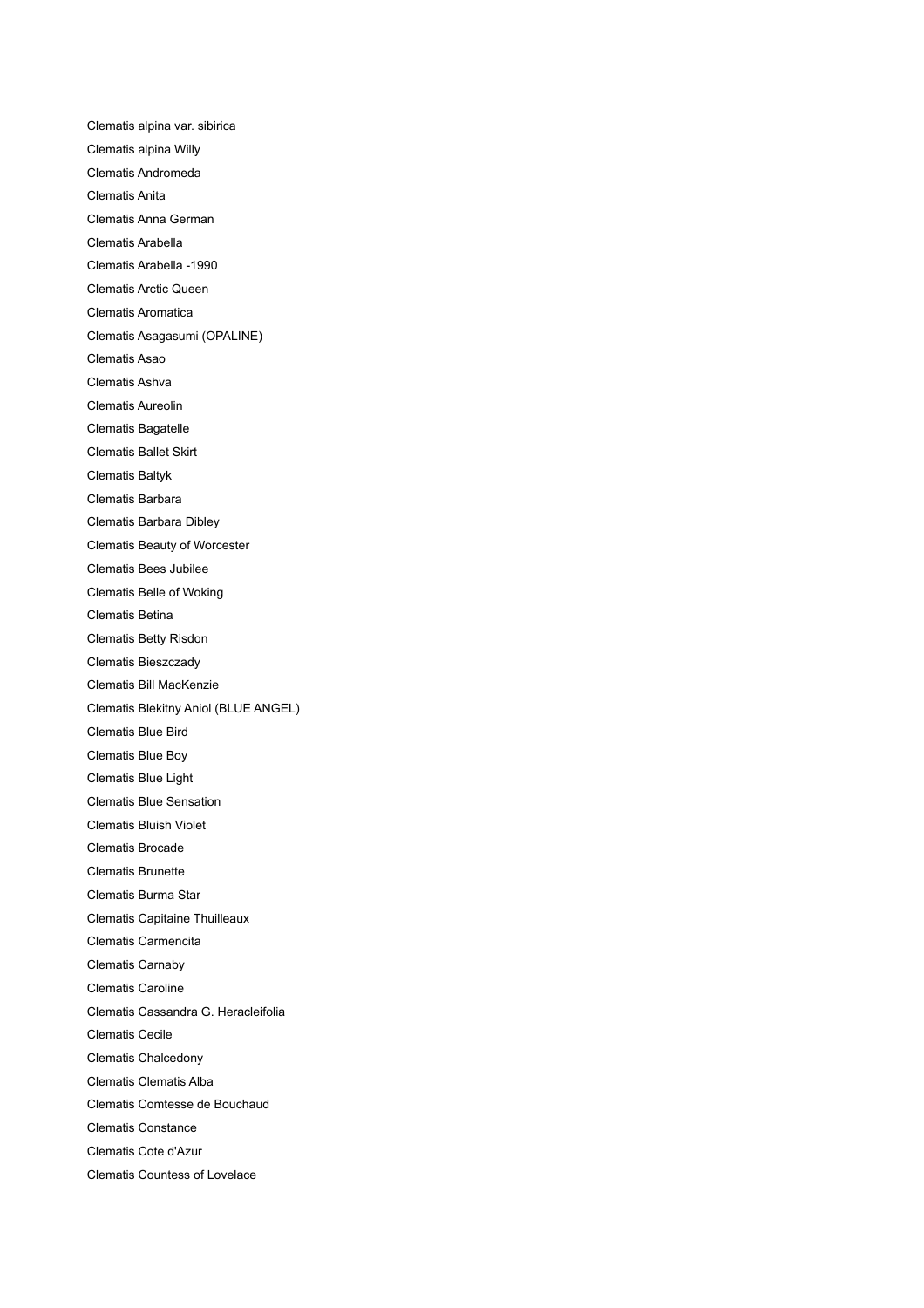Clematis alpina var. sibirica

Clematis alpina Willy

Clematis Andromeda

Clematis Anita

Clematis Anna German

Clematis Arabella

Clematis Arabella -1990

Clematis Arctic Queen

Clematis Aromatica

Clematis Asagasumi (OPALINE)

Clematis Asao

Clematis Ashva

Clematis Aureolin

Clematis Bagatelle

Clematis Ballet Skirt

Clematis Baltyk

Clematis Barbara

Clematis Barbara Dibley

Clematis Beauty of Worcester

Clematis Bees Jubilee

Clematis Belle of Woking

Clematis Betina

Clematis Betty Risdon

Clematis Bieszczady

Clematis Bill MacKenzie

Clematis Blekitny Aniol (BLUE ANGEL)

Clematis Blue Bird

Clematis Blue Boy

Clematis Blue Light

Clematis Blue Sensation

Clematis Bluish Violet

Clematis Brocade

Clematis Brunette

Clematis Burma Star

Clematis Capitaine Thuilleaux

Clematis Carmencita

Clematis Carnaby

Clematis Caroline

Clematis Cassandra G. Heracleifolia

Clematis Cecile

Clematis Chalcedony

Clematis Clematis Alba

Clematis Comtesse de Bouchaud

Clematis Constance

Clematis Cote d'Azur

Clematis Countess of Lovelace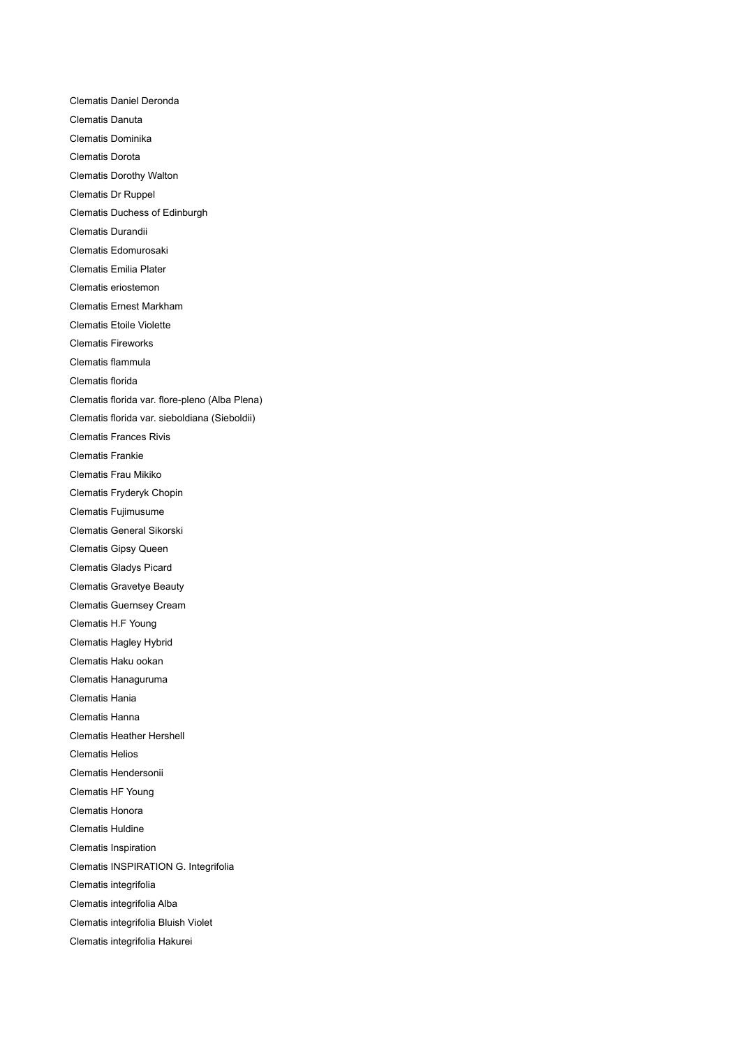Clematis Daniel Deronda

Clematis Danuta

Clematis Dominika

Clematis Dorota

Clematis Dorothy Walton

Clematis Dr Ruppel

Clematis Duchess of Edinburgh

Clematis Durandii

Clematis Edomurosaki

Clematis Emilia Plater

Clematis eriostemon

Clematis Ernest Markham

Clematis Etoile Violette

Clematis Fireworks

Clematis flammula

Clematis florida

Clematis florida var. flore-pleno (Alba Plena)

Clematis florida var. sieboldiana (Sieboldii)

Clematis Frances Rivis

Clematis Frankie

Clematis Frau Mikiko

Clematis Fryderyk Chopin

Clematis Fujimusume

Clematis General Sikorski

Clematis Gipsy Queen

Clematis Gladys Picard

Clematis Gravetye Beauty

Clematis Guernsey Cream

Clematis H.F Young

Clematis Hagley Hybrid

Clematis Haku ookan

Clematis Hanaguruma

Clematis Hania

Clematis Hanna

Clematis Heather Hershell

Clematis Helios

Clematis Hendersonii

Clematis HF Young

Clematis Honora

Clematis Huldine

Clematis Inspiration

Clematis INSPIRATION G. Integrifolia

Clematis integrifolia

Clematis integrifolia Alba

Clematis integrifolia Bluish Violet

Clematis integrifolia Hakurei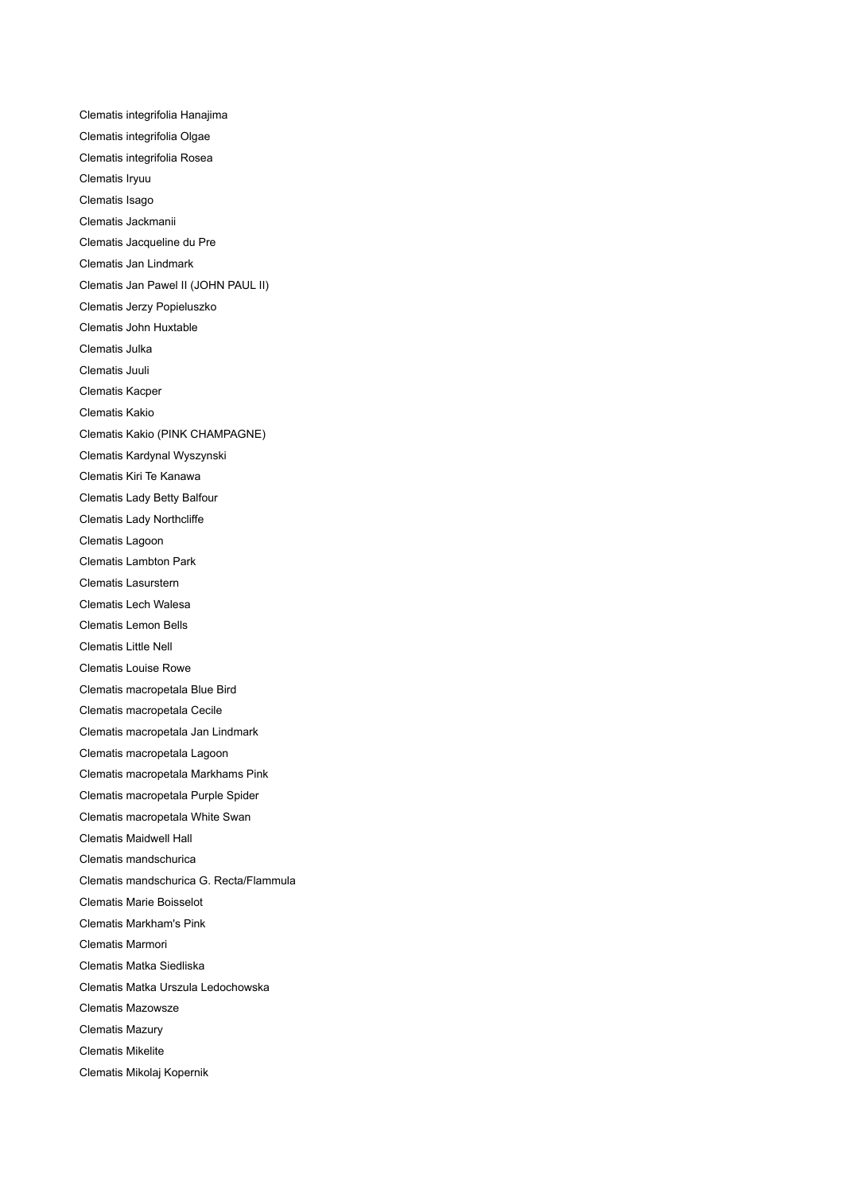Clematis integrifolia Hanajima

Clematis integrifolia Olgae

Clematis integrifolia Rosea

Clematis Iryuu

Clematis Isago

Clematis Jackmanii

Clematis Jacqueline du Pre

Clematis Jan Lindmark

Clematis Jan Pawel II (JOHN PAUL II)

Clematis Jerzy Popieluszko

Clematis John Huxtable

Clematis Julka

Clematis Juuli

Clematis Kacper

Clematis Kakio

Clematis Kakio (PINK CHAMPAGNE)

Clematis Kardynal Wyszynski

Clematis Kiri Te Kanawa

Clematis Lady Betty Balfour

Clematis Lady Northcliffe

Clematis Lagoon

Clematis Lambton Park

Clematis Lasurstern

Clematis Lech Walesa

Clematis Lemon Bells

Clematis Little Nell

Clematis Louise Rowe

Clematis macropetala Blue Bird

Clematis macropetala Cecile

Clematis macropetala Jan Lindmark

Clematis macropetala Lagoon

Clematis macropetala Markhams Pink

Clematis macropetala Purple Spider

Clematis macropetala White Swan

Clematis Maidwell Hall

Clematis mandschurica

Clematis mandschurica G. Recta/Flammula

Clematis Marie Boisselot

Clematis Markham's Pink

Clematis Marmori

Clematis Matka Siedliska

Clematis Matka Urszula Ledochowska

Clematis Mazowsze

Clematis Mazury

Clematis Mikelite

Clematis Mikolaj Kopernik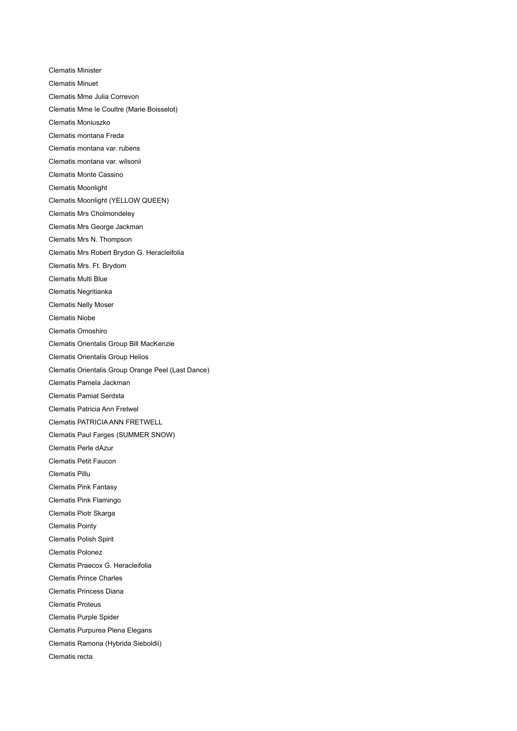Clematis Minister

Clematis Minuet

Clematis Mme Julia Correvon

Clematis Mme le Coultre (Marie Boisselot)

Clematis Moniuszko

Clematis montana Freda

Clematis montana var. rubens

Clematis montana var. wilsonii

Clematis Monte Cassino

Clematis Moonlight

Clematis Moonlight (YELLOW QUEEN)

Clematis Mrs Cholmondeley

Clematis Mrs George Jackman

Clematis Mrs N. Thompson

Clematis Mrs Robert Brydon G. Heracleifolia

Clematis Mrs. Ft. Brydom

Clematis Multi Blue

Clematis Negritianka

Clematis Nelly Moser

Clematis Niobe

Clematis Omoshiro

Clematis Orientalis Group Bill MacKenzie

Clematis Orientalis Group Helios

Clematis Orientalis Group Orange Peel (Last Dance)

Clematis Pamela Jackman

Clematis Pamiat Serdsta

Clematis Patricia Ann Fretwel

Clematis PATRICIA ANN FRETWELL

Clematis Paul Farges (SUMMER SNOW)

Clematis Perle dAzur

Clematis Petit Faucon

Clematis Pillu

Clematis Pink Fantasy

Clematis Pink Flamingo

Clematis Piotr Skarga

Clematis Pointy

Clematis Polish Spirit

Clematis Polonez

Clematis Praecox G. Heracleifolia

Clematis Prince Charles

Clematis Princess Diana

Clematis Proteus

Clematis Purple Spider

Clematis Purpurea Plena Elegans

Clematis Ramona (Hybrida Sieboldii)

Clematis recta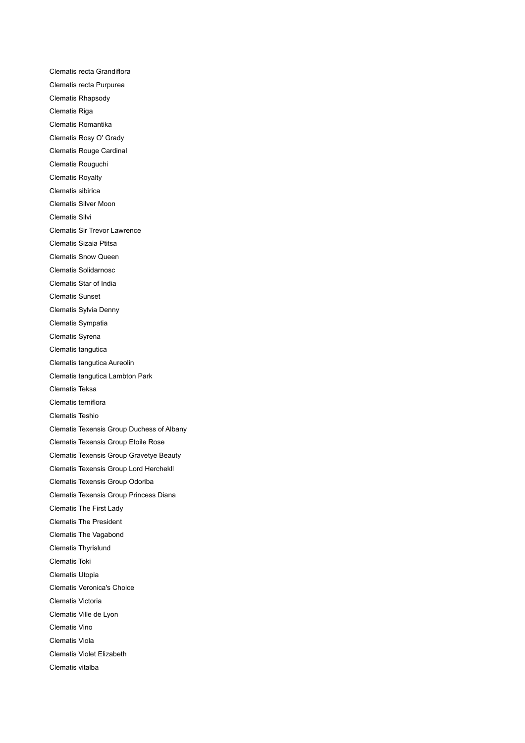Clematis recta Grandiflora

Clematis recta Purpurea

Clematis Rhapsody

Clematis Riga

Clematis Romantika

Clematis Rosy O' Grady

Clematis Rouge Cardinal

Clematis Rouguchi

Clematis Royalty

Clematis sibirica

Clematis Silver Moon

Clematis Silvi

Clematis Sir Trevor Lawrence

Clematis Sizaia Ptitsa

Clematis Snow Queen

Clematis Solidarnosc

Clematis Star of India

Clematis Sunset

Clematis Sylvia Denny

Clematis Sympatia

Clematis Syrena

Clematis tangutica

Clematis tangutica Aureolin

Clematis tangutica Lambton Park

Clematis Teksa

Clematis terniflora

Clematis Teshio

Clematis Texensis Group Duchess of Albany

Clematis Texensis Group Etoile Rose

Clematis Texensis Group Gravetye Beauty

Clematis Texensis Group Lord Herchekll

Clematis Texensis Group Odoriba

Clematis Texensis Group Princess Diana

Clematis The First Lady

Clematis The President

Clematis The Vagabond

Clematis Thyrislund

Clematis Toki

Clematis Utopia

Clematis Veronica's Choice

Clematis Victoria

Clematis Ville de Lyon

Clematis Vino

Clematis Viola

Clematis Violet Elizabeth

Clematis vitalba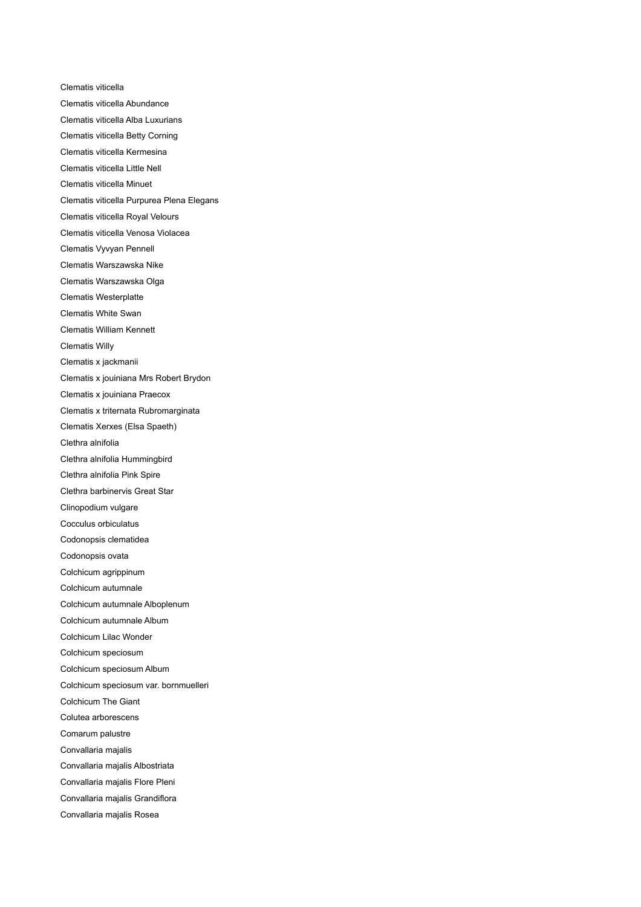Clematis viticella

Clematis viticella Abundance

Clematis viticella Alba Luxurians

Clematis viticella Betty Corning

Clematis viticella Kermesina

Clematis viticella Little Nell

Clematis viticella Minuet

Clematis viticella Purpurea Plena Elegans

Clematis viticella Royal Velours

Clematis viticella Venosa Violacea

Clematis Vyvyan Pennell

Clematis Warszawska Nike

Clematis Warszawska Olga

Clematis Westerplatte

Clematis White Swan

Clematis William Kennett

Clematis Willy

Clematis x jackmanii

Clematis x jouiniana Mrs Robert Brydon

Clematis x jouiniana Praecox

Clematis x triternata Rubromarginata

Clematis Xerxes (Elsa Spaeth)

Clethra alnifolia

Clethra alnifolia Hummingbird

Clethra alnifolia Pink Spire

Clethra barbinervis Great Star

Clinopodium vulgare

Cocculus orbiculatus

Codonopsis clematidea

Codonopsis ovata

Colchicum agrippinum

Colchicum autumnale

Colchicum autumnale Alboplenum

Colchicum autumnale Album

Colchicum Lilac Wonder

Colchicum speciosum

Colchicum speciosum Album

Colchicum speciosum var. bornmuelleri

Colchicum The Giant

Colutea arborescens

Comarum palustre

Convallaria majalis

Convallaria majalis Albostriata

Convallaria majalis Flore Pleni

Convallaria majalis Grandiflora

Convallaria majalis Rosea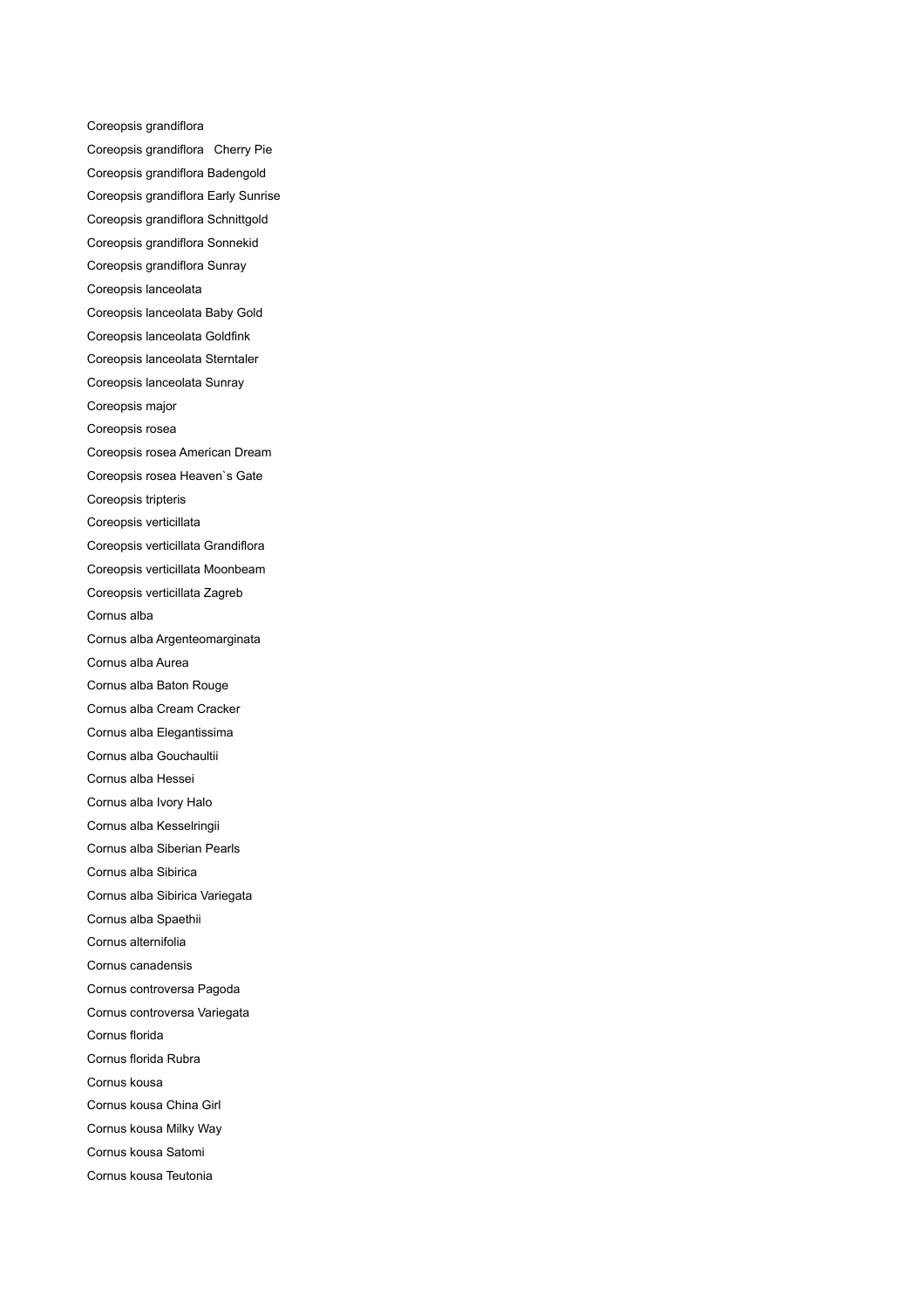Coreopsis grandiflora

Coreopsis grandiflora   Cherry Pie

Coreopsis grandiflora Badengold

Coreopsis grandiflora Early Sunrise

Coreopsis grandiflora Schnittgold

Coreopsis grandiflora Sonnekid

Coreopsis grandiflora Sunray

Coreopsis lanceolata

Coreopsis lanceolata Baby Gold

Coreopsis lanceolata Goldfink

Coreopsis lanceolata Sterntaler

Coreopsis lanceolata Sunray

Coreopsis major

Coreopsis rosea

Coreopsis rosea American Dream

Coreopsis rosea Heaven`s Gate

Coreopsis tripteris

Coreopsis verticillata

Coreopsis verticillata Grandiflora

Coreopsis verticillata Moonbeam

Coreopsis verticillata Zagreb

Cornus alba

Cornus alba Argenteomarginata

Cornus alba Aurea

Cornus alba Baton Rouge

Cornus alba Cream Cracker

Cornus alba Elegantissima

Cornus alba Gouchaultii

Cornus alba Hessei

Cornus alba Ivory Halo

Cornus alba Kesselringii

Cornus alba Siberian Pearls

Cornus alba Sibirica

Cornus alba Sibirica Variegata

Cornus alba Spaethii

Cornus alternifolia

Cornus canadensis

Cornus controversa Pagoda

Cornus controversa Variegata

Cornus florida

Cornus florida Rubra

Cornus kousa

Cornus kousa China Girl

Cornus kousa Milky Way

Cornus kousa Satomi

Cornus kousa Teutonia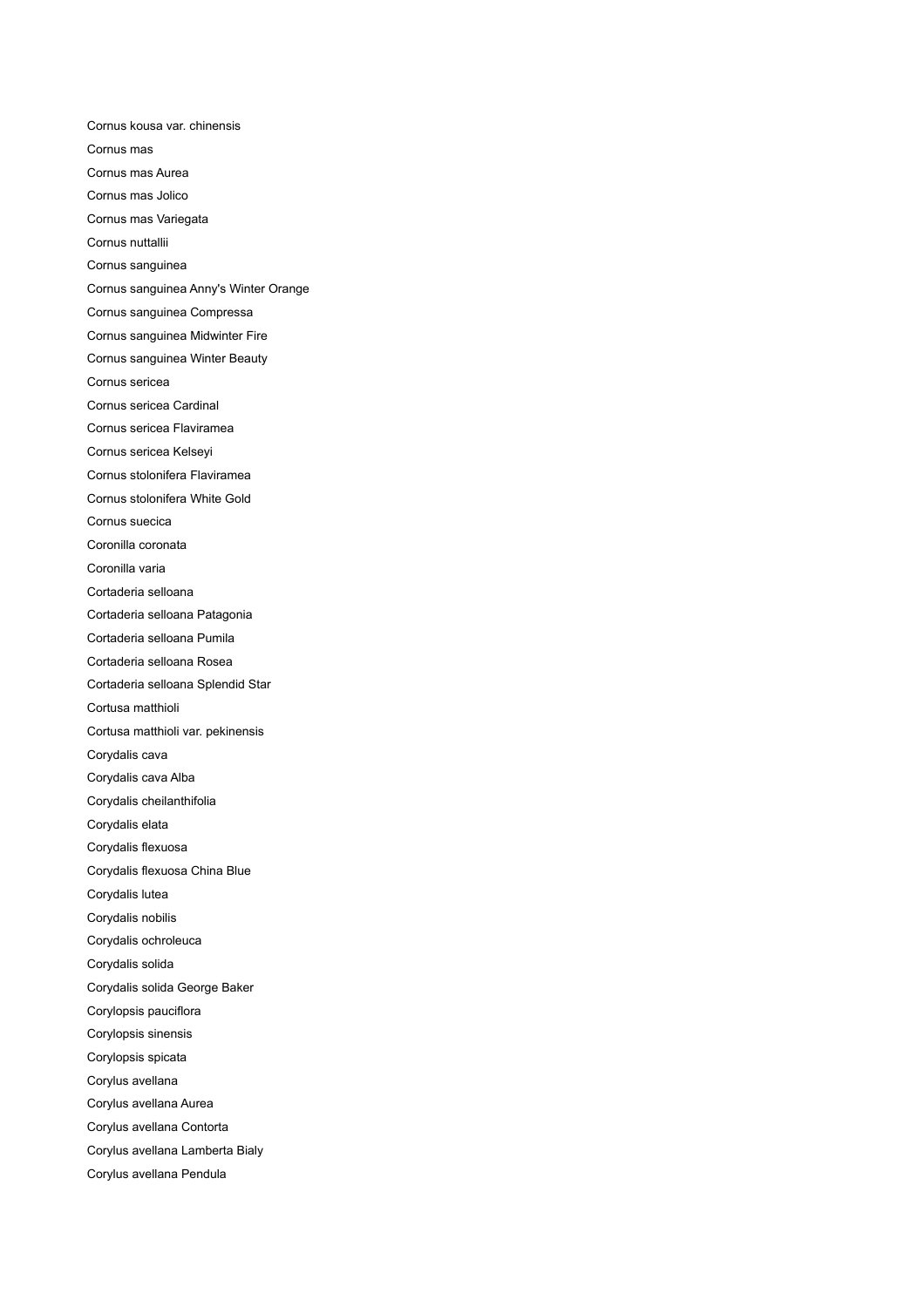Cornus kousa var. chinensis

Cornus mas

Cornus mas Aurea

Cornus mas Jolico

Cornus mas Variegata

Cornus nuttallii

Cornus sanguinea

Cornus sanguinea Anny's Winter Orange

Cornus sanguinea Compressa

Cornus sanguinea Midwinter Fire

Cornus sanguinea Winter Beauty

Cornus sericea

Cornus sericea Cardinal

Cornus sericea Flaviramea

Cornus sericea Kelseyi

Cornus stolonifera Flaviramea

Cornus stolonifera White Gold

Cornus suecica

Coronilla coronata

Coronilla varia

Cortaderia selloana

Cortaderia selloana Patagonia

Cortaderia selloana Pumila

Cortaderia selloana Rosea

Cortaderia selloana Splendid Star

Cortusa matthioli

Cortusa matthioli var. pekinensis

Corydalis cava

Corydalis cava Alba

Corydalis cheilanthifolia

Corydalis elata

Corydalis flexuosa

Corydalis flexuosa China Blue

Corydalis lutea

Corydalis nobilis

Corydalis ochroleuca

Corydalis solida

Corydalis solida George Baker

Corylopsis pauciflora

Corylopsis sinensis

Corylopsis spicata

Corylus avellana

Corylus avellana Aurea

Corylus avellana Contorta

Corylus avellana Lamberta Bialy

Corylus avellana Pendula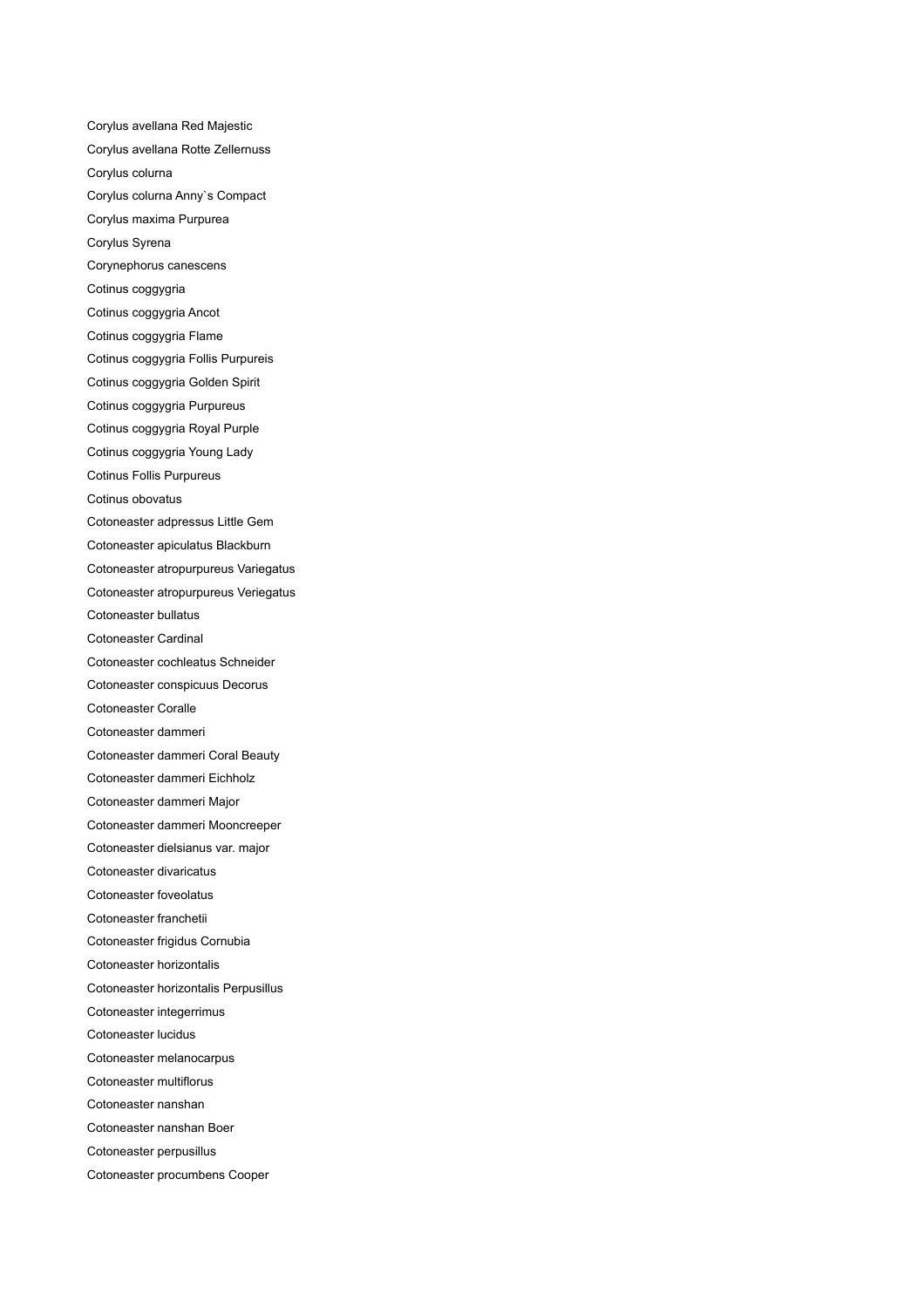Corylus avellana Red Majestic

Corylus avellana Rotte Zellernuss

Corylus colurna

Corylus colurna Anny`s Compact

Corylus maxima Purpurea

Corylus Syrena

Corynephorus canescens

Cotinus coggygria

Cotinus coggygria Ancot

Cotinus coggygria Flame

Cotinus coggygria Follis Purpureis

Cotinus coggygria Golden Spirit

Cotinus coggygria Purpureus

Cotinus coggygria Royal Purple

Cotinus coggygria Young Lady

Cotinus Follis Purpureus

Cotinus obovatus

Cotoneaster adpressus Little Gem

Cotoneaster apiculatus Blackburn

Cotoneaster atropurpureus Variegatus

Cotoneaster atropurpureus Veriegatus

Cotoneaster bullatus

Cotoneaster Cardinal

Cotoneaster cochleatus Schneider

Cotoneaster conspicuus Decorus

Cotoneaster Coralle

Cotoneaster dammeri

Cotoneaster dammeri Coral Beauty

Cotoneaster dammeri Eichholz

Cotoneaster dammeri Major

Cotoneaster dammeri Mooncreeper

Cotoneaster dielsianus var. major

Cotoneaster divaricatus

Cotoneaster foveolatus

Cotoneaster franchetii

Cotoneaster frigidus Cornubia

Cotoneaster horizontalis

Cotoneaster horizontalis Perpusillus

Cotoneaster integerrimus

Cotoneaster lucidus

Cotoneaster melanocarpus

Cotoneaster multiflorus

Cotoneaster nanshan

Cotoneaster nanshan Boer

Cotoneaster perpusillus

Cotoneaster procumbens Cooper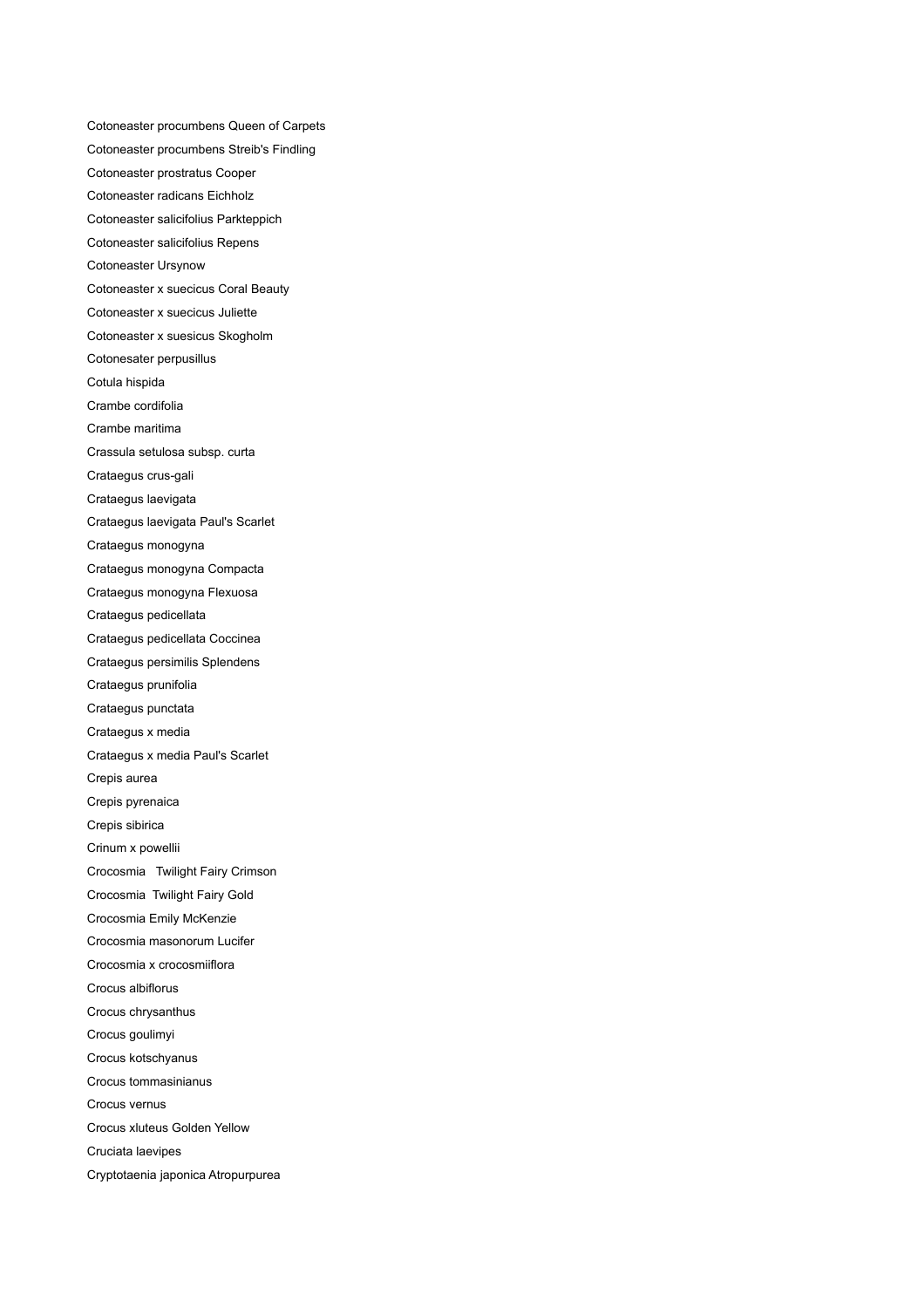Cotoneaster procumbens Queen of Carpets

Cotoneaster procumbens Streib's Findling

Cotoneaster prostratus Cooper

Cotoneaster radicans Eichholz

Cotoneaster salicifolius Parkteppich

Cotoneaster salicifolius Repens

Cotoneaster Ursynow

Cotoneaster x suecicus Coral Beauty

Cotoneaster x suecicus Juliette

Cotoneaster x suesicus Skogholm

Cotonesater perpusillus

Cotula hispida

Crambe cordifolia

Crambe maritima

Crassula setulosa subsp. curta

Crataegus crus-gali

Crataegus laevigata

Crataegus laevigata Paul's Scarlet

Crataegus monogyna

Crataegus monogyna Compacta

Crataegus monogyna Flexuosa

Crataegus pedicellata

Crataegus pedicellata Coccinea

Crataegus persimilis Splendens

Crataegus prunifolia

Crataegus punctata

Crataegus x media

Crataegus x media Paul's Scarlet

Crepis aurea

Crepis pyrenaica

Crepis sibirica

Crinum x powellii

Crocosmia Twilight Fairy Crimson

Crocosmia Twilight Fairy Gold

Crocosmia Emily McKenzie

Crocosmia masonorum Lucifer

Crocosmia x crocosmiiflora

Crocus albiflorus

Crocus chrysanthus

Crocus goulimyi

Crocus kotschyanus

Crocus tommasinianus

Crocus vernus

Crocus xluteus Golden Yellow

Cruciata laevipes

Cryptotaenia japonica Atropurpurea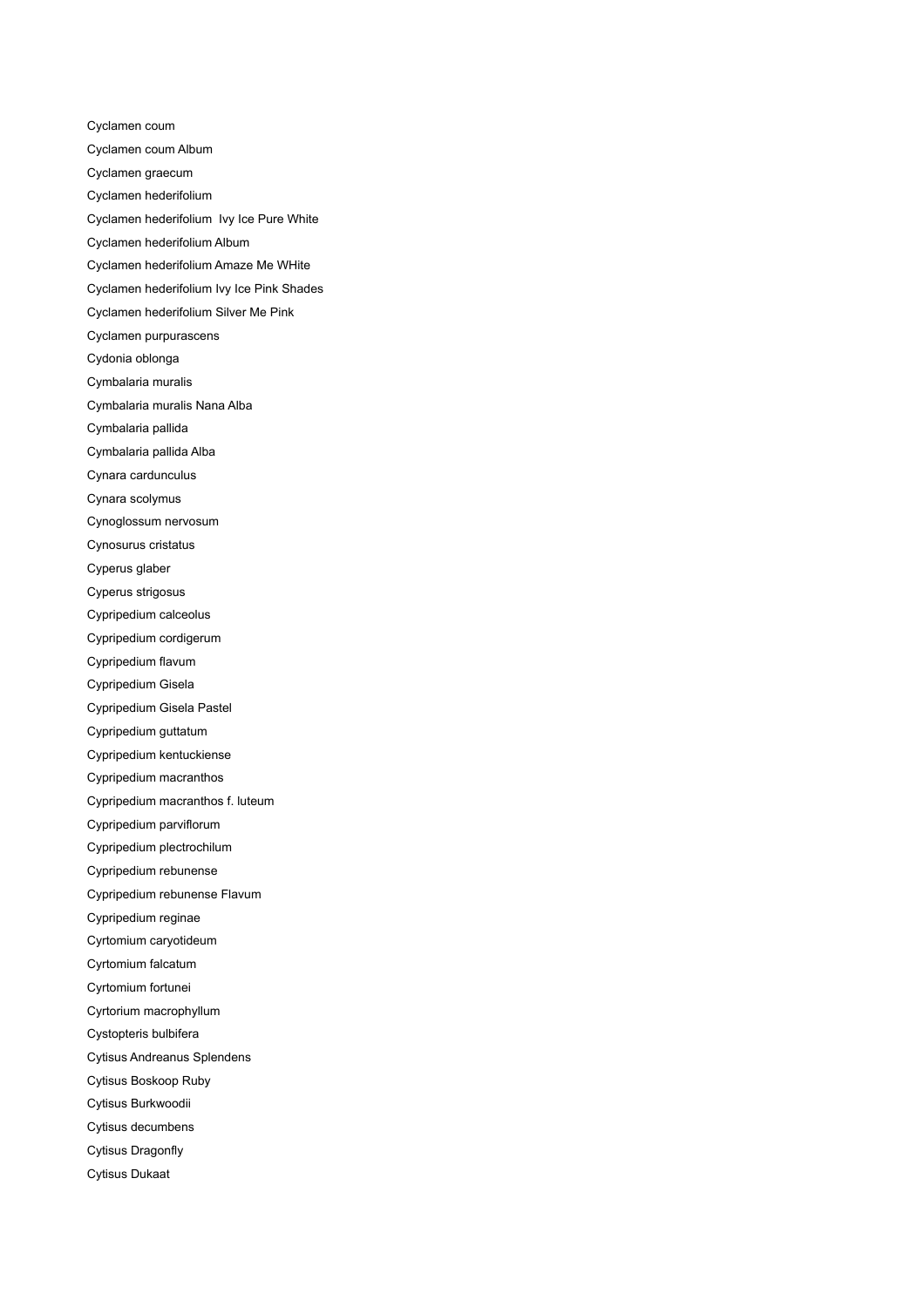Cyclamen coum

Cyclamen coum Album

Cyclamen graecum

Cyclamen hederifolium

Cyclamen hederifolium  Ivy Ice Pure White

Cyclamen hederifolium Album

Cyclamen hederifolium Amaze Me WHite

Cyclamen hederifolium Ivy Ice Pink Shades

Cyclamen hederifolium Silver Me Pink

Cyclamen purpurascens

Cydonia oblonga

Cymbalaria muralis

Cymbalaria muralis Nana Alba

Cymbalaria pallida

Cymbalaria pallida Alba

Cynara cardunculus

Cynara scolymus

Cynoglossum nervosum

Cynosurus cristatus

Cyperus glaber

Cyperus strigosus

Cypripedium calceolus

Cypripedium cordigerum

Cypripedium flavum

Cypripedium Gisela

Cypripedium Gisela Pastel

Cypripedium guttatum

Cypripedium kentuckiense

Cypripedium macranthos

Cypripedium macranthos f. luteum

Cypripedium parviflorum

Cypripedium plectrochilum

Cypripedium rebunense

Cypripedium rebunense Flavum

Cypripedium reginae

Cyrtomium caryotideum

Cyrtomium falcatum

Cyrtomium fortunei

Cyrtorium macrophyllum

Cystopteris bulbifera

Cytisus Andreanus Splendens

Cytisus Boskoop Ruby

Cytisus Burkwoodii

Cytisus decumbens

Cytisus Dragonfly

Cytisus Dukaat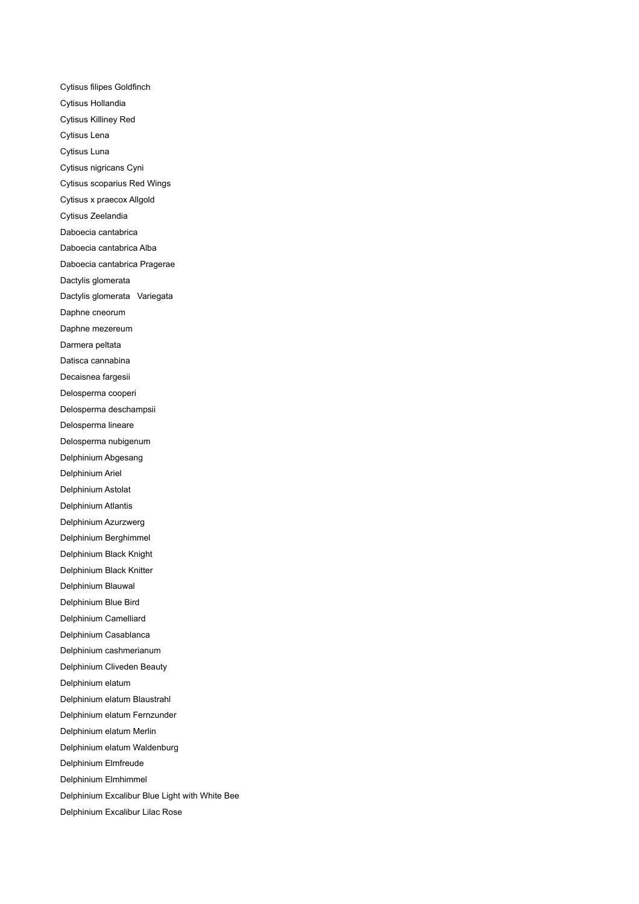Cytisus filipes Goldfinch

Cytisus Hollandia

Cytisus Killiney Red

Cytisus Lena

Cytisus Luna

Cytisus nigricans Cyni

Cytisus scoparius Red Wings

Cytisus x praecox Allgold

Cytisus Zeelandia

Daboecia cantabrica

Daboecia cantabrica Alba

Daboecia cantabrica Pragerae

Dactylis glomerata

Dactylis glomerata   Variegata

Daphne cneorum

Daphne mezereum

Darmera peltata

Datisca cannabina

Decaisnea fargesii

Delosperma cooperi

Delosperma deschampsii

Delosperma lineare

Delosperma nubigenum

Delphinium Abgesang

Delphinium Ariel

Delphinium Astolat

Delphinium Atlantis

Delphinium Azurzwerg

Delphinium Berghimmel

Delphinium Black Knight

Delphinium Black Knitter

Delphinium Blauwal

Delphinium Blue Bird

Delphinium Camelliard

Delphinium Casablanca

Delphinium cashmerianum

Delphinium Cliveden Beauty

Delphinium elatum

Delphinium elatum Blaustrahl

Delphinium elatum Fernzunder

Delphinium elatum Merlin

Delphinium elatum Waldenburg

Delphinium Elmfreude

Delphinium Elmhimmel

Delphinium Excalibur Blue Light with White Bee

Delphinium Excalibur Lilac Rose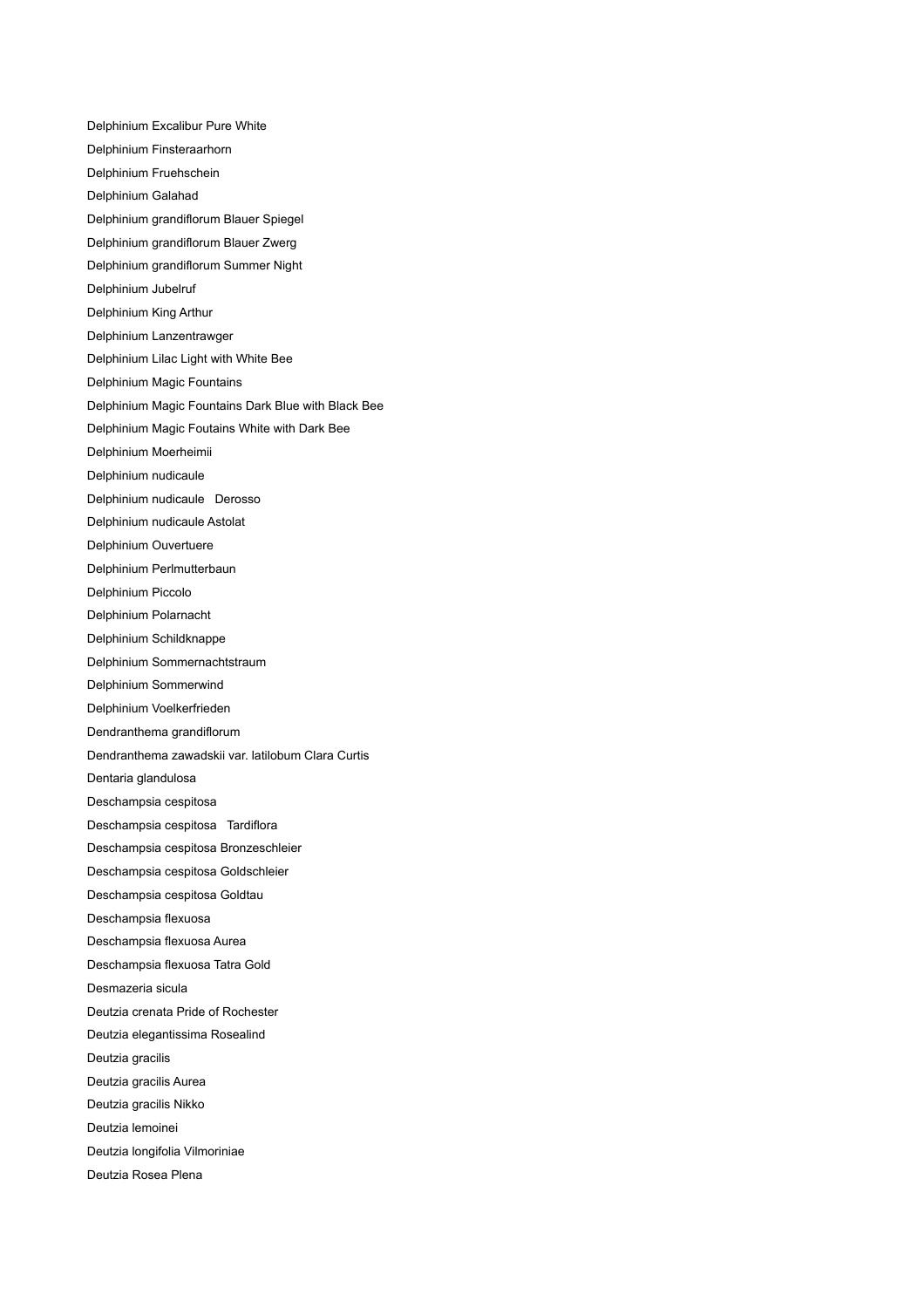Delphinium Excalibur Pure White

Delphinium Finsteraarhorn

Delphinium Fruehschein

Delphinium Galahad

Delphinium grandiflorum Blauer Spiegel

Delphinium grandiflorum Blauer Zwerg

Delphinium grandiflorum Summer Night

Delphinium Jubelruf

Delphinium King Arthur

Delphinium Lanzentrawger

Delphinium Lilac Light with White Bee

Delphinium Magic Fountains

Delphinium Magic Fountains Dark Blue with Black Bee

Delphinium Magic Foutains White with Dark Bee

Delphinium Moerheimii

Delphinium nudicaule

Delphinium nudicaule   Derosso

Delphinium nudicaule Astolat

Delphinium Ouvertuere

Delphinium Perlmutterbaun

Delphinium Piccolo

Delphinium Polarnacht

Delphinium Schildknappe

Delphinium Sommernachtstraum

Delphinium Sommerwind

Delphinium Voelkerfrieden

Dendranthema grandiflorum

Dendranthema zawadskii var. latilobum Clara Curtis

Dentaria glandulosa

Deschampsia cespitosa

Deschampsia cespitosa   Tardiflora

Deschampsia cespitosa Bronzeschleier

Deschampsia cespitosa Goldschleier

Deschampsia cespitosa Goldtau

Deschampsia flexuosa

Deschampsia flexuosa Aurea

Deschampsia flexuosa Tatra Gold

Desmazeria sicula

Deutzia crenata Pride of Rochester

Deutzia elegantissima Rosealind

Deutzia gracilis

Deutzia gracilis Aurea

Deutzia gracilis Nikko

Deutzia lemoinei

Deutzia longifolia Vilmoriniae

Deutzia Rosea Plena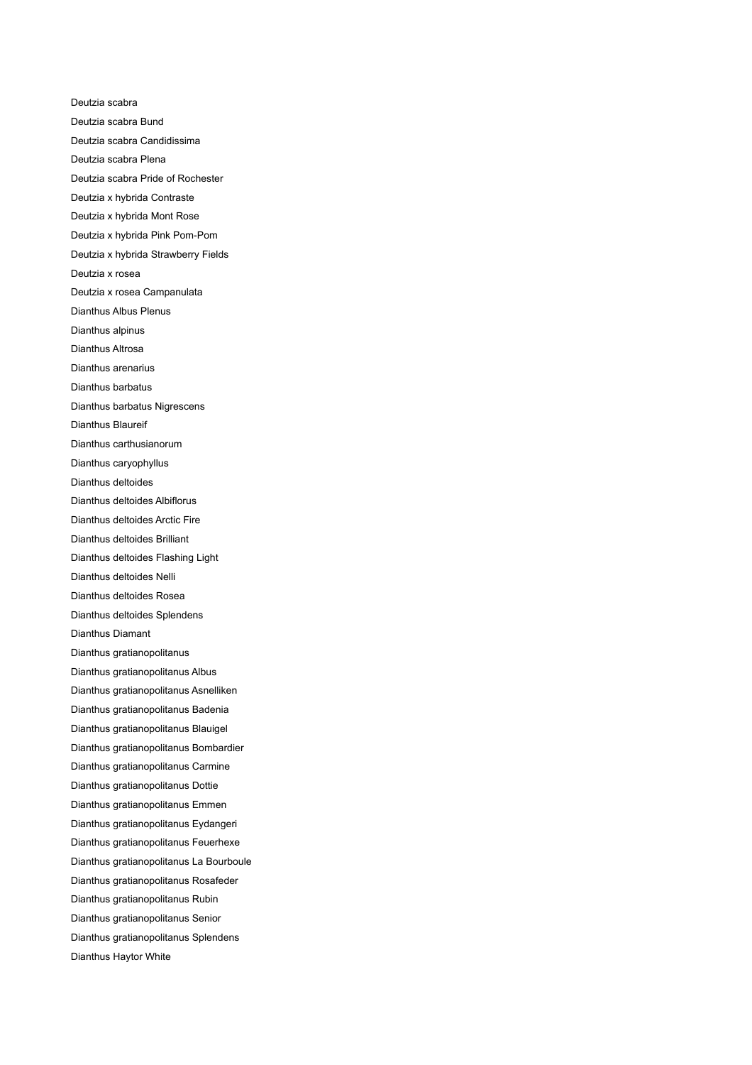Deutzia scabra

Deutzia scabra Bund

Deutzia scabra Candidissima

Deutzia scabra Plena

Deutzia scabra Pride of Rochester

Deutzia x hybrida Contraste

Deutzia x hybrida Mont Rose

Deutzia x hybrida Pink Pom-Pom

Deutzia x hybrida Strawberry Fields

Deutzia x rosea

Deutzia x rosea Campanulata

Dianthus Albus Plenus

Dianthus alpinus

Dianthus Altrosa

Dianthus arenarius

Dianthus barbatus

Dianthus barbatus Nigrescens

Dianthus Blaureif

Dianthus carthusianorum

Dianthus caryophyllus

Dianthus deltoides

Dianthus deltoides Albiflorus

Dianthus deltoides Arctic Fire

Dianthus deltoides Brilliant

Dianthus deltoides Flashing Light

Dianthus deltoides Nelli

Dianthus deltoides Rosea

Dianthus deltoides Splendens

Dianthus Diamant

Dianthus gratianopolitanus

Dianthus gratianopolitanus Albus

Dianthus gratianopolitanus Asnelliken

Dianthus gratianopolitanus Badenia

Dianthus gratianopolitanus Blauigel

Dianthus gratianopolitanus Bombardier

Dianthus gratianopolitanus Carmine

Dianthus gratianopolitanus Dottie

Dianthus gratianopolitanus Emmen

Dianthus gratianopolitanus Eydangeri

Dianthus gratianopolitanus Feuerhexe

Dianthus gratianopolitanus La Bourboule

Dianthus gratianopolitanus Rosafeder

Dianthus gratianopolitanus Rubin

Dianthus gratianopolitanus Senior

Dianthus gratianopolitanus Splendens

Dianthus Haytor White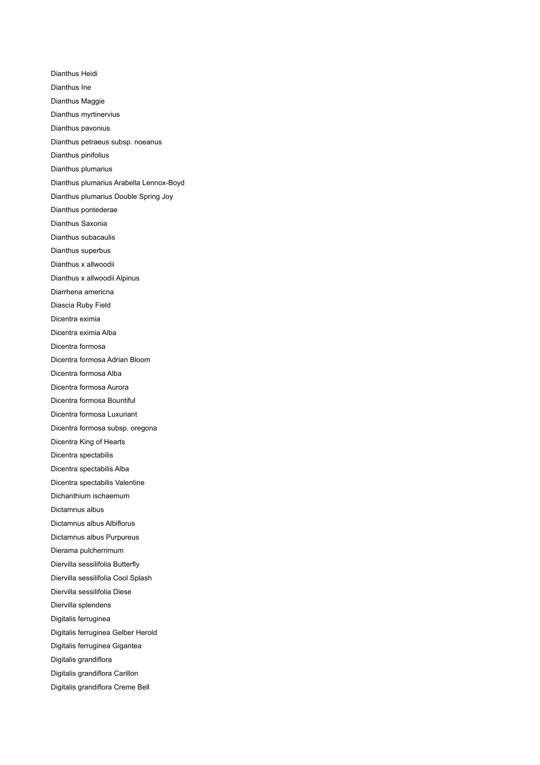Dianthus Heidi

Dianthus Ine

Dianthus Maggie

Dianthus myrtinervius

Dianthus pavonius

Dianthus petraeus subsp. noeanus

Dianthus pinifolius

Dianthus plumarius

Dianthus plumarius Arabella Lennox-Boyd

Dianthus plumarius Double Spring Joy

Dianthus pontederae

Dianthus Saxonia

Dianthus subacaulis

Dianthus superbus

Dianthus x allwoodii

Dianthus x allwoodii Alpinus

Diarrhena americna

Diascia Ruby Field

Dicentra eximia

Dicentra eximia Alba

Dicentra formosa

Dicentra formosa Adrian Bloom

Dicentra formosa Alba

Dicentra formosa Aurora

Dicentra formosa Bountiful

Dicentra formosa Luxuriant

Dicentra formosa subsp. oregona

Dicentra King of Hearts

Dicentra spectabilis

Dicentra spectabilis Alba

Dicentra spectabilis Valentine

Dichanthium ischaemum

Dictamnus albus

Dictamnus albus Albiflorus

Dictamnus albus Purpureus

Dierama pulcherrimum

Diervilla sessilifolia Butterfly

Diervilla sessilifolia Cool Splash

Diervilla sessilifolia Diese

Diervilla splendens

Digitalis ferruginea

Digitalis ferruginea Gelber Herold

Digitalis ferruginea Gigantea

Digitalis grandiflora

Digitalis grandiflora Carillon

Digitalis grandiflora Creme Bell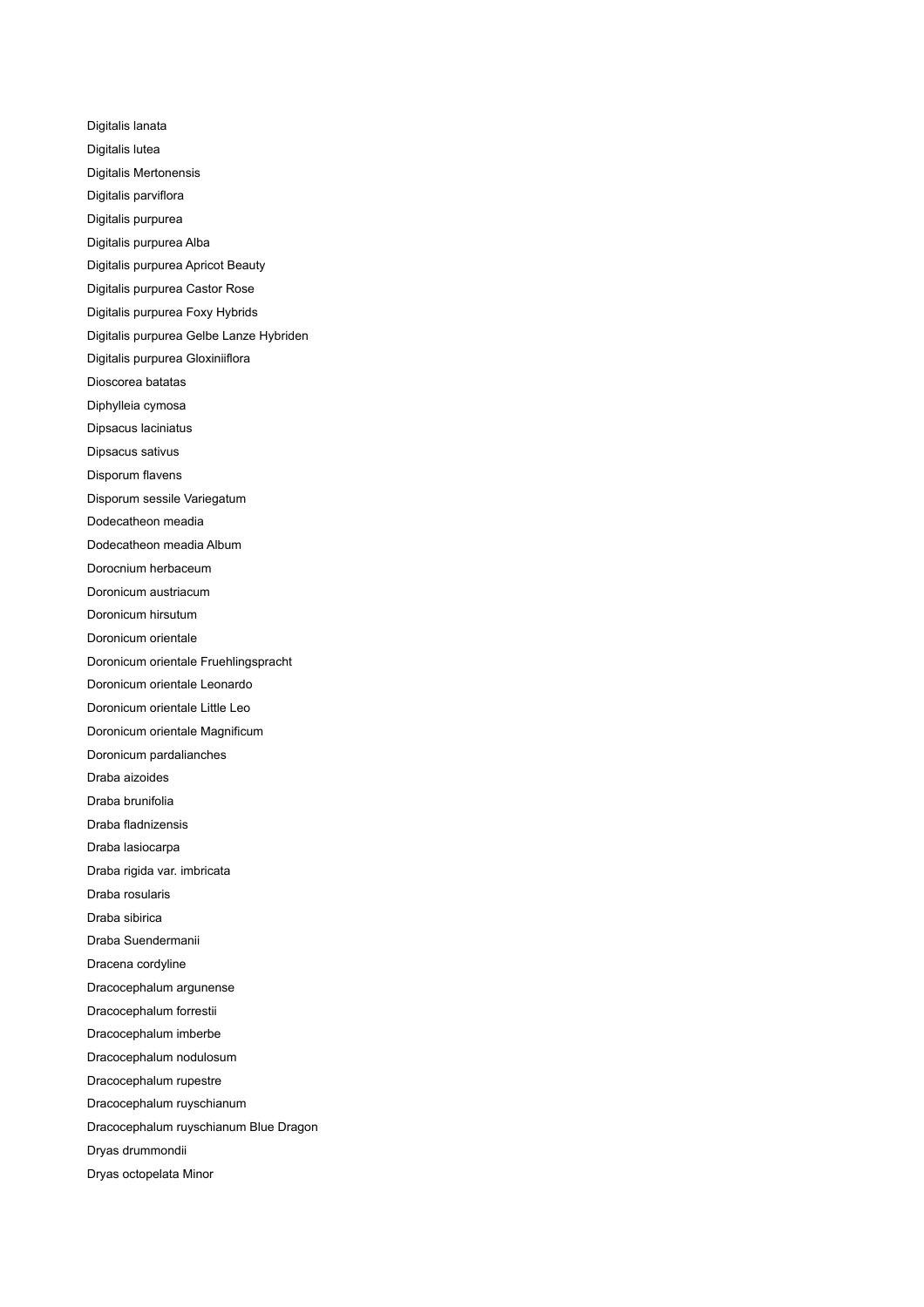Digitalis lanata

Digitalis lutea

Digitalis Mertonensis

Digitalis parviflora

Digitalis purpurea

Digitalis purpurea Alba

Digitalis purpurea Apricot Beauty

Digitalis purpurea Castor Rose

Digitalis purpurea Foxy Hybrids

Digitalis purpurea Gelbe Lanze Hybriden

Digitalis purpurea Gloxiniiflora

Dioscorea batatas

Diphylleia cymosa

Dipsacus laciniatus

Dipsacus sativus

Disporum flavens

Disporum sessile Variegatum

Dodecatheon meadia

Dodecatheon meadia Album

Dorocnium herbaceum

Doronicum austriacum

Doronicum hirsutum

Doronicum orientale

Doronicum orientale Fruehlingspracht

Doronicum orientale Leonardo

Doronicum orientale Little Leo

Doronicum orientale Magnificum

Doronicum pardalianches

Draba aizoides

Draba brunifolia

Draba fladnizensis

Draba lasiocarpa

Draba rigida var. imbricata

Draba rosularis

Draba sibirica

Draba Suendermanii

Dracena cordyline

Dracocephalum argunense

Dracocephalum forrestii

Dracocephalum imberbe

Dracocephalum nodulosum

Dracocephalum rupestre

Dracocephalum ruyschianum

Dracocephalum ruyschianum Blue Dragon

Dryas drummondii

Dryas octopelata Minor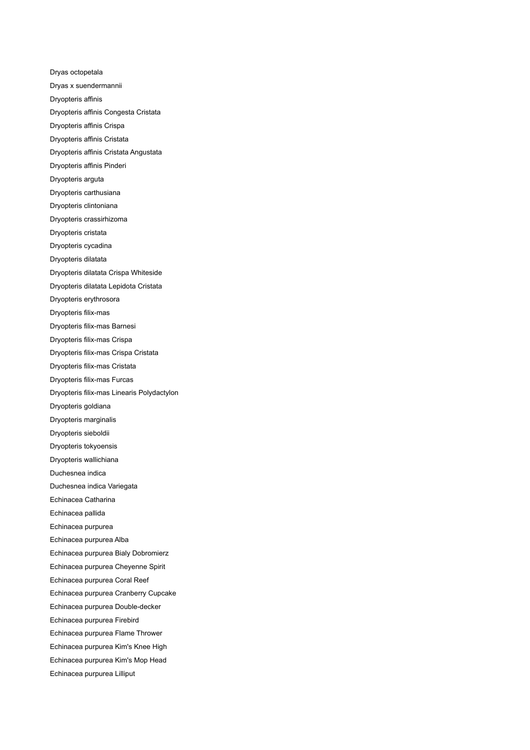Dryas octopetala

Dryas x suendermannii

Dryopteris affinis

Dryopteris affinis Congesta Cristata

Dryopteris affinis Crispa

Dryopteris affinis Cristata

Dryopteris affinis Cristata Angustata

Dryopteris affinis Pinderi

Dryopteris arguta

Dryopteris carthusiana

Dryopteris clintoniana

Dryopteris crassirhizoma

Dryopteris cristata

Dryopteris cycadina

Dryopteris dilatata

Dryopteris dilatata Crispa Whiteside

Dryopteris dilatata Lepidota Cristata

Dryopteris erythrosora

Dryopteris filix-mas

Dryopteris filix-mas Barnesi

Dryopteris filix-mas Crispa

Dryopteris filix-mas Crispa Cristata

Dryopteris filix-mas Cristata

Dryopteris filix-mas Furcas

Dryopteris filix-mas Linearis Polydactylon

Dryopteris goldiana

Dryopteris marginalis

Dryopteris sieboldii

Dryopteris tokyoensis

Dryopteris wallichiana

Duchesnea indica

Duchesnea indica Variegata

Echinacea Catharina

Echinacea pallida

Echinacea purpurea

Echinacea purpurea Alba

Echinacea purpurea Bialy Dobromierz

Echinacea purpurea Cheyenne Spirit

Echinacea purpurea Coral Reef

Echinacea purpurea Cranberry Cupcake

Echinacea purpurea Double-decker

Echinacea purpurea Firebird

Echinacea purpurea Flame Thrower

Echinacea purpurea Kim's Knee High

Echinacea purpurea Kim's Mop Head

Echinacea purpurea Lilliput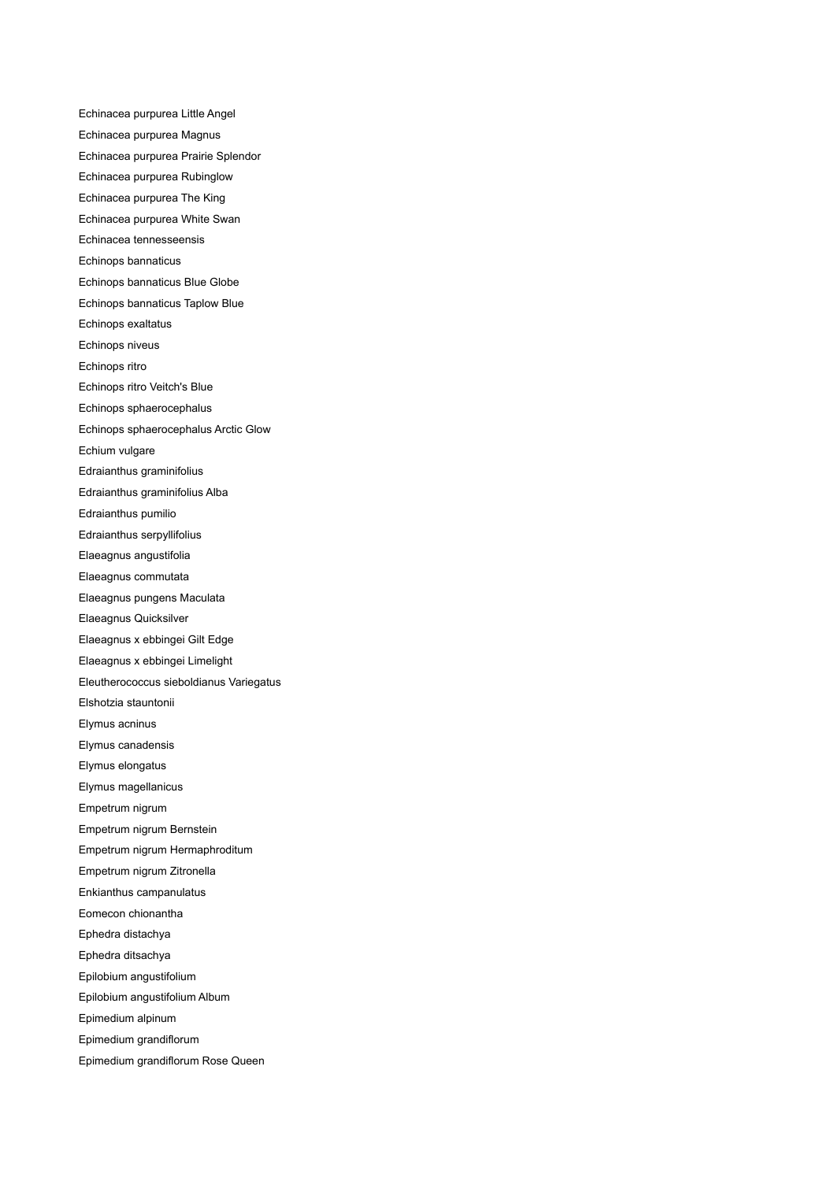Echinacea purpurea Little Angel

Echinacea purpurea Magnus

Echinacea purpurea Prairie Splendor

Echinacea purpurea Rubinglow

Echinacea purpurea The King

Echinacea purpurea White Swan

Echinacea tennesseensis

Echinops bannaticus

Echinops bannaticus Blue Globe

Echinops bannaticus Taplow Blue

Echinops exaltatus

Echinops niveus

Echinops ritro

Echinops ritro Veitch's Blue

Echinops sphaerocephalus

Echinops sphaerocephalus Arctic Glow

Echium vulgare

Edraianthus graminifolius

Edraianthus graminifolius Alba

Edraianthus pumilio

Edraianthus serpyllifolius

Elaeagnus angustifolia

Elaeagnus commutata

Elaeagnus pungens Maculata

Elaeagnus Quicksilver

Elaeagnus x ebbingei Gilt Edge

Elaeagnus x ebbingei Limelight

Eleutherococcus sieboldianus Variegatus

Elshotzia stauntonii

Elymus acninus

Elymus canadensis

Elymus elongatus

Elymus magellanicus

Empetrum nigrum

Empetrum nigrum Bernstein

Empetrum nigrum Hermaphroditum

Empetrum nigrum Zitronella

Enkianthus campanulatus

Eomecon chionantha

Ephedra distachya

Ephedra ditsachya

Epilobium angustifolium

Epilobium angustifolium Album

Epimedium alpinum

Epimedium grandiflorum

Epimedium grandiflorum Rose Queen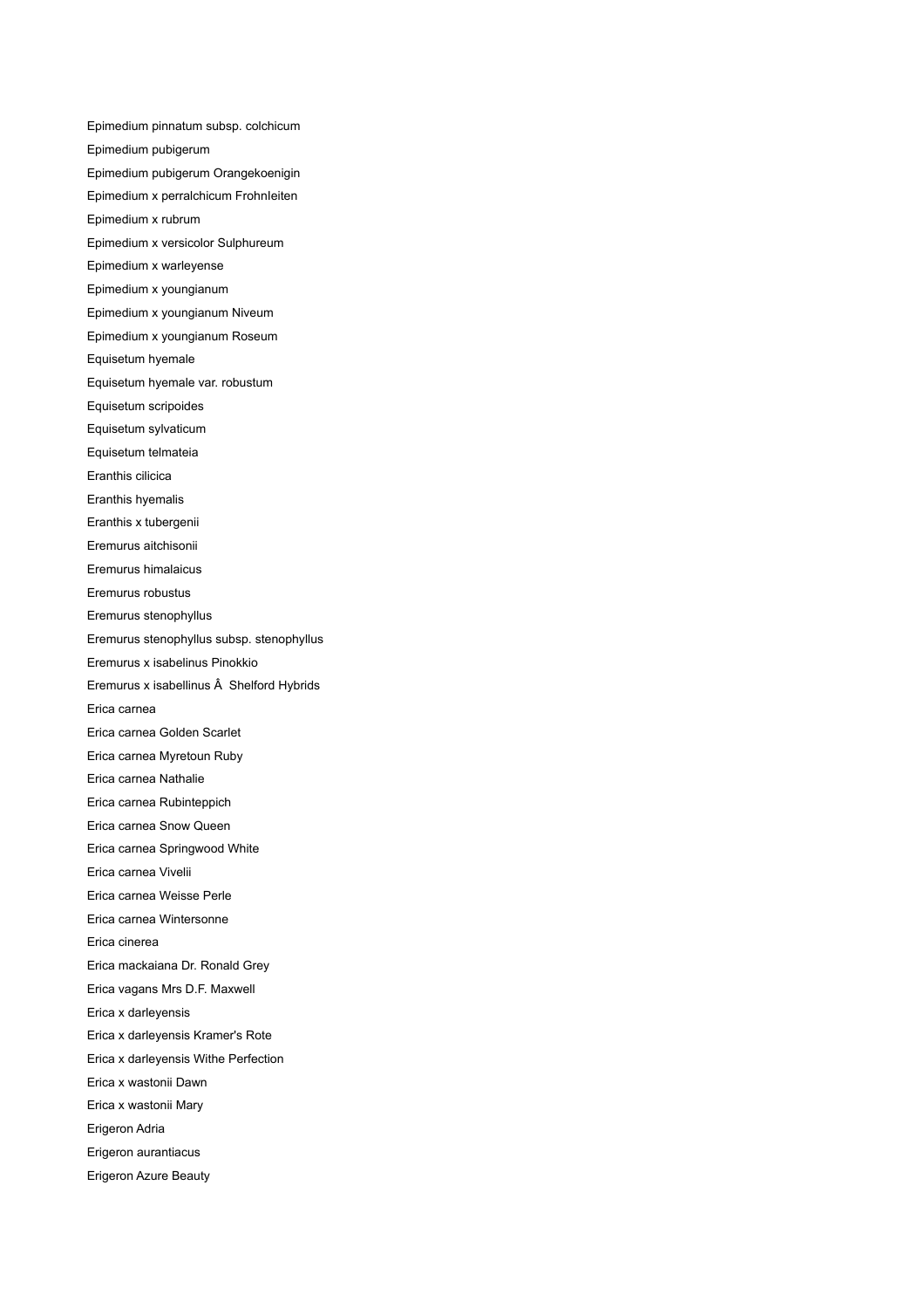Epimedium pinnatum subsp. colchicum

Epimedium pubigerum

Epimedium pubigerum Orangekoenigin

Epimedium x perralchicum Frohnleiten

Epimedium x rubrum

Epimedium x versicolor Sulphureum

Epimedium x warleyense

Epimedium x youngianum

Epimedium x youngianum Niveum

Epimedium x youngianum Roseum

Equisetum hyemale

Equisetum hyemale var. robustum

Equisetum scripoides

Equisetum sylvaticum

Equisetum telmateia

Eranthis cilicica

Eranthis hyemalis

Eranthis x tubergenii

Eremurus aitchisonii

Eremurus himalaicus

Eremurus robustus

Eremurus stenophyllus

Eremurus stenophyllus subsp. stenophyllus

Eremurus x isabelinus Pinokkio

Eremurus x isabellinus Â  Shelford Hybrids

Erica carnea

Erica carnea Golden Scarlet

Erica carnea Myretoun Ruby

Erica carnea Nathalie

Erica carnea Rubinteppich

Erica carnea Snow Queen

Erica carnea Springwood White

Erica carnea Vivelii

Erica carnea Weisse Perle

Erica carnea Wintersonne

Erica cinerea

Erica mackaiana Dr. Ronald Grey

Erica vagans Mrs D.F. Maxwell

Erica x darleyensis

Erica x darleyensis Kramer's Rote

Erica x darleyensis Withe Perfection

Erica x wastonii Dawn

Erica x wastonii Mary

Erigeron Adria

Erigeron aurantiacus

Erigeron Azure Beauty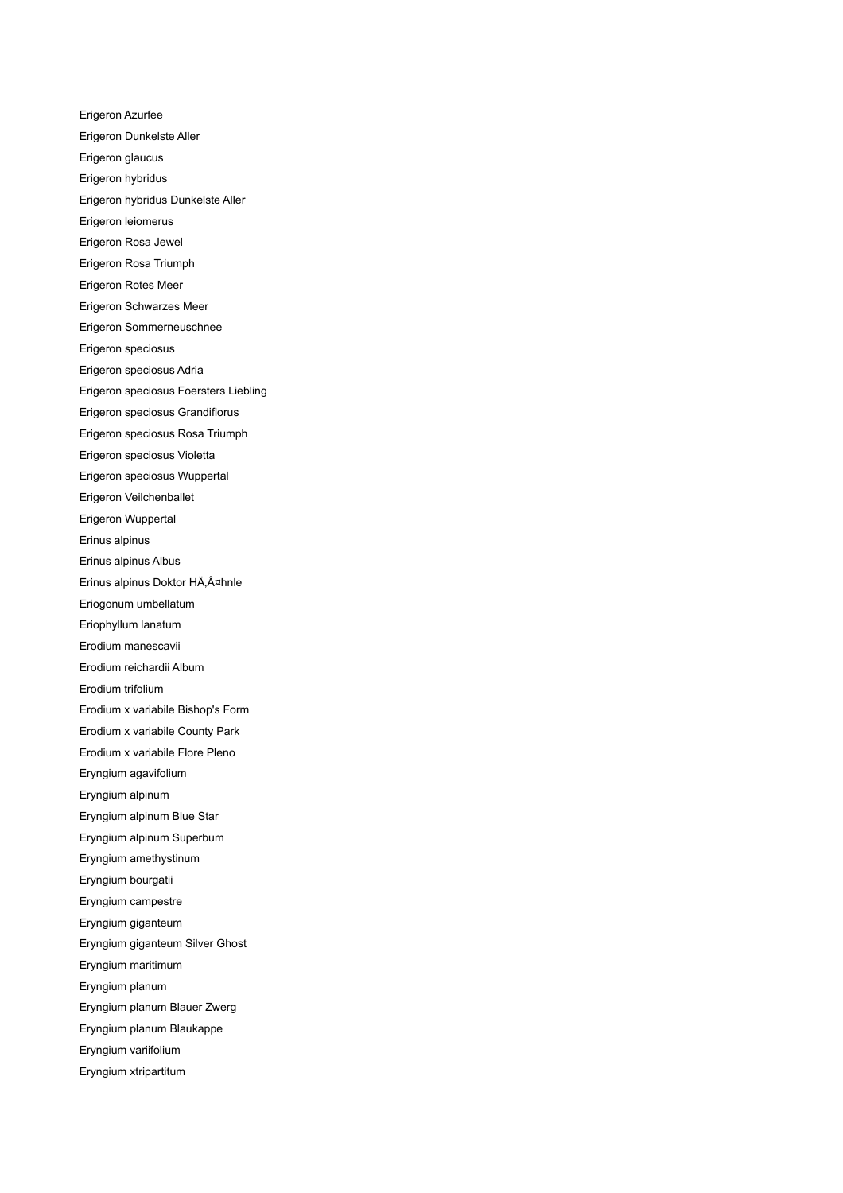Erigeron Azurfee

Erigeron Dunkelste Aller

Erigeron glaucus

Erigeron hybridus

Erigeron hybridus Dunkelste Aller

Erigeron leiomerus

Erigeron Rosa Jewel

Erigeron Rosa Triumph

Erigeron Rotes Meer

Erigeron Schwarzes Meer

Erigeron Sommerneuschnee

Erigeron speciosus

Erigeron speciosus Adria

Erigeron speciosus Foersters Liebling

Erigeron speciosus Grandiflorus

Erigeron speciosus Rosa Triumph

Erigeron speciosus Violetta

Erigeron speciosus Wuppertal

Erigeron Veilchenballet

Erigeron Wuppertal

Erinus alpinus

Erinus alpinus Albus

Erinus alpinus Doktor HÄ‚Â¤hnle

Eriogonum umbellatum

Eriophyllum lanatum

Erodium manescavii

Erodium reichardii Album

Erodium trifolium

Erodium x variabile Bishop's Form

Erodium x variabile County Park

Erodium x variabile Flore Pleno

Eryngium agavifolium

Eryngium alpinum

Eryngium alpinum Blue Star

Eryngium alpinum Superbum

Eryngium amethystinum

Eryngium bourgatii

Eryngium campestre

Eryngium giganteum

Eryngium giganteum Silver Ghost

Eryngium maritimum

Eryngium planum

Eryngium planum Blauer Zwerg

Eryngium planum Blaukappe

Eryngium variifolium

Eryngium xtripartitum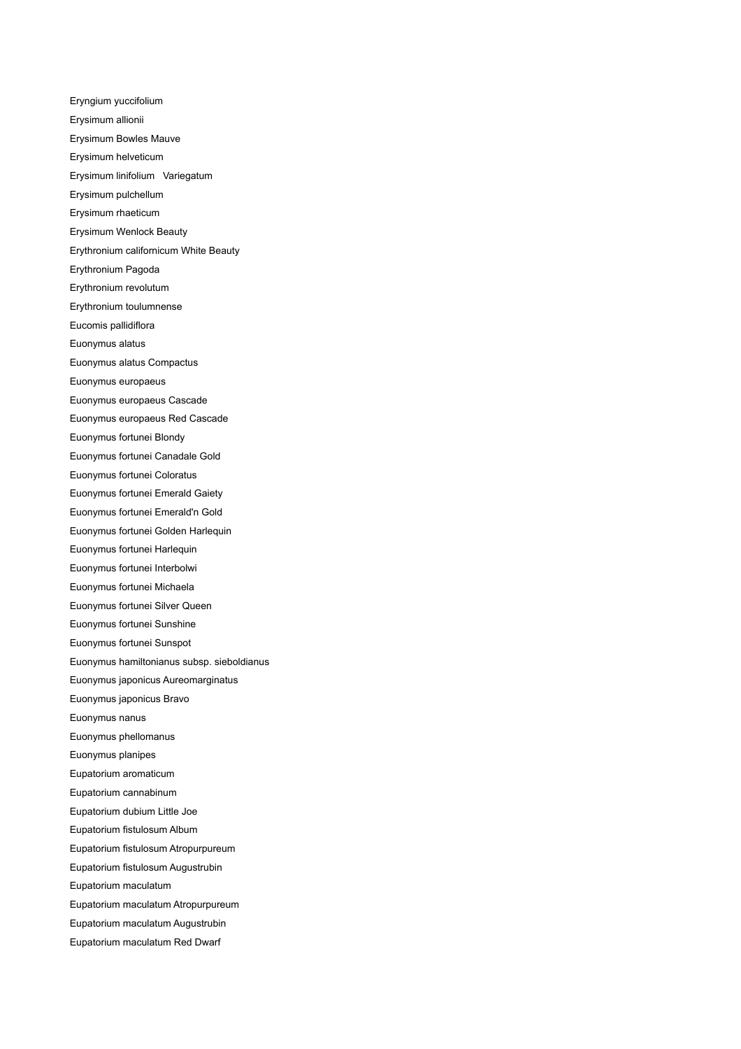Eryngium yuccifolium

Erysimum allionii

Erysimum Bowles Mauve

Erysimum helveticum

Erysimum linifolium   Variegatum

Erysimum pulchellum

Erysimum rhaeticum

Erysimum Wenlock Beauty

Erythronium californicum White Beauty

Erythronium Pagoda

Erythronium revolutum

Erythronium toulumnense

Eucomis pallidiflora

Euonymus alatus

Euonymus alatus Compactus

Euonymus europaeus

Euonymus europaeus Cascade

Euonymus europaeus Red Cascade

Euonymus fortunei Blondy

Euonymus fortunei Canadale Gold

Euonymus fortunei Coloratus

Euonymus fortunei Emerald Gaiety

Euonymus fortunei Emerald'n Gold

Euonymus fortunei Golden Harlequin

Euonymus fortunei Harlequin

Euonymus fortunei Interbolwi

Euonymus fortunei Michaela

Euonymus fortunei Silver Queen

Euonymus fortunei Sunshine

Euonymus fortunei Sunspot

Euonymus hamiltonianus subsp. sieboldianus

Euonymus japonicus Aureomarginatus

Euonymus japonicus Bravo

Euonymus nanus

Euonymus phellomanus

Euonymus planipes

Eupatorium aromaticum

Eupatorium cannabinum

Eupatorium dubium Little Joe

Eupatorium fistulosum Album

Eupatorium fistulosum Atropurpureum

Eupatorium fistulosum Augustrubin

Eupatorium maculatum

Eupatorium maculatum Atropurpureum

Eupatorium maculatum Augustrubin

Eupatorium maculatum Red Dwarf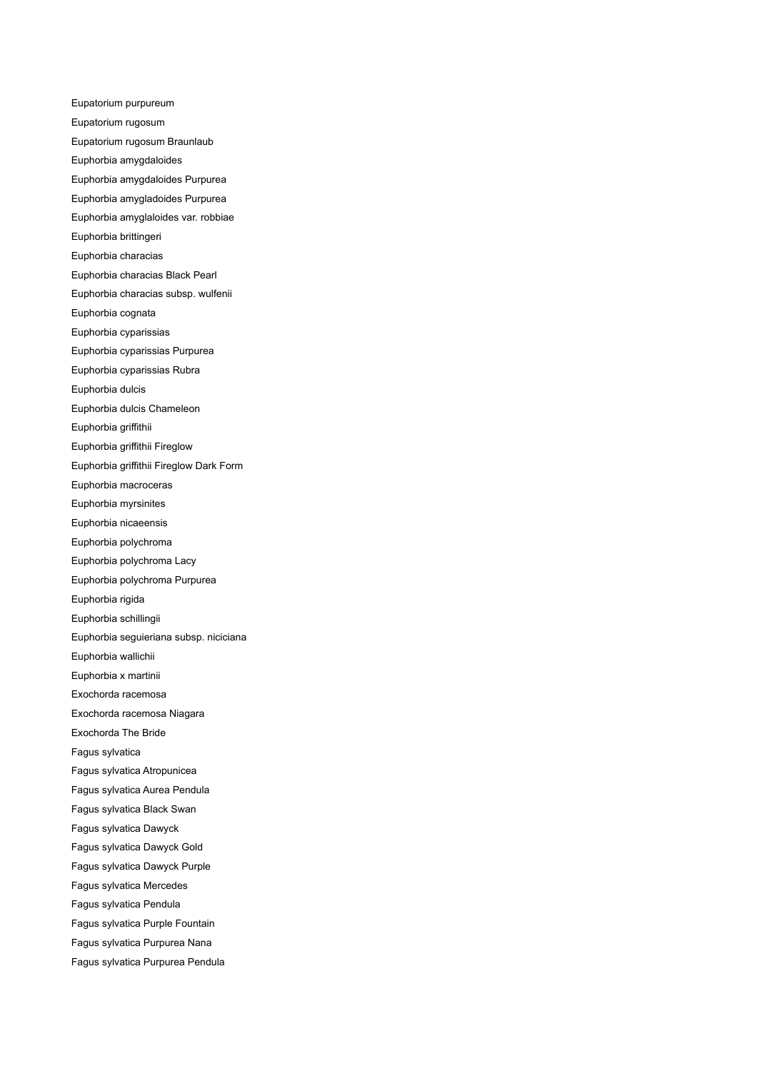Eupatorium purpureum

Eupatorium rugosum

Eupatorium rugosum Braunlaub

Euphorbia amygdaloides

Euphorbia amygdaloides Purpurea

Euphorbia amygladoides Purpurea

Euphorbia amyglaloides var. robbiae

Euphorbia brittingeri

Euphorbia characias

Euphorbia characias Black Pearl

Euphorbia characias subsp. wulfenii

Euphorbia cognata

Euphorbia cyparissias

Euphorbia cyparissias Purpurea

Euphorbia cyparissias Rubra

Euphorbia dulcis

Euphorbia dulcis Chameleon

Euphorbia griffithii

Euphorbia griffithii Fireglow

Euphorbia griffithii Fireglow Dark Form

Euphorbia macroceras

Euphorbia myrsinites

Euphorbia nicaeensis

Euphorbia polychroma

Euphorbia polychroma Lacy

Euphorbia polychroma Purpurea

Euphorbia rigida

Euphorbia schillingii

Euphorbia seguieriana subsp. niciciana

Euphorbia wallichii

Euphorbia x martinii

Exochorda racemosa

Exochorda racemosa Niagara

Exochorda The Bride

Fagus sylvatica

Fagus sylvatica Atropunicea

Fagus sylvatica Aurea Pendula

Fagus sylvatica Black Swan

Fagus sylvatica Dawyck

Fagus sylvatica Dawyck Gold

Fagus sylvatica Dawyck Purple

Fagus sylvatica Mercedes

Fagus sylvatica Pendula

Fagus sylvatica Purple Fountain

Fagus sylvatica Purpurea Nana

Fagus sylvatica Purpurea Pendula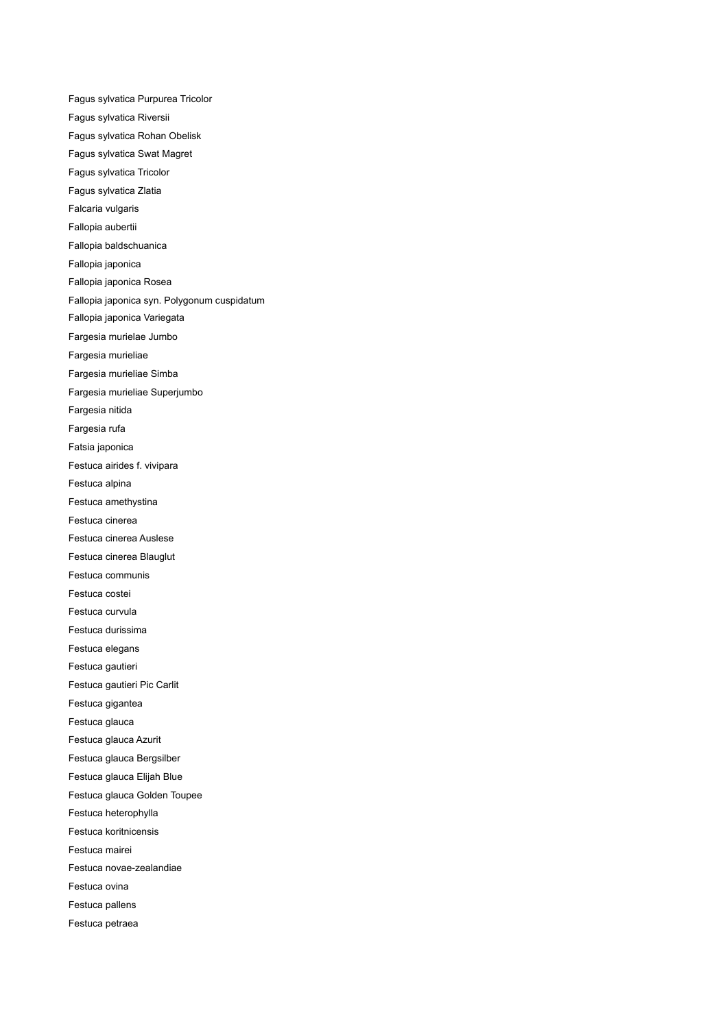Fagus sylvatica Purpurea Tricolor

Fagus sylvatica Riversii

Fagus sylvatica Rohan Obelisk

Fagus sylvatica Swat Magret

Fagus sylvatica Tricolor

Fagus sylvatica Zlatia

Falcaria vulgaris

Fallopia aubertii

Fallopia baldschuanica

Fallopia japonica

Fallopia japonica Rosea

Fallopia japonica syn. Polygonum cuspidatum

Fallopia japonica Variegata

Fargesia murielae Jumbo

Fargesia murieliae

Fargesia murieliae Simba

Fargesia murieliae Superjumbo

Fargesia nitida

Fargesia rufa

Fatsia japonica

Festuca airides f. vivipara

Festuca alpina

Festuca amethystina

Festuca cinerea

Festuca cinerea Auslese

Festuca cinerea Blauglut

Festuca communis

Festuca costei

Festuca curvula

Festuca durissima

Festuca elegans

Festuca gautieri

Festuca gautieri Pic Carlit

Festuca gigantea

Festuca glauca

Festuca glauca Azurit

Festuca glauca Bergsilber

Festuca glauca Elijah Blue

Festuca glauca Golden Toupee

Festuca heterophylla

Festuca koritnicensis

Festuca mairei

Festuca novae-zealandiae

Festuca ovina

Festuca pallens

Festuca petraea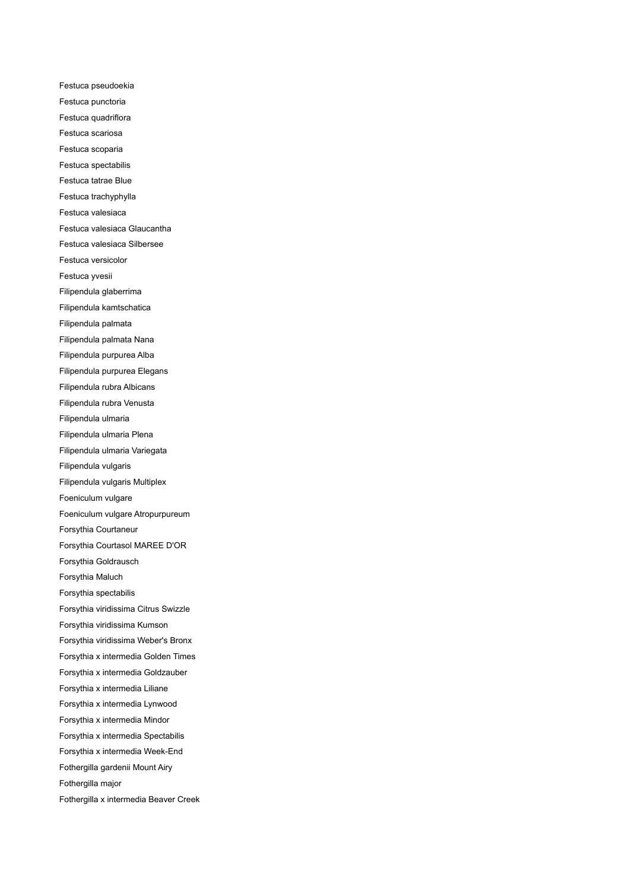Festuca pseudoekia

Festuca punctoria

Festuca quadriflora

Festuca scariosa

Festuca scoparia

Festuca spectabilis

Festuca tatrae Blue

Festuca trachyphylla

Festuca valesiaca

Festuca valesiaca Glaucantha

Festuca valesiaca Silbersee

Festuca versicolor

Festuca yvesii

Filipendula glaberrima

Filipendula kamtschatica

Filipendula palmata

Filipendula palmata Nana

Filipendula purpurea Alba

Filipendula purpurea Elegans

Filipendula rubra Albicans

Filipendula rubra Venusta

Filipendula ulmaria

Filipendula ulmaria Plena

Filipendula ulmaria Variegata

Filipendula vulgaris

Filipendula vulgaris Multiplex

Foeniculum vulgare

Foeniculum vulgare Atropurpureum

Forsythia Courtaneur

Forsythia Courtasol MAREE D'OR

Forsythia Goldrausch

Forsythia Maluch

Forsythia spectabilis

Forsythia viridissima Citrus Swizzle

Forsythia viridissima Kumson

Forsythia viridissima Weber's Bronx

Forsythia x intermedia Golden Times

Forsythia x intermedia Goldzauber

Forsythia x intermedia Liliane

Forsythia x intermedia Lynwood

Forsythia x intermedia Mindor

Forsythia x intermedia Spectabilis

Forsythia x intermedia Week-End

Fothergilla gardenii Mount Airy

Fothergilla major

Fothergilla x intermedia Beaver Creek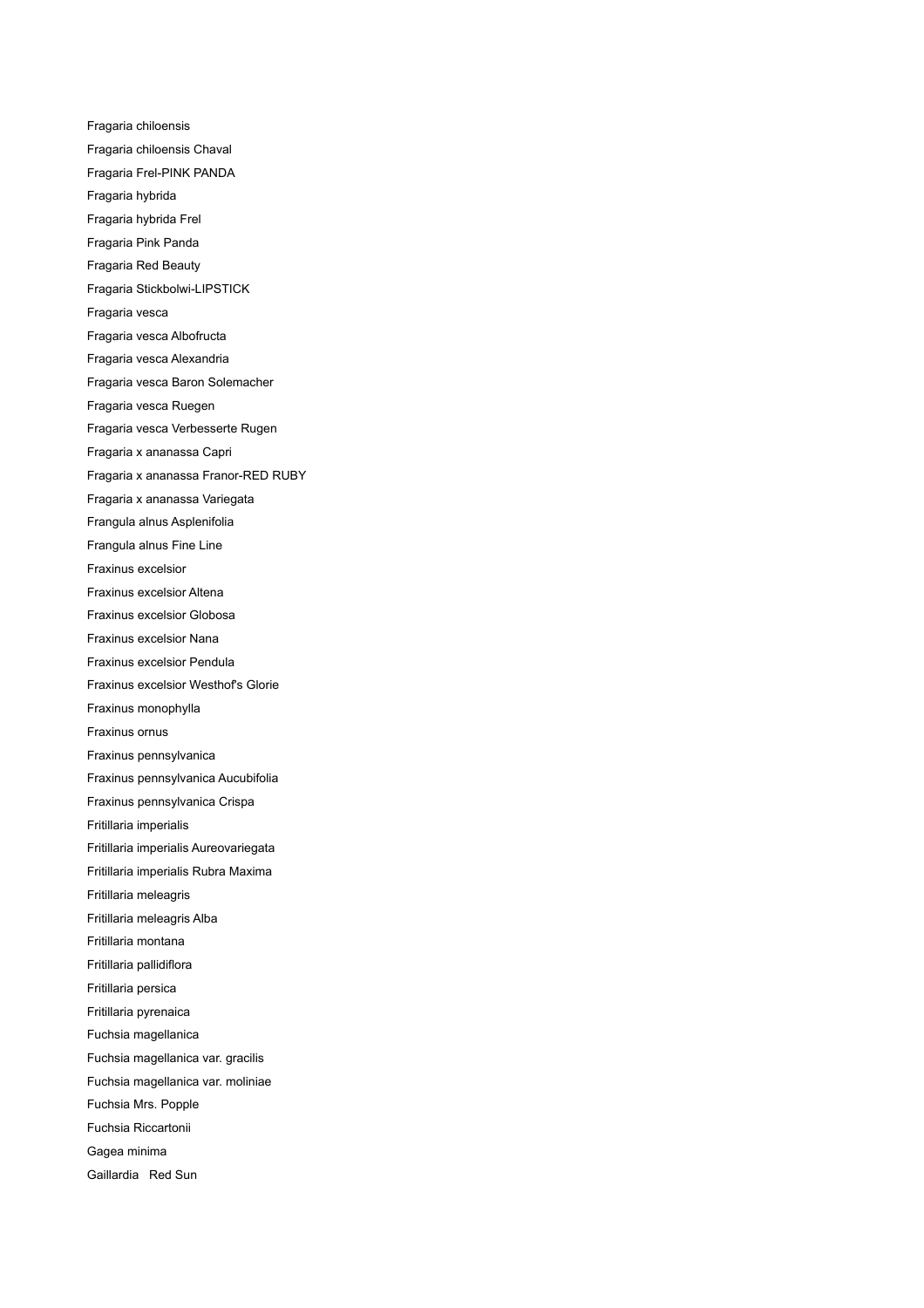Fragaria chiloensis

Fragaria chiloensis Chaval

Fragaria Frel-PINK PANDA

Fragaria hybrida

Fragaria hybrida Frel

Fragaria Pink Panda

Fragaria Red Beauty

Fragaria Stickbolwi-LIPSTICK

Fragaria vesca

Fragaria vesca Albofructa

Fragaria vesca Alexandria

Fragaria vesca Baron Solemacher

Fragaria vesca Ruegen

Fragaria vesca Verbesserte Rugen

Fragaria x ananassa Capri

Fragaria x ananassa Franor-RED RUBY

Fragaria x ananassa Variegata

Frangula alnus Asplenifolia

Frangula alnus Fine Line

Fraxinus excelsior

Fraxinus excelsior Altena

Fraxinus excelsior Globosa

Fraxinus excelsior Nana

Fraxinus excelsior Pendula

Fraxinus excelsior Westhof's Glorie

Fraxinus monophylla

Fraxinus ornus

Fraxinus pennsylvanica

Fraxinus pennsylvanica Aucubifolia

Fraxinus pennsylvanica Crispa

Fritillaria imperialis

Fritillaria imperialis Aureovariegata

Fritillaria imperialis Rubra Maxima

Fritillaria meleagris

Fritillaria meleagris Alba

Fritillaria montana

Fritillaria pallidiflora

Fritillaria persica

Fritillaria pyrenaica

Fuchsia magellanica

Fuchsia magellanica var. gracilis

Fuchsia magellanica var. moliniae

Fuchsia Mrs. Popple

Fuchsia Riccartonii

Gagea minima

Gaillardia Red Sun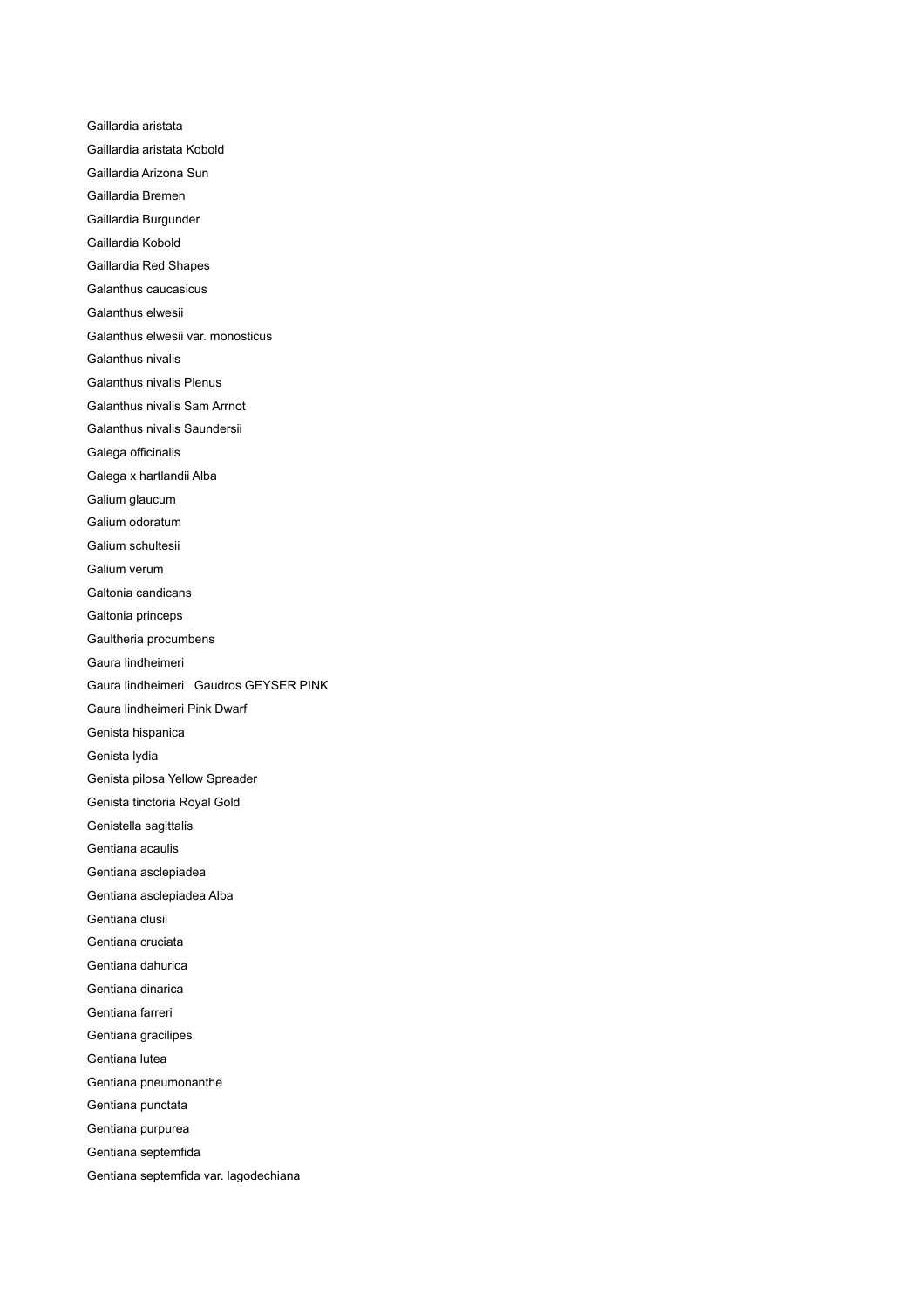Gaillardia aristata

Gaillardia aristata Kobold

Gaillardia Arizona Sun

Gaillardia Bremen

Gaillardia Burgunder

Gaillardia Kobold

Gaillardia Red Shapes

Galanthus caucasicus

Galanthus elwesii

Galanthus elwesii var. monosticus

Galanthus nivalis

Galanthus nivalis Plenus

Galanthus nivalis Sam Arrnot

Galanthus nivalis Saundersii

Galega officinalis

Galega x hartlandii Alba

Galium glaucum

Galium odoratum

Galium schultesii

Galium verum

Galtonia candicans

Galtonia princeps

Gaultheria procumbens

Gaura lindheimeri

Gaura lindheimeri   Gaudros GEYSER PINK

Gaura lindheimeri Pink Dwarf

Genista hispanica

Genista lydia

Genista pilosa Yellow Spreader

Genista tinctoria Royal Gold

Genistella sagittalis

Gentiana acaulis

Gentiana asclepiadea

Gentiana asclepiadea Alba

Gentiana clusii

Gentiana cruciata

Gentiana dahurica

Gentiana dinarica

Gentiana farreri

Gentiana gracilipes

Gentiana lutea

Gentiana pneumonanthe

Gentiana punctata

Gentiana purpurea

Gentiana septemfida

Gentiana septemfida var. lagodechiana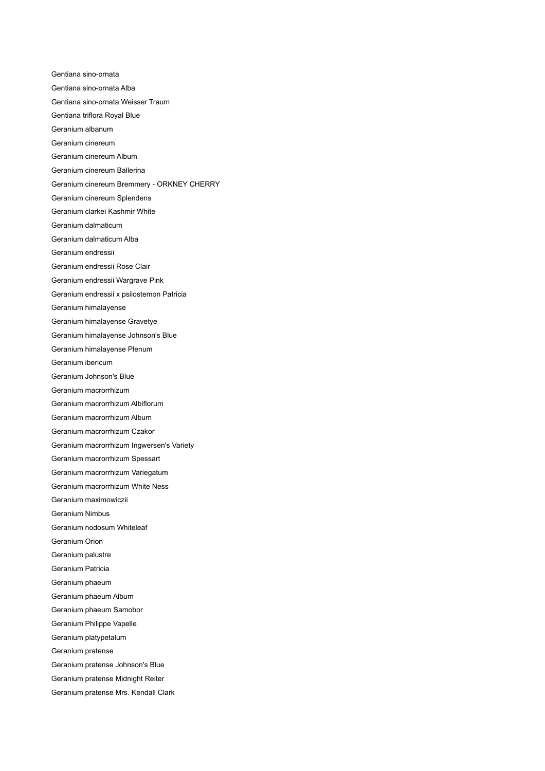Gentiana sino-ornata

Gentiana sino-ornata Alba

Gentiana sino-ornata Weisser Traum

Gentiana triflora Royal Blue

Geranium albanum

Geranium cinereum

Geranium cinereum Album

Geranium cinereum Ballerina

Geranium cinereum Bremmery - ORKNEY CHERRY

Geranium cinereum Splendens

Geranium clarkei Kashmir White

Geranium dalmaticum

Geranium dalmaticum Alba

Geranium endressii

Geranium endressii Rose Clair

Geranium endressii Wargrave Pink

Geranium endressii x psilostemon Patricia

Geranium himalayense

Geranium himalayense Gravetye

Geranium himalayense Johnson's Blue

Geranium himalayense Plenum

Geranium ibericum

Geranium Johnson's Blue

Geranium macrorrhizum

Geranium macrorrhizum Albiflorum

Geranium macrorrhizum Album

Geranium macrorrhizum Czakor

Geranium macrorrhizum Ingwersen's Variety

Geranium macrorrhizum Spessart

Geranium macrorrhizum Variegatum

Geranium macrorrhizum White Ness

Geranium maximowiczii

Geranium Nimbus

Geranium nodosum Whiteleaf

Geranium Orion

Geranium palustre

Geranium Patricia

Geranium phaeum

Geranium phaeum Album

Geranium phaeum Samobor

Geranium Philippe Vapelle

Geranium platypetalum

Geranium pratense

Geranium pratense Johnson's Blue

Geranium pratense Midnight Reiter

Geranium pratense Mrs. Kendall Clark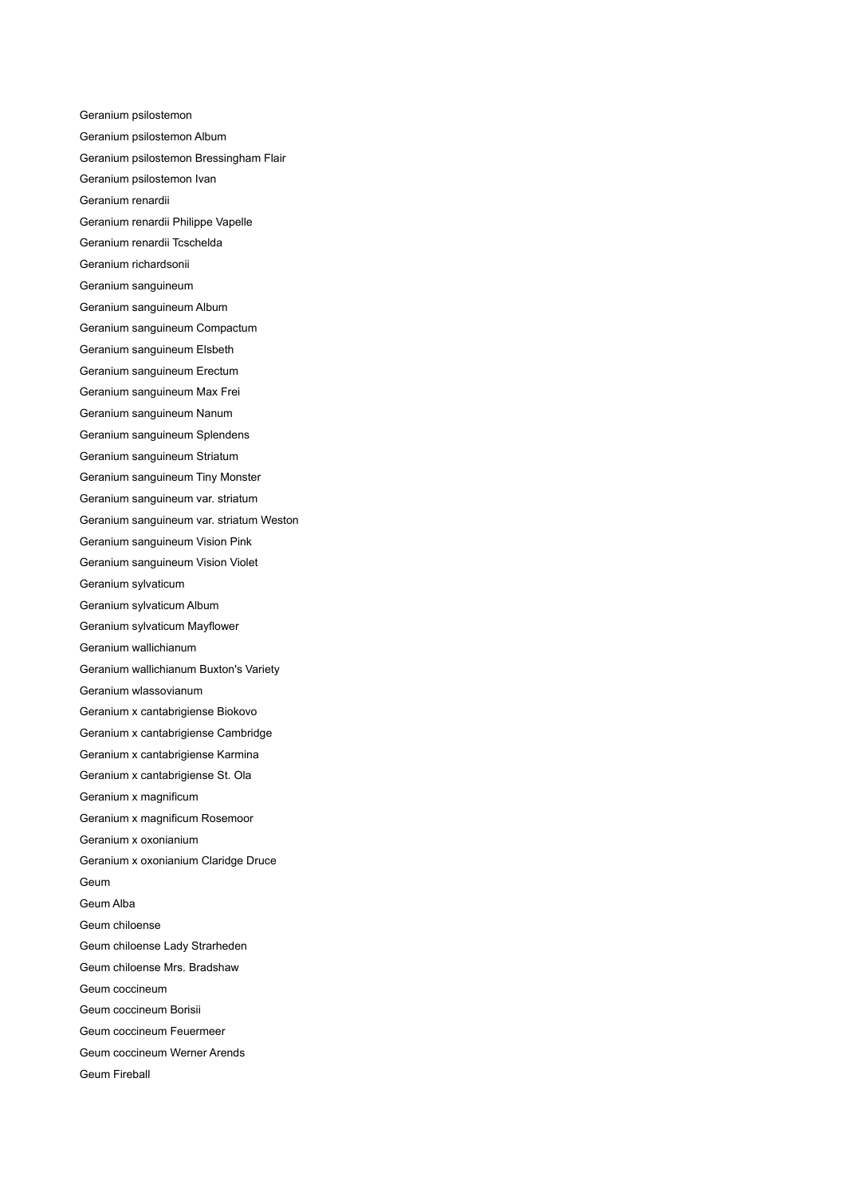Geranium psilostemon

Geranium psilostemon Album

Geranium psilostemon Bressingham Flair

Geranium psilostemon Ivan

Geranium renardii

Geranium renardii Philippe Vapelle

Geranium renardii Tcschelda

Geranium richardsonii

Geranium sanguineum

Geranium sanguineum Album

Geranium sanguineum Compactum

Geranium sanguineum Elsbeth

Geranium sanguineum Erectum

Geranium sanguineum Max Frei

Geranium sanguineum Nanum

Geranium sanguineum Splendens

Geranium sanguineum Striatum

Geranium sanguineum Tiny Monster

Geranium sanguineum var. striatum

Geranium sanguineum var. striatum Weston

Geranium sanguineum Vision Pink

Geranium sanguineum Vision Violet

Geranium sylvaticum

Geranium sylvaticum Album

Geranium sylvaticum Mayflower

Geranium wallichianum

Geranium wallichianum Buxton's Variety

Geranium wlassovianum

Geranium x cantabrigiense Biokovo

Geranium x cantabrigiense Cambridge

Geranium x cantabrigiense Karmina

Geranium x cantabrigiense St. Ola

Geranium x magnificum

Geranium x magnificum Rosemoor

Geranium x oxonianium

Geranium x oxonianium Claridge Druce

Geum

Geum Alba

Geum chiloense

Geum chiloense Lady Strarheden

Geum chiloense Mrs. Bradshaw

Geum coccineum

Geum coccineum Borisii

Geum coccineum Feuermeer

Geum coccineum Werner Arends

Geum Fireball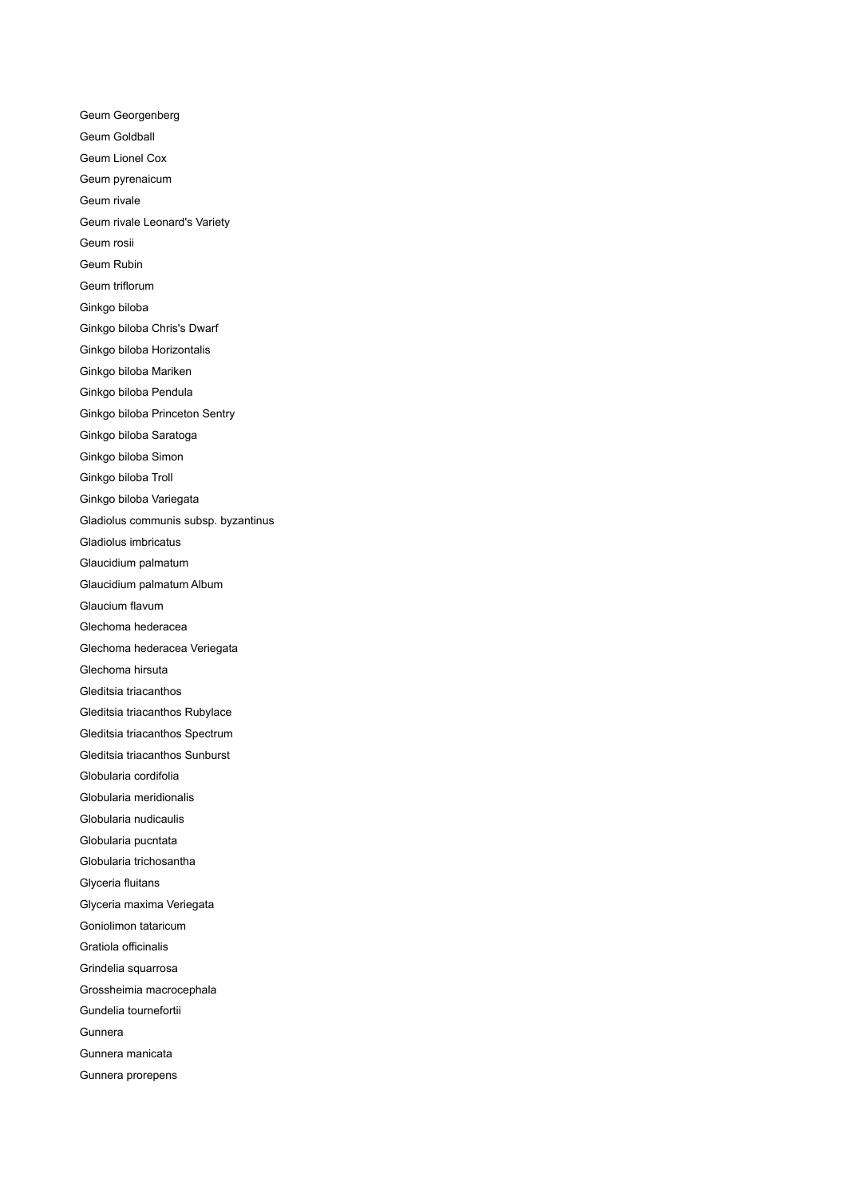Geum Georgenberg

Geum Goldball

Geum Lionel Cox

Geum pyrenaicum

Geum rivale

Geum rivale Leonard's Variety

Geum rosii

Geum Rubin

Geum triflorum

Ginkgo biloba

Ginkgo biloba Chris's Dwarf

Ginkgo biloba Horizontalis

Ginkgo biloba Mariken

Ginkgo biloba Pendula

Ginkgo biloba Princeton Sentry

Ginkgo biloba Saratoga

Ginkgo biloba Simon

Ginkgo biloba Troll

Ginkgo biloba Variegata

Gladiolus communis subsp. byzantinus

Gladiolus imbricatus

Glaucidium palmatum

Glaucidium palmatum Album

Glaucium flavum

Glechoma hederacea

Glechoma hederacea Veriegata

Glechoma hirsuta

Gleditsia triacanthos

Gleditsia triacanthos Rubylace

Gleditsia triacanthos Spectrum

Gleditsia triacanthos Sunburst

Globularia cordifolia

Globularia meridionalis

Globularia nudicaulis

Globularia pucntata

Globularia trichosantha

Glyceria fluitans

Glyceria maxima Veriegata

Goniolimon tataricum

Gratiola officinalis

Grindelia squarrosa

Grossheimia macrocephala

Gundelia tournefortii

Gunnera

Gunnera manicata

Gunnera prorepens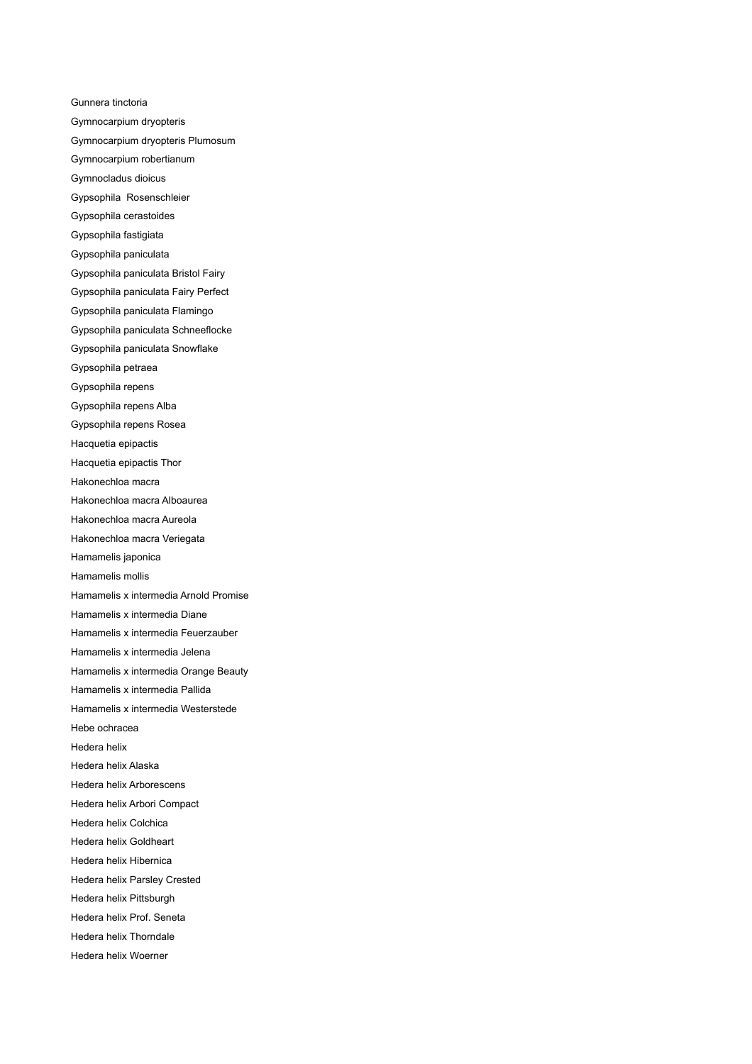Gunnera tinctoria

Gymnocarpium dryopteris

Gymnocarpium dryopteris Plumosum

Gymnocarpium robertianum

Gymnocladus dioicus

Gypsophila  Rosenschleier

Gypsophila cerastoides

Gypsophila fastigiata

Gypsophila paniculata

Gypsophila paniculata Bristol Fairy

Gypsophila paniculata Fairy Perfect

Gypsophila paniculata Flamingo

Gypsophila paniculata Schneeflocke

Gypsophila paniculata Snowflake

Gypsophila petraea

Gypsophila repens

Gypsophila repens Alba

Gypsophila repens Rosea

Hacquetia epipactis

Hacquetia epipactis Thor

Hakonechloa macra

Hakonechloa macra Alboaurea

Hakonechloa macra Aureola

Hakonechloa macra Veriegata

Hamamelis japonica

Hamamelis mollis

Hamamelis x intermedia Arnold Promise

Hamamelis x intermedia Diane

Hamamelis x intermedia Feuerzauber

Hamamelis x intermedia Jelena

Hamamelis x intermedia Orange Beauty

Hamamelis x intermedia Pallida

Hamamelis x intermedia Westerstede

Hebe ochracea

Hedera helix

Hedera helix Alaska

Hedera helix Arborescens

Hedera helix Arbori Compact

Hedera helix Colchica

Hedera helix Goldheart

Hedera helix Hibernica

Hedera helix Parsley Crested

Hedera helix Pittsburgh

Hedera helix Prof. Seneta

Hedera helix Thorndale

Hedera helix Woerner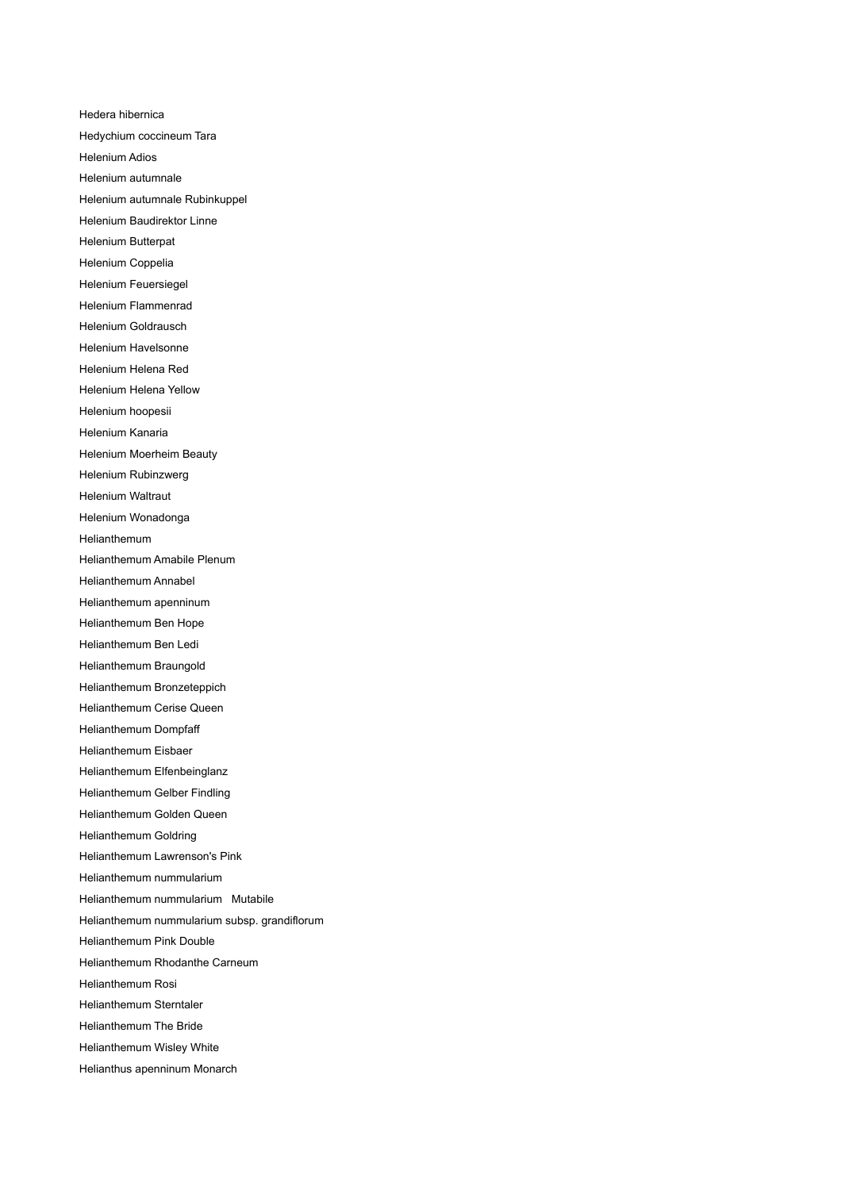Hedera hibernica

Hedychium coccineum Tara

Helenium Adios

Helenium autumnale

Helenium autumnale Rubinkuppel

Helenium Baudirektor Linne

Helenium Butterpat

Helenium Coppelia

Helenium Feuersiegel

Helenium Flammenrad

Helenium Goldrausch

Helenium Havelsonne

Helenium Helena Red

Helenium Helena Yellow

Helenium hoopesii

Helenium Kanaria

Helenium Moerheim Beauty

Helenium Rubinzwerg

Helenium Waltraut

Helenium Wonadonga

Helianthemum

Helianthemum Amabile Plenum

Helianthemum Annabel

Helianthemum apenninum

Helianthemum Ben Hope

Helianthemum Ben Ledi

Helianthemum Braungold

Helianthemum Bronzeteppich

Helianthemum Cerise Queen

Helianthemum Dompfaff

Helianthemum Eisbaer

Helianthemum Elfenbeinglanz

Helianthemum Gelber Findling

Helianthemum Golden Queen

Helianthemum Goldring

Helianthemum Lawrenson's Pink

Helianthemum nummularium

Helianthemum nummularium   Mutabile

Helianthemum nummularium subsp. grandiflorum

Helianthemum Pink Double

Helianthemum Rhodanthe Carneum

Helianthemum Rosi

Helianthemum Sterntaler

Helianthemum The Bride

Helianthemum Wisley White

Helianthus apenninum Monarch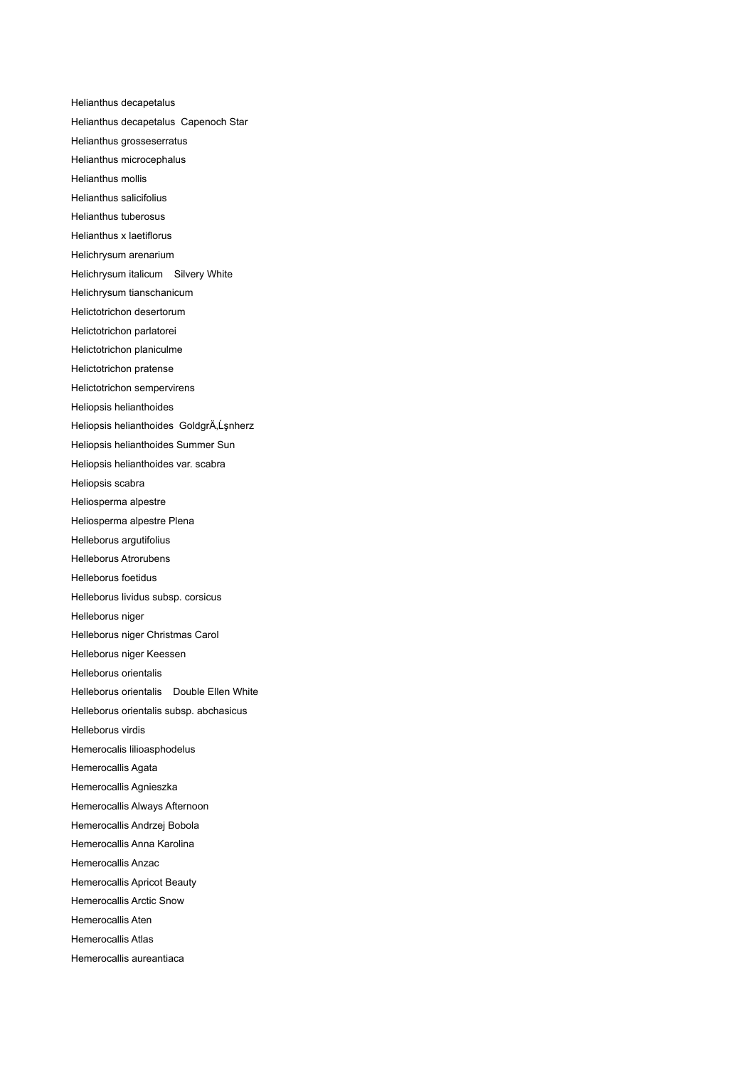Helianthus decapetalus

Helianthus decapetalus  Capenoch Star

Helianthus grosseserratus

Helianthus microcephalus

Helianthus mollis

Helianthus salicifolius

Helianthus tuberosus

Helianthus x laetiflorus

Helichrysum arenarium

Helichrysum italicum    Silvery White

Helichrysum tianschanicum

Helictotrichon desertorum

Helictotrichon parlatorei

Helictotrichon planiculme

Helictotrichon pratense

Helictotrichon sempervirens

Heliopsis helianthoides

Heliopsis helianthoides  GoldgrÄ‚Ĺşnherz

Heliopsis helianthoides Summer Sun

Heliopsis helianthoides var. scabra

Heliopsis scabra

Heliosperma alpestre

Heliosperma alpestre Plena

Helleborus argutifolius

Helleborus Atrorubens

Helleborus foetidus

Helleborus lividus subsp. corsicus

Helleborus niger

Helleborus niger Christmas Carol

Helleborus niger Keessen

Helleborus orientalis

Helleborus orientalis    Double Ellen White

Helleborus orientalis subsp. abchasicus

Helleborus virdis

Hemerocalis lilioasphodelus

Hemerocallis Agata

Hemerocallis Agnieszka

Hemerocallis Always Afternoon

Hemerocallis Andrzej Bobola

Hemerocallis Anna Karolina

Hemerocallis Anzac

Hemerocallis Apricot Beauty

Hemerocallis Arctic Snow

Hemerocallis Aten

Hemerocallis Atlas

Hemerocallis aureantiaca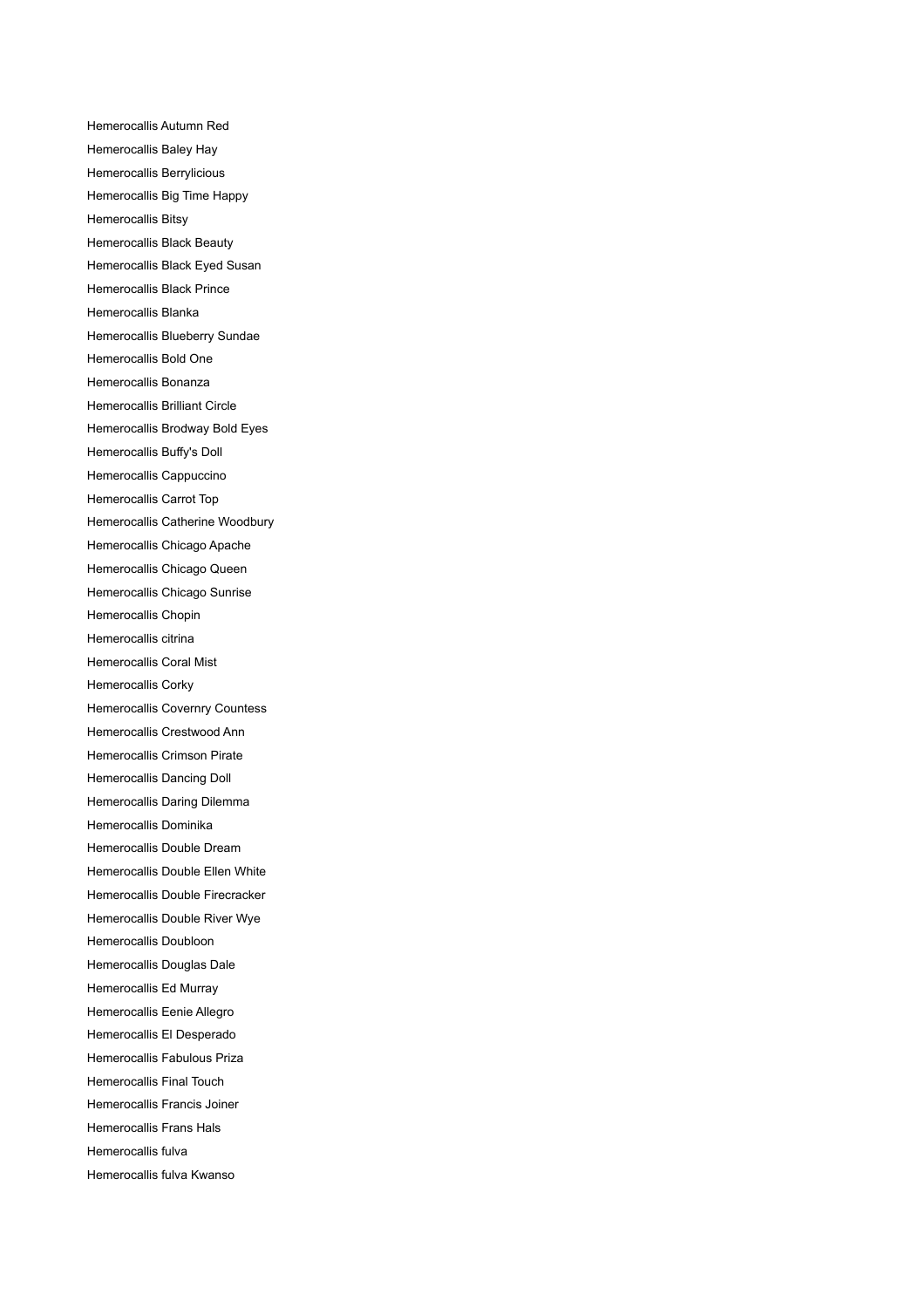Hemerocallis Autumn Red

Hemerocallis Baley Hay

Hemerocallis Berrylicious

Hemerocallis Big Time Happy

Hemerocallis Bitsy

Hemerocallis Black Beauty

Hemerocallis Black Eyed Susan

Hemerocallis Black Prince

Hemerocallis Blanka

Hemerocallis Blueberry Sundae

Hemerocallis Bold One

Hemerocallis Bonanza

Hemerocallis Brilliant Circle

Hemerocallis Brodway Bold Eyes

Hemerocallis Buffy's Doll

Hemerocallis Cappuccino

Hemerocallis Carrot Top

Hemerocallis Catherine Woodbury

Hemerocallis Chicago Apache

Hemerocallis Chicago Queen

Hemerocallis Chicago Sunrise

Hemerocallis Chopin

Hemerocallis citrina

Hemerocallis Coral Mist

Hemerocallis Corky

Hemerocallis Covernry Countess

Hemerocallis Crestwood Ann

Hemerocallis Crimson Pirate

Hemerocallis Dancing Doll

Hemerocallis Daring Dilemma

Hemerocallis Dominika

Hemerocallis Double Dream

Hemerocallis Double Ellen White

Hemerocallis Double Firecracker

Hemerocallis Double River Wye

Hemerocallis Doubloon

Hemerocallis Douglas Dale

Hemerocallis Ed Murray

Hemerocallis Eenie Allegro

Hemerocallis El Desperado

Hemerocallis Fabulous Priza

Hemerocallis Final Touch

Hemerocallis Francis Joiner

Hemerocallis Frans Hals

Hemerocallis fulva

Hemerocallis fulva Kwanso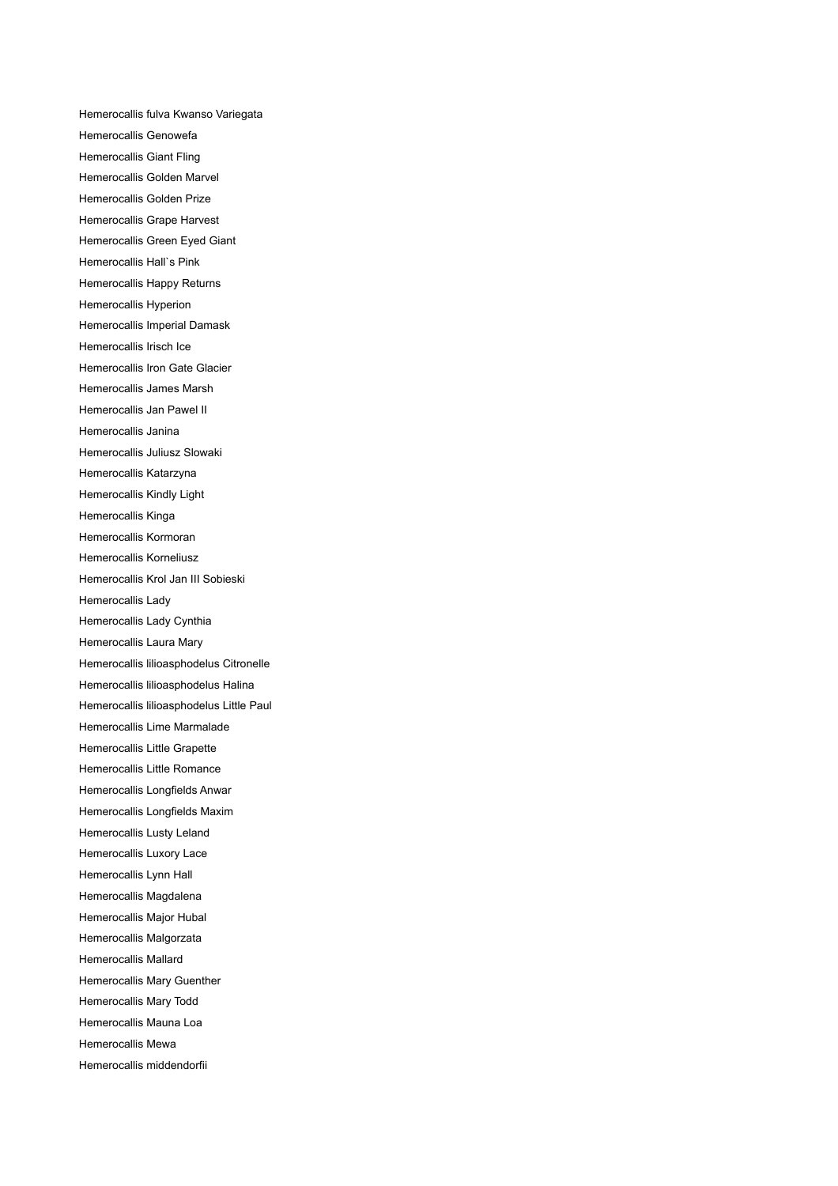Hemerocallis fulva Kwanso Variegata

Hemerocallis Genowefa

Hemerocallis Giant Fling

Hemerocallis Golden Marvel

Hemerocallis Golden Prize

Hemerocallis Grape Harvest

Hemerocallis Green Eyed Giant

Hemerocallis Hall`s Pink

Hemerocallis Happy Returns

Hemerocallis Hyperion

Hemerocallis Imperial Damask

Hemerocallis Irisch Ice

Hemerocallis Iron Gate Glacier

Hemerocallis James Marsh

Hemerocallis Jan Pawel II

Hemerocallis Janina

Hemerocallis Juliusz Slowaki

Hemerocallis Katarzyna

Hemerocallis Kindly Light

Hemerocallis Kinga

Hemerocallis Kormoran

Hemerocallis Korneliusz

Hemerocallis Krol Jan III Sobieski

Hemerocallis Lady

Hemerocallis Lady Cynthia

Hemerocallis Laura Mary

Hemerocallis lilioasphodelus Citronelle

Hemerocallis lilioasphodelus Halina

Hemerocallis lilioasphodelus Little Paul

Hemerocallis Lime Marmalade

Hemerocallis Little Grapette

Hemerocallis Little Romance

Hemerocallis Longfields Anwar

Hemerocallis Longfields Maxim

Hemerocallis Lusty Leland

Hemerocallis Luxory Lace

Hemerocallis Lynn Hall

Hemerocallis Magdalena

Hemerocallis Major Hubal

Hemerocallis Malgorzata

Hemerocallis Mallard

Hemerocallis Mary Guenther

Hemerocallis Mary Todd

Hemerocallis Mauna Loa

Hemerocallis Mewa

Hemerocallis middendorfii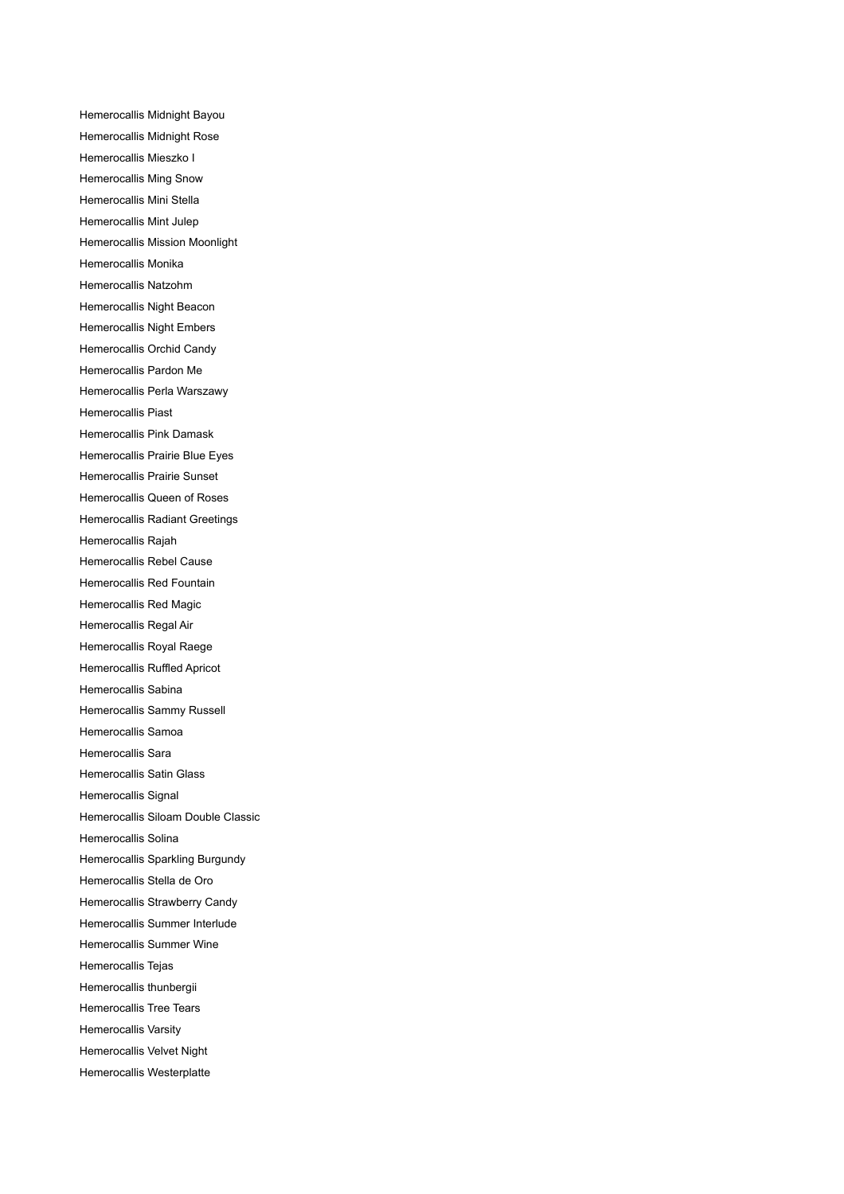Hemerocallis Midnight Bayou

Hemerocallis Midnight Rose

Hemerocallis Mieszko I

Hemerocallis Ming Snow

Hemerocallis Mini Stella

Hemerocallis Mint Julep

Hemerocallis Mission Moonlight

Hemerocallis Monika

Hemerocallis Natzohm

Hemerocallis Night Beacon

Hemerocallis Night Embers

Hemerocallis Orchid Candy

Hemerocallis Pardon Me

Hemerocallis Perla Warszawy

Hemerocallis Piast

Hemerocallis Pink Damask

Hemerocallis Prairie Blue Eyes

Hemerocallis Prairie Sunset

Hemerocallis Queen of Roses

Hemerocallis Radiant Greetings

Hemerocallis Rajah

Hemerocallis Rebel Cause

Hemerocallis Red Fountain

Hemerocallis Red Magic

Hemerocallis Regal Air

Hemerocallis Royal Raege

Hemerocallis Ruffled Apricot

Hemerocallis Sabina

Hemerocallis Sammy Russell

Hemerocallis Samoa

Hemerocallis Sara

Hemerocallis Satin Glass

Hemerocallis Signal

Hemerocallis Siloam Double Classic

Hemerocallis Solina

Hemerocallis Sparkling Burgundy

Hemerocallis Stella de Oro

Hemerocallis Strawberry Candy

Hemerocallis Summer Interlude

Hemerocallis Summer Wine

Hemerocallis Tejas

Hemerocallis thunbergii

Hemerocallis Tree Tears

Hemerocallis Varsity

Hemerocallis Velvet Night

Hemerocallis Westerplatte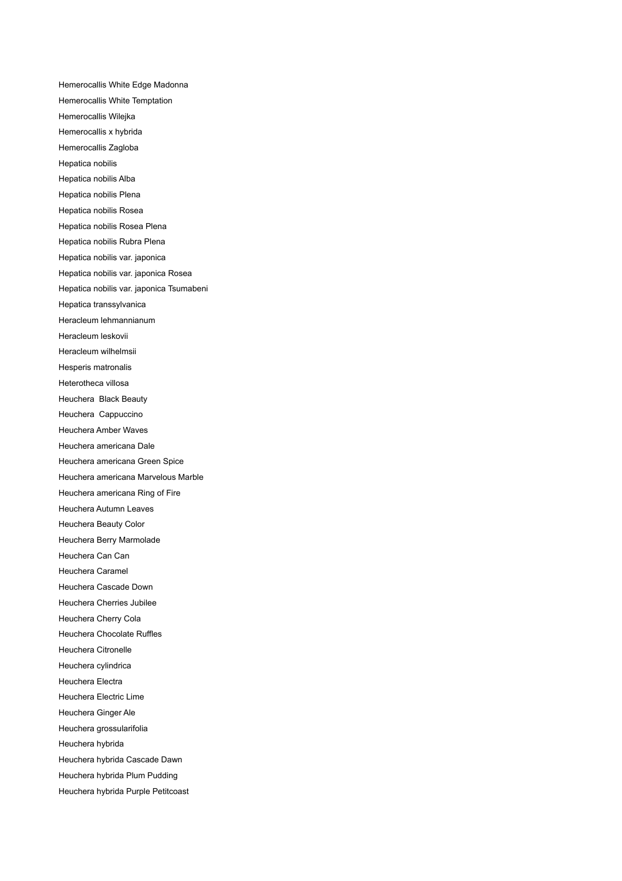Hemerocallis White Edge Madonna

Hemerocallis White Temptation

Hemerocallis Wilejka

Hemerocallis x hybrida

Hemerocallis Zagloba

Hepatica nobilis

Hepatica nobilis Alba

Hepatica nobilis Plena

Hepatica nobilis Rosea

Hepatica nobilis Rosea Plena

Hepatica nobilis Rubra Plena

Hepatica nobilis var. japonica

Hepatica nobilis var. japonica Rosea

Hepatica nobilis var. japonica Tsumabeni

Hepatica transsylvanica

Heracleum lehmannianum

Heracleum leskovii

Heracleum wilhelmsii

Hesperis matronalis

Heterotheca villosa

Heuchera  Black Beauty

Heuchera  Cappuccino

Heuchera Amber Waves

Heuchera americana Dale

Heuchera americana Green Spice

Heuchera americana Marvelous Marble

Heuchera americana Ring of Fire

Heuchera Autumn Leaves

Heuchera Beauty Color

Heuchera Berry Marmolade

Heuchera Can Can

Heuchera Caramel

Heuchera Cascade Down

Heuchera Cherries Jubilee

Heuchera Cherry Cola

Heuchera Chocolate Ruffles

Heuchera Citronelle

Heuchera cylindrica

Heuchera Electra

Heuchera Electric Lime

Heuchera Ginger Ale

Heuchera grossularifolia

Heuchera hybrida

Heuchera hybrida Cascade Dawn

Heuchera hybrida Plum Pudding

Heuchera hybrida Purple Petitcoast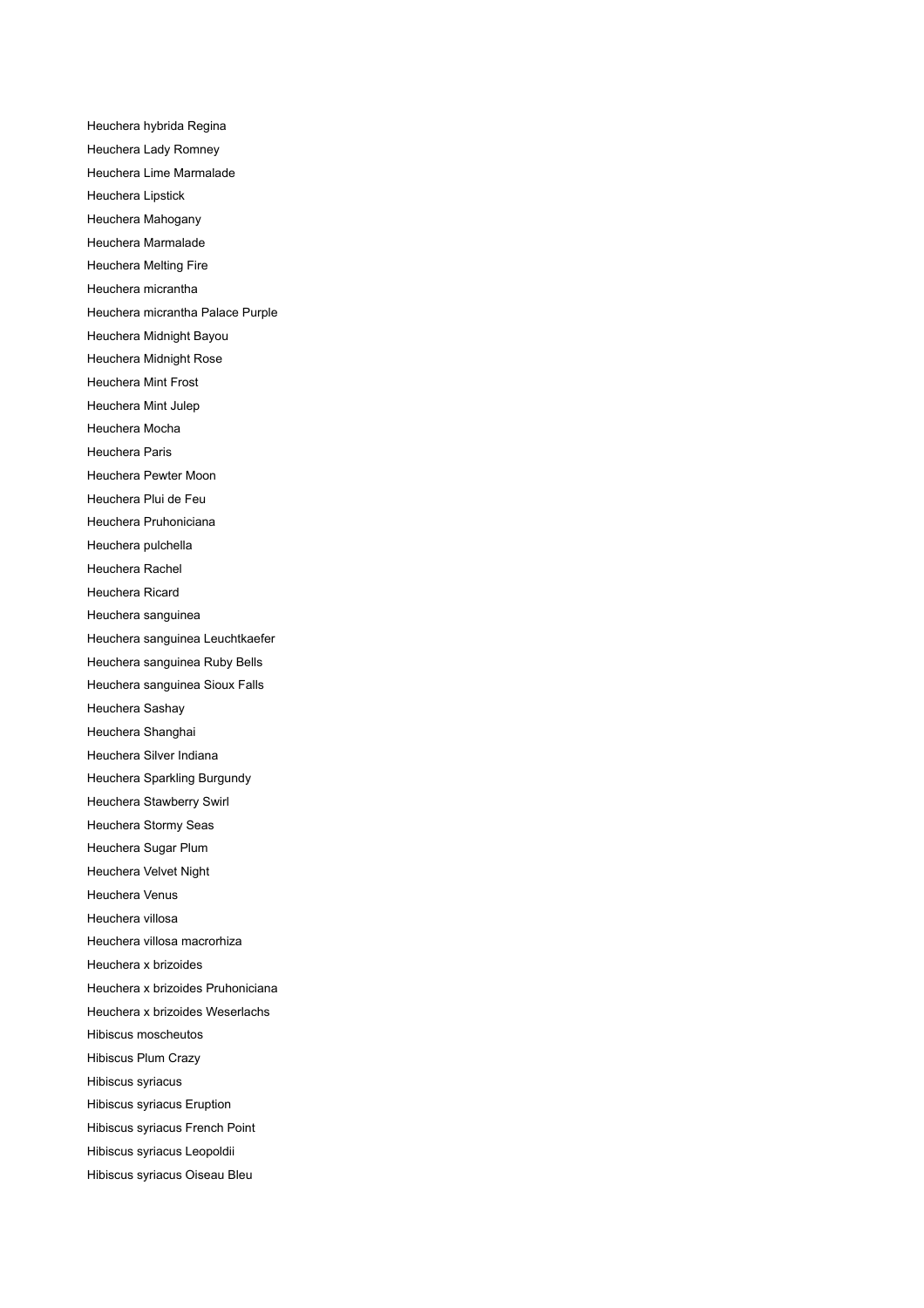Heuchera hybrida Regina

Heuchera Lady Romney

Heuchera Lime Marmalade

Heuchera Lipstick

Heuchera Mahogany

Heuchera Marmalade

Heuchera Melting Fire

Heuchera micrantha

Heuchera micrantha Palace Purple

Heuchera Midnight Bayou

Heuchera Midnight Rose

Heuchera Mint Frost

Heuchera Mint Julep

Heuchera Mocha

Heuchera Paris

Heuchera Pewter Moon

Heuchera Plui de Feu

Heuchera Pruhoniciana

Heuchera pulchella

Heuchera Rachel

Heuchera Ricard

Heuchera sanguinea

Heuchera sanguinea Leuchtkaefer

Heuchera sanguinea Ruby Bells

Heuchera sanguinea Sioux Falls

Heuchera Sashay

Heuchera Shanghai

Heuchera Silver Indiana

Heuchera Sparkling Burgundy

Heuchera Stawberry Swirl

Heuchera Stormy Seas

Heuchera Sugar Plum

Heuchera Velvet Night

Heuchera Venus

Heuchera villosa

Heuchera villosa macrorhiza

Heuchera x brizoides

Heuchera x brizoides Pruhoniciana

Heuchera x brizoides Weserlachs

Hibiscus moscheutos

Hibiscus Plum Crazy

Hibiscus syriacus

Hibiscus syriacus Eruption

Hibiscus syriacus French Point

Hibiscus syriacus Leopoldii

Hibiscus syriacus Oiseau Bleu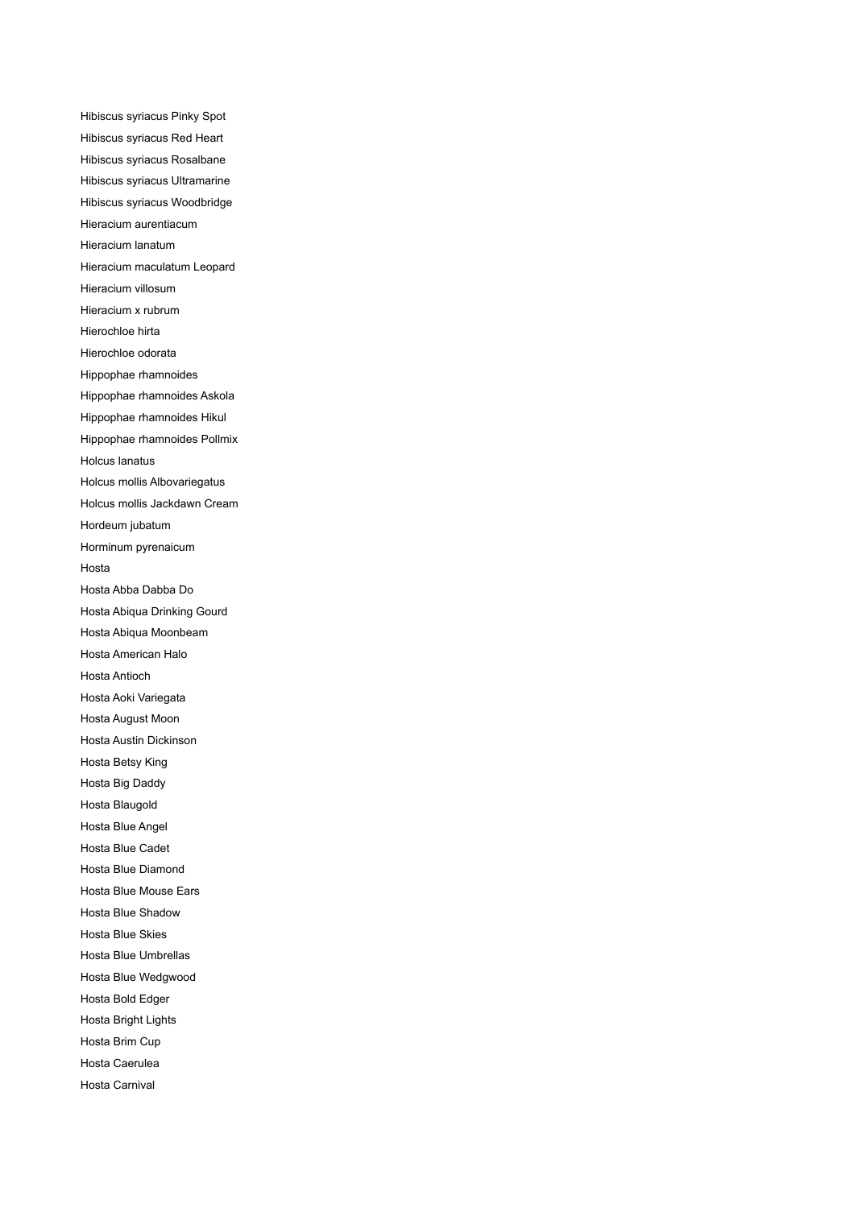Hibiscus syriacus Pinky Spot

Hibiscus syriacus Red Heart

Hibiscus syriacus Rosalbane

Hibiscus syriacus Ultramarine

Hibiscus syriacus Woodbridge

Hieracium aurentiacum

Hieracium lanatum

Hieracium maculatum Leopard

Hieracium villosum

Hieracium x rubrum

Hierochloe hirta

Hierochloe odorata

Hippophae rhamnoides

Hippophae rhamnoides Askola

Hippophae rhamnoides Hikul

Hippophae rhamnoides Pollmix

Holcus lanatus

Holcus mollis Albovariegatus

Holcus mollis Jackdawn Cream

Hordeum jubatum

Horminum pyrenaicum

Hosta

Hosta Abba Dabba Do

Hosta Abiqua Drinking Gourd

Hosta Abiqua Moonbeam

Hosta American Halo

Hosta Antioch

Hosta Aoki Variegata

Hosta August Moon

Hosta Austin Dickinson

Hosta Betsy King

Hosta Big Daddy

Hosta Blaugold

Hosta Blue Angel

Hosta Blue Cadet

Hosta Blue Diamond

Hosta Blue Mouse Ears

Hosta Blue Shadow

Hosta Blue Skies

Hosta Blue Umbrellas

Hosta Blue Wedgwood

Hosta Bold Edger

Hosta Bright Lights

Hosta Brim Cup

Hosta Caerulea

Hosta Carnival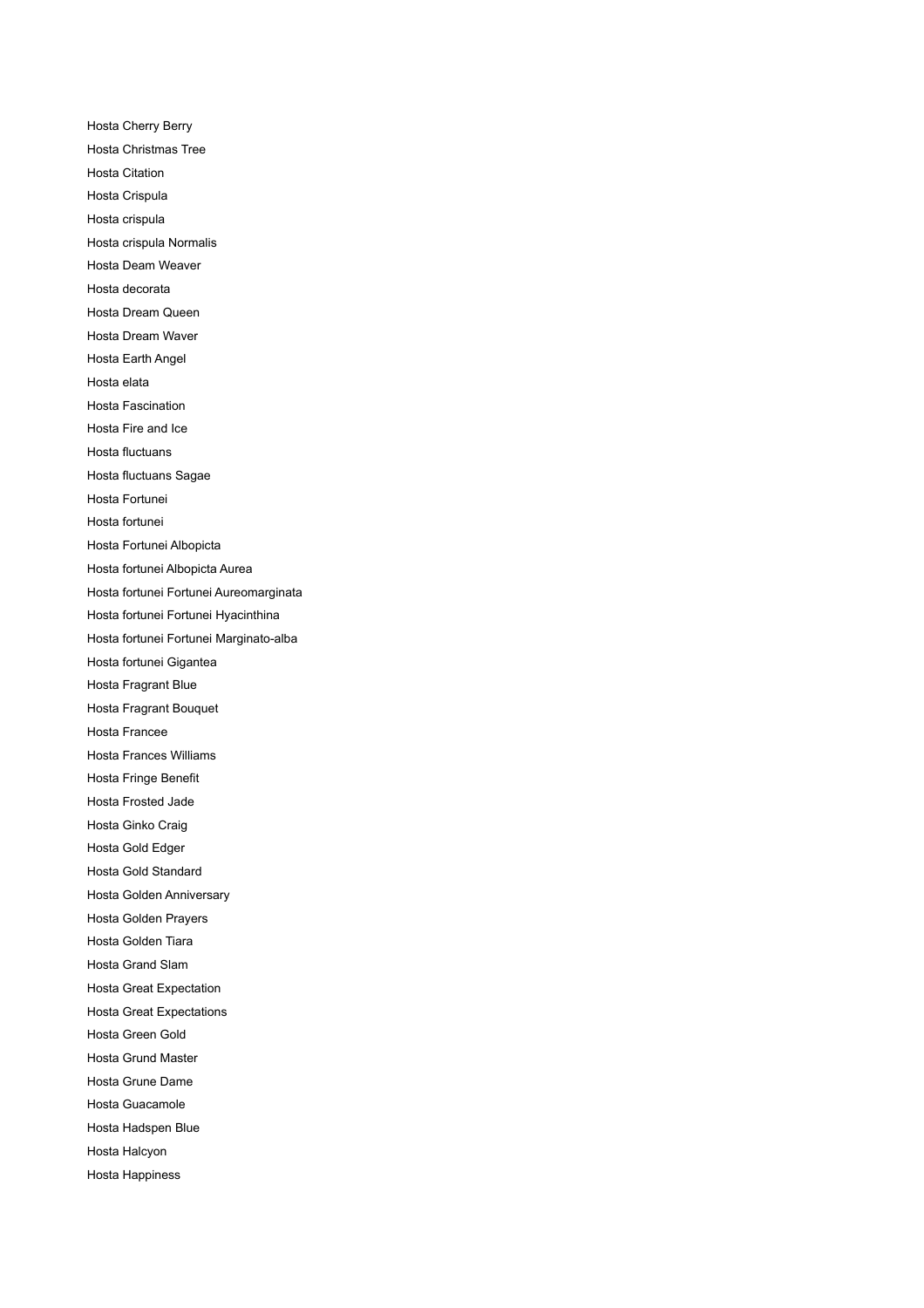Hosta Cherry Berry

Hosta Christmas Tree

Hosta Citation

Hosta Crispula

Hosta crispula

Hosta crispula Normalis

Hosta Deam Weaver

Hosta decorata

Hosta Dream Queen

Hosta Dream Waver

Hosta Earth Angel

Hosta elata

Hosta Fascination

Hosta Fire and Ice

Hosta fluctuans

Hosta fluctuans Sagae

Hosta Fortunei

Hosta fortunei

Hosta Fortunei Albopicta

Hosta fortunei Albopicta Aurea

Hosta fortunei Fortunei Aureomarginata

Hosta fortunei Fortunei Hyacinthina

Hosta fortunei Fortunei Marginato-alba

Hosta fortunei Gigantea

Hosta Fragrant Blue

Hosta Fragrant Bouquet

Hosta Francee

Hosta Frances Williams

Hosta Fringe Benefit

Hosta Frosted Jade

Hosta Ginko Craig

Hosta Gold Edger

Hosta Gold Standard

Hosta Golden Anniversary

Hosta Golden Prayers

Hosta Golden Tiara

Hosta Grand Slam

Hosta Great Expectation

Hosta Great Expectations

Hosta Green Gold

Hosta Grund Master

Hosta Grune Dame

Hosta Guacamole

Hosta Hadspen Blue

Hosta Halcyon

Hosta Happiness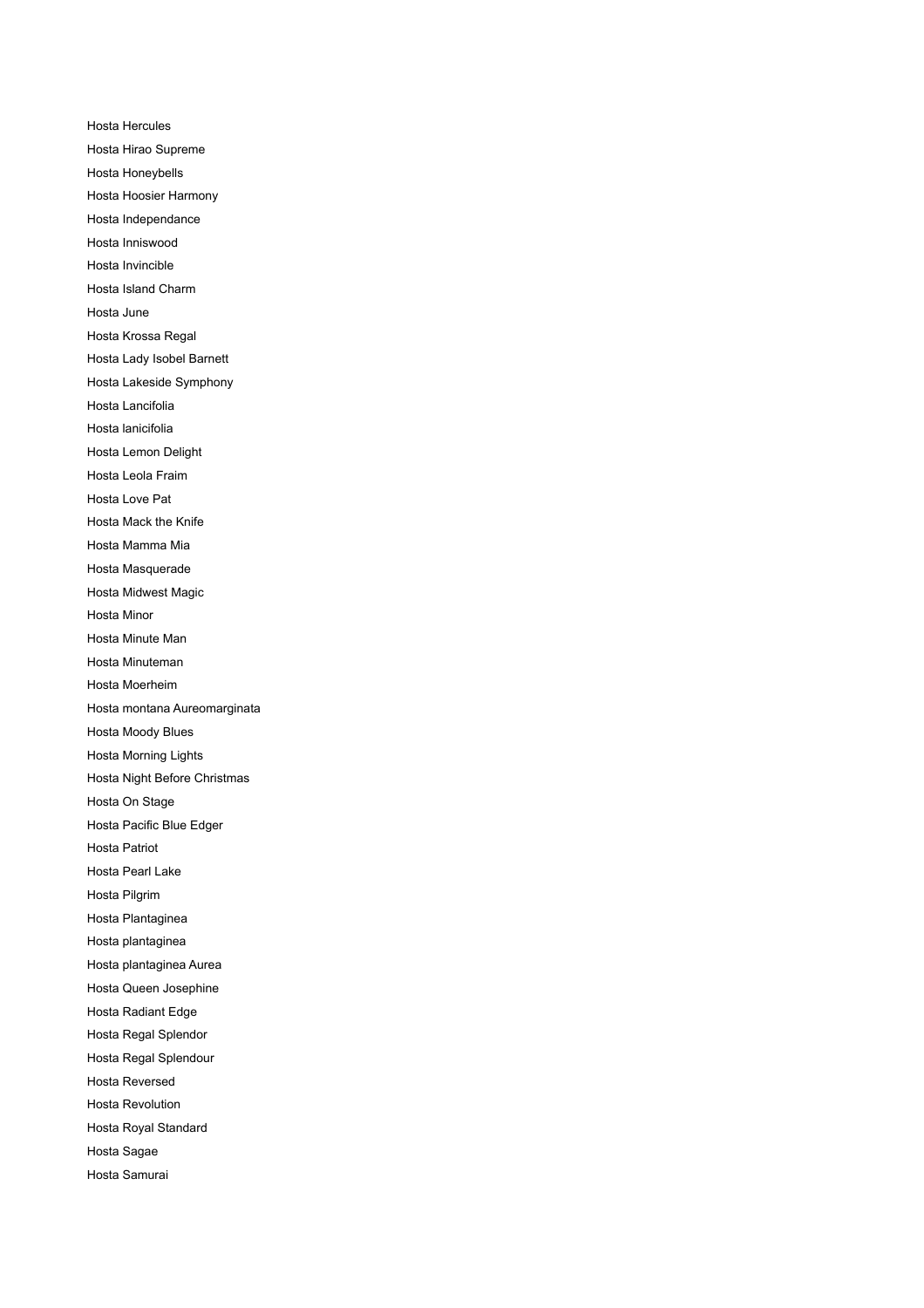Hosta Hercules

Hosta Hirao Supreme

Hosta Honeybells

Hosta Hoosier Harmony

Hosta Independance

Hosta Inniswood

Hosta Invincible

Hosta Island Charm

Hosta June

Hosta Krossa Regal

Hosta Lady Isobel Barnett

Hosta Lakeside Symphony

Hosta Lancifolia

Hosta lanicifolia

Hosta Lemon Delight

Hosta Leola Fraim

Hosta Love Pat

Hosta Mack the Knife

Hosta Mamma Mia

Hosta Masquerade

Hosta Midwest Magic

Hosta Minor

Hosta Minute Man

Hosta Minuteman

Hosta Moerheim

Hosta montana Aureomarginata

Hosta Moody Blues

Hosta Morning Lights

Hosta Night Before Christmas

Hosta On Stage

Hosta Pacific Blue Edger

Hosta Patriot

Hosta Pearl Lake

Hosta Pilgrim

Hosta Plantaginea

Hosta plantaginea

Hosta plantaginea Aurea

Hosta Queen Josephine

Hosta Radiant Edge

Hosta Regal Splendor

Hosta Regal Splendour

Hosta Reversed

Hosta Revolution

Hosta Royal Standard

Hosta Sagae

Hosta Samurai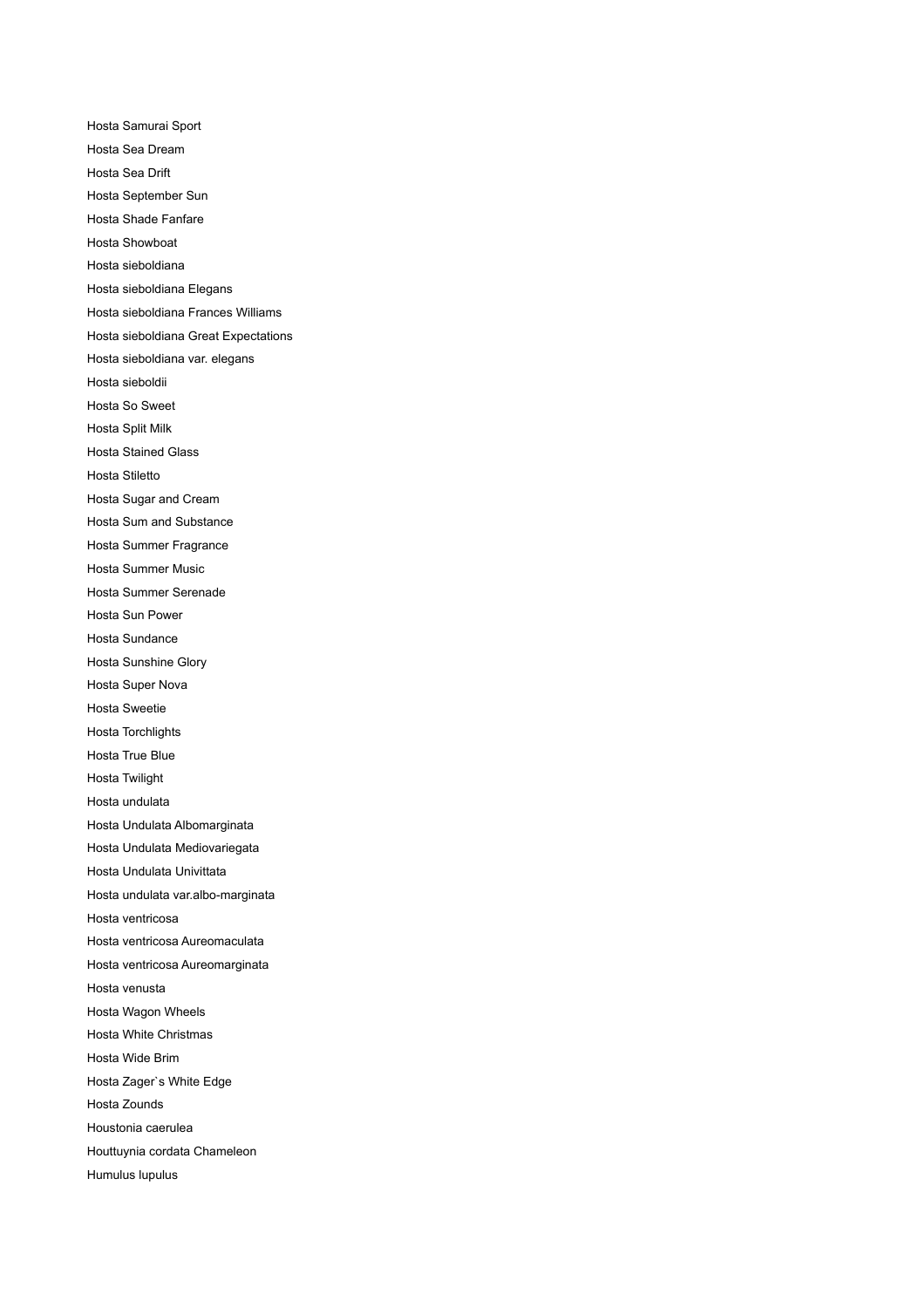Hosta Samurai Sport

Hosta Sea Dream

Hosta Sea Drift

Hosta September Sun

Hosta Shade Fanfare

Hosta Showboat

Hosta sieboldiana

Hosta sieboldiana Elegans

Hosta sieboldiana Frances Williams

Hosta sieboldiana Great Expectations

Hosta sieboldiana var. elegans

Hosta sieboldii

Hosta So Sweet

Hosta Split Milk

Hosta Stained Glass

Hosta Stiletto

Hosta Sugar and Cream

Hosta Sum and Substance

Hosta Summer Fragrance

Hosta Summer Music

Hosta Summer Serenade

Hosta Sun Power

Hosta Sundance

Hosta Sunshine Glory

Hosta Super Nova

Hosta Sweetie

Hosta Torchlights

Hosta True Blue

Hosta Twilight

Hosta undulata

Hosta Undulata Albomarginata

Hosta Undulata Mediovariegata

Hosta Undulata Univittata

Hosta undulata var.albo-marginata

Hosta ventricosa

Hosta ventricosa Aureomaculata

Hosta ventricosa Aureomarginata

Hosta venusta

Hosta Wagon Wheels

Hosta White Christmas

Hosta Wide Brim

Hosta Zager`s White Edge

Hosta Zounds

Houstonia caerulea

Houttuynia cordata Chameleon

Humulus lupulus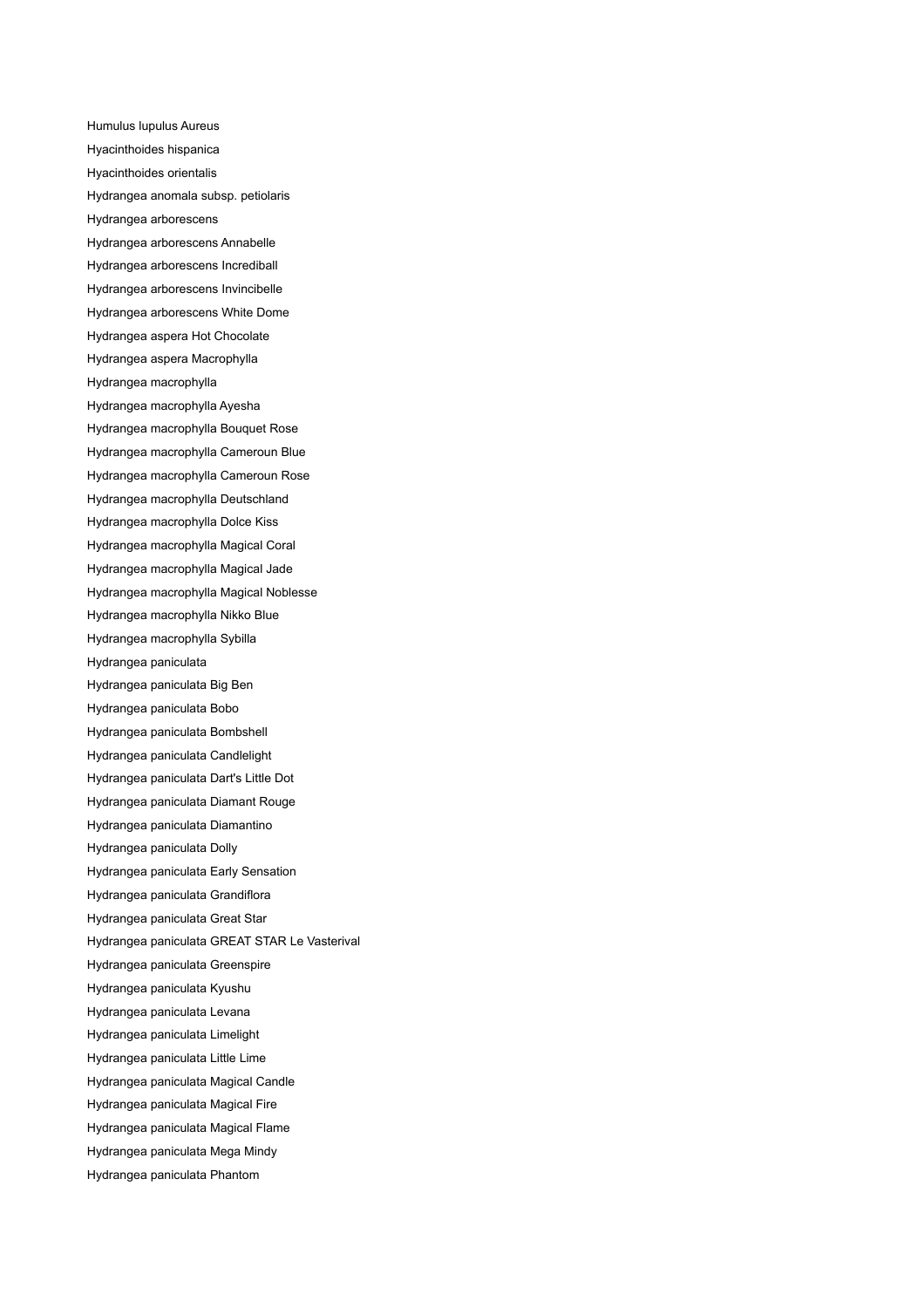Humulus lupulus Aureus

Hyacinthoides hispanica

Hyacinthoides orientalis

Hydrangea anomala subsp. petiolaris

Hydrangea arborescens

Hydrangea arborescens Annabelle

Hydrangea arborescens Incrediball

Hydrangea arborescens Invincibelle

Hydrangea arborescens White Dome

Hydrangea aspera Hot Chocolate

Hydrangea aspera Macrophylla

Hydrangea macrophylla

Hydrangea macrophylla Ayesha

Hydrangea macrophylla Bouquet Rose

Hydrangea macrophylla Cameroun Blue

Hydrangea macrophylla Cameroun Rose

Hydrangea macrophylla Deutschland

Hydrangea macrophylla Dolce Kiss

Hydrangea macrophylla Magical Coral

Hydrangea macrophylla Magical Jade

Hydrangea macrophylla Magical Noblesse

Hydrangea macrophylla Nikko Blue

Hydrangea macrophylla Sybilla

Hydrangea paniculata

Hydrangea paniculata Big Ben

Hydrangea paniculata Bobo

Hydrangea paniculata Bombshell

Hydrangea paniculata Candlelight

Hydrangea paniculata Dart's Little Dot

Hydrangea paniculata Diamant Rouge

Hydrangea paniculata Diamantino

Hydrangea paniculata Dolly

Hydrangea paniculata Early Sensation

Hydrangea paniculata Grandiflora

Hydrangea paniculata Great Star

Hydrangea paniculata GREAT STAR Le Vasterival

Hydrangea paniculata Greenspire

Hydrangea paniculata Kyushu

Hydrangea paniculata Levana

Hydrangea paniculata Limelight

Hydrangea paniculata Little Lime

Hydrangea paniculata Magical Candle

Hydrangea paniculata Magical Fire

Hydrangea paniculata Magical Flame

Hydrangea paniculata Mega Mindy

Hydrangea paniculata Phantom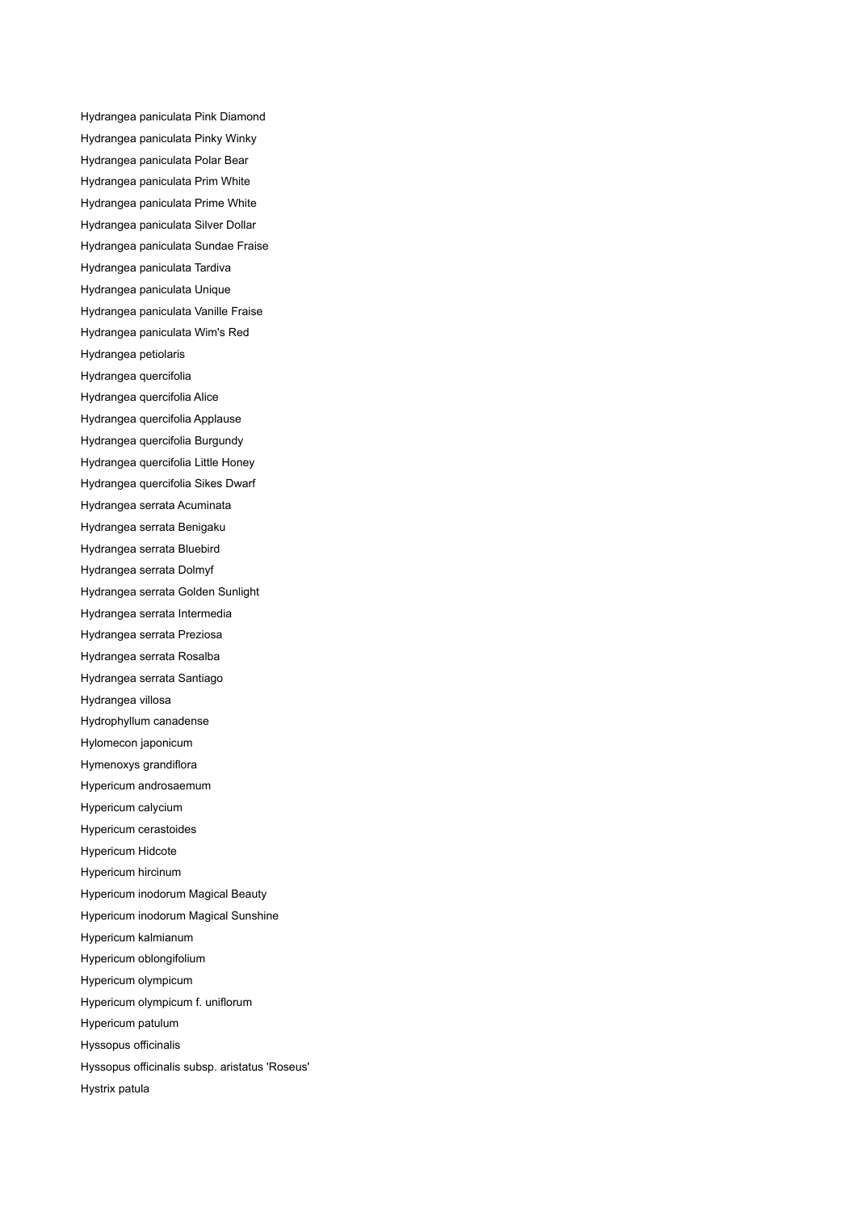Hydrangea paniculata Pink Diamond
Hydrangea paniculata Pinky Winky
Hydrangea paniculata Polar Bear
Hydrangea paniculata Prim White
Hydrangea paniculata Prime White
Hydrangea paniculata Silver Dollar
Hydrangea paniculata Sundae Fraise
Hydrangea paniculata Tardiva
Hydrangea paniculata Unique
Hydrangea paniculata Vanille Fraise
Hydrangea paniculata Wim's Red
Hydrangea petiolaris
Hydrangea quercifolia
Hydrangea quercifolia Alice
Hydrangea quercifolia Applause
Hydrangea quercifolia Burgundy
Hydrangea quercifolia Little Honey
Hydrangea quercifolia Sikes Dwarf
Hydrangea serrata Acuminata
Hydrangea serrata Benigaku
Hydrangea serrata Bluebird
Hydrangea serrata Dolmyf
Hydrangea serrata Golden Sunlight
Hydrangea serrata Intermedia
Hydrangea serrata Preziosa
Hydrangea serrata Rosalba
Hydrangea serrata Santiago
Hydrangea villosa
Hydrophyllum canadense
Hylomecon japonicum
Hymenoxys grandiflora
Hypericum androsaemum
Hypericum calycium
Hypericum cerastoides
Hypericum Hidcote
Hypericum hircinum
Hypericum inodorum Magical Beauty
Hypericum inodorum Magical Sunshine
Hypericum kalmianum
Hypericum oblongifolium
Hypericum olympicum
Hypericum olympicum f. uniflorum
Hypericum patulum
Hyssopus officinalis
Hyssopus officinalis subsp. aristatus 'Roseus'
Hystrix patula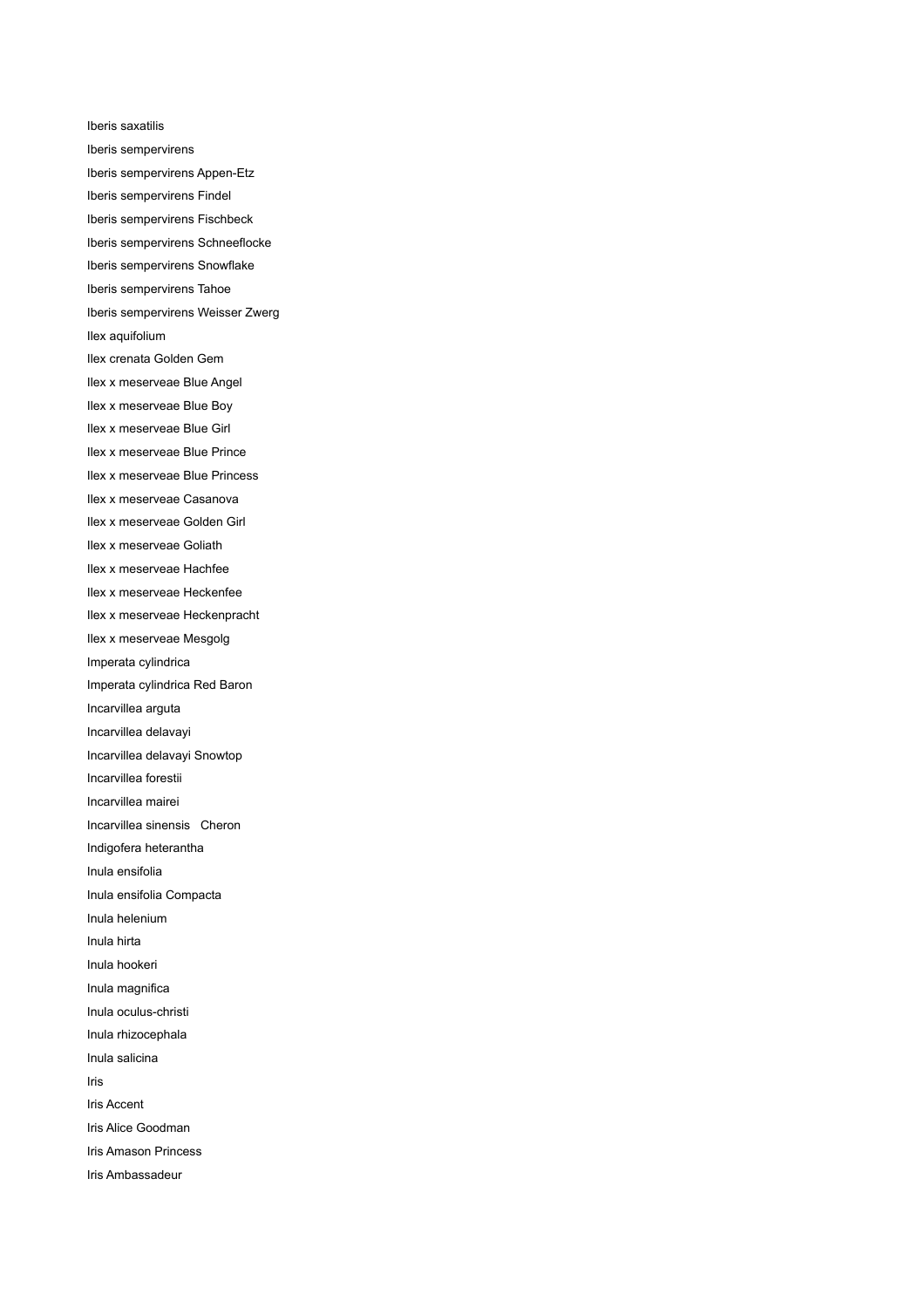Iberis saxatilis

Iberis sempervirens

Iberis sempervirens Appen-Etz

Iberis sempervirens Findel

Iberis sempervirens Fischbeck

Iberis sempervirens Schneeflocke

Iberis sempervirens Snowflake

Iberis sempervirens Tahoe

Iberis sempervirens Weisser Zwerg

Ilex aquifolium

Ilex crenata Golden Gem

Ilex x meserveae Blue Angel

Ilex x meserveae Blue Boy

Ilex x meserveae Blue Girl

Ilex x meserveae Blue Prince

Ilex x meserveae Blue Princess

Ilex x meserveae Casanova

Ilex x meserveae Golden Girl

Ilex x meserveae Goliath

Ilex x meserveae Hachfee

Ilex x meserveae Heckenfee

Ilex x meserveae Heckenpracht

Ilex x meserveae Mesgolg

Imperata cylindrica

Imperata cylindrica Red Baron

Incarvillea arguta

Incarvillea delavayi

Incarvillea delavayi Snowtop

Incarvillea forestii

Incarvillea mairei

Incarvillea sinensis   Cheron

Indigofera heterantha

Inula ensifolia

Inula ensifolia Compacta

Inula helenium

Inula hirta

Inula hookeri

Inula magnifica

Inula oculus-christi

Inula rhizocephala

Inula salicina

Iris

Iris Accent

Iris Alice Goodman

Iris Amason Princess

Iris Ambassadeur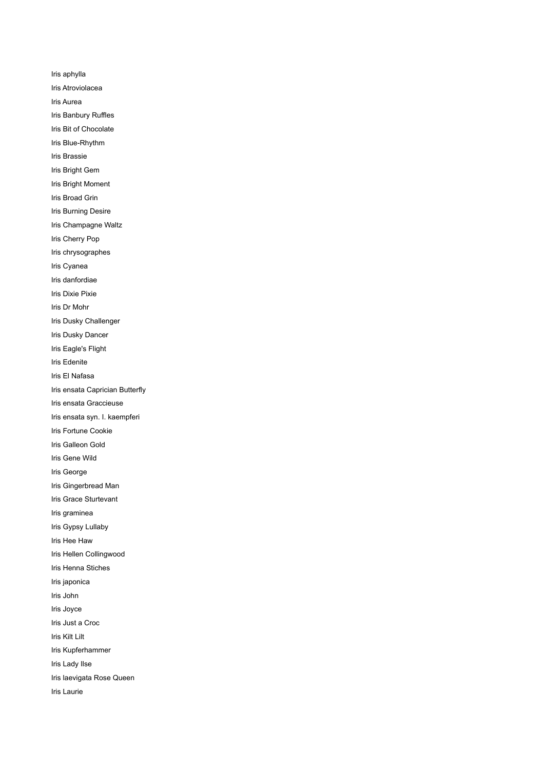Iris aphylla

Iris Atroviolacea

Iris Aurea

Iris Banbury Ruffles

Iris Bit of Chocolate

Iris Blue-Rhythm

Iris Brassie

Iris Bright Gem

Iris Bright Moment

Iris Broad Grin

Iris Burning Desire

Iris Champagne Waltz

Iris Cherry Pop

Iris chrysographes

Iris Cyanea

Iris danfordiae

Iris Dixie Pixie

Iris Dr Mohr

Iris Dusky Challenger

Iris Dusky Dancer

Iris Eagle's Flight

Iris Edenite

Iris El Nafasa

Iris ensata Caprician Butterfly

Iris ensata Graccieuse

Iris ensata syn. I. kaempferi

Iris Fortune Cookie

Iris Galleon Gold

Iris Gene Wild

Iris George

Iris Gingerbread Man

Iris Grace Sturtevant

Iris graminea

Iris Gypsy Lullaby

Iris Hee Haw

Iris Hellen Collingwood

Iris Henna Stiches

Iris japonica

Iris John

Iris Joyce

Iris Just a Croc

Iris Kilt Lilt

Iris Kupferhammer

Iris Lady Ilse

Iris laevigata Rose Queen

Iris Laurie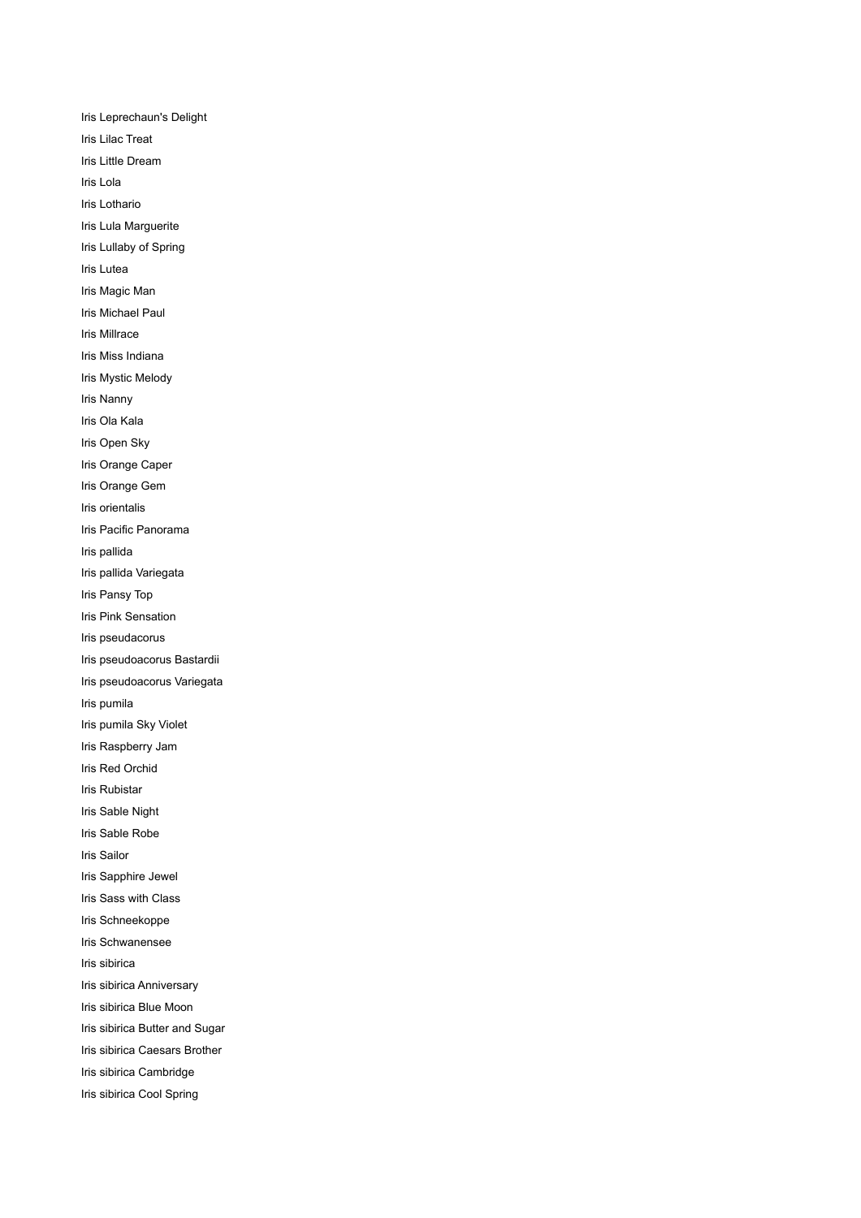Iris Leprechaun's Delight

Iris Lilac Treat

Iris Little Dream

Iris Lola

Iris Lothario

Iris Lula Marguerite

Iris Lullaby of Spring

Iris Lutea

Iris Magic Man

Iris Michael Paul

Iris Millrace

Iris Miss Indiana

Iris Mystic Melody

Iris Nanny

Iris Ola Kala

Iris Open Sky

Iris Orange Caper

Iris Orange Gem

Iris orientalis

Iris Pacific Panorama

Iris pallida

Iris pallida Variegata

Iris Pansy Top

Iris Pink Sensation

Iris pseudacorus

Iris pseudoacorus Bastardii

Iris pseudoacorus Variegata

Iris pumila

Iris pumila Sky Violet

Iris Raspberry Jam

Iris Red Orchid

Iris Rubistar

Iris Sable Night

Iris Sable Robe

Iris Sailor

Iris Sapphire Jewel

Iris Sass with Class

Iris Schneekoppe

Iris Schwanensee

Iris sibirica

Iris sibirica Anniversary

Iris sibirica Blue Moon

Iris sibirica Butter and Sugar

Iris sibirica Caesars Brother

Iris sibirica Cambridge

Iris sibirica Cool Spring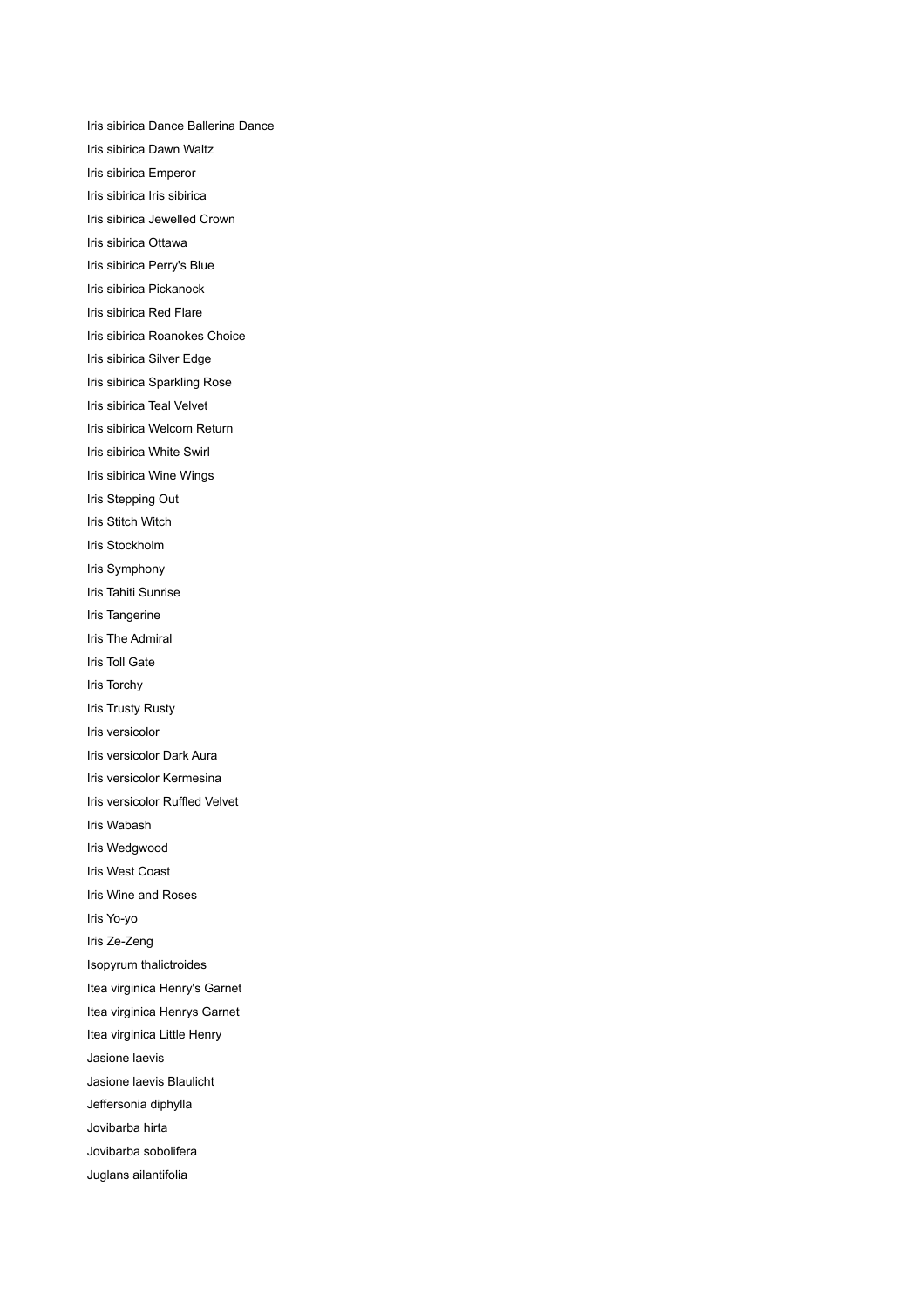Iris sibirica Dance Ballerina Dance

Iris sibirica Dawn Waltz

Iris sibirica Emperor

Iris sibirica Iris sibirica

Iris sibirica Jewelled Crown

Iris sibirica Ottawa

Iris sibirica Perry's Blue

Iris sibirica Pickanock

Iris sibirica Red Flare

Iris sibirica Roanokes Choice

Iris sibirica Silver Edge

Iris sibirica Sparkling Rose

Iris sibirica Teal Velvet

Iris sibirica Welcom Return

Iris sibirica White Swirl

Iris sibirica Wine Wings

Iris Stepping Out

Iris Stitch Witch

Iris Stockholm

Iris Symphony

Iris Tahiti Sunrise

Iris Tangerine

Iris The Admiral

Iris Toll Gate

Iris Torchy

Iris Trusty Rusty

Iris versicolor

Iris versicolor Dark Aura

Iris versicolor Kermesina

Iris versicolor Ruffled Velvet

Iris Wabash

Iris Wedgwood

Iris West Coast

Iris Wine and Roses

Iris Yo-yo

Iris Ze-Zeng

Isopyrum thalictroides

Itea virginica Henry's Garnet

Itea virginica Henrys Garnet

Itea virginica Little Henry

Jasione laevis

Jasione laevis Blaulicht

Jeffersonia diphylla

Jovibarba hirta

Jovibarba sobolifera

Juglans ailantifolia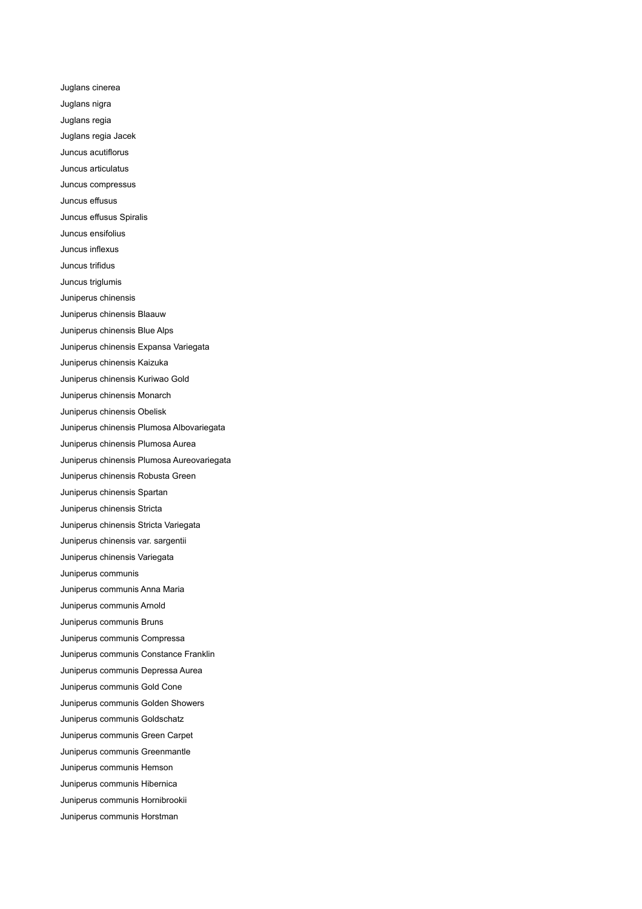Juglans cinerea

Juglans nigra

Juglans regia

Juglans regia Jacek

Juncus acutiflorus

Juncus articulatus

Juncus compressus

Juncus effusus

Juncus effusus Spiralis

Juncus ensifolius

Juncus inflexus

Juncus trifidus

Juncus triglumis

Juniperus chinensis

Juniperus chinensis Blaauw

Juniperus chinensis Blue Alps

Juniperus chinensis Expansa Variegata

Juniperus chinensis Kaizuka

Juniperus chinensis Kuriwao Gold

Juniperus chinensis Monarch

Juniperus chinensis Obelisk

Juniperus chinensis Plumosa Albovariegata

Juniperus chinensis Plumosa Aurea

Juniperus chinensis Plumosa Aureovariegata

Juniperus chinensis Robusta Green

Juniperus chinensis Spartan

Juniperus chinensis Stricta

Juniperus chinensis Stricta Variegata

Juniperus chinensis var. sargentii

Juniperus chinensis Variegata

Juniperus communis

Juniperus communis Anna Maria

Juniperus communis Arnold

Juniperus communis Bruns

Juniperus communis Compressa

Juniperus communis Constance Franklin

Juniperus communis Depressa Aurea

Juniperus communis Gold Cone

Juniperus communis Golden Showers

Juniperus communis Goldschatz

Juniperus communis Green Carpet

Juniperus communis Greenmantle

Juniperus communis Hemson

Juniperus communis Hibernica

Juniperus communis Hornibrookii

Juniperus communis Horstman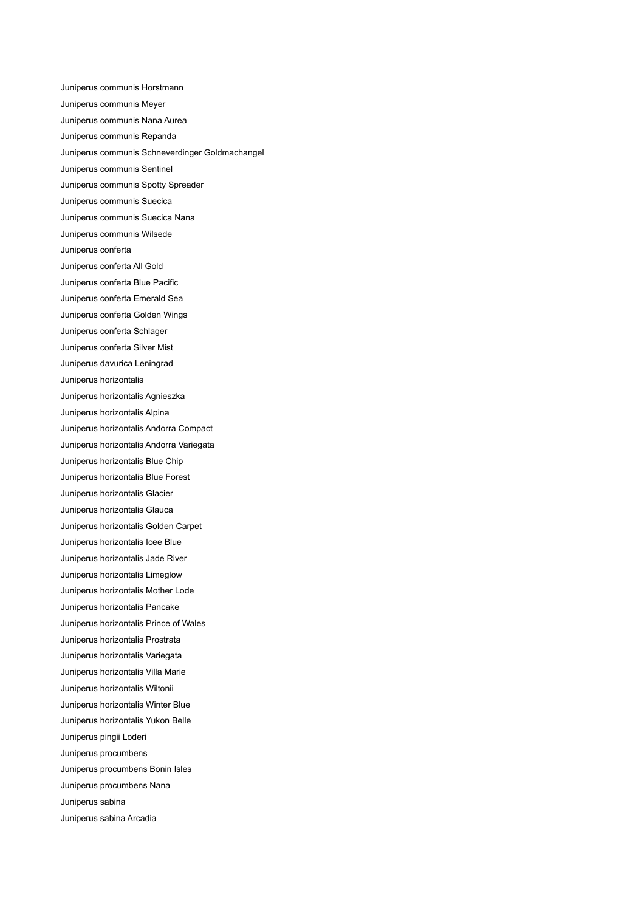Juniperus communis Horstmann

Juniperus communis Meyer

Juniperus communis Nana Aurea

Juniperus communis Repanda

Juniperus communis Schneverdinger Goldmachangel

Juniperus communis Sentinel

Juniperus communis Spotty Spreader

Juniperus communis Suecica

Juniperus communis Suecica Nana

Juniperus communis Wilsede

Juniperus conferta

Juniperus conferta All Gold

Juniperus conferta Blue Pacific

Juniperus conferta Emerald Sea

Juniperus conferta Golden Wings

Juniperus conferta Schlager

Juniperus conferta Silver Mist

Juniperus davurica Leningrad

Juniperus horizontalis

Juniperus horizontalis Agnieszka

Juniperus horizontalis Alpina

Juniperus horizontalis Andorra Compact

Juniperus horizontalis Andorra Variegata

Juniperus horizontalis Blue Chip

Juniperus horizontalis Blue Forest

Juniperus horizontalis Glacier

Juniperus horizontalis Glauca

Juniperus horizontalis Golden Carpet

Juniperus horizontalis Icee Blue

Juniperus horizontalis Jade River

Juniperus horizontalis Limeglow

Juniperus horizontalis Mother Lode

Juniperus horizontalis Pancake

Juniperus horizontalis Prince of Wales

Juniperus horizontalis Prostrata

Juniperus horizontalis Variegata

Juniperus horizontalis Villa Marie

Juniperus horizontalis Wiltonii

Juniperus horizontalis Winter Blue

Juniperus horizontalis Yukon Belle

Juniperus pingii Loderi

Juniperus procumbens

Juniperus procumbens Bonin Isles

Juniperus procumbens Nana

Juniperus sabina

Juniperus sabina Arcadia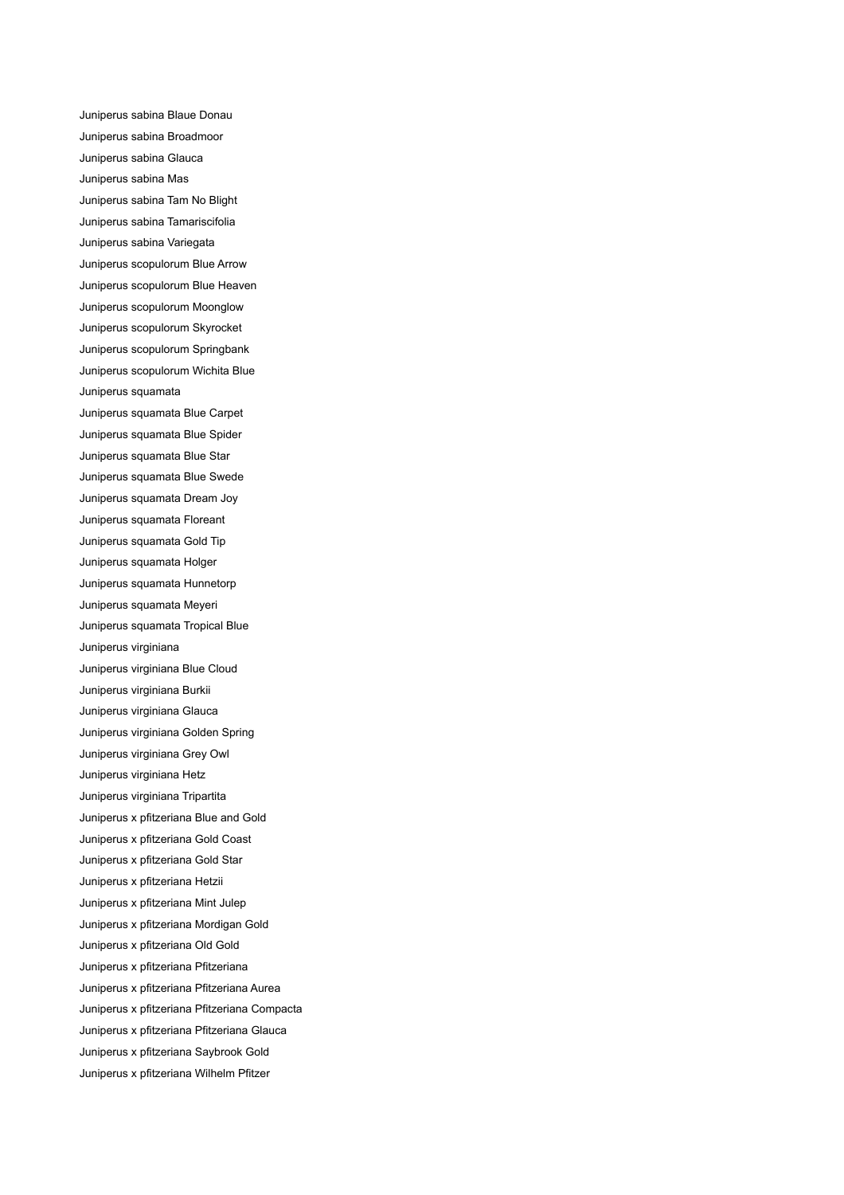Juniperus sabina Blaue Donau

Juniperus sabina Broadmoor

Juniperus sabina Glauca

Juniperus sabina Mas

Juniperus sabina Tam No Blight

Juniperus sabina Tamariscifolia

Juniperus sabina Variegata

Juniperus scopulorum Blue Arrow

Juniperus scopulorum Blue Heaven

Juniperus scopulorum Moonglow

Juniperus scopulorum Skyrocket

Juniperus scopulorum Springbank

Juniperus scopulorum Wichita Blue

Juniperus squamata

Juniperus squamata Blue Carpet

Juniperus squamata Blue Spider

Juniperus squamata Blue Star

Juniperus squamata Blue Swede

Juniperus squamata Dream Joy

Juniperus squamata Floreant

Juniperus squamata Gold Tip

Juniperus squamata Holger

Juniperus squamata Hunnetorp

Juniperus squamata Meyeri

Juniperus squamata Tropical Blue

Juniperus virginiana

Juniperus virginiana Blue Cloud

Juniperus virginiana Burkii

Juniperus virginiana Glauca

Juniperus virginiana Golden Spring

Juniperus virginiana Grey Owl

Juniperus virginiana Hetz

Juniperus virginiana Tripartita

Juniperus x pfitzeriana Blue and Gold

Juniperus x pfitzeriana Gold Coast

Juniperus x pfitzeriana Gold Star

Juniperus x pfitzeriana Hetzii

Juniperus x pfitzeriana Mint Julep

Juniperus x pfitzeriana Mordigan Gold

Juniperus x pfitzeriana Old Gold

Juniperus x pfitzeriana Pfitzeriana

Juniperus x pfitzeriana Pfitzeriana Aurea

Juniperus x pfitzeriana Pfitzeriana Compacta

Juniperus x pfitzeriana Pfitzeriana Glauca

Juniperus x pfitzeriana Saybrook Gold

Juniperus x pfitzeriana Wilhelm Pfitzer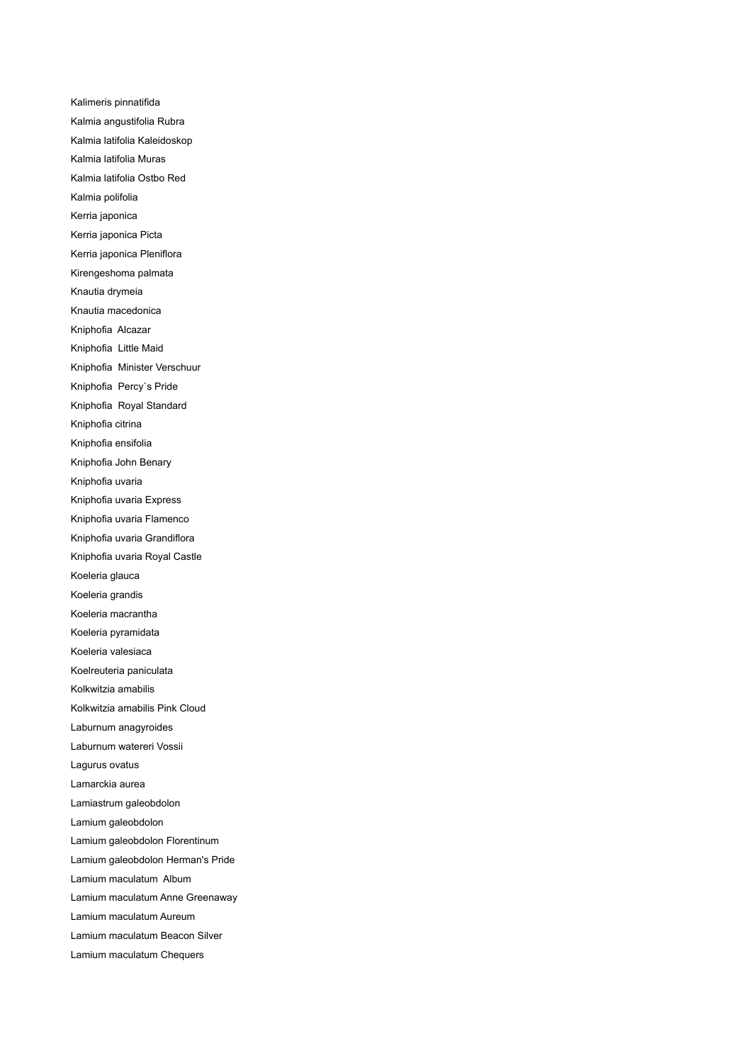Kalimeris pinnatifida

Kalmia angustifolia Rubra

Kalmia latifolia Kaleidoskop

Kalmia latifolia Muras

Kalmia latifolia Ostbo Red

Kalmia polifolia

Kerria japonica

Kerria japonica Picta

Kerria japonica Pleniflora

Kirengeshoma palmata

Knautia drymeia

Knautia macedonica

Kniphofia  Alcazar

Kniphofia  Little Maid

Kniphofia  Minister Verschuur

Kniphofia  Percy`s Pride

Kniphofia  Royal Standard

Kniphofia citrina

Kniphofia ensifolia

Kniphofia John Benary

Kniphofia uvaria

Kniphofia uvaria Express

Kniphofia uvaria Flamenco

Kniphofia uvaria Grandiflora

Kniphofia uvaria Royal Castle

Koeleria glauca

Koeleria grandis

Koeleria macrantha

Koeleria pyramidata

Koeleria valesiaca

Koelreuteria paniculata

Kolkwitzia amabilis

Kolkwitzia amabilis Pink Cloud

Laburnum anagyroides

Laburnum watereri Vossii

Lagurus ovatus

Lamarckia aurea

Lamiastrum galeobdolon

Lamium galeobdolon

Lamium galeobdolon Florentinum

Lamium galeobdolon Herman's Pride

Lamium maculatum  Album

Lamium maculatum Anne Greenaway

Lamium maculatum Aureum

Lamium maculatum Beacon Silver

Lamium maculatum Chequers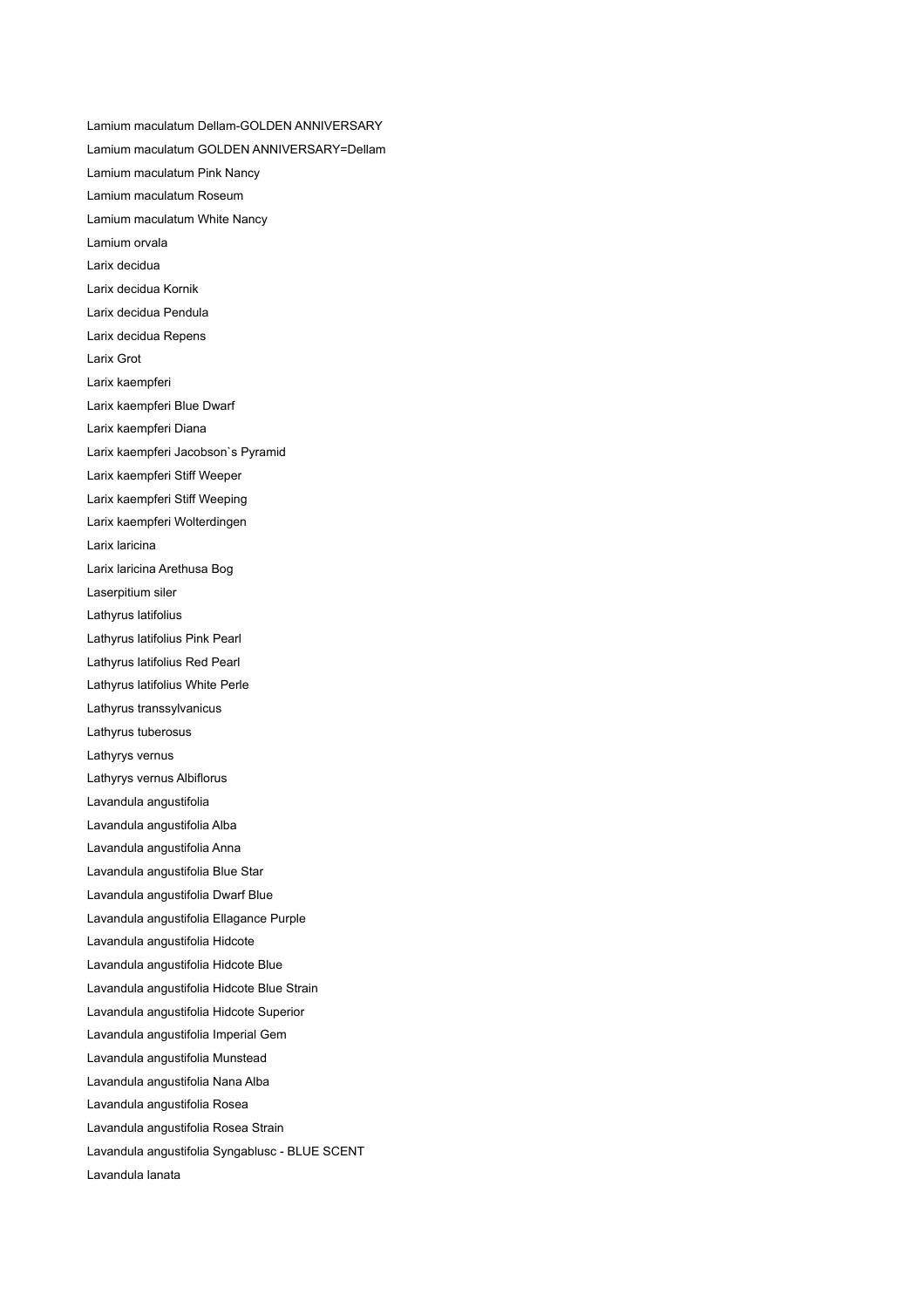Lamium maculatum Dellam-GOLDEN ANNIVERSARY

Lamium maculatum GOLDEN ANNIVERSARY=Dellam

Lamium maculatum Pink Nancy

Lamium maculatum Roseum

Lamium maculatum White Nancy

Lamium orvala

Larix decidua

Larix decidua Kornik

Larix decidua Pendula

Larix decidua Repens

Larix Grot

Larix kaempferi

Larix kaempferi Blue Dwarf

Larix kaempferi Diana

Larix kaempferi Jacobson`s Pyramid

Larix kaempferi Stiff Weeper

Larix kaempferi Stiff Weeping

Larix kaempferi Wolterdingen

Larix laricina

Larix laricina Arethusa Bog

Laserpitium siler

Lathyrus latifolius

Lathyrus latifolius Pink Pearl

Lathyrus latifolius Red Pearl

Lathyrus latifolius White Perle

Lathyrus transsylvanicus

Lathyrus tuberosus

Lathyrys vernus

Lathyrys vernus Albiflorus

Lavandula angustifolia

Lavandula angustifolia Alba

Lavandula angustifolia Anna

Lavandula angustifolia Blue Star

Lavandula angustifolia Dwarf Blue

Lavandula angustifolia Ellagance Purple

Lavandula angustifolia Hidcote

Lavandula angustifolia Hidcote Blue

Lavandula angustifolia Hidcote Blue Strain

Lavandula angustifolia Hidcote Superior

Lavandula angustifolia Imperial Gem

Lavandula angustifolia Munstead

Lavandula angustifolia Nana Alba

Lavandula angustifolia Rosea

Lavandula angustifolia Rosea Strain

Lavandula angustifolia Syngablusc - BLUE SCENT

Lavandula lanata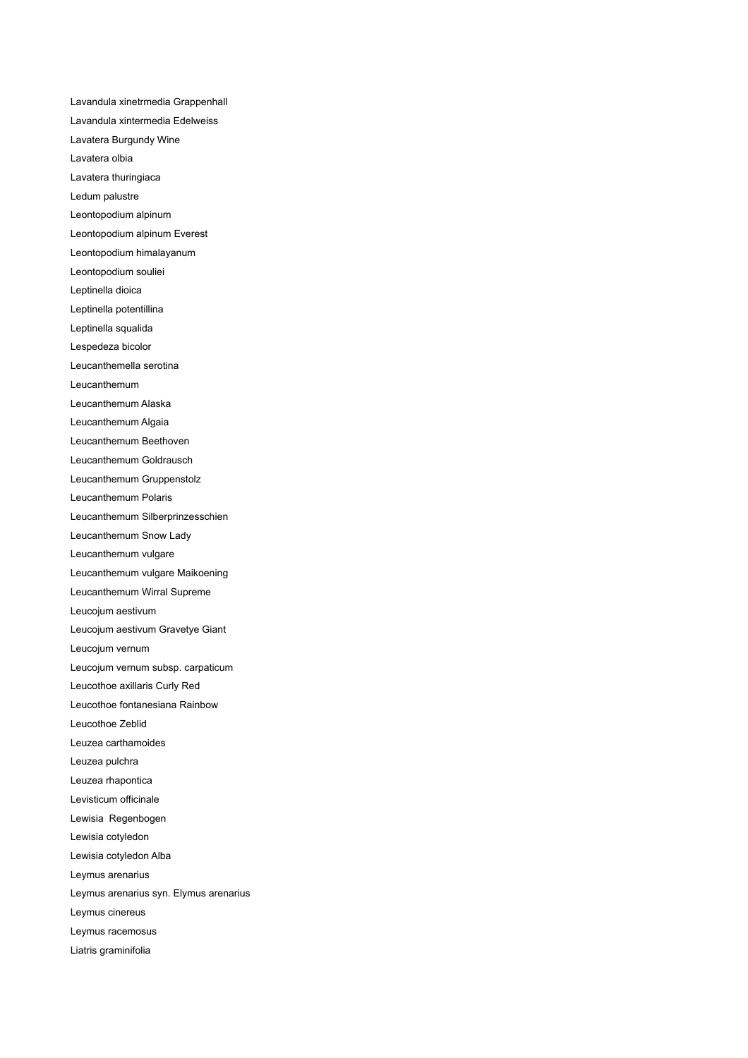Lavandula xinetrmedia Grappenhall

Lavandula xintermedia Edelweiss

Lavatera Burgundy Wine

Lavatera olbia

Lavatera thuringiaca

Ledum palustre

Leontopodium alpinum

Leontopodium alpinum Everest

Leontopodium himalayanum

Leontopodium souliei

Leptinella dioica

Leptinella potentillina

Leptinella squalida

Lespedeza bicolor

Leucanthemella serotina

Leucanthemum

Leucanthemum Alaska

Leucanthemum Algaia

Leucanthemum Beethoven

Leucanthemum Goldrausch

Leucanthemum Gruppenstolz

Leucanthemum Polaris

Leucanthemum Silberprinzesschien

Leucanthemum Snow Lady

Leucanthemum vulgare

Leucanthemum vulgare Maikoening

Leucanthemum Wirral Supreme

Leucojum aestivum

Leucojum aestivum Gravetye Giant

Leucojum vernum

Leucojum vernum subsp. carpaticum

Leucothoe axillaris Curly Red

Leucothoe fontanesiana Rainbow

Leucothoe Zeblid

Leuzea carthamoides

Leuzea pulchra

Leuzea rhapontica

Levisticum officinale

Lewisia  Regenbogen

Lewisia cotyledon

Lewisia cotyledon Alba

Leymus arenarius

Leymus arenarius syn. Elymus arenarius

Leymus cinereus

Leymus racemosus

Liatris graminifolia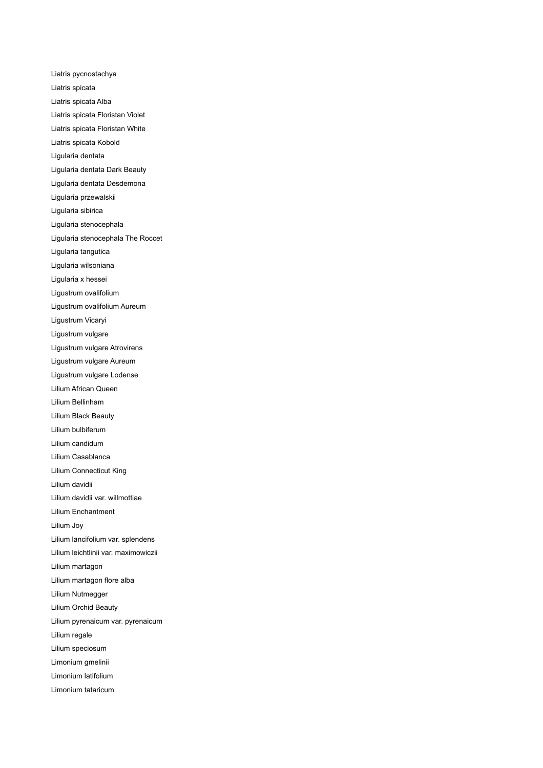Liatris pycnostachya

Liatris spicata

Liatris spicata Alba

Liatris spicata Floristan Violet

Liatris spicata Floristan White

Liatris spicata Kobold

Ligularia dentata

Ligularia dentata Dark Beauty

Ligularia dentata Desdemona

Ligularia przewalskii

Ligularia sibirica

Ligularia stenocephala

Ligularia stenocephala The Roccet

Ligularia tangutica

Ligularia wilsoniana

Ligularia x hessei

Ligustrum ovalifolium

Ligustrum ovalifolium Aureum

Ligustrum Vicaryi

Ligustrum vulgare

Ligustrum vulgare Atrovirens

Ligustrum vulgare Aureum

Ligustrum vulgare Lodense

Lilium African Queen

Lilium Bellinham

Lilium Black Beauty

Lilium bulbiferum

Lilium candidum

Lilium Casablanca

Lilium Connecticut King

Lilium davidii

Lilium davidii var. willmottiae

Lilium Enchantment

Lilium Joy

Lilium lancifolium var. splendens

Lilium leichtlinii var. maximowiczii

Lilium martagon

Lilium martagon flore alba

Lilium Nutmegger

Lilium Orchid Beauty

Lilium pyrenaicum var. pyrenaicum

Lilium regale

Lilium speciosum

Limonium gmelinii

Limonium latifolium

Limonium tataricum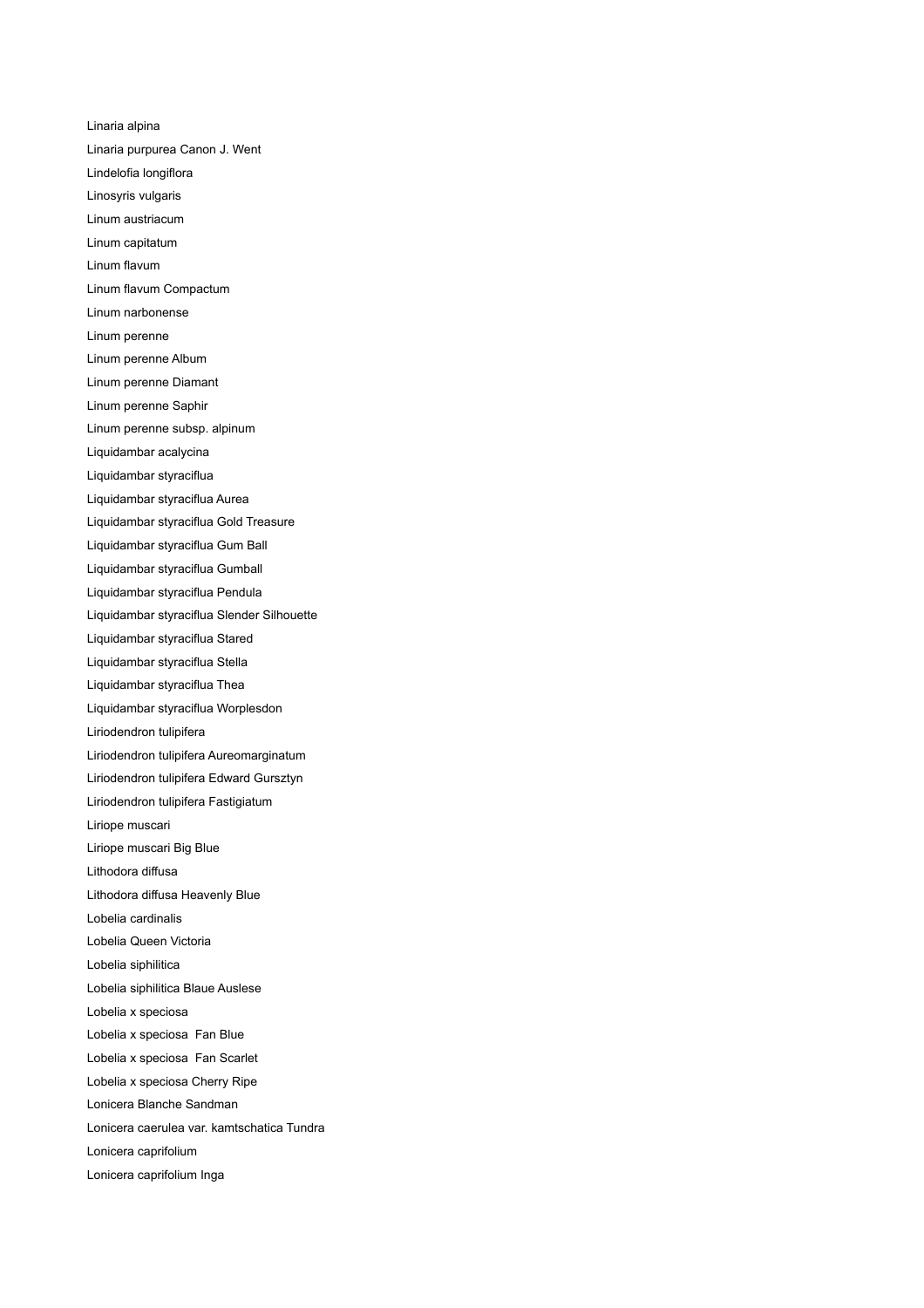Linaria alpina

Linaria purpurea Canon J. Went

Lindelofia longiflora

Linosyris vulgaris

Linum austriacum

Linum capitatum

Linum flavum

Linum flavum Compactum

Linum narbonense

Linum perenne

Linum perenne Album

Linum perenne Diamant

Linum perenne Saphir

Linum perenne subsp. alpinum

Liquidambar acalycina

Liquidambar styraciflua

Liquidambar styraciflua Aurea

Liquidambar styraciflua Gold Treasure

Liquidambar styraciflua Gum Ball

Liquidambar styraciflua Gumball

Liquidambar styraciflua Pendula

Liquidambar styraciflua Slender Silhouette

Liquidambar styraciflua Stared

Liquidambar styraciflua Stella

Liquidambar styraciflua Thea

Liquidambar styraciflua Worplesdon

Liriodendron tulipifera

Liriodendron tulipifera Aureomarginatum

Liriodendron tulipifera Edward Gursztyn

Liriodendron tulipifera Fastigiatum

Liriope muscari

Liriope muscari Big Blue

Lithodora diffusa

Lithodora diffusa Heavenly Blue

Lobelia cardinalis

Lobelia Queen Victoria

Lobelia siphilitica

Lobelia siphilitica Blaue Auslese

Lobelia x speciosa

Lobelia x speciosa  Fan Blue

Lobelia x speciosa  Fan Scarlet

Lobelia x speciosa Cherry Ripe

Lonicera Blanche Sandman

Lonicera caerulea var. kamtschatica Tundra

Lonicera caprifolium

Lonicera caprifolium Inga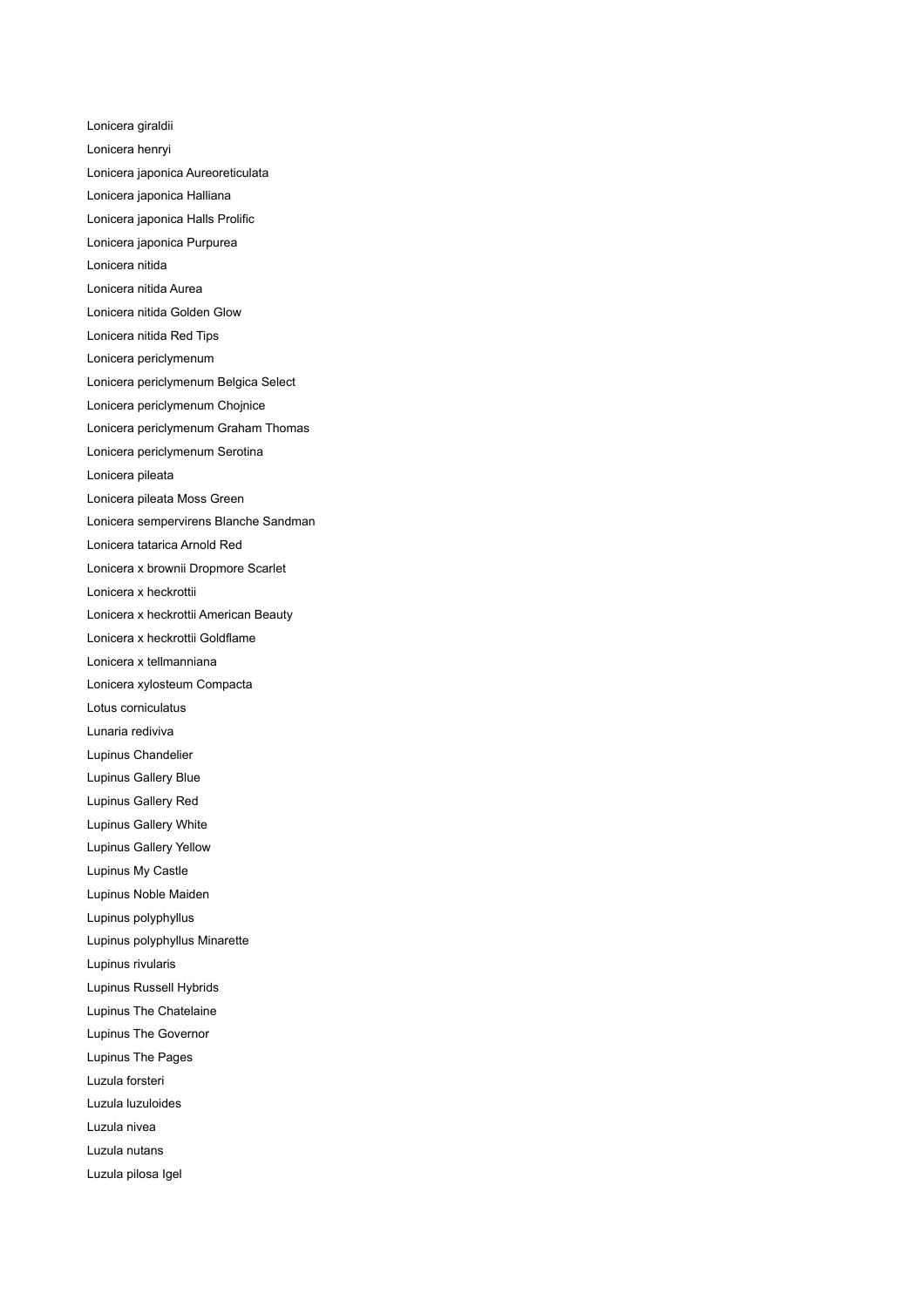Lonicera giraldii

Lonicera henryi

Lonicera japonica Aureoreticulata

Lonicera japonica Halliana

Lonicera japonica Halls Prolific

Lonicera japonica Purpurea

Lonicera nitida

Lonicera nitida Aurea

Lonicera nitida Golden Glow

Lonicera nitida Red Tips

Lonicera periclymenum

Lonicera periclymenum Belgica Select

Lonicera periclymenum Chojnice

Lonicera periclymenum Graham Thomas

Lonicera periclymenum Serotina

Lonicera pileata

Lonicera pileata Moss Green

Lonicera sempervirens Blanche Sandman

Lonicera tatarica Arnold Red

Lonicera x brownii Dropmore Scarlet

Lonicera x heckrottii

Lonicera x heckrottii American Beauty

Lonicera x heckrottii Goldflame

Lonicera x tellmanniana

Lonicera xylosteum Compacta

Lotus corniculatus

Lunaria rediviva

Lupinus Chandelier

Lupinus Gallery Blue

Lupinus Gallery Red

Lupinus Gallery White

Lupinus Gallery Yellow

Lupinus My Castle

Lupinus Noble Maiden

Lupinus polyphyllus

Lupinus polyphyllus Minarette

Lupinus rivularis

Lupinus Russell Hybrids

Lupinus The Chatelaine

Lupinus The Governor

Lupinus The Pages

Luzula forsteri

Luzula luzuloides

Luzula nivea

Luzula nutans

Luzula pilosa Igel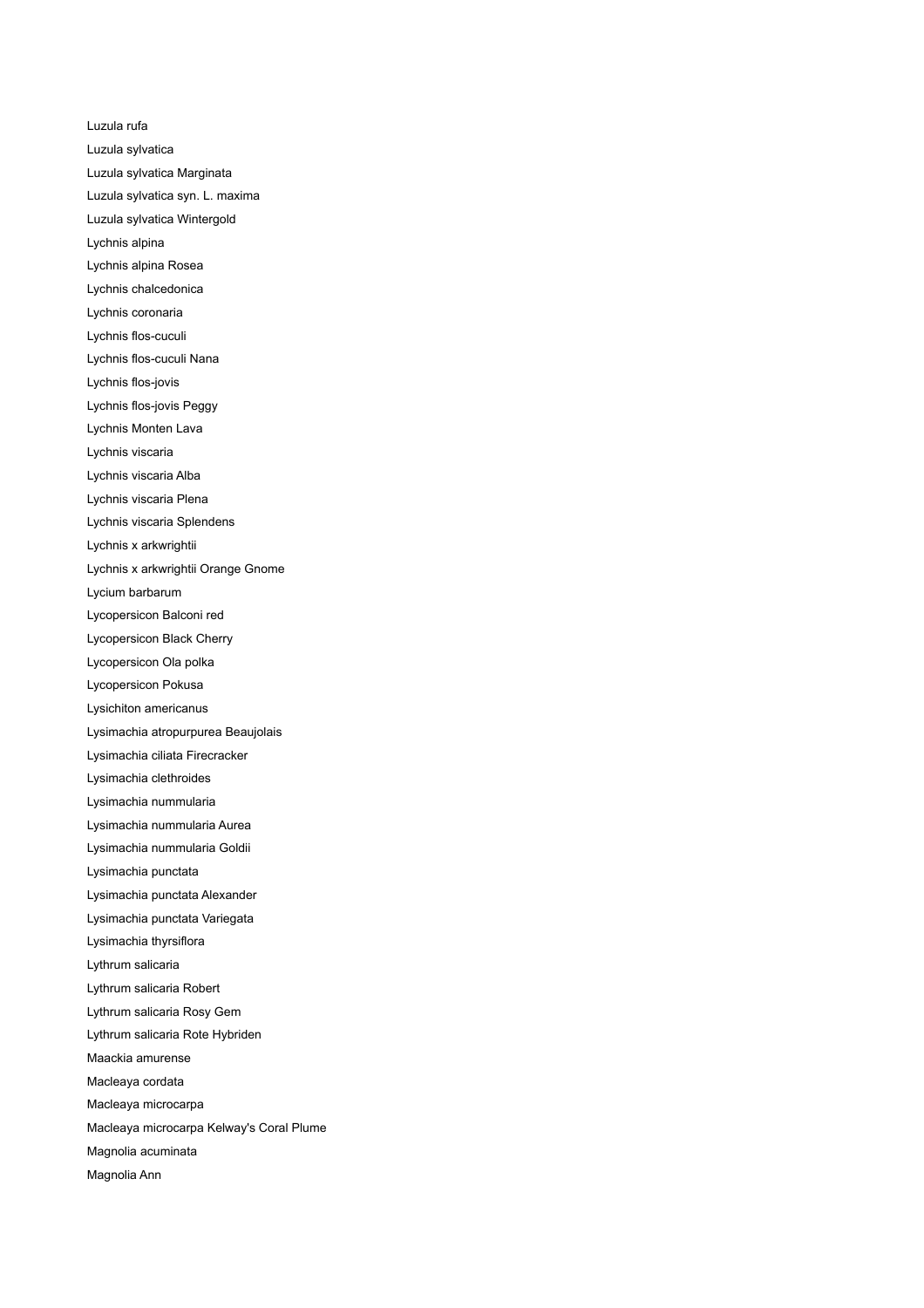Luzula rufa

Luzula sylvatica

Luzula sylvatica Marginata

Luzula sylvatica syn. L. maxima

Luzula sylvatica Wintergold

Lychnis alpina

Lychnis alpina Rosea

Lychnis chalcedonica

Lychnis coronaria

Lychnis flos-cuculi

Lychnis flos-cuculi Nana

Lychnis flos-jovis

Lychnis flos-jovis Peggy

Lychnis Monten Lava

Lychnis viscaria

Lychnis viscaria Alba

Lychnis viscaria Plena

Lychnis viscaria Splendens

Lychnis x arkwrightii

Lychnis x arkwrightii Orange Gnome

Lycium barbarum

Lycopersicon Balconi red

Lycopersicon Black Cherry

Lycopersicon Ola polka

Lycopersicon Pokusa

Lysichiton americanus

Lysimachia atropurpurea Beaujolais

Lysimachia ciliata Firecracker

Lysimachia clethroides

Lysimachia nummularia

Lysimachia nummularia Aurea

Lysimachia nummularia Goldii

Lysimachia punctata

Lysimachia punctata Alexander

Lysimachia punctata Variegata

Lysimachia thyrsiflora

Lythrum salicaria

Lythrum salicaria Robert

Lythrum salicaria Rosy Gem

Lythrum salicaria Rote Hybriden

Maackia amurense

Macleaya cordata

Macleaya microcarpa

Macleaya microcarpa Kelway's Coral Plume

Magnolia acuminata

Magnolia Ann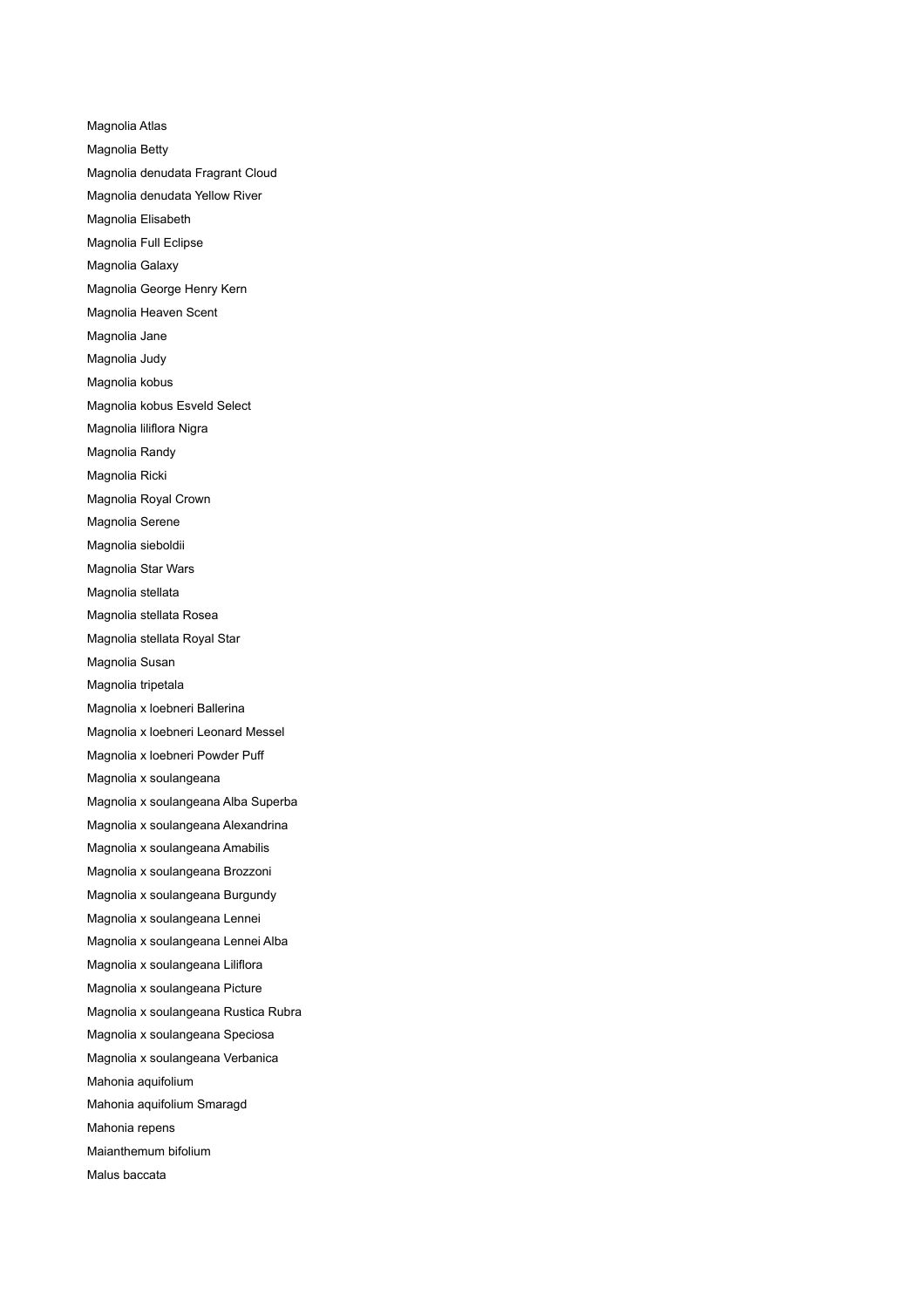Magnolia Atlas

Magnolia Betty

Magnolia denudata Fragrant Cloud

Magnolia denudata Yellow River

Magnolia Elisabeth

Magnolia Full Eclipse

Magnolia Galaxy

Magnolia George Henry Kern

Magnolia Heaven Scent

Magnolia Jane

Magnolia Judy

Magnolia kobus

Magnolia kobus Esveld Select

Magnolia liliflora Nigra

Magnolia Randy

Magnolia Ricki

Magnolia Royal Crown

Magnolia Serene

Magnolia sieboldii

Magnolia Star Wars

Magnolia stellata

Magnolia stellata Rosea

Magnolia stellata Royal Star

Magnolia Susan

Magnolia tripetala

Magnolia x loebneri Ballerina

Magnolia x loebneri Leonard Messel

Magnolia x loebneri Powder Puff

Magnolia x soulangeana

Magnolia x soulangeana Alba Superba

Magnolia x soulangeana Alexandrina

Magnolia x soulangeana Amabilis

Magnolia x soulangeana Brozzoni

Magnolia x soulangeana Burgundy

Magnolia x soulangeana Lennei

Magnolia x soulangeana Lennei Alba

Magnolia x soulangeana Liliflora

Magnolia x soulangeana Picture

Magnolia x soulangeana Rustica Rubra

Magnolia x soulangeana Speciosa

Magnolia x soulangeana Verbanica

Mahonia aquifolium

Mahonia aquifolium Smaragd

Mahonia repens

Maianthemum bifolium

Malus baccata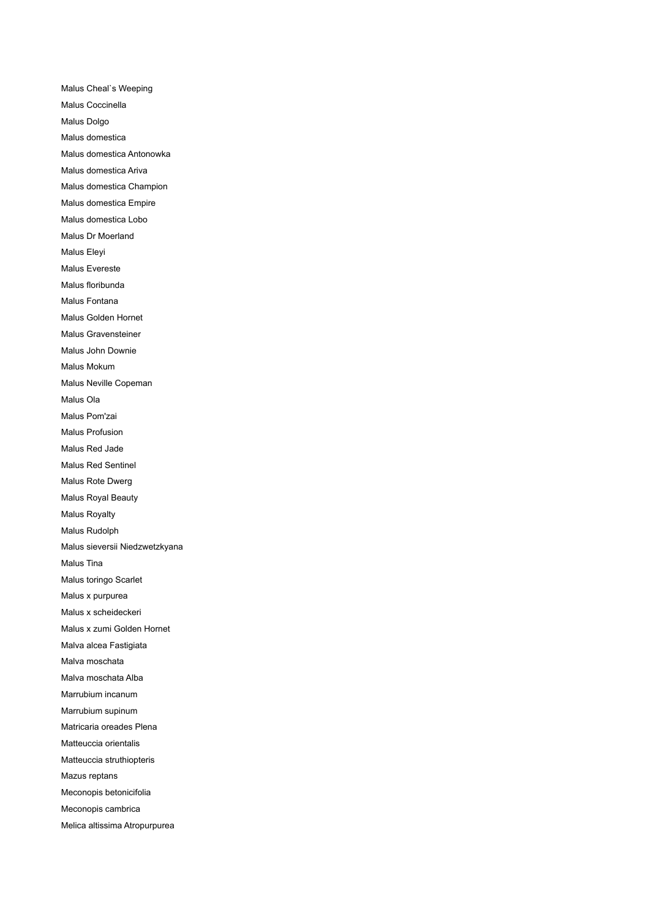Malus Cheal`s Weeping

Malus Coccinella

Malus Dolgo

Malus domestica

Malus domestica Antonowka

Malus domestica Ariva

Malus domestica Champion

Malus domestica Empire

Malus domestica Lobo

Malus Dr Moerland

Malus Eleyi

Malus Evereste

Malus floribunda

Malus Fontana

Malus Golden Hornet

Malus Gravensteiner

Malus John Downie

Malus Mokum

Malus Neville Copeman

Malus Ola

Malus Pom'zai

Malus Profusion

Malus Red Jade

Malus Red Sentinel

Malus Rote Dwerg

Malus Royal Beauty

Malus Royalty

Malus Rudolph

Malus sieversii Niedzwetzkyana

Malus Tina

Malus toringo Scarlet

Malus x purpurea

Malus x scheideckeri

Malus x zumi Golden Hornet

Malva alcea Fastigiata

Malva moschata

Malva moschata Alba

Marrubium incanum

Marrubium supinum

Matricaria oreades Plena

Matteuccia orientalis

Matteuccia struthiopteris

Mazus reptans

Meconopis betonicifolia

Meconopis cambrica

Melica altissima Atropurpurea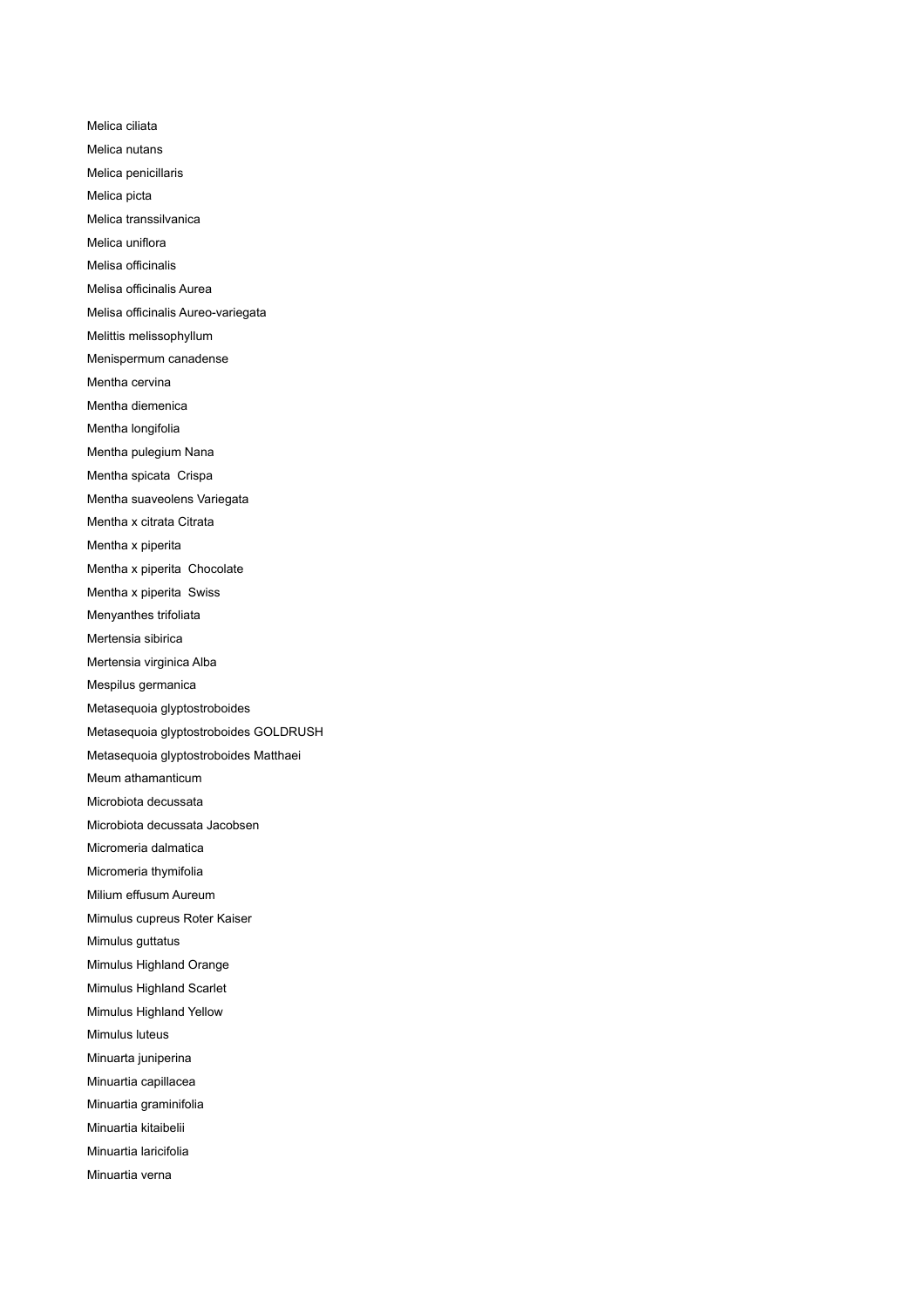Melica ciliata

Melica nutans

Melica penicillaris

Melica picta

Melica transsilvanica

Melica uniflora

Melisa officinalis

Melisa officinalis Aurea

Melisa officinalis Aureo-variegata

Melittis melissophyllum

Menispermum canadense

Mentha cervina

Mentha diemenica

Mentha longifolia

Mentha pulegium Nana

Mentha spicata  Crispa

Mentha suaveolens Variegata

Mentha x citrata Citrata

Mentha x piperita

Mentha x piperita  Chocolate

Mentha x piperita  Swiss

Menyanthes trifoliata

Mertensia sibirica

Mertensia virginica Alba

Mespilus germanica

Metasequoia glyptostroboides

Metasequoia glyptostroboides GOLDRUSH

Metasequoia glyptostroboides Matthaei

Meum athamanticum

Microbiota decussata

Microbiota decussata Jacobsen

Micromeria dalmatica

Micromeria thymifolia

Milium effusum Aureum

Mimulus cupreus Roter Kaiser

Mimulus guttatus

Mimulus Highland Orange

Mimulus Highland Scarlet

Mimulus Highland Yellow

Mimulus luteus

Minuarta juniperina

Minuartia capillacea

Minuartia graminifolia

Minuartia kitaibelii

Minuartia laricifolia

Minuartia verna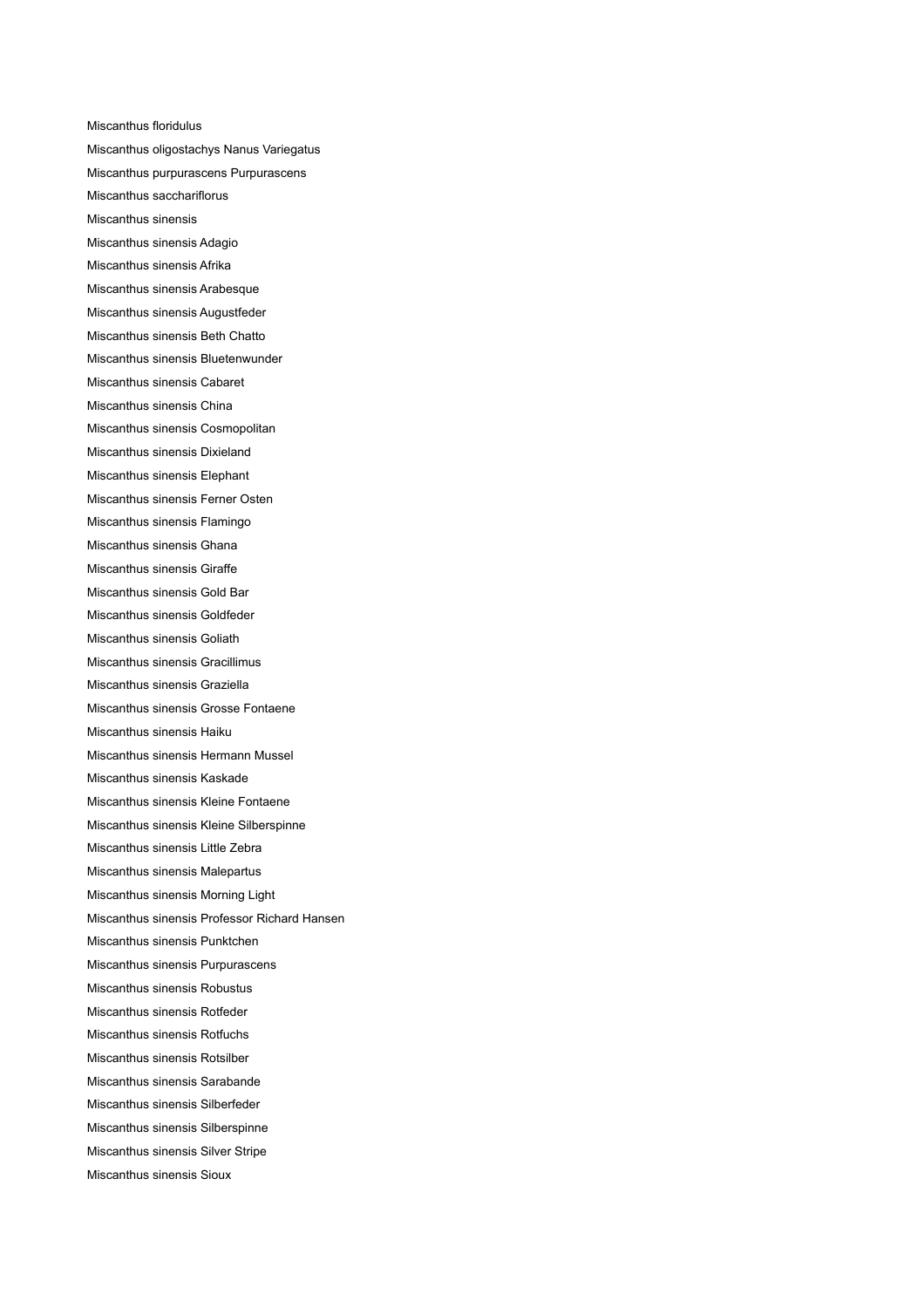Miscanthus floridulus

Miscanthus oligostachys Nanus Variegatus

Miscanthus purpurascens Purpurascens

Miscanthus sacchariflorus

Miscanthus sinensis

Miscanthus sinensis Adagio

Miscanthus sinensis Afrika

Miscanthus sinensis Arabesque

Miscanthus sinensis Augustfeder

Miscanthus sinensis Beth Chatto

Miscanthus sinensis Bluetenwunder

Miscanthus sinensis Cabaret

Miscanthus sinensis China

Miscanthus sinensis Cosmopolitan

Miscanthus sinensis Dixieland

Miscanthus sinensis Elephant

Miscanthus sinensis Ferner Osten

Miscanthus sinensis Flamingo

Miscanthus sinensis Ghana

Miscanthus sinensis Giraffe

Miscanthus sinensis Gold Bar

Miscanthus sinensis Goldfeder

Miscanthus sinensis Goliath

Miscanthus sinensis Gracillimus

Miscanthus sinensis Graziella

Miscanthus sinensis Grosse Fontaene

Miscanthus sinensis Haiku

Miscanthus sinensis Hermann Mussel

Miscanthus sinensis Kaskade

Miscanthus sinensis Kleine Fontaene

Miscanthus sinensis Kleine Silberspinne

Miscanthus sinensis Little Zebra

Miscanthus sinensis Malepartus

Miscanthus sinensis Morning Light

Miscanthus sinensis Professor Richard Hansen

Miscanthus sinensis Punktchen

Miscanthus sinensis Purpurascens

Miscanthus sinensis Robustus

Miscanthus sinensis Rotfeder

Miscanthus sinensis Rotfuchs

Miscanthus sinensis Rotsilber

Miscanthus sinensis Sarabande

Miscanthus sinensis Silberfeder

Miscanthus sinensis Silberspinne

Miscanthus sinensis Silver Stripe

Miscanthus sinensis Sioux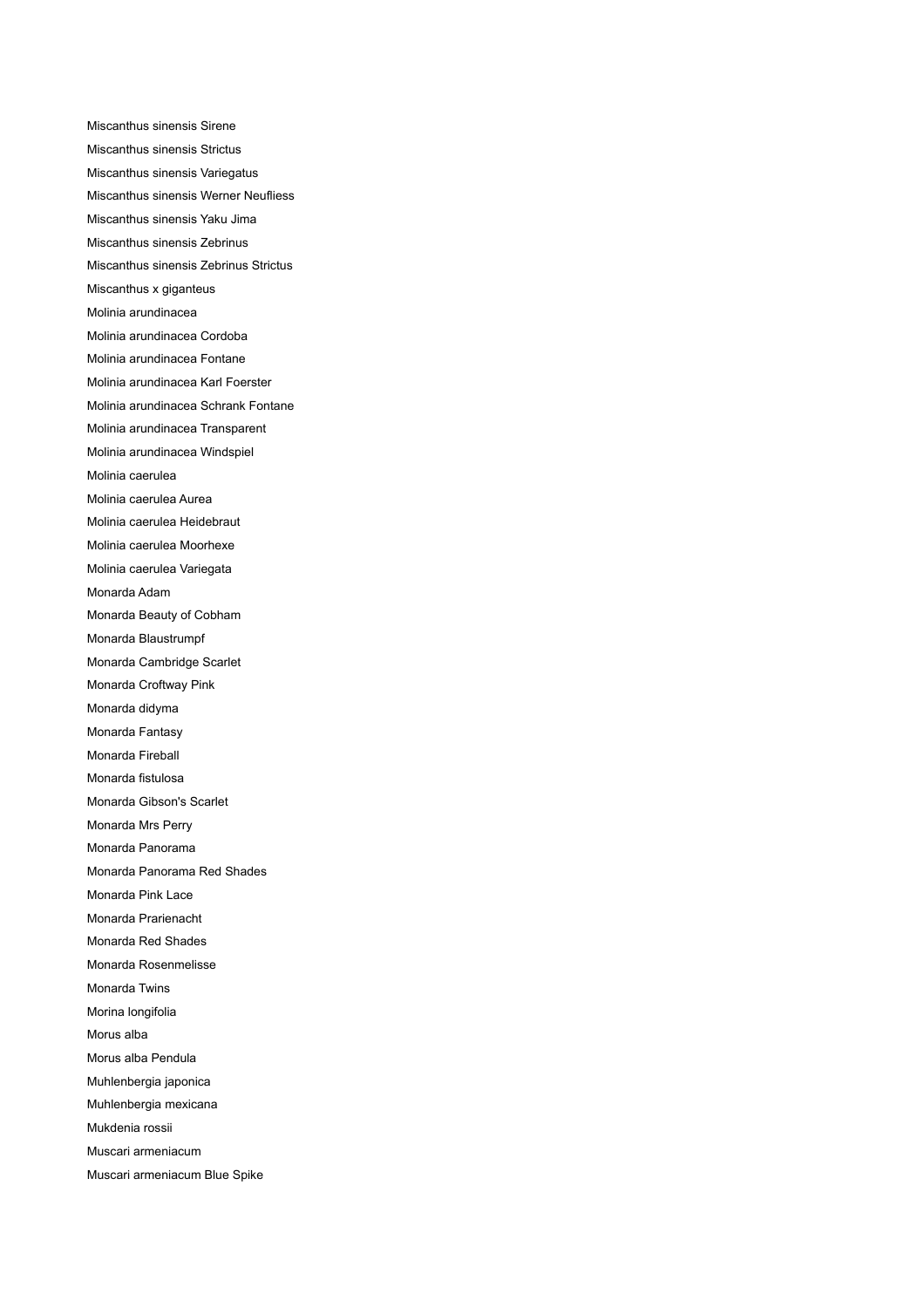Miscanthus sinensis Sirene

Miscanthus sinensis Strictus

Miscanthus sinensis Variegatus

Miscanthus sinensis Werner Neufliess

Miscanthus sinensis Yaku Jima

Miscanthus sinensis Zebrinus

Miscanthus sinensis Zebrinus Strictus

Miscanthus x giganteus

Molinia arundinacea

Molinia arundinacea Cordoba

Molinia arundinacea Fontane

Molinia arundinacea Karl Foerster

Molinia arundinacea Schrank Fontane

Molinia arundinacea Transparent

Molinia arundinacea Windspiel

Molinia caerulea

Molinia caerulea Aurea

Molinia caerulea Heidebraut

Molinia caerulea Moorhexe

Molinia caerulea Variegata

Monarda Adam

Monarda Beauty of Cobham

Monarda Blaustrumpf

Monarda Cambridge Scarlet

Monarda Croftway Pink

Monarda didyma

Monarda Fantasy

Monarda Fireball

Monarda fistulosa

Monarda Gibson's Scarlet

Monarda Mrs Perry

Monarda Panorama

Monarda Panorama Red Shades

Monarda Pink Lace

Monarda Prarienacht

Monarda Red Shades

Monarda Rosenmelisse

Monarda Twins

Morina longifolia

Morus alba

Morus alba Pendula

Muhlenbergia japonica

Muhlenbergia mexicana

Mukdenia rossii

Muscari armeniacum

Muscari armeniacum Blue Spike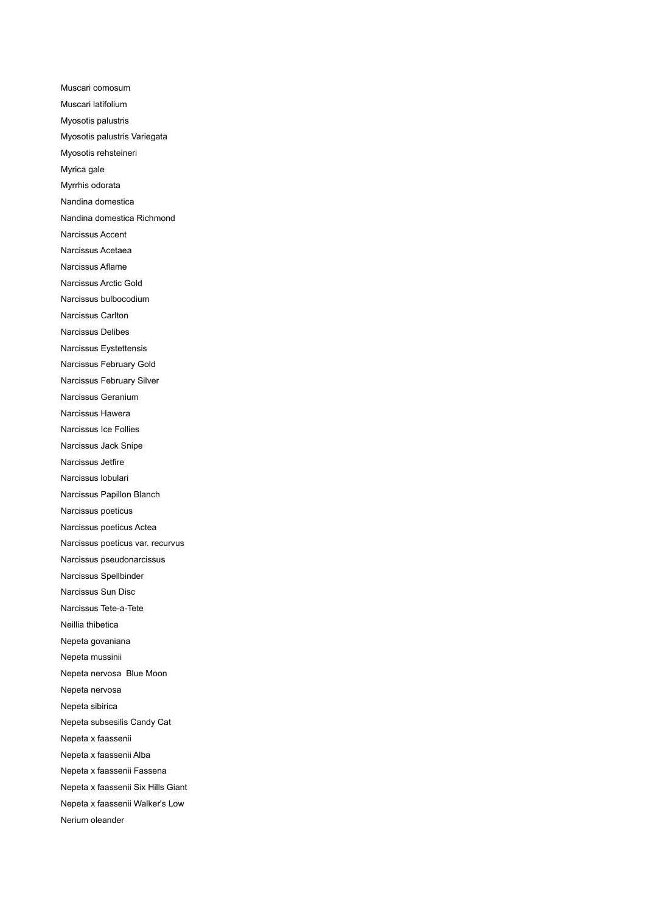Muscari comosum

Muscari latifolium

Myosotis palustris

Myosotis palustris Variegata

Myosotis rehsteineri

Myrica gale

Myrrhis odorata

Nandina domestica

Nandina domestica Richmond

Narcissus Accent

Narcissus Acetaea

Narcissus Aflame

Narcissus Arctic Gold

Narcissus bulbocodium

Narcissus Carlton

Narcissus Delibes

Narcissus Eystettensis

Narcissus February Gold

Narcissus February Silver

Narcissus Geranium

Narcissus Hawera

Narcissus Ice Follies

Narcissus Jack Snipe

Narcissus Jetfire

Narcissus lobulari

Narcissus Papillon Blanch

Narcissus poeticus

Narcissus poeticus Actea

Narcissus poeticus var. recurvus

Narcissus pseudonarcissus

Narcissus Spellbinder

Narcissus Sun Disc

Narcissus Tete-a-Tete

Neillia thibetica

Nepeta govaniana

Nepeta mussinii

Nepeta nervosa  Blue Moon

Nepeta nervosa

Nepeta sibirica

Nepeta subsesilis Candy Cat

Nepeta x faassenii

Nepeta x faassenii Alba

Nepeta x faassenii Fassena

Nepeta x faassenii Six Hills Giant

Nepeta x faassenii Walker's Low

Nerium oleander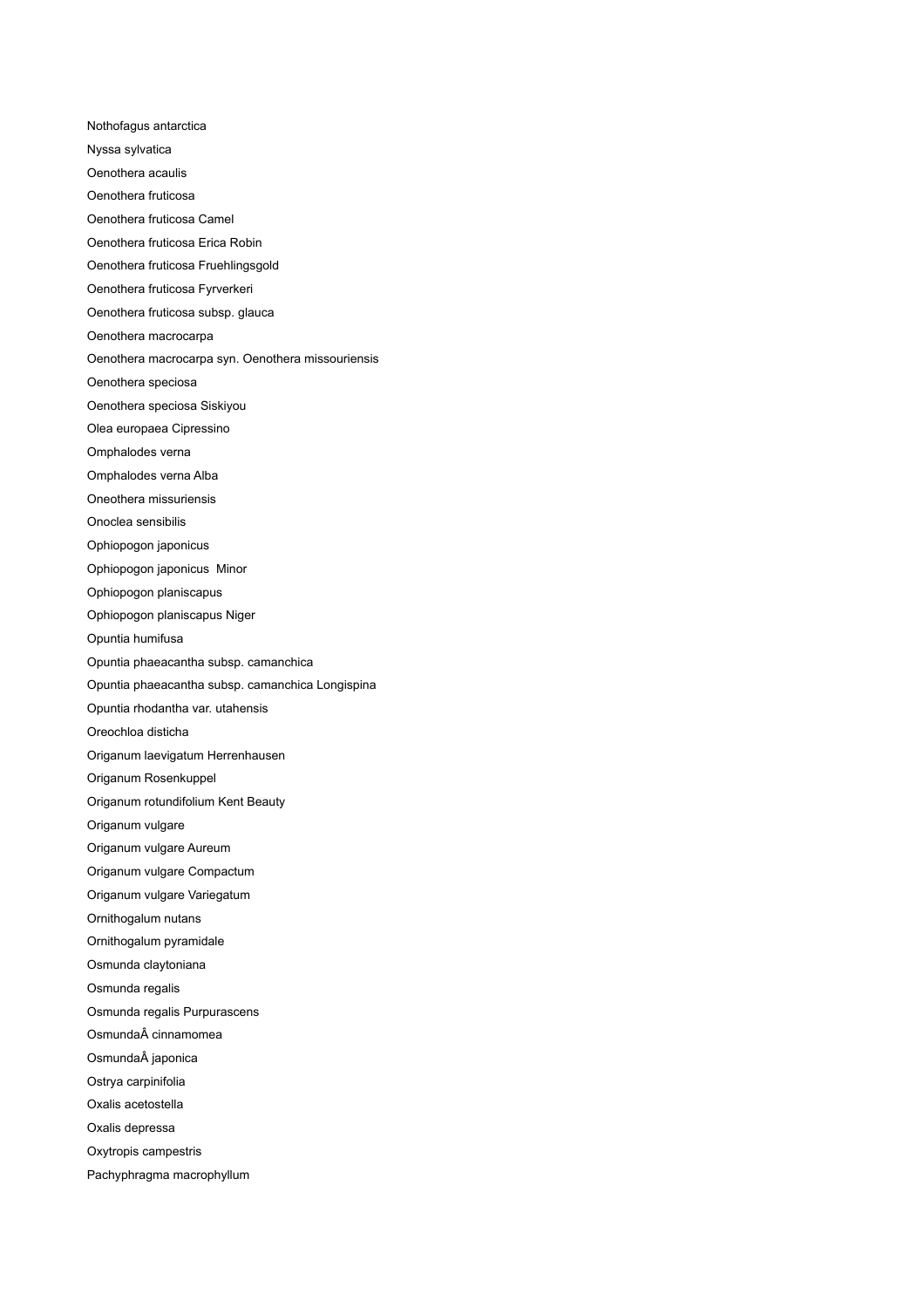Nothofagus antarctica

Nyssa sylvatica

Oenothera acaulis

Oenothera fruticosa

Oenothera fruticosa Camel

Oenothera fruticosa Erica Robin

Oenothera fruticosa Fruehlingsgold

Oenothera fruticosa Fyrverkeri

Oenothera fruticosa subsp. glauca

Oenothera macrocarpa

Oenothera macrocarpa syn. Oenothera missouriensis

Oenothera speciosa

Oenothera speciosa Siskiyou

Olea europaea Cipressino

Omphalodes verna

Omphalodes verna Alba

Oneothera missuriensis

Onoclea sensibilis

Ophiopogon japonicus

Ophiopogon japonicus  Minor

Ophiopogon planiscapus

Ophiopogon planiscapus Niger

Opuntia humifusa

Opuntia phaeacantha subsp. camanchica

Opuntia phaeacantha subsp. camanchica Longispina

Opuntia rhodantha var. utahensis

Oreochloa disticha

Origanum laevigatum Herrenhausen

Origanum Rosenkuppel

Origanum rotundifolium Kent Beauty

Origanum vulgare

Origanum vulgare Aureum

Origanum vulgare Compactum

Origanum vulgare Variegatum

Ornithogalum nutans

Ornithogalum pyramidale

Osmunda claytoniana

Osmunda regalis

Osmunda regalis Purpurascens

OsmundaÂ cinnamomea

OsmundaÂ japonica

Ostrya carpinifolia

Oxalis acetostella

Oxalis depressa

Oxytropis campestris

Pachyphragma macrophyllum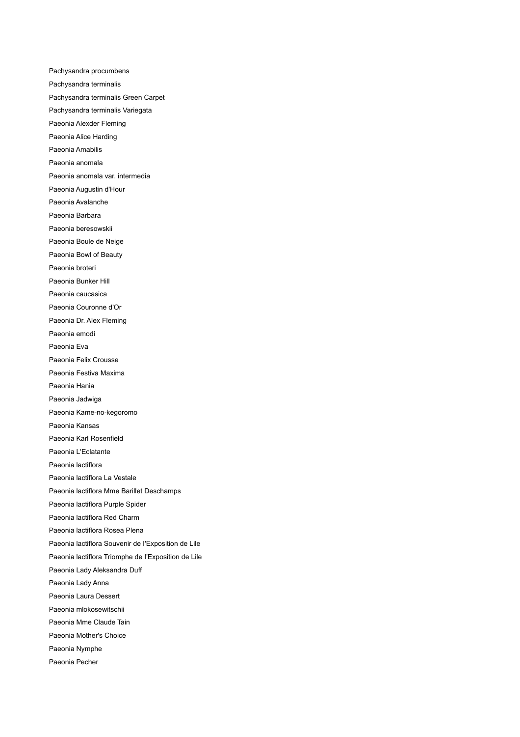Pachysandra procumbens

Pachysandra terminalis

Pachysandra terminalis Green Carpet

Pachysandra terminalis Variegata

Paeonia Alexder Fleming

Paeonia Alice Harding

Paeonia Amabilis

Paeonia anomala

Paeonia anomala var. intermedia

Paeonia Augustin d'Hour

Paeonia Avalanche

Paeonia Barbara

Paeonia beresowskii

Paeonia Boule de Neige

Paeonia Bowl of Beauty

Paeonia broteri

Paeonia Bunker Hill

Paeonia caucasica

Paeonia Couronne d'Or

Paeonia Dr. Alex Fleming

Paeonia emodi

Paeonia Eva

Paeonia Felix Crousse

Paeonia Festiva Maxima

Paeonia Hania

Paeonia Jadwiga

Paeonia Kame-no-kegoromo

Paeonia Kansas

Paeonia Karl Rosenfield

Paeonia L'Eclatante

Paeonia lactiflora

Paeonia lactiflora La Vestale

Paeonia lactiflora Mme Barillet Deschamps

Paeonia lactiflora Purple Spider

Paeonia lactiflora Red Charm

Paeonia lactiflora Rosea Plena

Paeonia lactiflora Souvenir de l'Exposition de Lile

Paeonia lactiflora Triomphe de l'Exposition de Lile

Paeonia Lady Aleksandra Duff

Paeonia Lady Anna

Paeonia Laura Dessert

Paeonia mlokosewitschii

Paeonia Mme Claude Tain

Paeonia Mother's Choice

Paeonia Nymphe

Paeonia Pecher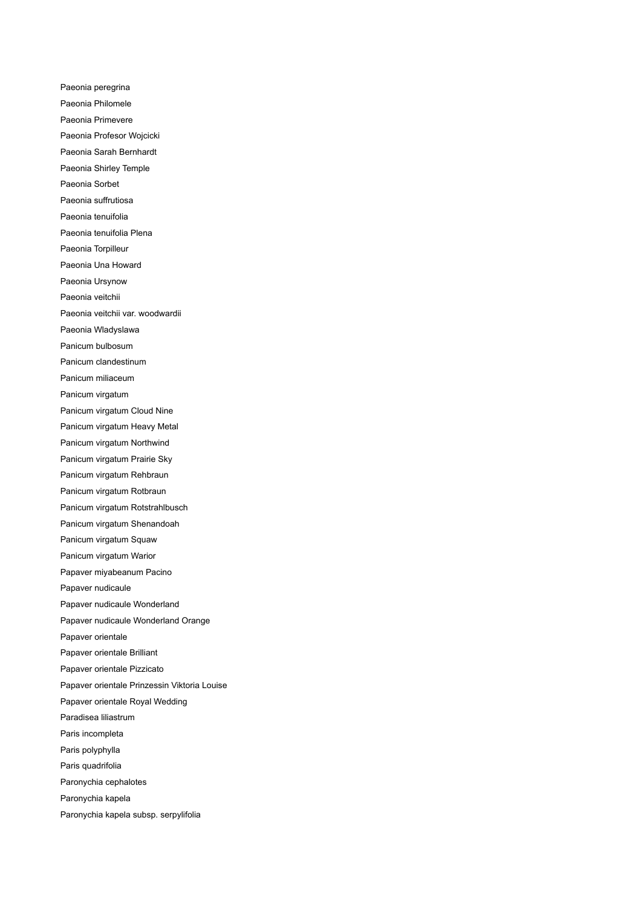Paeonia peregrina

Paeonia Philomele

Paeonia Primevere

Paeonia Profesor Wojcicki

Paeonia Sarah Bernhardt

Paeonia Shirley Temple

Paeonia Sorbet

Paeonia suffrutiosa

Paeonia tenuifolia

Paeonia tenuifolia Plena

Paeonia Torpilleur

Paeonia Una Howard

Paeonia Ursynow

Paeonia veitchii

Paeonia veitchii var. woodwardii

Paeonia Wladyslawa

Panicum bulbosum

Panicum clandestinum

Panicum miliaceum

Panicum virgatum

Panicum virgatum Cloud Nine

Panicum virgatum Heavy Metal

Panicum virgatum Northwind

Panicum virgatum Prairie Sky

Panicum virgatum Rehbraun

Panicum virgatum Rotbraun

Panicum virgatum Rotstrahlbusch

Panicum virgatum Shenandoah

Panicum virgatum Squaw

Panicum virgatum Warior

Papaver miyabeanum Pacino

Papaver nudicaule

Papaver nudicaule Wonderland

Papaver nudicaule Wonderland Orange

Papaver orientale

Papaver orientale Brilliant

Papaver orientale Pizzicato

Papaver orientale Prinzessin Viktoria Louise

Papaver orientale Royal Wedding

Paradisea liliastrum

Paris incompleta

Paris polyphylla

Paris quadrifolia

Paronychia cephalotes

Paronychia kapela

Paronychia kapela subsp. serpylifolia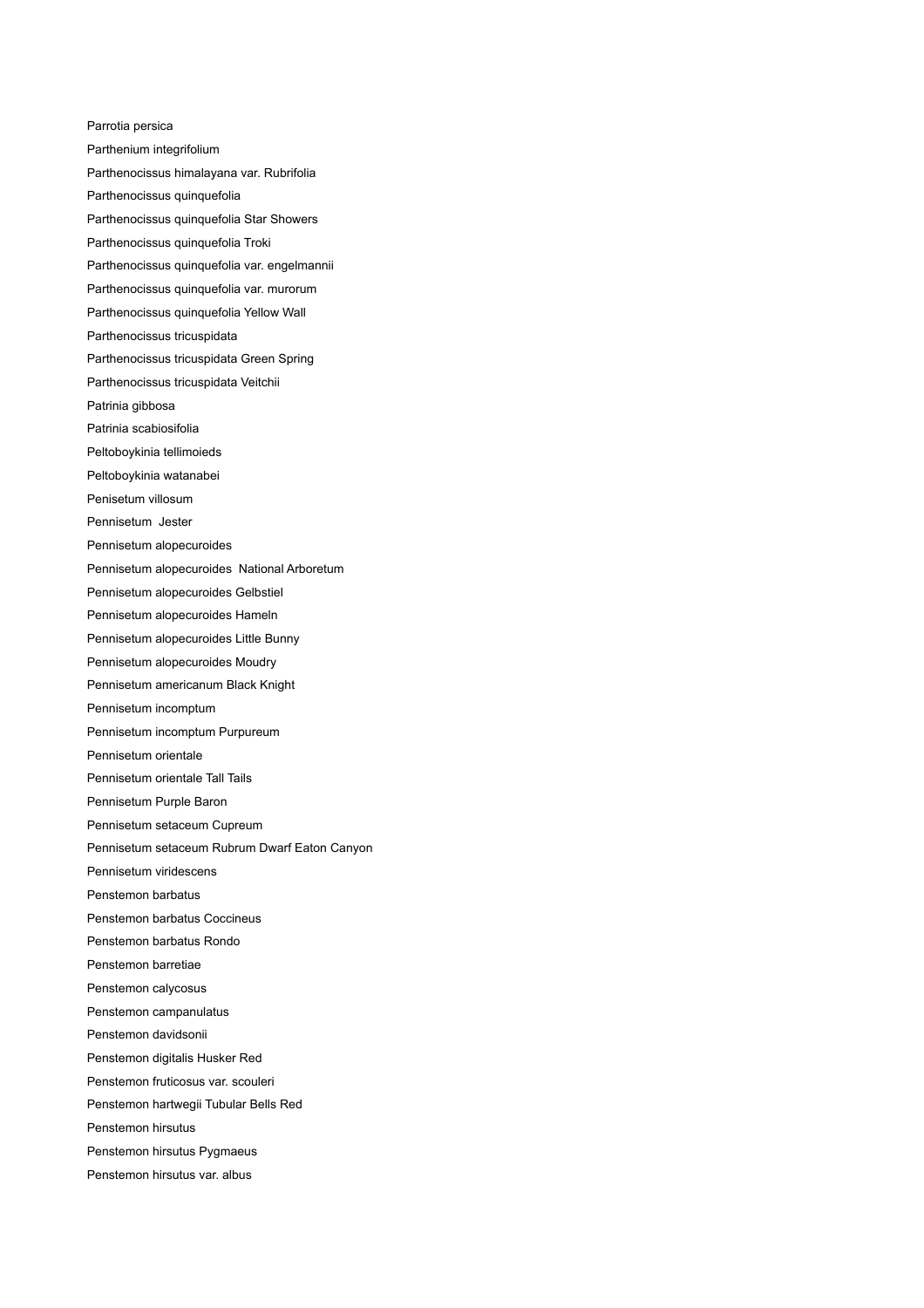Parrotia persica

Parthenium integrifolium

Parthenocissus himalayana var. Rubrifolia

Parthenocissus quinquefolia

Parthenocissus quinquefolia Star Showers

Parthenocissus quinquefolia Troki

Parthenocissus quinquefolia var. engelmannii

Parthenocissus quinquefolia var. murorum

Parthenocissus quinquefolia Yellow Wall

Parthenocissus tricuspidata

Parthenocissus tricuspidata Green Spring

Parthenocissus tricuspidata Veitchii

Patrinia gibbosa

Patrinia scabiosifolia

Peltoboykinia tellimoieds

Peltoboykinia watanabei

Penisetum villosum

Pennisetum  Jester

Pennisetum alopecuroides

Pennisetum alopecuroides  National Arboretum

Pennisetum alopecuroides Gelbstiel

Pennisetum alopecuroides Hameln

Pennisetum alopecuroides Little Bunny

Pennisetum alopecuroides Moudry

Pennisetum americanum Black Knight

Pennisetum incomptum

Pennisetum incomptum Purpureum

Pennisetum orientale

Pennisetum orientale Tall Tails

Pennisetum Purple Baron

Pennisetum setaceum Cupreum

Pennisetum setaceum Rubrum Dwarf Eaton Canyon

Pennisetum viridescens

Penstemon barbatus

Penstemon barbatus Coccineus

Penstemon barbatus Rondo

Penstemon barretiae

Penstemon calycosus

Penstemon campanulatus

Penstemon davidsonii

Penstemon digitalis Husker Red

Penstemon fruticosus var. scouleri

Penstemon hartwegii Tubular Bells Red

Penstemon hirsutus

Penstemon hirsutus Pygmaeus

Penstemon hirsutus var. albus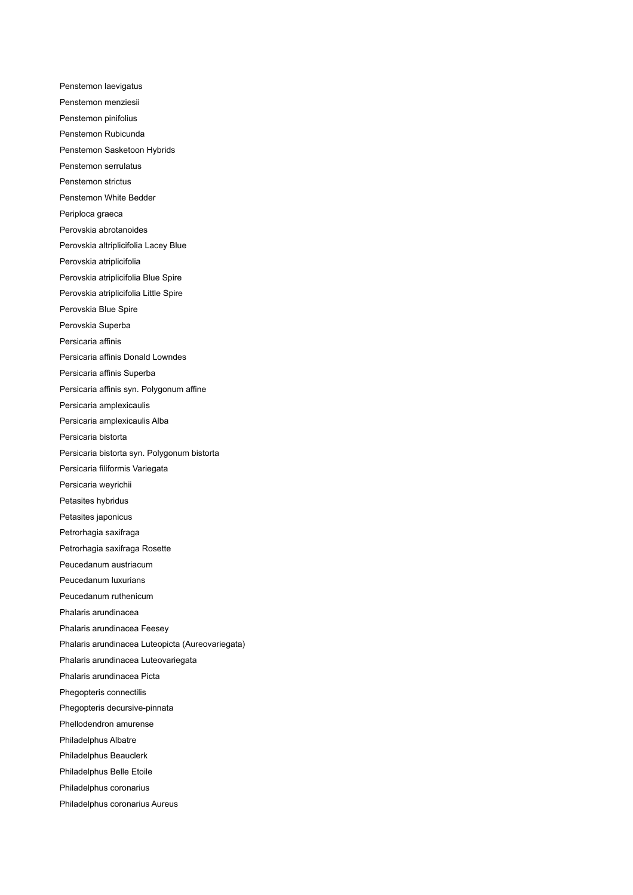Penstemon laevigatus

Penstemon menziesii

Penstemon pinifolius

Penstemon Rubicunda

Penstemon Sasketoon Hybrids

Penstemon serrulatus

Penstemon strictus

Penstemon White Bedder

Periploca graeca

Perovskia abrotanoides

Perovskia altriplicifolia Lacey Blue

Perovskia atriplicifolia

Perovskia atriplicifolia Blue Spire

Perovskia atriplicifolia Little Spire

Perovskia Blue Spire

Perovskia Superba

Persicaria affinis

Persicaria affinis Donald Lowndes

Persicaria affinis Superba

Persicaria affinis syn. Polygonum affine

Persicaria amplexicaulis

Persicaria amplexicaulis Alba

Persicaria bistorta

Persicaria bistorta syn. Polygonum bistorta

Persicaria filiformis Variegata

Persicaria weyrichii

Petasites hybridus

Petasites japonicus

Petrorhagia saxifraga

Petrorhagia saxifraga Rosette

Peucedanum austriacum

Peucedanum luxurians

Peucedanum ruthenicum

Phalaris arundinacea

Phalaris arundinacea Feesey

Phalaris arundinacea Luteopicta (Aureovariegata)

Phalaris arundinacea Luteovariegata

Phalaris arundinacea Picta

Phegopteris connectilis

Phegopteris decursive-pinnata

Phellodendron amurense

Philadelphus Albatre

Philadelphus Beauclerk

Philadelphus Belle Etoile

Philadelphus coronarius

Philadelphus coronarius Aureus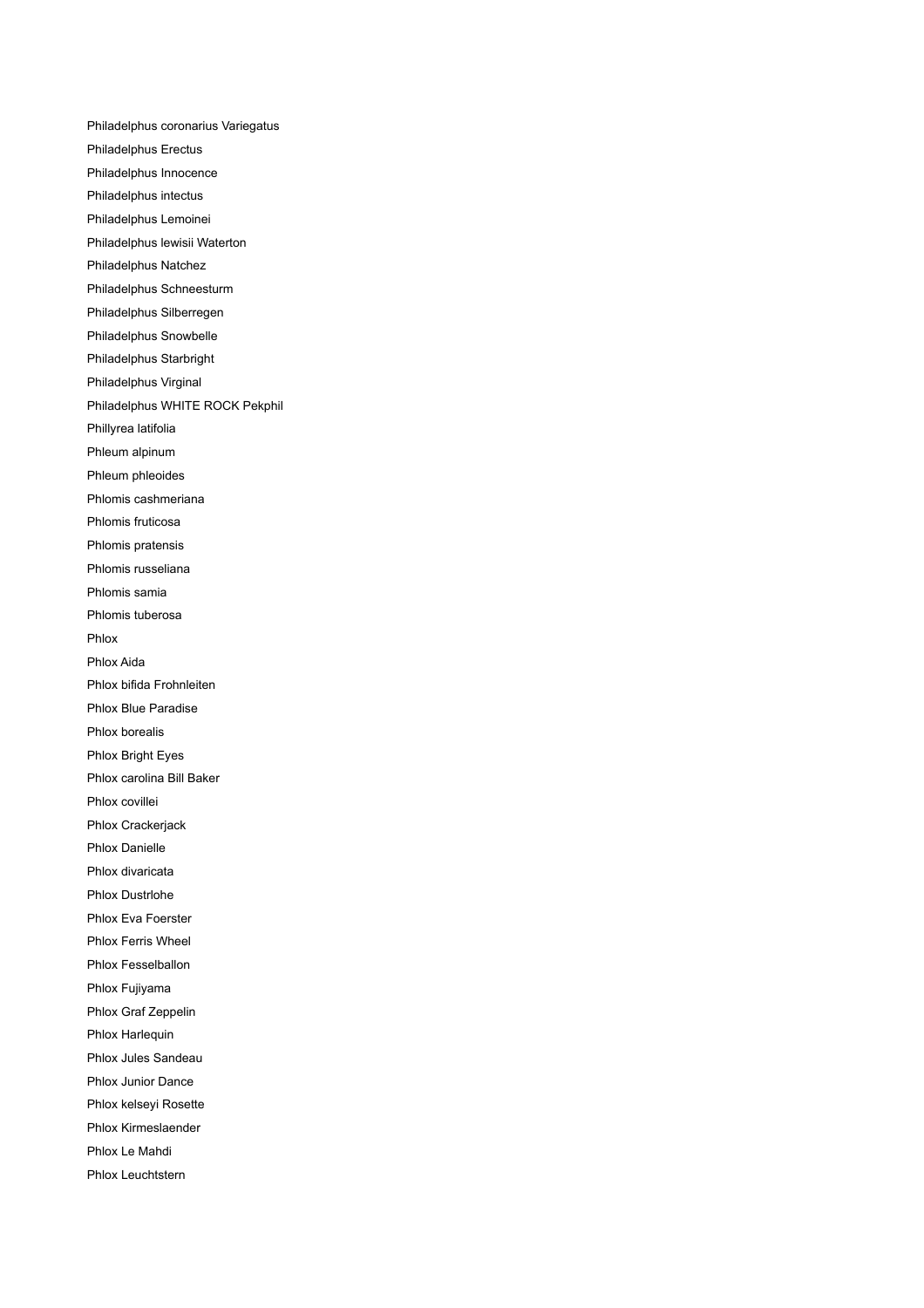Philadelphus coronarius Variegatus

Philadelphus Erectus

Philadelphus Innocence

Philadelphus intectus

Philadelphus Lemoinei

Philadelphus lewisii Waterton

Philadelphus Natchez

Philadelphus Schneesturm

Philadelphus Silberregen

Philadelphus Snowbelle

Philadelphus Starbright

Philadelphus Virginal

Philadelphus WHITE ROCK Pekphil

Phillyrea latifolia

Phleum alpinum

Phleum phleoides

Phlomis cashmeriana

Phlomis fruticosa

Phlomis pratensis

Phlomis russeliana

Phlomis samia

Phlomis tuberosa

Phlox

Phlox Aida

Phlox bifida Frohnleiten

Phlox Blue Paradise

Phlox borealis

Phlox Bright Eyes

Phlox carolina Bill Baker

Phlox covillei

Phlox Crackerjack

Phlox Danielle

Phlox divaricata

Phlox Dustrlohe

Phlox Eva Foerster

Phlox Ferris Wheel

Phlox Fesselballon

Phlox Fujiyama

Phlox Graf Zeppelin

Phlox Harlequin

Phlox Jules Sandeau

Phlox Junior Dance

Phlox kelseyi Rosette

Phlox Kirmeslaender

Phlox Le Mahdi

Phlox Leuchtstern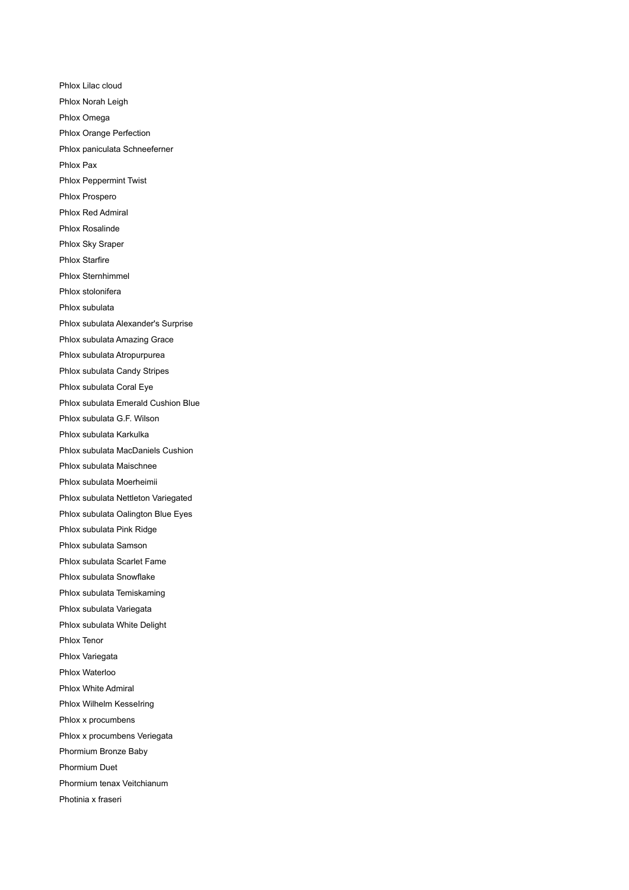Phlox Lilac cloud

Phlox Norah Leigh

Phlox Omega

Phlox Orange Perfection

Phlox paniculata Schneeferner

Phlox Pax

Phlox Peppermint Twist

Phlox Prospero

Phlox Red Admiral

Phlox Rosalinde

Phlox Sky Sraper

Phlox Starfire

Phlox Sternhimmel

Phlox stolonifera

Phlox subulata

Phlox subulata Alexander's Surprise

Phlox subulata Amazing Grace

Phlox subulata Atropurpurea

Phlox subulata Candy Stripes

Phlox subulata Coral Eye

Phlox subulata Emerald Cushion Blue

Phlox subulata G.F. Wilson

Phlox subulata Karkulka

Phlox subulata MacDaniels Cushion

Phlox subulata Maischnee

Phlox subulata Moerheimii

Phlox subulata Nettleton Variegated

Phlox subulata Oalington Blue Eyes

Phlox subulata Pink Ridge

Phlox subulata Samson

Phlox subulata Scarlet Fame

Phlox subulata Snowflake

Phlox subulata Temiskaming

Phlox subulata Variegata

Phlox subulata White Delight

Phlox Tenor

Phlox Variegata

Phlox Waterloo

Phlox White Admiral

Phlox Wilhelm Kesselring

Phlox x procumbens

Phlox x procumbens Veriegata

Phormium Bronze Baby

Phormium Duet

Phormium tenax Veitchianum

Photinia x fraseri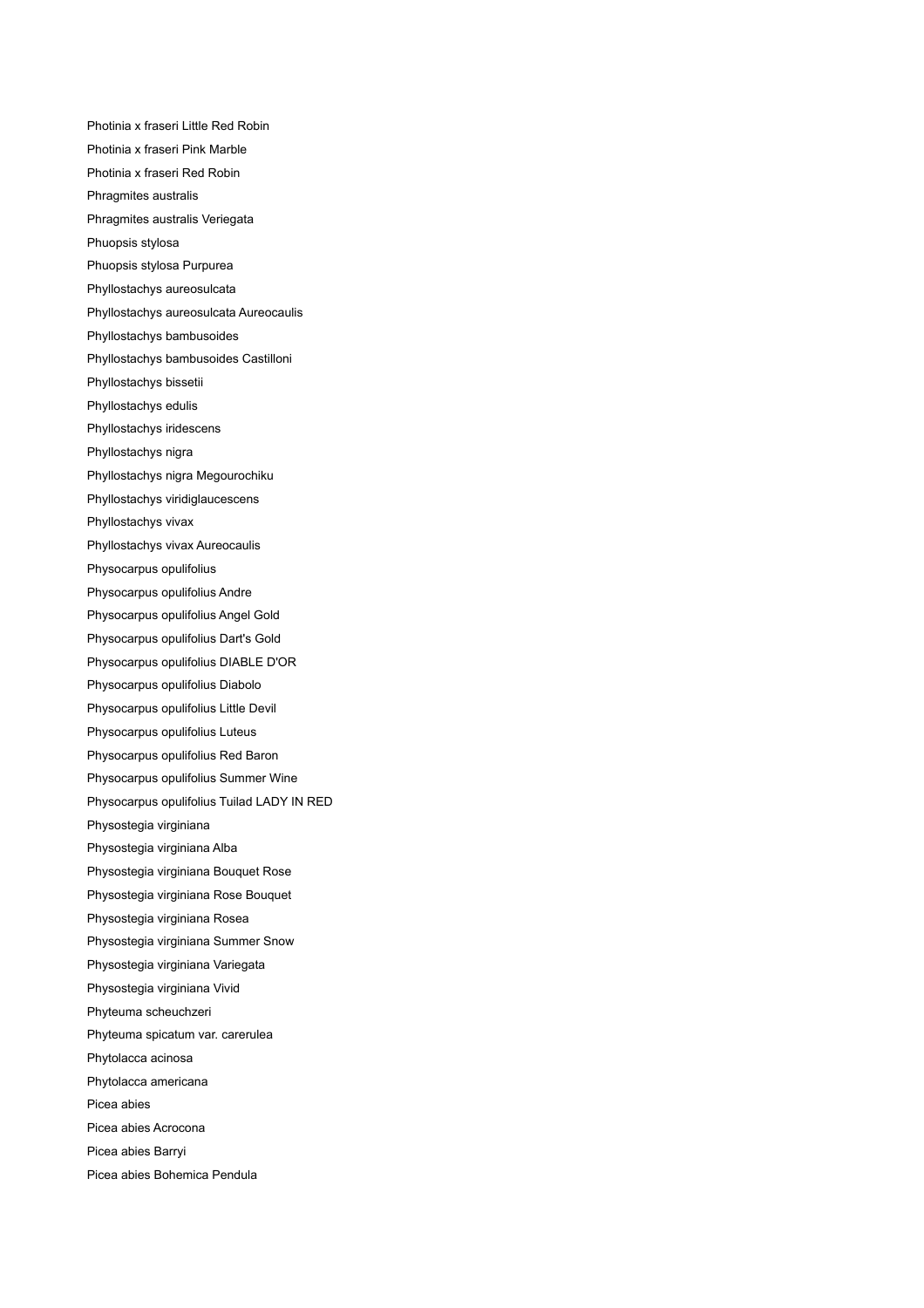Photinia x fraseri Little Red Robin

Photinia x fraseri Pink Marble

Photinia x fraseri Red Robin

Phragmites australis

Phragmites australis Veriegata

Phuopsis stylosa

Phuopsis stylosa Purpurea

Phyllostachys aureosulcata

Phyllostachys aureosulcata Aureocaulis

Phyllostachys bambusoides

Phyllostachys bambusoides Castilloni

Phyllostachys bissetii

Phyllostachys edulis

Phyllostachys iridescens

Phyllostachys nigra

Phyllostachys nigra Megourochiku

Phyllostachys viridiglaucescens

Phyllostachys vivax

Phyllostachys vivax Aureocaulis

Physocarpus opulifolius

Physocarpus opulifolius Andre

Physocarpus opulifolius Angel Gold

Physocarpus opulifolius Dart's Gold

Physocarpus opulifolius DIABLE D'OR

Physocarpus opulifolius Diabolo

Physocarpus opulifolius Little Devil

Physocarpus opulifolius Luteus

Physocarpus opulifolius Red Baron

Physocarpus opulifolius Summer Wine

Physocarpus opulifolius Tuilad LADY IN RED

Physostegia virginiana

Physostegia virginiana Alba

Physostegia virginiana Bouquet Rose

Physostegia virginiana Rose Bouquet

Physostegia virginiana Rosea

Physostegia virginiana Summer Snow

Physostegia virginiana Variegata

Physostegia virginiana Vivid

Phyteuma scheuchzeri

Phyteuma spicatum var. carerulea

Phytolacca acinosa

Phytolacca americana

Picea abies

Picea abies Acrocona

Picea abies Barryi

Picea abies Bohemica Pendula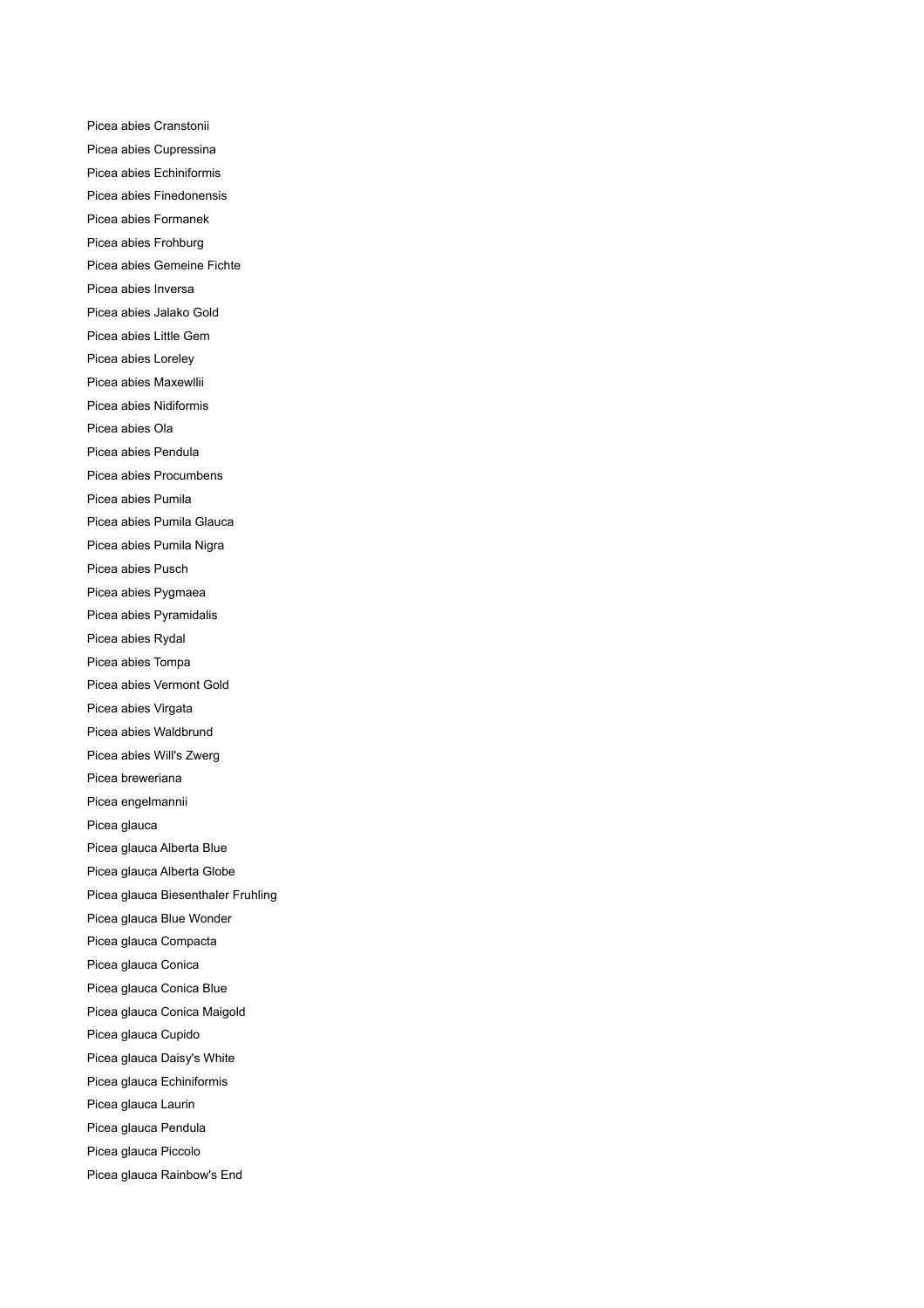Picea abies Cranstonii

Picea abies Cupressina

Picea abies Echiniformis

Picea abies Finedonensis

Picea abies Formanek

Picea abies Frohburg

Picea abies Gemeine Fichte

Picea abies Inversa

Picea abies Jalako Gold

Picea abies Little Gem

Picea abies Loreley

Picea abies Maxewllii

Picea abies Nidiformis

Picea abies Ola

Picea abies Pendula

Picea abies Procumbens

Picea abies Pumila

Picea abies Pumila Glauca

Picea abies Pumila Nigra

Picea abies Pusch

Picea abies Pygmaea

Picea abies Pyramidalis

Picea abies Rydal

Picea abies Tompa

Picea abies Vermont Gold

Picea abies Virgata

Picea abies Waldbrund

Picea abies Will's Zwerg

Picea breweriana

Picea engelmannii

Picea glauca

Picea glauca Alberta Blue

Picea glauca Alberta Globe

Picea glauca Biesenthaler Fruhling

Picea glauca Blue Wonder

Picea glauca Compacta

Picea glauca Conica

Picea glauca Conica Blue

Picea glauca Conica Maigold

Picea glauca Cupido

Picea glauca Daisy's White

Picea glauca Echiniformis

Picea glauca Laurin

Picea glauca Pendula

Picea glauca Piccolo

Picea glauca Rainbow's End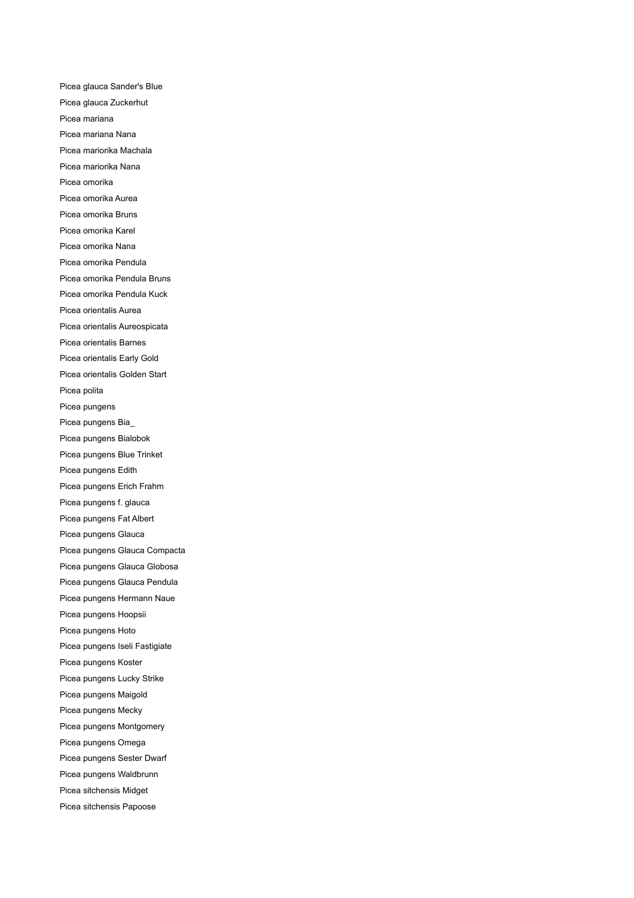Picea glauca Sander's Blue

Picea glauca Zuckerhut

Picea mariana

Picea mariana Nana

Picea mariorika Machala

Picea mariorika Nana

Picea omorika

Picea omorika Aurea

Picea omorika Bruns

Picea omorika Karel

Picea omorika Nana

Picea omorika Pendula

Picea omorika Pendula Bruns

Picea omorika Pendula Kuck

Picea orientalis Aurea

Picea orientalis Aureospicata

Picea orientalis Barnes

Picea orientalis Early Gold

Picea orientalis Golden Start

Picea polita

Picea pungens

Picea pungens Bia_

Picea pungens Bialobok

Picea pungens Blue Trinket

Picea pungens Edith

Picea pungens Erich Frahm

Picea pungens f. glauca

Picea pungens Fat Albert

Picea pungens Glauca

Picea pungens Glauca Compacta

Picea pungens Glauca Globosa

Picea pungens Glauca Pendula

Picea pungens Hermann Naue

Picea pungens Hoopsii

Picea pungens Hoto

Picea pungens Iseli Fastigiate

Picea pungens Koster

Picea pungens Lucky Strike

Picea pungens Maigold

Picea pungens Mecky

Picea pungens Montgomery

Picea pungens Omega

Picea pungens Sester Dwarf

Picea pungens Waldbrunn

Picea sitchensis Midget

Picea sitchensis Papoose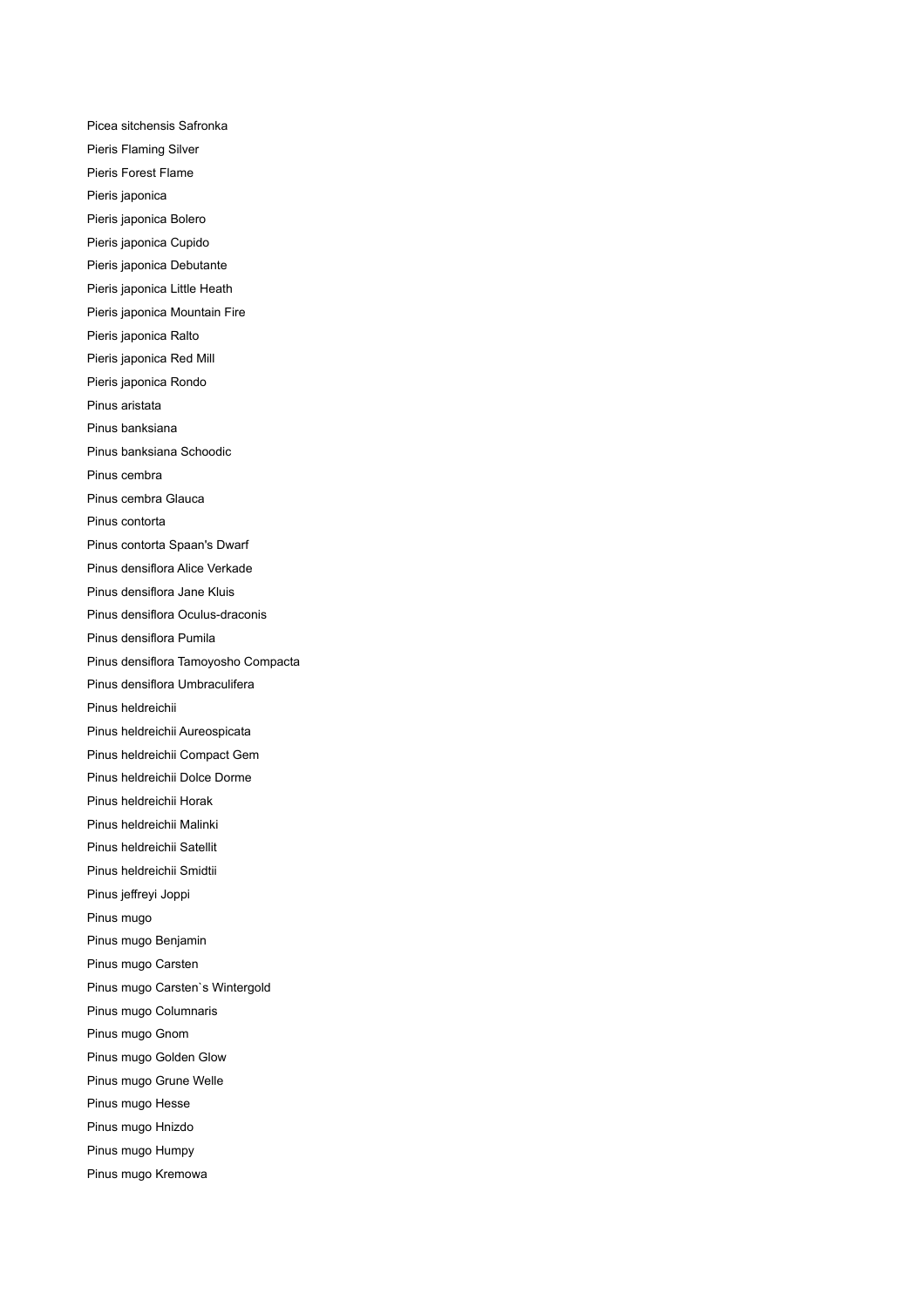Picea sitchensis Safronka

Pieris Flaming Silver

Pieris Forest Flame

Pieris japonica

Pieris japonica Bolero

Pieris japonica Cupido

Pieris japonica Debutante

Pieris japonica Little Heath

Pieris japonica Mountain Fire

Pieris japonica Ralto

Pieris japonica Red Mill

Pieris japonica Rondo

Pinus aristata

Pinus banksiana

Pinus banksiana Schoodic

Pinus cembra

Pinus cembra Glauca

Pinus contorta

Pinus contorta Spaan's Dwarf

Pinus densiflora Alice Verkade

Pinus densiflora Jane Kluis

Pinus densiflora Oculus-draconis

Pinus densiflora Pumila

Pinus densiflora Tamoyosho Compacta

Pinus densiflora Umbraculifera

Pinus heldreichii

Pinus heldreichii Aureospicata

Pinus heldreichii Compact Gem

Pinus heldreichii Dolce Dorme

Pinus heldreichii Horak

Pinus heldreichii Malinki

Pinus heldreichii Satellit

Pinus heldreichii Smidtii

Pinus jeffreyi Joppi

Pinus mugo

Pinus mugo Benjamin

Pinus mugo Carsten

Pinus mugo Carsten`s Wintergold

Pinus mugo Columnaris

Pinus mugo Gnom

Pinus mugo Golden Glow

Pinus mugo Grune Welle

Pinus mugo Hesse

Pinus mugo Hnizdo

Pinus mugo Humpy

Pinus mugo Kremowa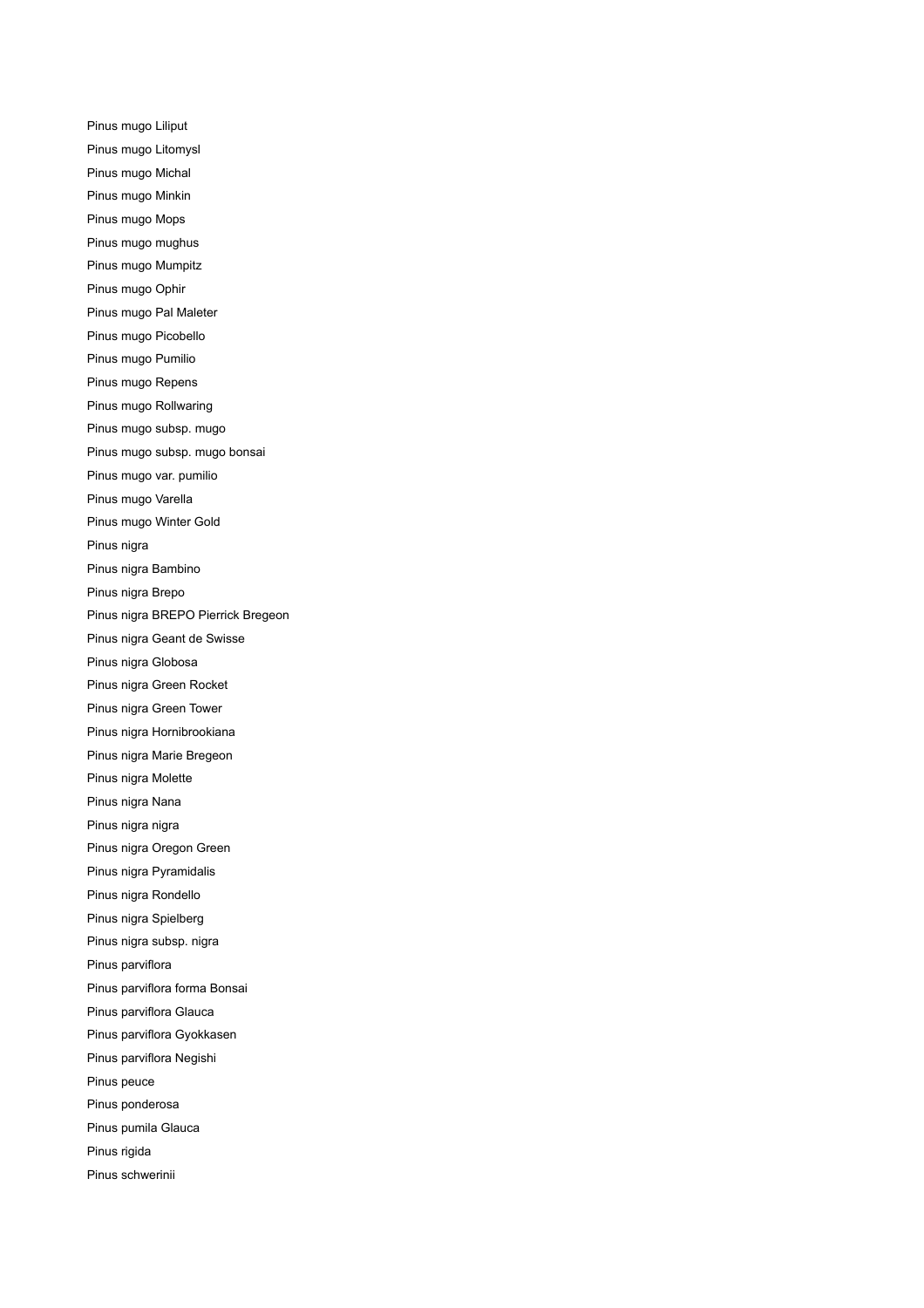Pinus mugo Liliput

Pinus mugo Litomysl

Pinus mugo Michal

Pinus mugo Minkin

Pinus mugo Mops

Pinus mugo mughus

Pinus mugo Mumpitz

Pinus mugo Ophir

Pinus mugo Pal Maleter

Pinus mugo Picobello

Pinus mugo Pumilio

Pinus mugo Repens

Pinus mugo Rollwaring

Pinus mugo subsp. mugo

Pinus mugo subsp. mugo bonsai

Pinus mugo var. pumilio

Pinus mugo Varella

Pinus mugo Winter Gold

Pinus nigra

Pinus nigra Bambino

Pinus nigra Brepo

Pinus nigra BREPO Pierrick Bregeon

Pinus nigra Geant de Swisse

Pinus nigra Globosa

Pinus nigra Green Rocket

Pinus nigra Green Tower

Pinus nigra Hornibrookiana

Pinus nigra Marie Bregeon

Pinus nigra Molette

Pinus nigra Nana

Pinus nigra nigra

Pinus nigra Oregon Green

Pinus nigra Pyramidalis

Pinus nigra Rondello

Pinus nigra Spielberg

Pinus nigra subsp. nigra

Pinus parviflora

Pinus parviflora forma Bonsai

Pinus parviflora Glauca

Pinus parviflora Gyokkasen

Pinus parviflora Negishi

Pinus peuce

Pinus ponderosa

Pinus pumila Glauca

Pinus rigida

Pinus schwerinii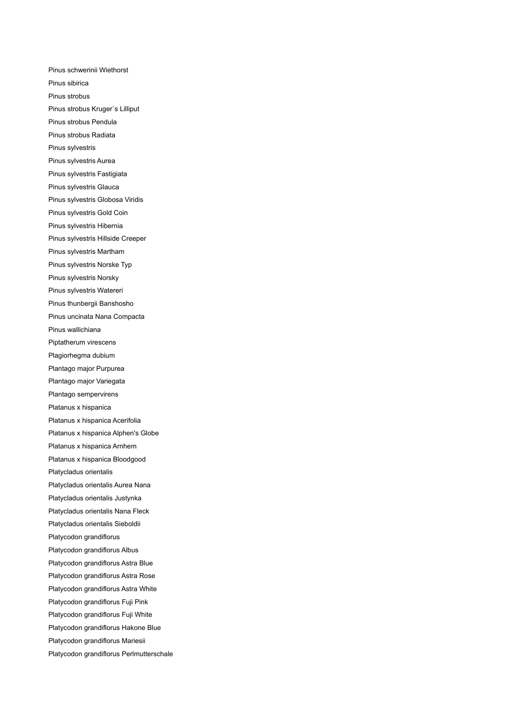Pinus schwerinii Wiethorst

Pinus sibirica

Pinus strobus

Pinus strobus Kruger`s Lilliput

Pinus strobus Pendula

Pinus strobus Radiata

Pinus sylvestris

Pinus sylvestris Aurea

Pinus sylvestris Fastigiata

Pinus sylvestris Glauca

Pinus sylvestris Globosa Viridis

Pinus sylvestris Gold Coin

Pinus sylvestris Hibernia

Pinus sylvestris Hillside Creeper

Pinus sylvestris Martham

Pinus sylvestris Norske Typ

Pinus sylvestris Norsky

Pinus sylvestris Watereri

Pinus thunbergii Banshosho

Pinus uncinata Nana Compacta

Pinus wallichiana

Piptatherum virescens

Plagiorhegma dubium

Plantago major Purpurea

Plantago major Variegata

Plantago sempervirens

Platanus x hispanica

Platanus x hispanica Acerifolia

Platanus x hispanica Alphen's Globe

Platanus x hispanica Arnhem

Platanus x hispanica Bloodgood

Platycladus orientalis

Platycladus orientalis Aurea Nana

Platycladus orientalis Justynka

Platycladus orientalis Nana Fleck

Platycladus orientalis Sieboldii

Platycodon grandiflorus

Platycodon grandiflorus Albus

Platycodon grandiflorus Astra Blue

Platycodon grandiflorus Astra Rose

Platycodon grandiflorus Astra White

Platycodon grandiflorus Fuji Pink

Platycodon grandiflorus Fuji White

Platycodon grandiflorus Hakone Blue

Platycodon grandiflorus Mariesii

Platycodon grandiflorus Perlmutterschale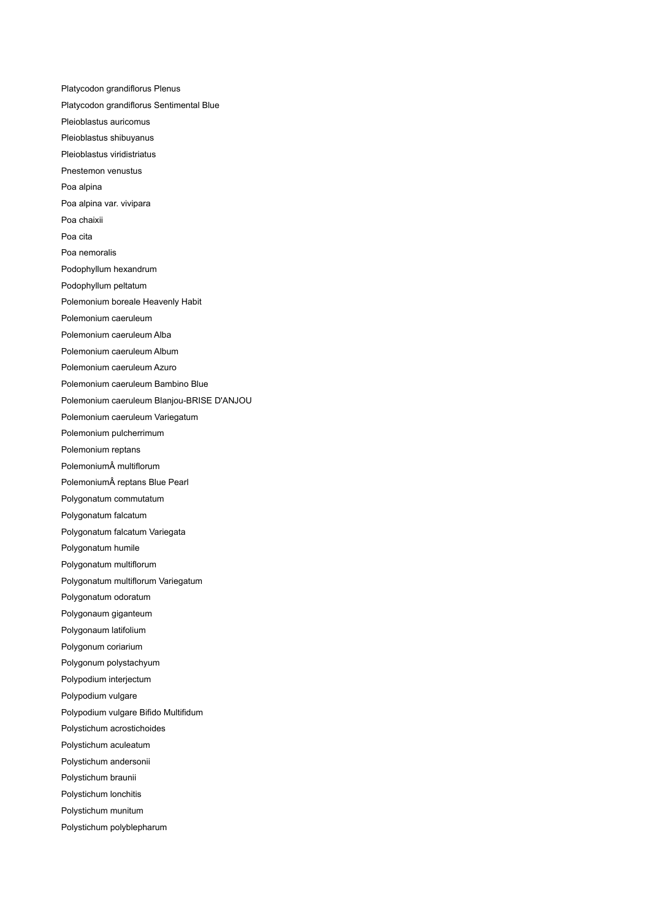Platycodon grandiflorus Plenus

Platycodon grandiflorus Sentimental Blue

Pleioblastus auricomus

Pleioblastus shibuyanus

Pleioblastus viridistriatus

Pnestemon venustus

Poa alpina

Poa alpina var. vivipara

Poa chaixii

Poa cita

Poa nemoralis

Podophyllum hexandrum

Podophyllum peltatum

Polemonium boreale Heavenly Habit

Polemonium caeruleum

Polemonium caeruleum Alba

Polemonium caeruleum Album

Polemonium caeruleum Azuro

Polemonium caeruleum Bambino Blue

Polemonium caeruleum Blanjou-BRISE D'ANJOU

Polemonium caeruleum Variegatum

Polemonium pulcherrimum

Polemonium reptans

PolemoniumÂ multiflorum

PolemoniumÂ reptans Blue Pearl

Polygonatum commutatum

Polygonatum falcatum

Polygonatum falcatum Variegata

Polygonatum humile

Polygonatum multiflorum

Polygonatum multiflorum Variegatum

Polygonatum odoratum

Polygonaum giganteum

Polygonaum latifolium

Polygonum coriarium

Polygonum polystachyum

Polypodium interjectum

Polypodium vulgare

Polypodium vulgare Bifido Multifidum

Polystichum acrostichoides

Polystichum aculeatum

Polystichum andersonii

Polystichum braunii

Polystichum lonchitis

Polystichum munitum

Polystichum polyblepharum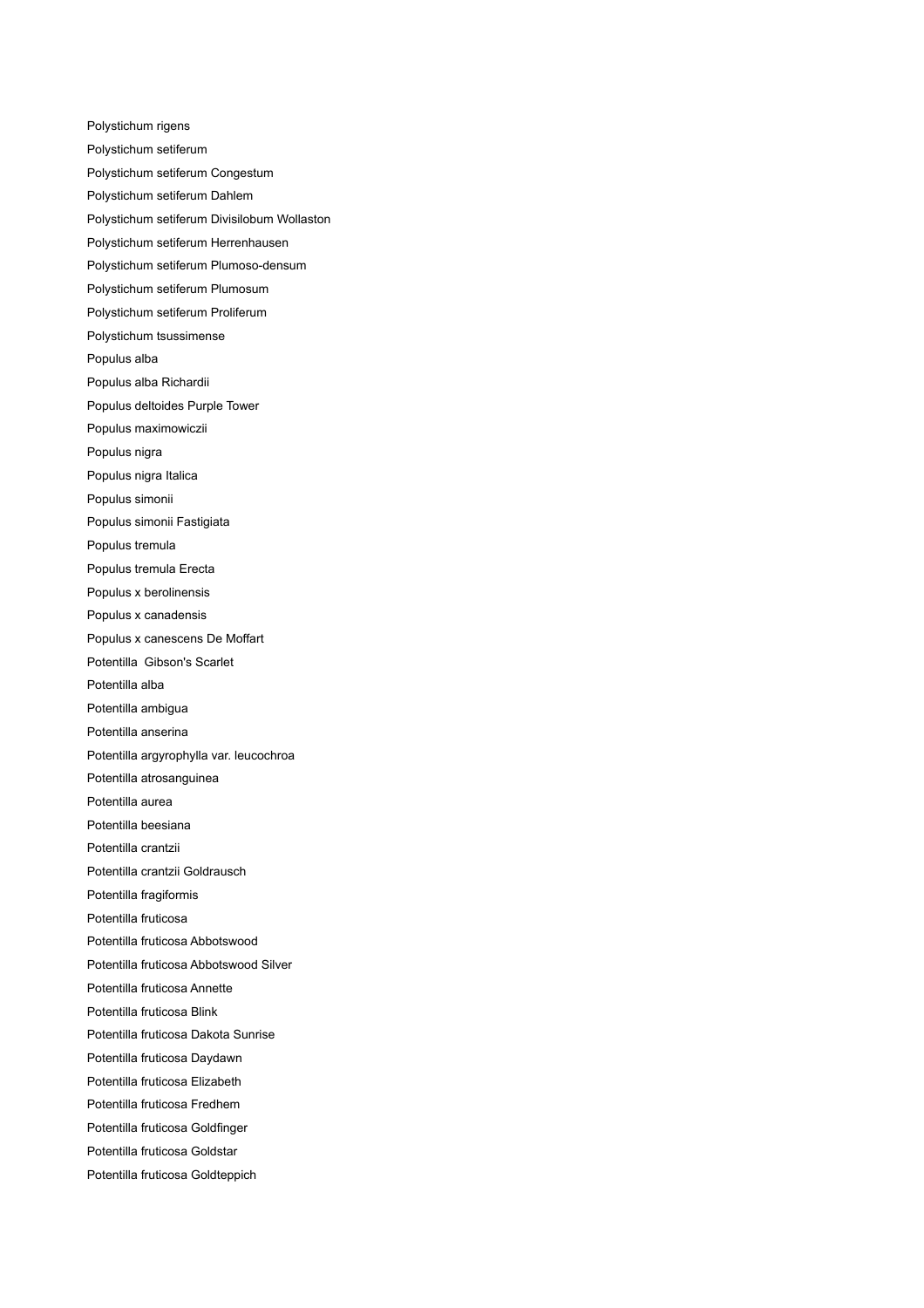Polystichum rigens

Polystichum setiferum

Polystichum setiferum Congestum

Polystichum setiferum Dahlem

Polystichum setiferum Divisilobum Wollaston

Polystichum setiferum Herrenhausen

Polystichum setiferum Plumoso-densum

Polystichum setiferum Plumosum

Polystichum setiferum Proliferum

Polystichum tsussimense

Populus alba

Populus alba Richardii

Populus deltoides Purple Tower

Populus maximowiczii

Populus nigra

Populus nigra Italica

Populus simonii

Populus simonii Fastigiata

Populus tremula

Populus tremula Erecta

Populus x berolinensis

Populus x canadensis

Populus x canescens De Moffart

Potentilla  Gibson's Scarlet

Potentilla alba

Potentilla ambigua

Potentilla anserina

Potentilla argyrophylla var. leucochroa

Potentilla atrosanguinea

Potentilla aurea

Potentilla beesiana

Potentilla crantzii

Potentilla crantzii Goldrausch

Potentilla fragiformis

Potentilla fruticosa

Potentilla fruticosa Abbotswood

Potentilla fruticosa Abbotswood Silver

Potentilla fruticosa Annette

Potentilla fruticosa Blink

Potentilla fruticosa Dakota Sunrise

Potentilla fruticosa Daydawn

Potentilla fruticosa Elizabeth

Potentilla fruticosa Fredhem

Potentilla fruticosa Goldfinger

Potentilla fruticosa Goldstar

Potentilla fruticosa Goldteppich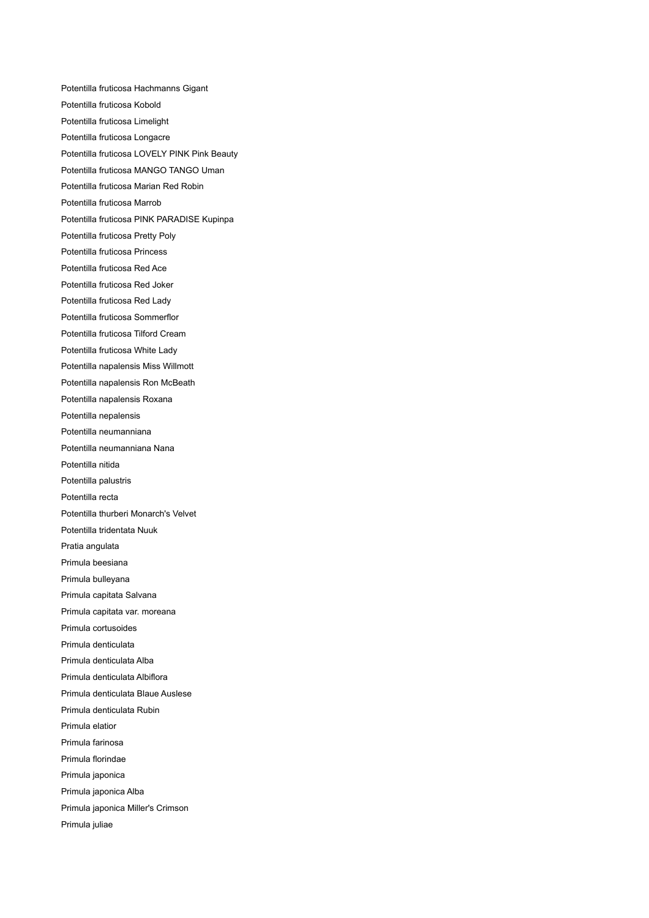Potentilla fruticosa Hachmanns Gigant

Potentilla fruticosa Kobold

Potentilla fruticosa Limelight

Potentilla fruticosa Longacre

Potentilla fruticosa LOVELY PINK Pink Beauty

Potentilla fruticosa MANGO TANGO Uman

Potentilla fruticosa Marian Red Robin

Potentilla fruticosa Marrob

Potentilla fruticosa PINK PARADISE Kupinpa

Potentilla fruticosa Pretty Poly

Potentilla fruticosa Princess

Potentilla fruticosa Red Ace

Potentilla fruticosa Red Joker

Potentilla fruticosa Red Lady

Potentilla fruticosa Sommerflor

Potentilla fruticosa Tilford Cream

Potentilla fruticosa White Lady

Potentilla napalensis Miss Willmott

Potentilla napalensis Ron McBeath

Potentilla napalensis Roxana

Potentilla nepalensis

Potentilla neumanniana

Potentilla neumanniana Nana

Potentilla nitida

Potentilla palustris

Potentilla recta

Potentilla thurberi Monarch's Velvet

Potentilla tridentata Nuuk

Pratia angulata

Primula beesiana

Primula bulleyana

Primula capitata Salvana

Primula capitata var. moreana

Primula cortusoides

Primula denticulata

Primula denticulata Alba

Primula denticulata Albiflora

Primula denticulata Blaue Auslese

Primula denticulata Rubin

Primula elatior

Primula farinosa

Primula florindae

Primula japonica

Primula japonica Alba

Primula japonica Miller's Crimson

Primula juliae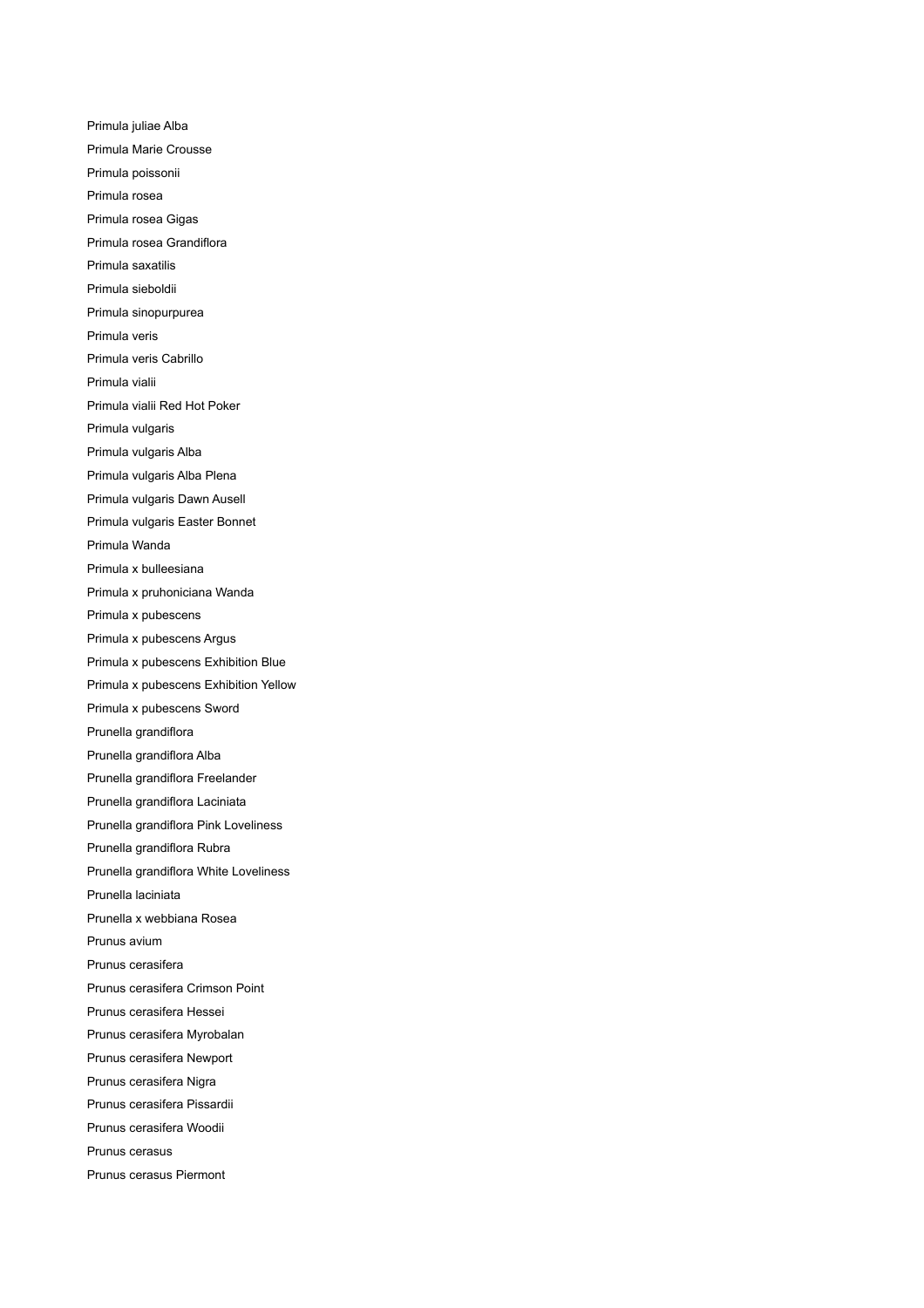Primula juliae Alba

Primula Marie Crousse

Primula poissonii

Primula rosea

Primula rosea Gigas

Primula rosea Grandiflora

Primula saxatilis

Primula sieboldii

Primula sinopurpurea

Primula veris

Primula veris Cabrillo

Primula vialii

Primula vialii Red Hot Poker

Primula vulgaris

Primula vulgaris Alba

Primula vulgaris Alba Plena

Primula vulgaris Dawn Ausell

Primula vulgaris Easter Bonnet

Primula Wanda

Primula x bulleesiana

Primula x pruhoniciana Wanda

Primula x pubescens

Primula x pubescens Argus

Primula x pubescens Exhibition Blue

Primula x pubescens Exhibition Yellow

Primula x pubescens Sword

Prunella grandiflora

Prunella grandiflora Alba

Prunella grandiflora Freelander

Prunella grandiflora Laciniata

Prunella grandiflora Pink Loveliness

Prunella grandiflora Rubra

Prunella grandiflora White Loveliness

Prunella laciniata

Prunella x webbiana Rosea

Prunus avium

Prunus cerasifera

Prunus cerasifera Crimson Point

Prunus cerasifera Hessei

Prunus cerasifera Myrobalan

Prunus cerasifera Newport

Prunus cerasifera Nigra

Prunus cerasifera Pissardii

Prunus cerasifera Woodii

Prunus cerasus

Prunus cerasus Piermont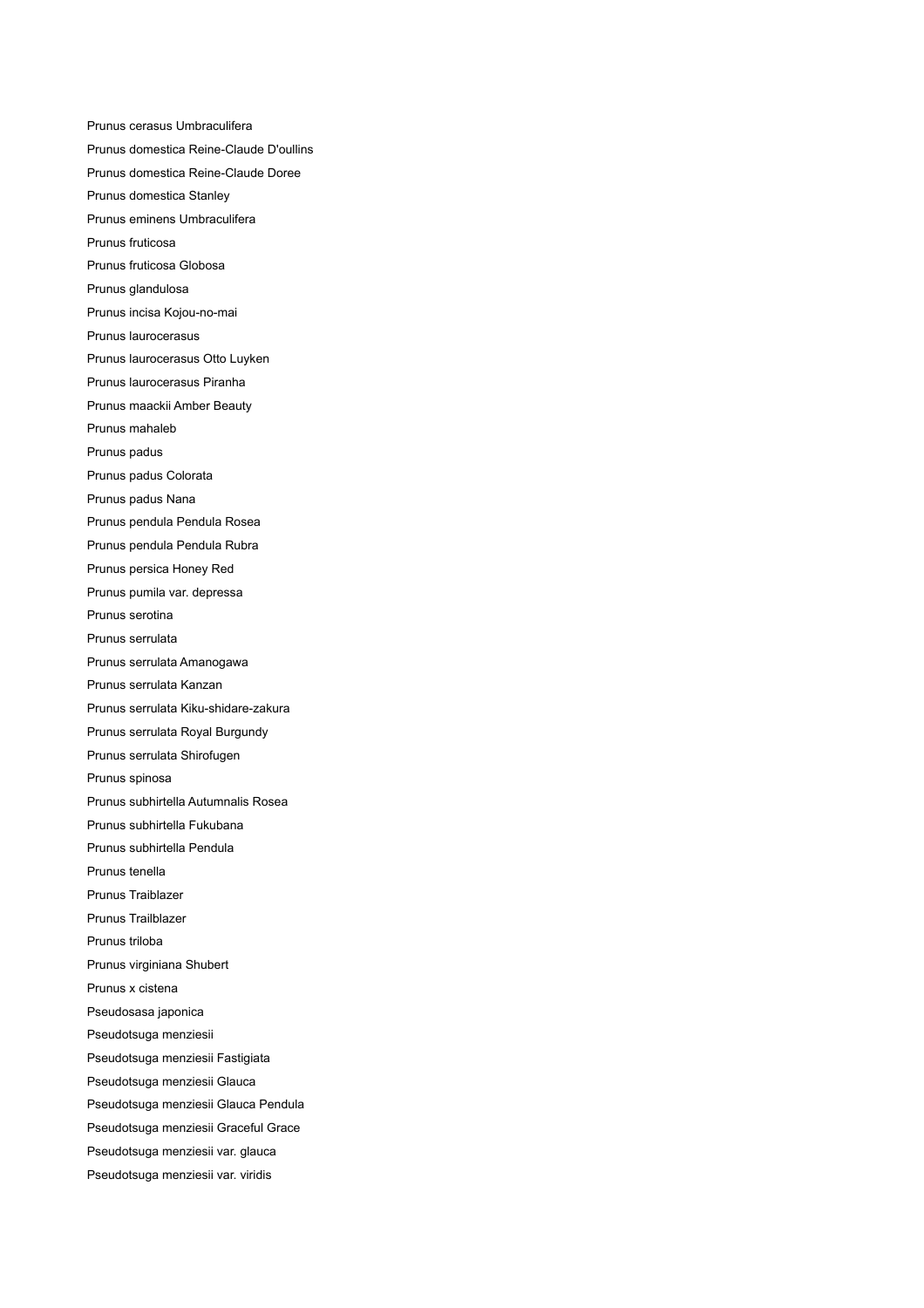Prunus cerasus Umbraculifera

Prunus domestica Reine-Claude D'oullins

Prunus domestica Reine-Claude Doree

Prunus domestica Stanley

Prunus eminens Umbraculifera

Prunus fruticosa

Prunus fruticosa Globosa

Prunus glandulosa

Prunus incisa Kojou-no-mai

Prunus laurocerasus

Prunus laurocerasus Otto Luyken

Prunus laurocerasus Piranha

Prunus maackii Amber Beauty

Prunus mahaleb

Prunus padus

Prunus padus Colorata

Prunus padus Nana

Prunus pendula Pendula Rosea

Prunus pendula Pendula Rubra

Prunus persica Honey Red

Prunus pumila var. depressa

Prunus serotina

Prunus serrulata

Prunus serrulata Amanogawa

Prunus serrulata Kanzan

Prunus serrulata Kiku-shidare-zakura

Prunus serrulata Royal Burgundy

Prunus serrulata Shirofugen

Prunus spinosa

Prunus subhirtella Autumnalis Rosea

Prunus subhirtella Fukubana

Prunus subhirtella Pendula

Prunus tenella

Prunus Traiblazer

Prunus Trailblazer

Prunus triloba

Prunus virginiana Shubert

Prunus x cistena

Pseudosasa japonica

Pseudotsuga menziesii

Pseudotsuga menziesii Fastigiata

Pseudotsuga menziesii Glauca

Pseudotsuga menziesii Glauca Pendula

Pseudotsuga menziesii Graceful Grace

Pseudotsuga menziesii var. glauca

Pseudotsuga menziesii var. viridis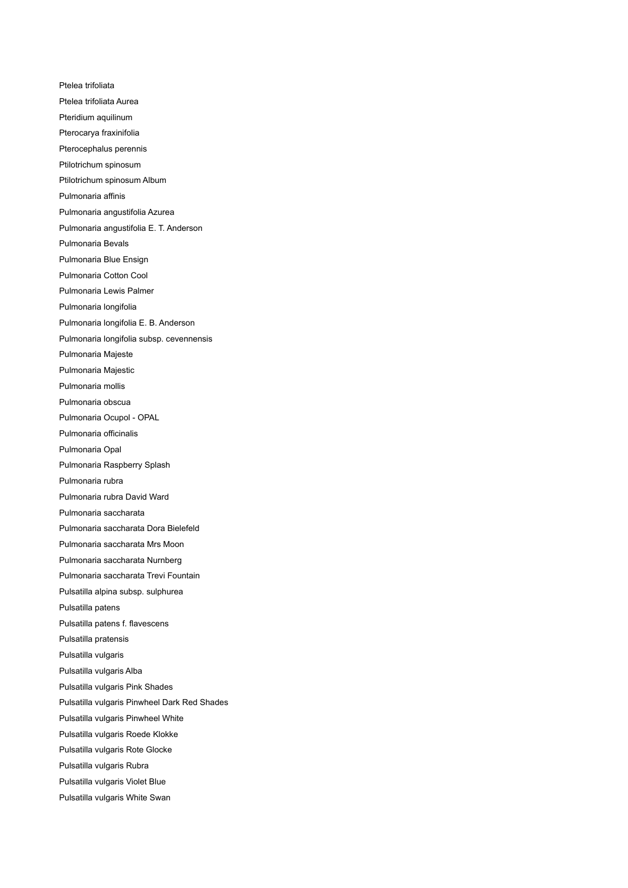Ptelea trifoliata

Ptelea trifoliata Aurea

Pteridium aquilinum

Pterocarya fraxinifolia

Pterocephalus perennis

Ptilotrichum spinosum

Ptilotrichum spinosum Album

Pulmonaria affinis

Pulmonaria angustifolia Azurea

Pulmonaria angustifolia E. T. Anderson

Pulmonaria Bevals

Pulmonaria Blue Ensign

Pulmonaria Cotton Cool

Pulmonaria Lewis Palmer

Pulmonaria longifolia

Pulmonaria longifolia E. B. Anderson

Pulmonaria longifolia subsp. cevennensis

Pulmonaria Majeste

Pulmonaria Majestic

Pulmonaria mollis

Pulmonaria obscua

Pulmonaria Ocupol - OPAL

Pulmonaria officinalis

Pulmonaria Opal

Pulmonaria Raspberry Splash

Pulmonaria rubra

Pulmonaria rubra David Ward

Pulmonaria saccharata

Pulmonaria saccharata Dora Bielefeld

Pulmonaria saccharata Mrs Moon

Pulmonaria saccharata Nurnberg

Pulmonaria saccharata Trevi Fountain

Pulsatilla alpina subsp. sulphurea

Pulsatilla patens

Pulsatilla patens f. flavescens

Pulsatilla pratensis

Pulsatilla vulgaris

Pulsatilla vulgaris Alba

Pulsatilla vulgaris Pink Shades

Pulsatilla vulgaris Pinwheel Dark Red Shades

Pulsatilla vulgaris Pinwheel White

Pulsatilla vulgaris Roede Klokke

Pulsatilla vulgaris Rote Glocke

Pulsatilla vulgaris Rubra

Pulsatilla vulgaris Violet Blue

Pulsatilla vulgaris White Swan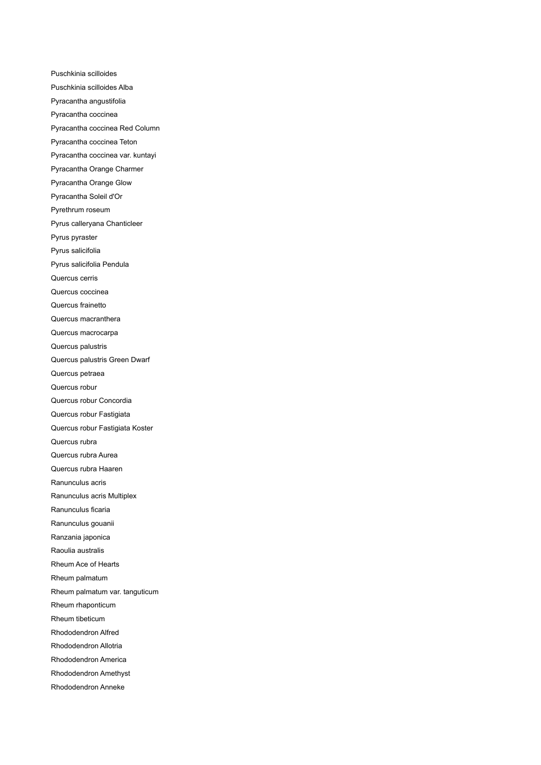Puschkinia scilloides

Puschkinia scilloides Alba

Pyracantha angustifolia

Pyracantha coccinea

Pyracantha coccinea Red Column

Pyracantha coccinea Teton

Pyracantha coccinea var. kuntayi

Pyracantha Orange Charmer

Pyracantha Orange Glow

Pyracantha Soleil d'Or

Pyrethrum roseum

Pyrus calleryana Chanticleer

Pyrus pyraster

Pyrus salicifolia

Pyrus salicifolia Pendula

Quercus cerris

Quercus coccinea

Quercus frainetto

Quercus macranthera

Quercus macrocarpa

Quercus palustris

Quercus palustris Green Dwarf

Quercus petraea

Quercus robur

Quercus robur Concordia

Quercus robur Fastigiata

Quercus robur Fastigiata Koster

Quercus rubra

Quercus rubra Aurea

Quercus rubra Haaren

Ranunculus acris

Ranunculus acris Multiplex

Ranunculus ficaria

Ranunculus gouanii

Ranzania japonica

Raoulia australis

Rheum Ace of Hearts

Rheum palmatum

Rheum palmatum var. tanguticum

Rheum rhaponticum

Rheum tibeticum

Rhododendron Alfred

Rhododendron Allotria

Rhododendron America

Rhododendron Amethyst

Rhododendron Anneke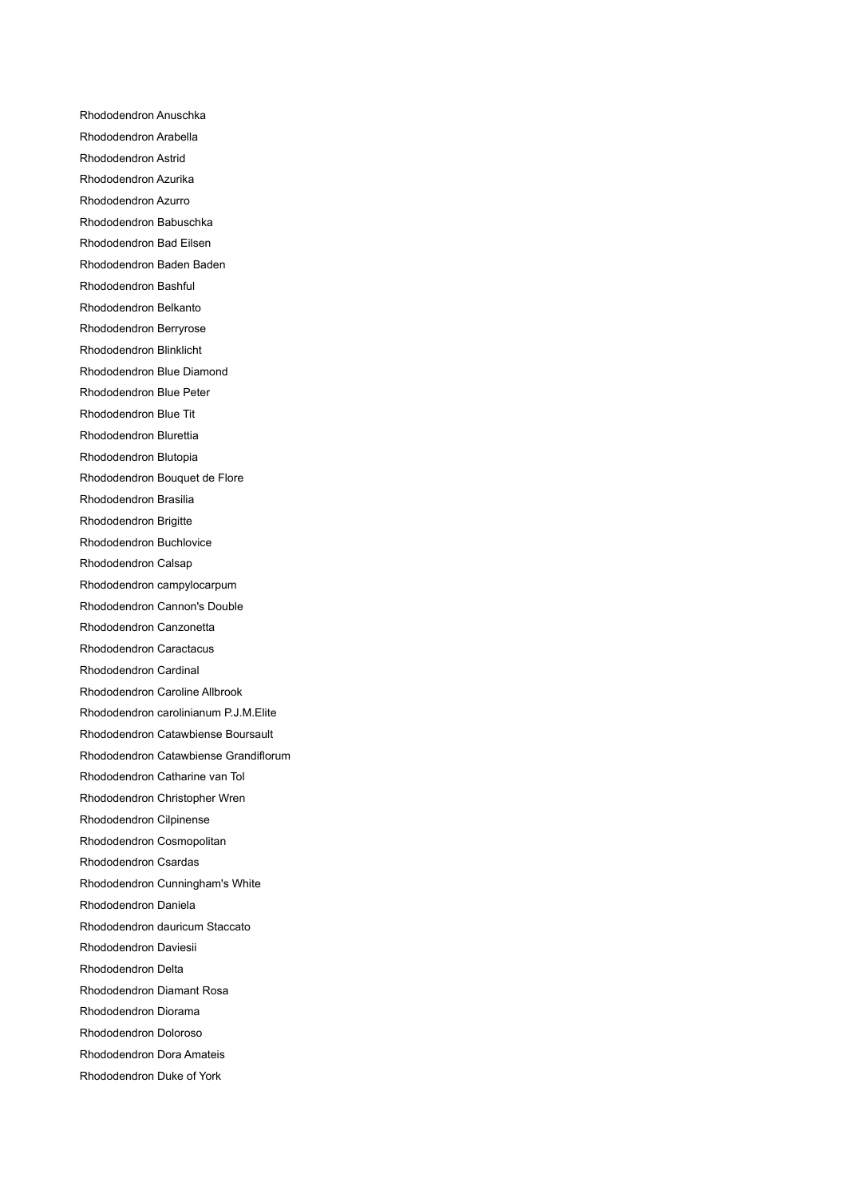Rhododendron Anuschka

Rhododendron Arabella

Rhododendron Astrid

Rhododendron Azurika

Rhododendron Azurro

Rhododendron Babuschka

Rhododendron Bad Eilsen

Rhododendron Baden Baden

Rhododendron Bashful

Rhododendron Belkanto

Rhododendron Berryrose

Rhododendron Blinklicht

Rhododendron Blue Diamond

Rhododendron Blue Peter

Rhododendron Blue Tit

Rhododendron Blurettia

Rhododendron Blutopia

Rhododendron Bouquet de Flore

Rhododendron Brasilia

Rhododendron Brigitte

Rhododendron Buchlovice

Rhododendron Calsap

Rhododendron campylocarpum

Rhododendron Cannon's Double

Rhododendron Canzonetta

Rhododendron Caractacus

Rhododendron Cardinal

Rhododendron Caroline Allbrook

Rhododendron carolinianum P.J.M.Elite

Rhododendron Catawbiense Boursault

Rhododendron Catawbiense Grandiflorum

Rhododendron Catharine van Tol

Rhododendron Christopher Wren

Rhododendron Cilpinense

Rhododendron Cosmopolitan

Rhododendron Csardas

Rhododendron Cunningham's White

Rhododendron Daniela

Rhododendron dauricum Staccato

Rhododendron Daviesii

Rhododendron Delta

Rhododendron Diamant Rosa

Rhododendron Diorama

Rhododendron Doloroso

Rhododendron Dora Amateis

Rhododendron Duke of York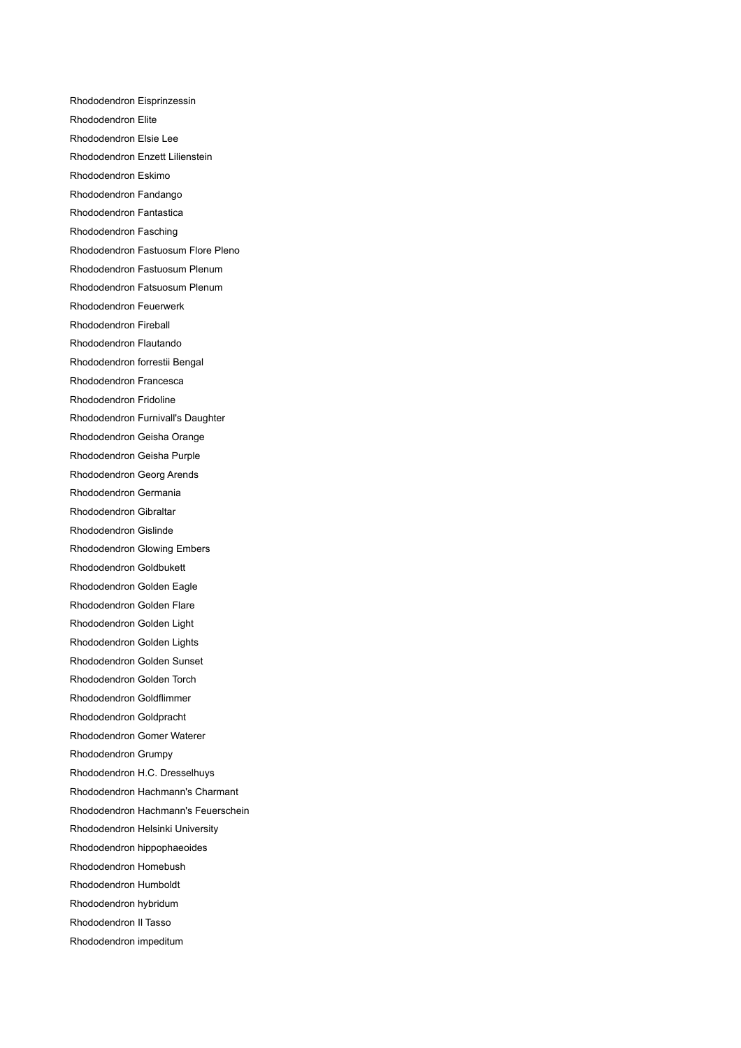Rhododendron Eisprinzessin

Rhododendron Elite

Rhododendron Elsie Lee

Rhododendron Enzett Lilienstein

Rhododendron Eskimo

Rhododendron Fandango

Rhododendron Fantastica

Rhododendron Fasching

Rhododendron Fastuosum Flore Pleno

Rhododendron Fastuosum Plenum

Rhododendron Fatsuosum Plenum

Rhododendron Feuerwerk

Rhododendron Fireball

Rhododendron Flautando

Rhododendron forrestii Bengal

Rhododendron Francesca

Rhododendron Fridoline

Rhododendron Furnivall's Daughter

Rhododendron Geisha Orange

Rhododendron Geisha Purple

Rhododendron Georg Arends

Rhododendron Germania

Rhododendron Gibraltar

Rhododendron Gislinde

Rhododendron Glowing Embers

Rhododendron Goldbukett

Rhododendron Golden Eagle

Rhododendron Golden Flare

Rhododendron Golden Light

Rhododendron Golden Lights

Rhododendron Golden Sunset

Rhododendron Golden Torch

Rhododendron Goldflimmer

Rhododendron Goldpracht

Rhododendron Gomer Waterer

Rhododendron Grumpy

Rhododendron H.C. Dresselhuys

Rhododendron Hachmann's Charmant

Rhododendron Hachmann's Feuerschein

Rhododendron Helsinki University

Rhododendron hippophaeoides

Rhododendron Homebush

Rhododendron Humboldt

Rhododendron hybridum

Rhododendron Il Tasso

Rhododendron impeditum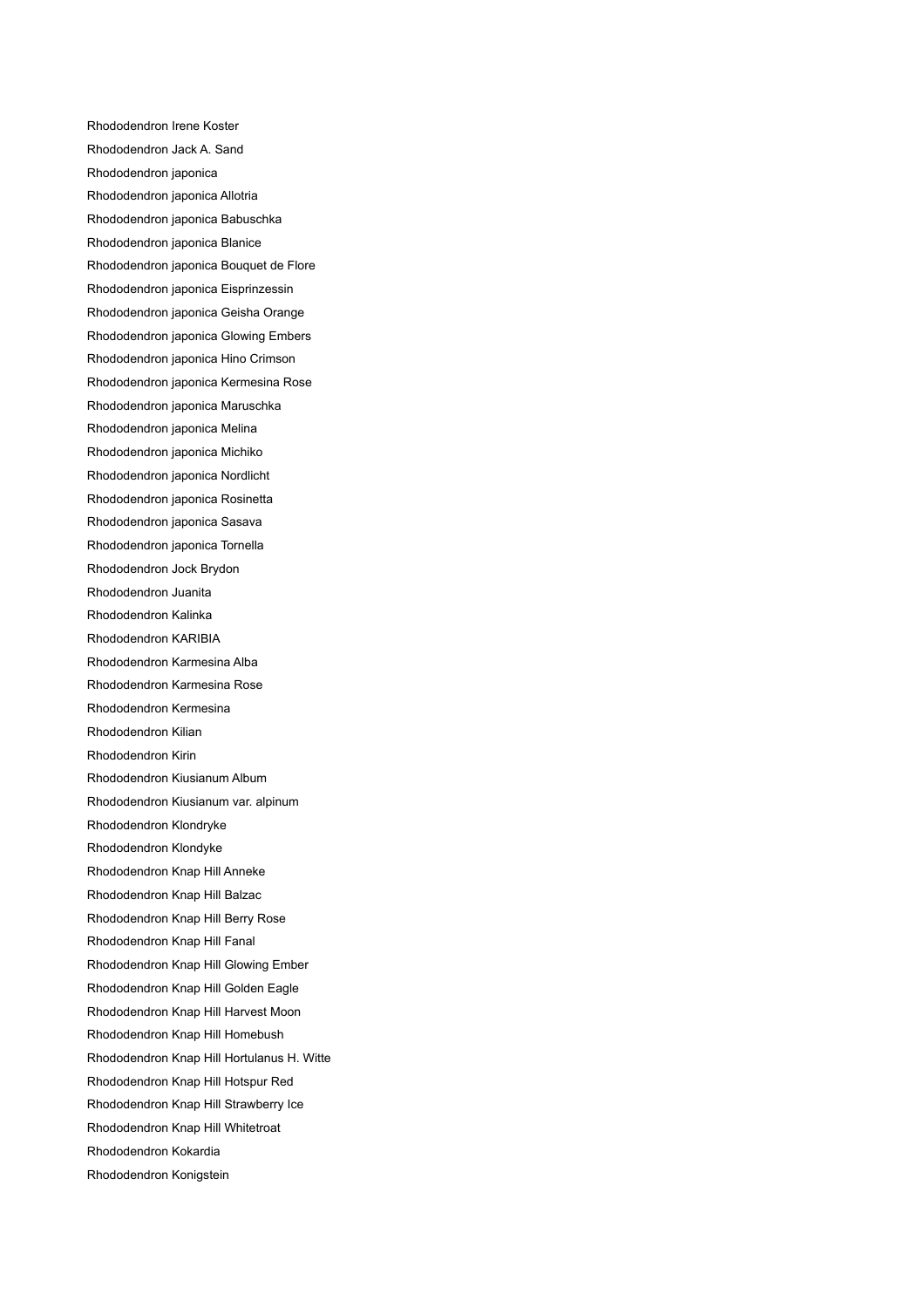Rhododendron Irene Koster

Rhododendron Jack A. Sand

Rhododendron japonica

Rhododendron japonica Allotria

Rhododendron japonica Babuschka

Rhododendron japonica Blanice

Rhododendron japonica Bouquet de Flore

Rhododendron japonica Eisprinzessin

Rhododendron japonica Geisha Orange

Rhododendron japonica Glowing Embers

Rhododendron japonica Hino Crimson

Rhododendron japonica Kermesina Rose

Rhododendron japonica Maruschka

Rhododendron japonica Melina

Rhododendron japonica Michiko

Rhododendron japonica Nordlicht

Rhododendron japonica Rosinetta

Rhododendron japonica Sasava

Rhododendron japonica Tornella

Rhododendron Jock Brydon

Rhododendron Juanita

Rhododendron Kalinka

Rhododendron KARIBIA

Rhododendron Karmesina Alba

Rhododendron Karmesina Rose

Rhododendron Kermesina

Rhododendron Kilian

Rhododendron Kirin

Rhododendron Kiusianum Album

Rhododendron Kiusianum var. alpinum

Rhododendron Klondryke

Rhododendron Klondyke

Rhododendron Knap Hill Anneke

Rhododendron Knap Hill Balzac

Rhododendron Knap Hill Berry Rose

Rhododendron Knap Hill Fanal

Rhododendron Knap Hill Glowing Ember

Rhododendron Knap Hill Golden Eagle

Rhododendron Knap Hill Harvest Moon

Rhododendron Knap Hill Homebush

Rhododendron Knap Hill Hortulanus H. Witte

Rhododendron Knap Hill Hotspur Red

Rhododendron Knap Hill Strawberry Ice

Rhododendron Knap Hill Whitetroat

Rhododendron Kokardia

Rhododendron Konigstein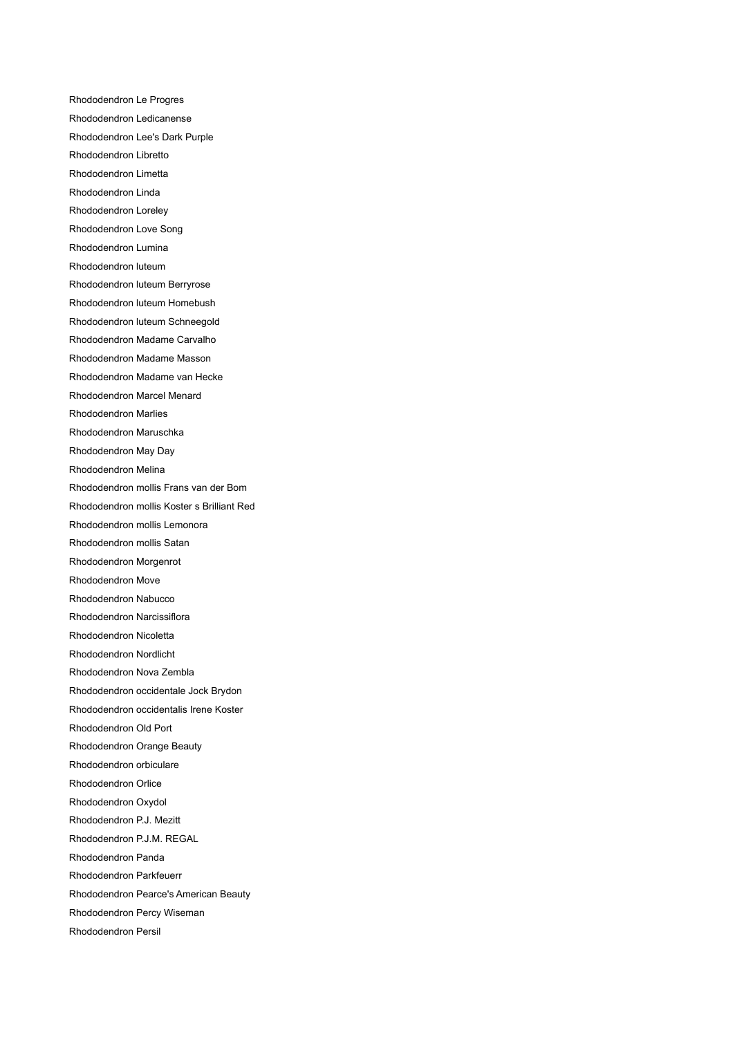Rhododendron Le Progres

Rhododendron Ledicanense

Rhododendron Lee's Dark Purple

Rhododendron Libretto

Rhododendron Limetta

Rhododendron Linda

Rhododendron Loreley

Rhododendron Love Song

Rhododendron Lumina

Rhododendron luteum

Rhododendron luteum Berryrose

Rhododendron luteum Homebush

Rhododendron luteum Schneegold

Rhododendron Madame Carvalho

Rhododendron Madame Masson

Rhododendron Madame van Hecke

Rhododendron Marcel Menard

Rhododendron Marlies

Rhododendron Maruschka

Rhododendron May Day

Rhododendron Melina

Rhododendron mollis Frans van der Bom

Rhododendron mollis Koster s Brilliant Red

Rhododendron mollis Lemonora

Rhododendron mollis Satan

Rhododendron Morgenrot

Rhododendron Move

Rhododendron Nabucco

Rhododendron Narcissiflora

Rhododendron Nicoletta

Rhododendron Nordlicht

Rhododendron Nova Zembla

Rhododendron occidentale Jock Brydon

Rhododendron occidentalis Irene Koster

Rhododendron Old Port

Rhododendron Orange Beauty

Rhododendron orbiculare

Rhododendron Orlice

Rhododendron Oxydol

Rhododendron P.J. Mezitt

Rhododendron P.J.M. REGAL

Rhododendron Panda

Rhododendron Parkfeuerr

Rhododendron Pearce's American Beauty

Rhododendron Percy Wiseman

Rhododendron Persil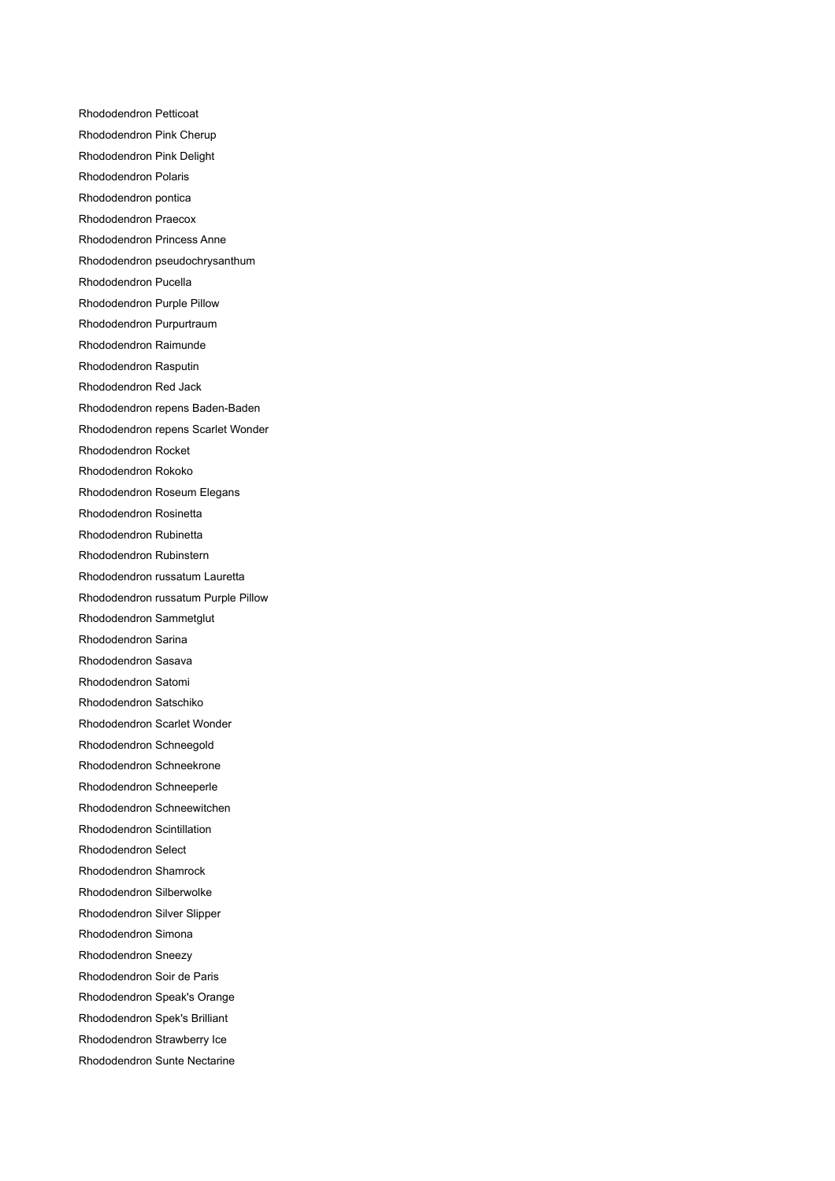Rhododendron Petticoat

Rhododendron Pink Cherup

Rhododendron Pink Delight

Rhododendron Polaris

Rhododendron pontica

Rhododendron Praecox

Rhododendron Princess Anne

Rhododendron pseudochrysanthum

Rhododendron Pucella

Rhododendron Purple Pillow

Rhododendron Purpurtraum

Rhododendron Raimunde

Rhododendron Rasputin

Rhododendron Red Jack

Rhododendron repens Baden-Baden

Rhododendron repens Scarlet Wonder

Rhododendron Rocket

Rhododendron Rokoko

Rhododendron Roseum Elegans

Rhododendron Rosinetta

Rhododendron Rubinetta

Rhododendron Rubinstern

Rhododendron russatum Lauretta

Rhododendron russatum Purple Pillow

Rhododendron Sammetglut

Rhododendron Sarina

Rhododendron Sasava

Rhododendron Satomi

Rhododendron Satschiko

Rhododendron Scarlet Wonder

Rhododendron Schneegold

Rhododendron Schneekrone

Rhododendron Schneeperle

Rhododendron Schneewitchen

Rhododendron Scintillation

Rhododendron Select

Rhododendron Shamrock

Rhododendron Silberwolke

Rhododendron Silver Slipper

Rhododendron Simona

Rhododendron Sneezy

Rhododendron Soir de Paris

Rhododendron Speak's Orange

Rhododendron Spek's Brilliant

Rhododendron Strawberry Ice

Rhododendron Sunte Nectarine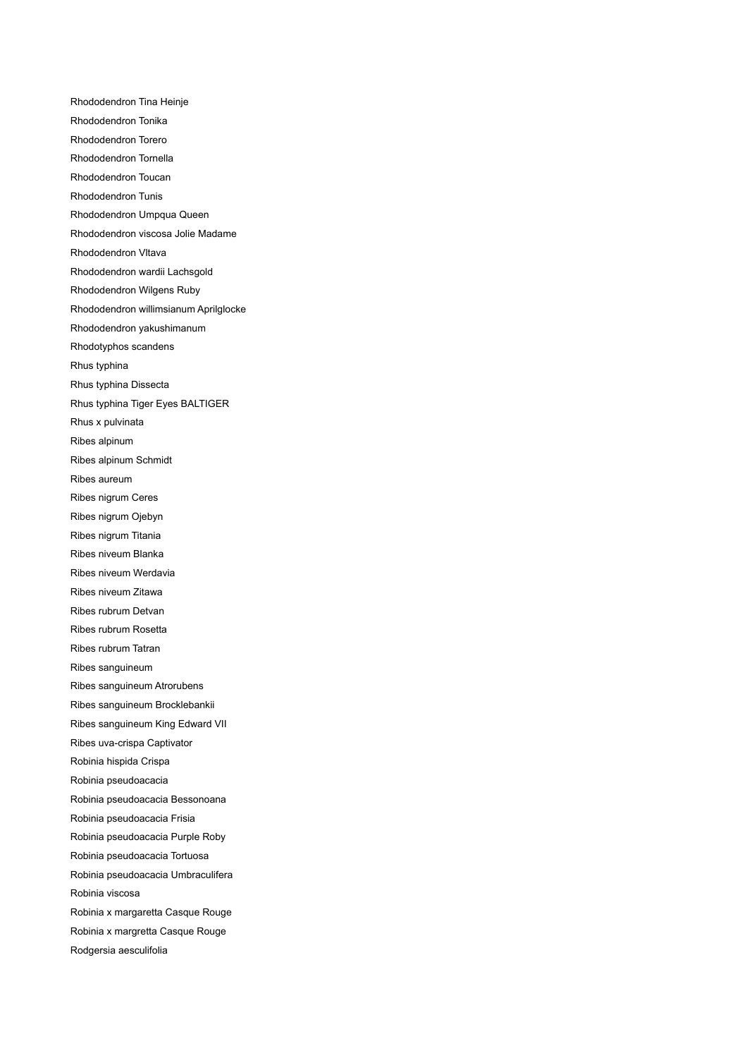Rhododendron Tina Heinje

Rhododendron Tonika

Rhododendron Torero

Rhododendron Tornella

Rhododendron Toucan

Rhododendron Tunis

Rhododendron Umpqua Queen

Rhododendron viscosa Jolie Madame

Rhododendron Vltava

Rhododendron wardii Lachsgold

Rhododendron Wilgens Ruby

Rhododendron willimsianum Aprilglocke

Rhododendron yakushimanum

Rhodotyphos scandens

Rhus typhina

Rhus typhina Dissecta

Rhus typhina Tiger Eyes BALTIGER

Rhus x pulvinata

Ribes alpinum

Ribes alpinum Schmidt

Ribes aureum

Ribes nigrum Ceres

Ribes nigrum Ojebyn

Ribes nigrum Titania

Ribes niveum Blanka

Ribes niveum Werdavia

Ribes niveum Zitawa

Ribes rubrum Detvan

Ribes rubrum Rosetta

Ribes rubrum Tatran

Ribes sanguineum

Ribes sanguineum Atrorubens

Ribes sanguineum Brocklebankii

Ribes sanguineum King Edward VII

Ribes uva-crispa Captivator

Robinia hispida Crispa

Robinia pseudoacacia

Robinia pseudoacacia Bessonoana

Robinia pseudoacacia Frisia

Robinia pseudoacacia Purple Roby

Robinia pseudoacacia Tortuosa

Robinia pseudoacacia Umbraculifera

Robinia viscosa

Robinia x margaretta Casque Rouge

Robinia x margretta Casque Rouge

Rodgersia aesculifolia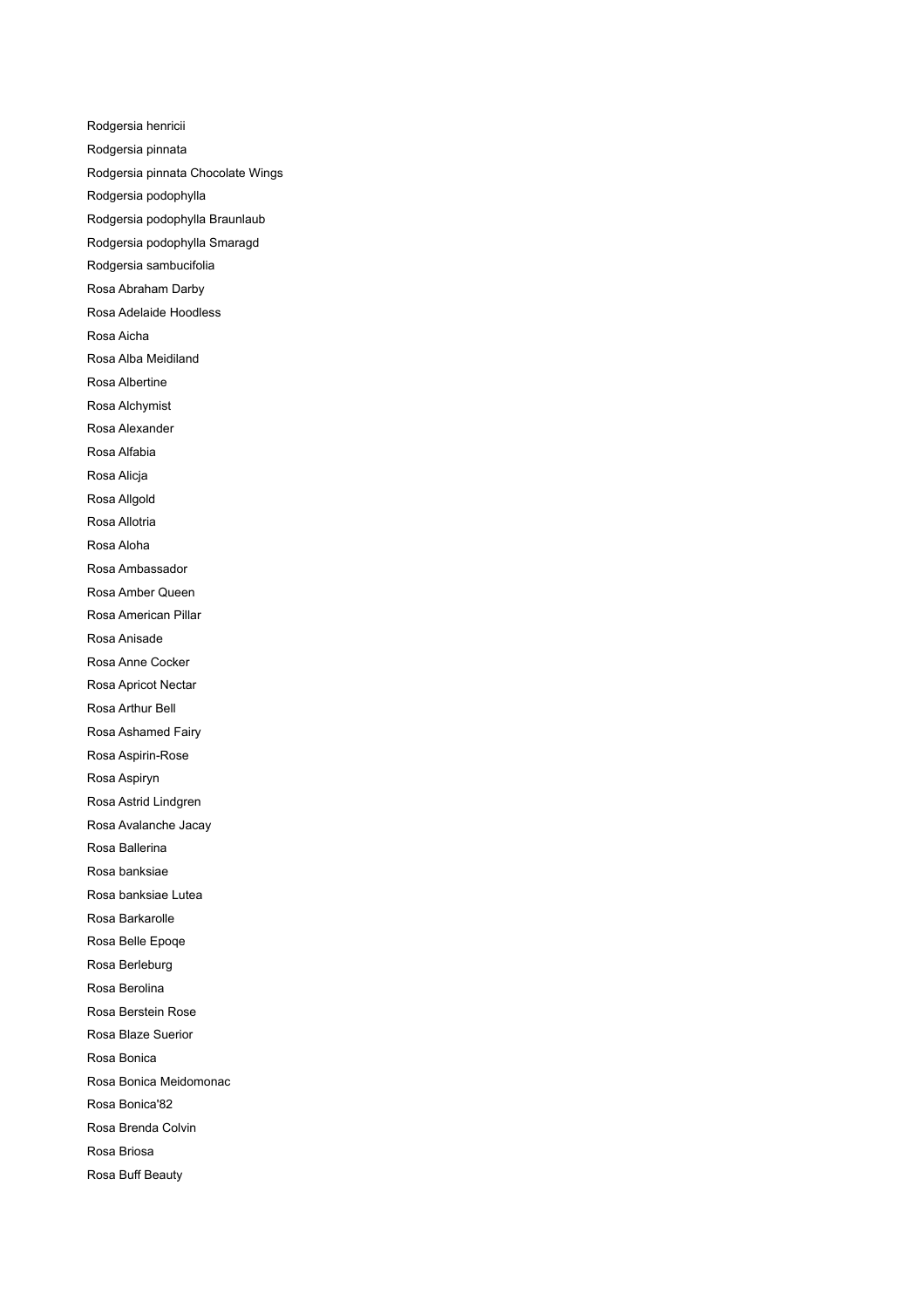Rodgersia henricii

Rodgersia pinnata

Rodgersia pinnata Chocolate Wings

Rodgersia podophylla

Rodgersia podophylla Braunlaub

Rodgersia podophylla Smaragd

Rodgersia sambucifolia

Rosa Abraham Darby

Rosa Adelaide Hoodless

Rosa Aicha

Rosa Alba Meidiland

Rosa Albertine

Rosa Alchymist

Rosa Alexander

Rosa Alfabia

Rosa Alicja

Rosa Allgold

Rosa Allotria

Rosa Aloha

Rosa Ambassador

Rosa Amber Queen

Rosa American Pillar

Rosa Anisade

Rosa Anne Cocker

Rosa Apricot Nectar

Rosa Arthur Bell

Rosa Ashamed Fairy

Rosa Aspirin-Rose

Rosa Aspiryn

Rosa Astrid Lindgren

Rosa Avalanche Jacay

Rosa Ballerina

Rosa banksiae

Rosa banksiae Lutea

Rosa Barkarolle

Rosa Belle Epoqe

Rosa Berleburg

Rosa Berolina

Rosa Berstein Rose

Rosa Blaze Suerior

Rosa Bonica

Rosa Bonica Meidomonac

Rosa Bonica'82

Rosa Brenda Colvin

Rosa Briosa

Rosa Buff Beauty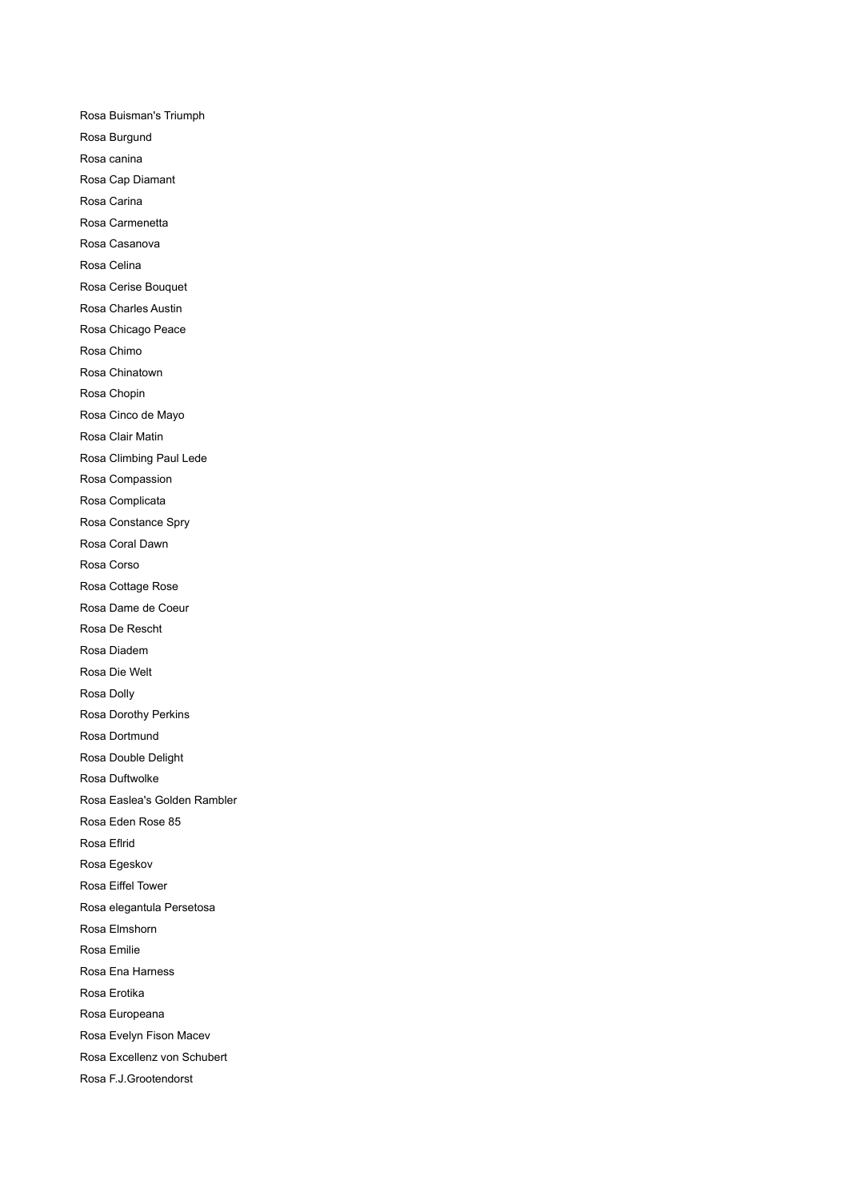Rosa Buisman's Triumph

Rosa Burgund

Rosa canina

Rosa Cap Diamant

Rosa Carina

Rosa Carmenetta

Rosa Casanova

Rosa Celina

Rosa Cerise Bouquet

Rosa Charles Austin

Rosa Chicago Peace

Rosa Chimo

Rosa Chinatown

Rosa Chopin

Rosa Cinco de Mayo

Rosa Clair Matin

Rosa Climbing Paul Lede

Rosa Compassion

Rosa Complicata

Rosa Constance Spry

Rosa Coral Dawn

Rosa Corso

Rosa Cottage Rose

Rosa Dame de Coeur

Rosa De Rescht

Rosa Diadem

Rosa Die Welt

Rosa Dolly

Rosa Dorothy Perkins

Rosa Dortmund

Rosa Double Delight

Rosa Duftwolke

Rosa Easlea's Golden Rambler

Rosa Eden Rose 85

Rosa Eflrid

Rosa Egeskov

Rosa Eiffel Tower

Rosa elegantula Persetosa

Rosa Elmshorn

Rosa Emilie

Rosa Ena Harness

Rosa Erotika

Rosa Europeana

Rosa Evelyn Fison Macev

Rosa Excellenz von Schubert

Rosa F.J.Grootendorst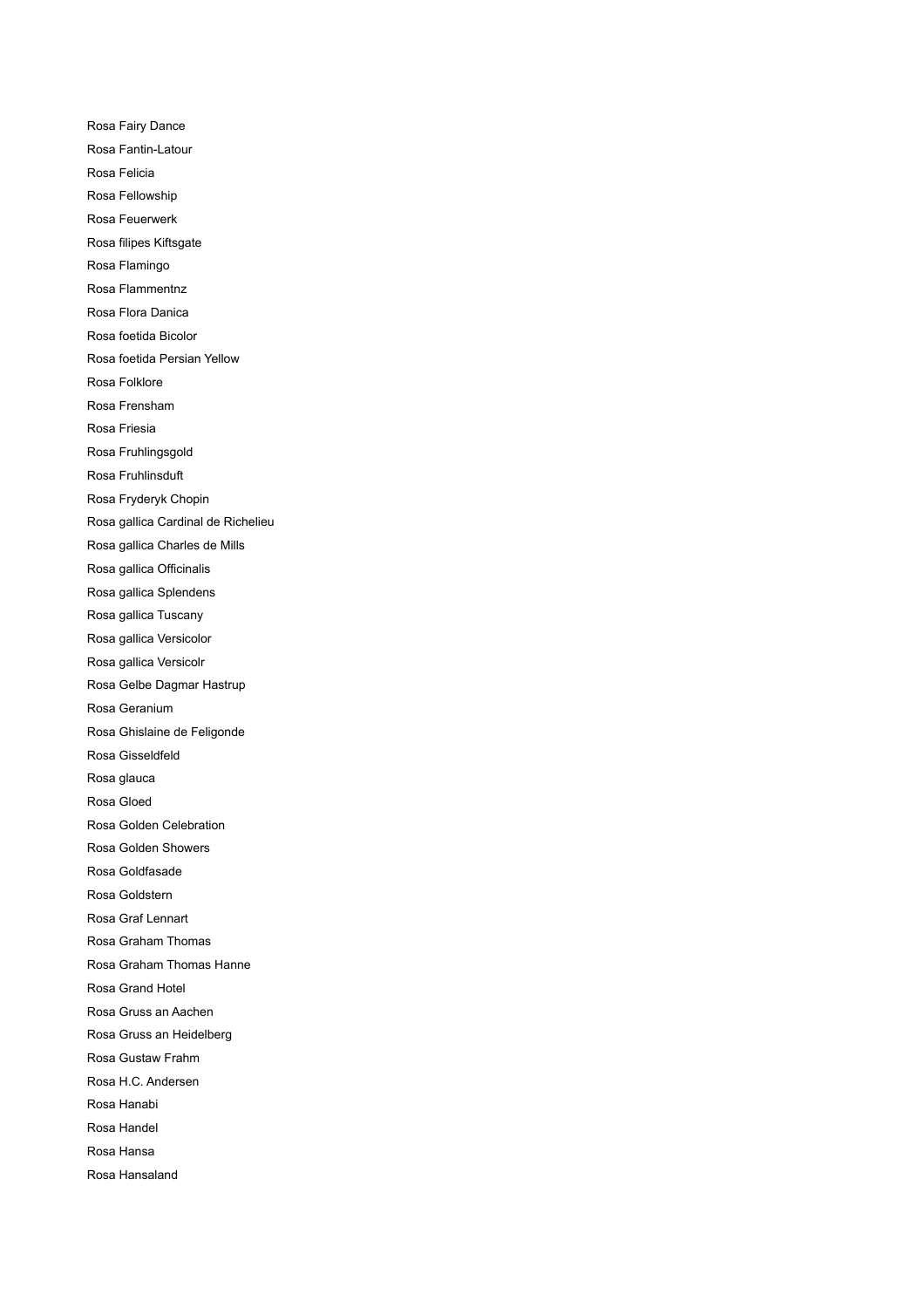Rosa Fairy Dance

Rosa Fantin-Latour

Rosa Felicia

Rosa Fellowship

Rosa Feuerwerk

Rosa filipes Kiftsgate

Rosa Flamingo

Rosa Flammentnz

Rosa Flora Danica

Rosa foetida Bicolor

Rosa foetida Persian Yellow

Rosa Folklore

Rosa Frensham

Rosa Friesia

Rosa Fruhlingsgold

Rosa Fruhlinsduft

Rosa Fryderyk Chopin

Rosa gallica Cardinal de Richelieu

Rosa gallica Charles de Mills

Rosa gallica Officinalis

Rosa gallica Splendens

Rosa gallica Tuscany

Rosa gallica Versicolor

Rosa gallica Versicolr

Rosa Gelbe Dagmar Hastrup

Rosa Geranium

Rosa Ghislaine de Feligonde

Rosa Gisseldfeld

Rosa glauca

Rosa Gloed

Rosa Golden Celebration

Rosa Golden Showers

Rosa Goldfasade

Rosa Goldstern

Rosa Graf Lennart

Rosa Graham Thomas

Rosa Graham Thomas Hanne

Rosa Grand Hotel

Rosa Gruss an Aachen

Rosa Gruss an Heidelberg

Rosa Gustaw Frahm

Rosa H.C. Andersen

Rosa Hanabi

Rosa Handel

Rosa Hansa

Rosa Hansaland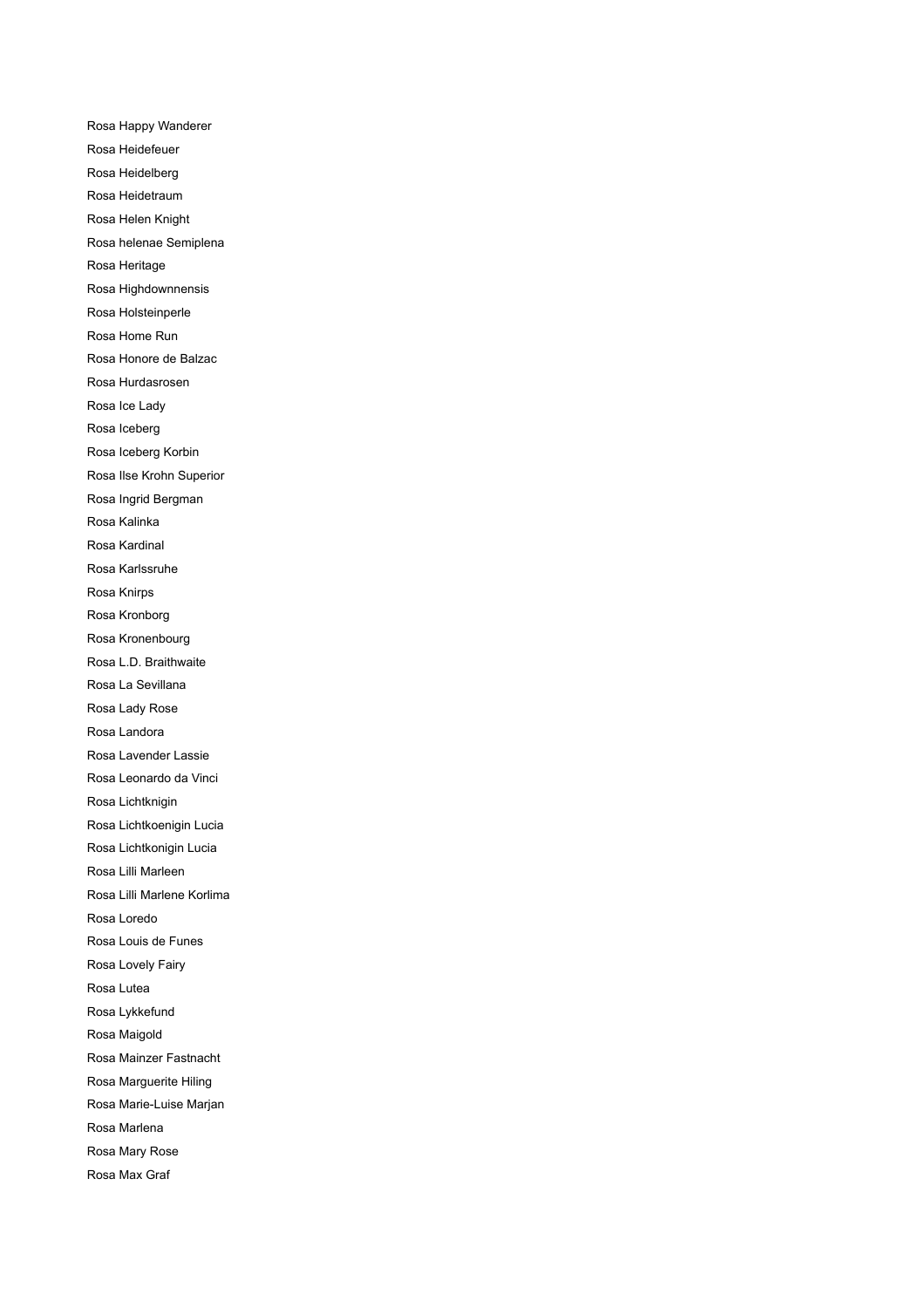Rosa Happy Wanderer

Rosa Heidefeuer

Rosa Heidelberg

Rosa Heidetraum

Rosa Helen Knight

Rosa helenae Semiplena

Rosa Heritage

Rosa Highdownnensis

Rosa Holsteinperle

Rosa Home Run

Rosa Honore de Balzac

Rosa Hurdasrosen

Rosa Ice Lady

Rosa Iceberg

Rosa Iceberg Korbin

Rosa Ilse Krohn Superior

Rosa Ingrid Bergman

Rosa Kalinka

Rosa Kardinal

Rosa Karlssruhe

Rosa Knirps

Rosa Kronborg

Rosa Kronenbourg

Rosa L.D. Braithwaite

Rosa La Sevillana

Rosa Lady Rose

Rosa Landora

Rosa Lavender Lassie

Rosa Leonardo da Vinci

Rosa Lichtknigin

Rosa Lichtkoenigin Lucia

Rosa Lichtkonigin Lucia

Rosa Lilli Marleen

Rosa Lilli Marlene Korlima

Rosa Loredo

Rosa Louis de Funes

Rosa Lovely Fairy

Rosa Lutea

Rosa Lykkefund

Rosa Maigold

Rosa Mainzer Fastnacht

Rosa Marguerite Hiling

Rosa Marie-Luise Marjan

Rosa Marlena

Rosa Mary Rose

Rosa Max Graf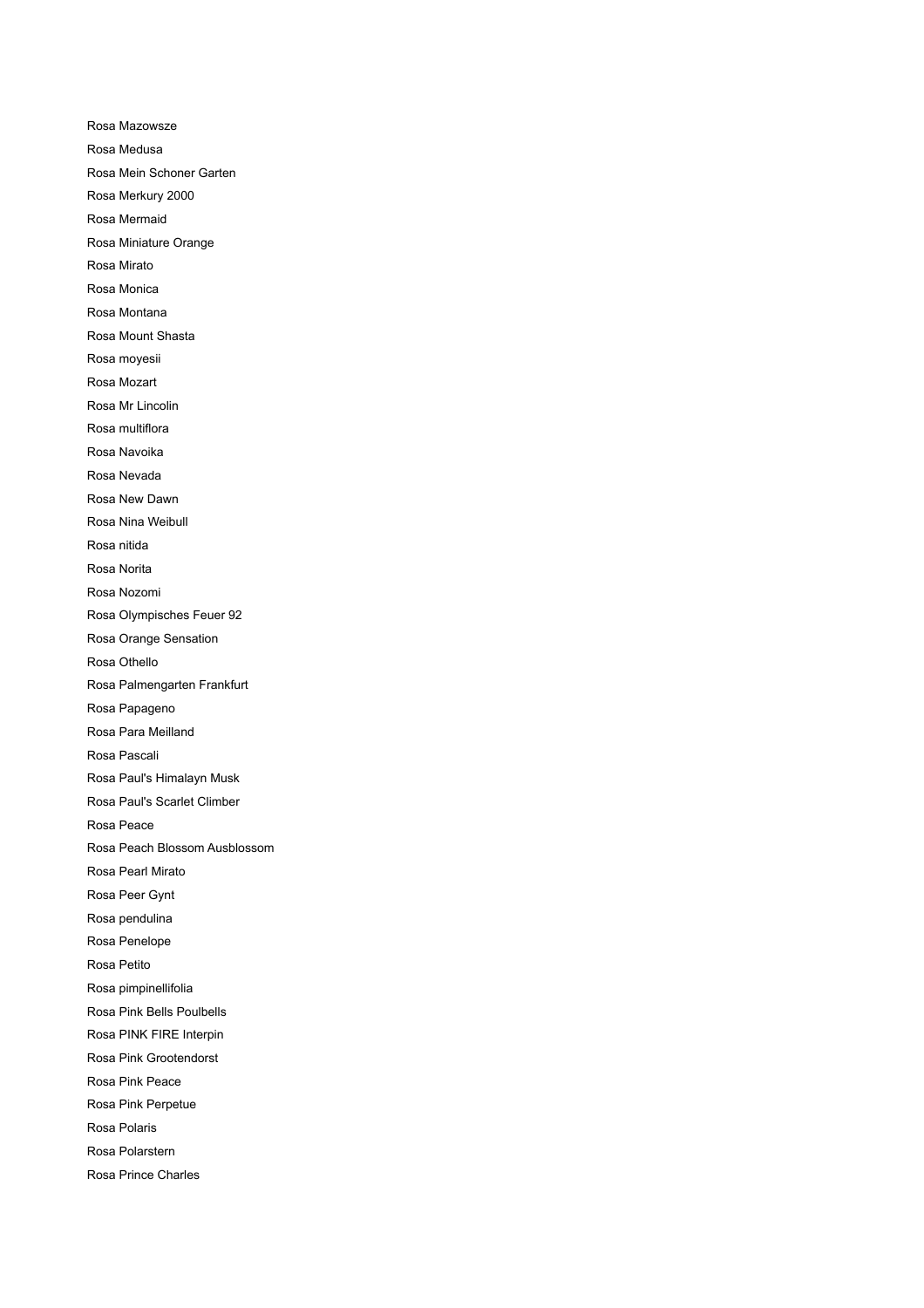Rosa Mazowsze

Rosa Medusa

Rosa Mein Schoner Garten

Rosa Merkury 2000

Rosa Mermaid

Rosa Miniature Orange

Rosa Mirato

Rosa Monica

Rosa Montana

Rosa Mount Shasta

Rosa moyesii

Rosa Mozart

Rosa Mr Lincolin

Rosa multiflora

Rosa Navoika

Rosa Nevada

Rosa New Dawn

Rosa Nina Weibull

Rosa nitida

Rosa Norita

Rosa Nozomi

Rosa Olympisches Feuer 92

Rosa Orange Sensation

Rosa Othello

Rosa Palmengarten Frankfurt

Rosa Papageno

Rosa Para Meilland

Rosa Pascali

Rosa Paul's Himalayn Musk

Rosa Paul's Scarlet Climber

Rosa Peace

Rosa Peach Blossom Ausblossom

Rosa Pearl Mirato

Rosa Peer Gynt

Rosa pendulina

Rosa Penelope

Rosa Petito

Rosa pimpinellifolia

Rosa Pink Bells Poulbells

Rosa PINK FIRE Interpin

Rosa Pink Grootendorst

Rosa Pink Peace

Rosa Pink Perpetue

Rosa Polaris

Rosa Polarstern

Rosa Prince Charles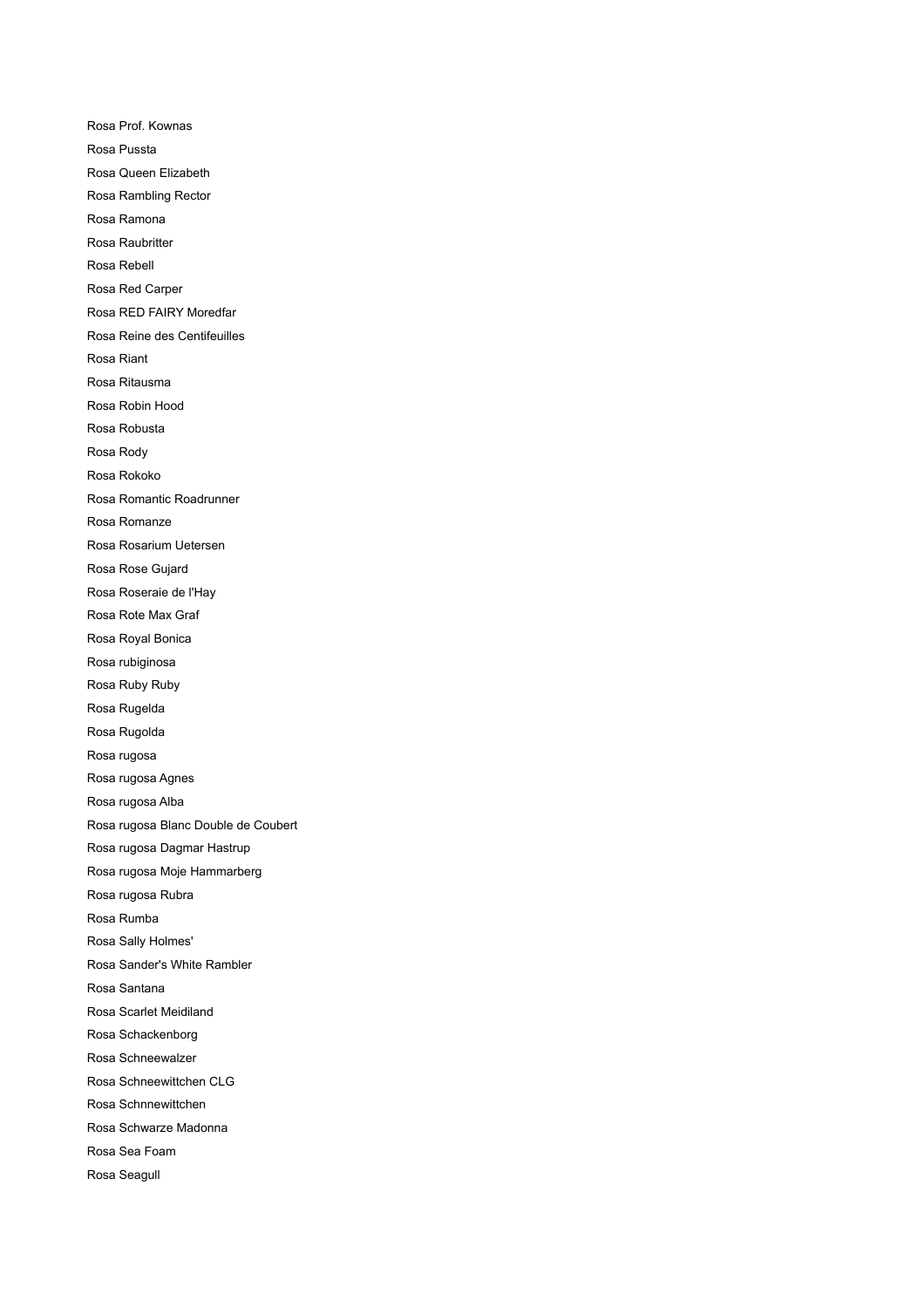Rosa Prof. Kownas

Rosa Pussta

Rosa Queen Elizabeth

Rosa Rambling Rector

Rosa Ramona

Rosa Raubritter

Rosa Rebell

Rosa Red Carper

Rosa RED FAIRY Moredfar

Rosa Reine des Centifeuilles

Rosa Riant

Rosa Ritausma

Rosa Robin Hood

Rosa Robusta

Rosa Rody

Rosa Rokoko

Rosa Romantic Roadrunner

Rosa Romanze

Rosa Rosarium Uetersen

Rosa Rose Gujard

Rosa Roseraie de l'Hay

Rosa Rote Max Graf

Rosa Royal Bonica

Rosa rubiginosa

Rosa Ruby Ruby

Rosa Rugelda

Rosa Rugolda

Rosa rugosa

Rosa rugosa Agnes

Rosa rugosa Alba

Rosa rugosa Blanc Double de Coubert

Rosa rugosa Dagmar Hastrup

Rosa rugosa Moje Hammarberg

Rosa rugosa Rubra

Rosa Rumba

Rosa Sally Holmes'

Rosa Sander's White Rambler

Rosa Santana

Rosa Scarlet Meidiland

Rosa Schackenborg

Rosa Schneewalzer

Rosa Schneewittchen CLG

Rosa Schnnewittchen

Rosa Schwarze Madonna

Rosa Sea Foam

Rosa Seagull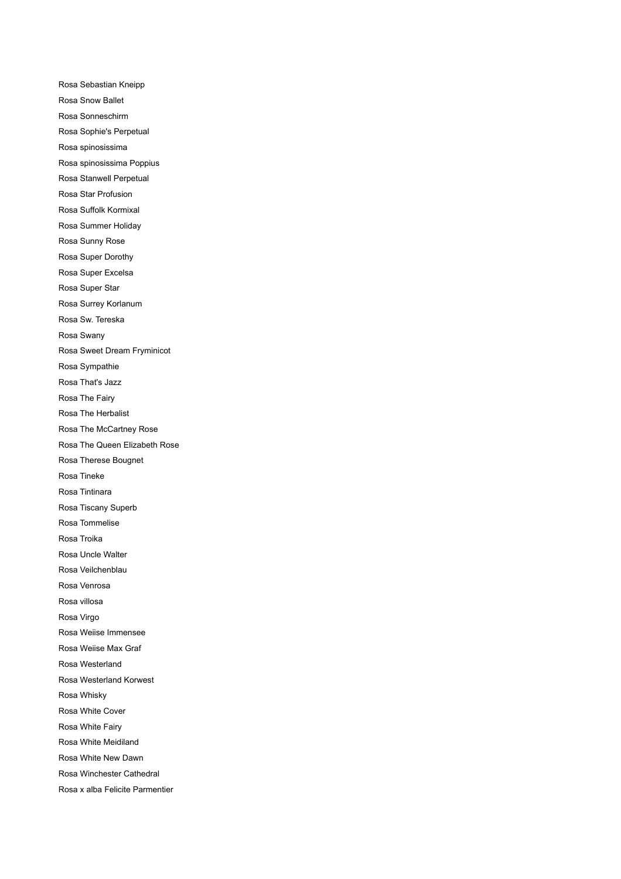Rosa Sebastian Kneipp

Rosa Snow Ballet

Rosa Sonneschirm

Rosa Sophie's Perpetual

Rosa spinosissima

Rosa spinosissima Poppius

Rosa Stanwell Perpetual

Rosa Star Profusion

Rosa Suffolk Kormixal

Rosa Summer Holiday

Rosa Sunny Rose

Rosa Super Dorothy

Rosa Super Excelsa

Rosa Super Star

Rosa Surrey Korlanum

Rosa Sw. Tereska

Rosa Swany

Rosa Sweet Dream Fryminicot

Rosa Sympathie

Rosa That's Jazz

Rosa The Fairy

Rosa The Herbalist

Rosa The McCartney Rose

Rosa The Queen Elizabeth Rose

Rosa Therese Bougnet

Rosa Tineke

Rosa Tintinara

Rosa Tiscany Superb

Rosa Tommelise

Rosa Troika

Rosa Uncle Walter

Rosa Veilchenblau

Rosa Venrosa

Rosa villosa

Rosa Virgo

Rosa Weiise Immensee

Rosa Weiise Max Graf

Rosa Westerland

Rosa Westerland Korwest

Rosa Whisky

Rosa White Cover

Rosa White Fairy

Rosa White Meidiland

Rosa White New Dawn

Rosa Winchester Cathedral

Rosa x alba Felicite Parmentier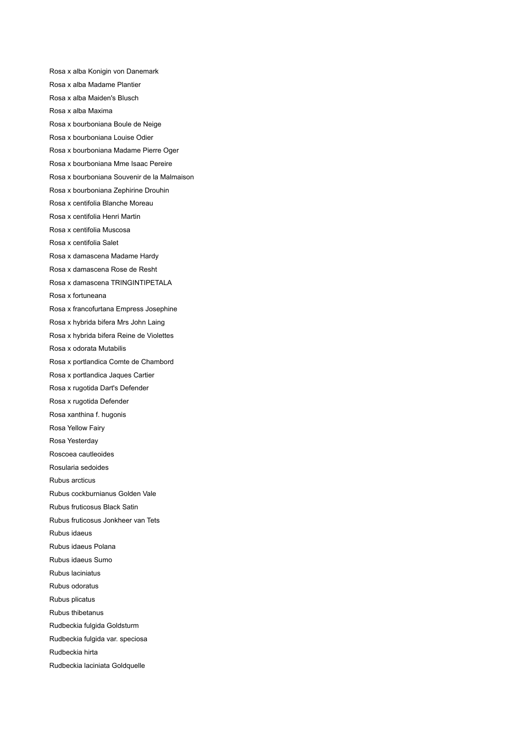Rosa x alba Konigin von Danemark

Rosa x alba Madame Plantier

Rosa x alba Maiden's Blusch

Rosa x alba Maxima

Rosa x bourboniana Boule de Neige

Rosa x bourboniana Louise Odier

Rosa x bourboniana Madame Pierre Oger

Rosa x bourboniana Mme Isaac Pereire

Rosa x bourboniana Souvenir de la Malmaison

Rosa x bourboniana Zephirine Drouhin

Rosa x centifolia Blanche Moreau

Rosa x centifolia Henri Martin

Rosa x centifolia Muscosa

Rosa x centifolia Salet

Rosa x damascena Madame Hardy

Rosa x damascena Rose de Resht

Rosa x damascena TRINGINTIPETALA

Rosa x fortuneana

Rosa x francofurtana Empress Josephine

Rosa x hybrida bifera Mrs John Laing

Rosa x hybrida bifera Reine de Violettes

Rosa x odorata Mutabilis

Rosa x portlandica Comte de Chambord

Rosa x portlandica Jaques Cartier

Rosa x rugotida Dart's Defender

Rosa x rugotida Defender

Rosa xanthina f. hugonis

Rosa Yellow Fairy

Rosa Yesterday

Roscoea cautleoides

Rosularia sedoides

Rubus arcticus

Rubus cockburnianus Golden Vale

Rubus fruticosus Black Satin

Rubus fruticosus Jonkheer van Tets

Rubus idaeus

Rubus idaeus Polana

Rubus idaeus Sumo

Rubus laciniatus

Rubus odoratus

Rubus plicatus

Rubus thibetanus

Rudbeckia fulgida Goldsturm

Rudbeckia fulgida var. speciosa

Rudbeckia hirta

Rudbeckia laciniata Goldquelle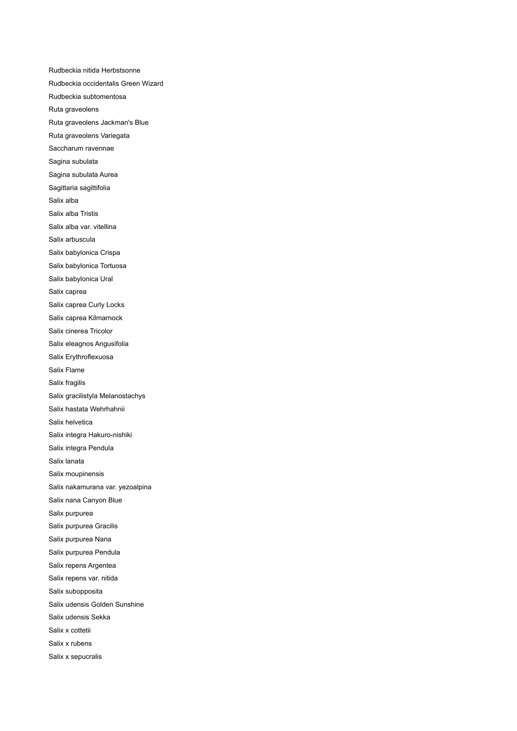Rudbeckia nitida Herbstsonne

Rudbeckia occidentalis Green Wizard

Rudbeckia subtomentosa

Ruta graveolens

Ruta graveolens Jackman's Blue

Ruta graveolens Variegata

Saccharum ravennae

Sagina subulata

Sagina subulata Aurea

Sagittaria sagittifolia

Salix alba

Salix alba Tristis

Salix alba var. vitellina

Salix arbuscula

Salix babylonica Crispa

Salix babylonica Tortuosa

Salix babylonica Ural

Salix caprea

Salix caprea Curly Locks

Salix caprea Kilmarnock

Salix cinerea Tricolor

Salix eleagnos Angusifolia

Salix Erythroflexuosa

Salix Flame

Salix fragilis

Salix gracilistyla Melanostachys

Salix hastata Wehrhahnii

Salix helvetica

Salix integra Hakuro-nishiki

Salix integra Pendula

Salix lanata

Salix moupinensis

Salix nakamurana var. yezoalpina

Salix nana Canyon Blue

Salix purpurea

Salix purpurea Gracilis

Salix purpurea Nana

Salix purpurea Pendula

Salix repens Argentea

Salix repens var. nitida

Salix subopposita

Salix udensis Golden Sunshine

Salix udensis Sekka

Salix x cottetii

Salix x rubens

Salix x sepucralis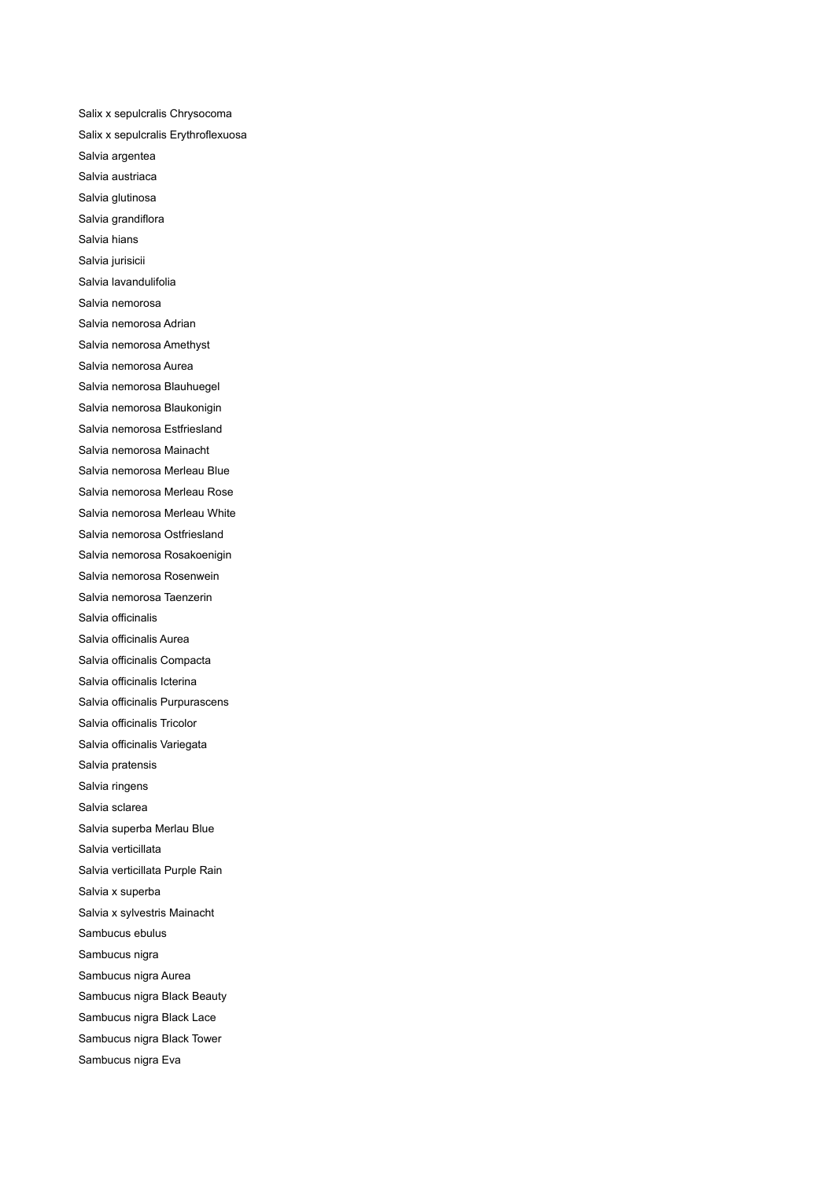Salix x sepulcralis Chrysocoma

Salix x sepulcralis Erythroflexuosa

Salvia argentea

Salvia austriaca

Salvia glutinosa

Salvia grandiflora

Salvia hians

Salvia jurisicii

Salvia lavandulifolia

Salvia nemorosa

Salvia nemorosa Adrian

Salvia nemorosa Amethyst

Salvia nemorosa Aurea

Salvia nemorosa Blauhuegel

Salvia nemorosa Blaukonigin

Salvia nemorosa Estfriesland

Salvia nemorosa Mainacht

Salvia nemorosa Merleau Blue

Salvia nemorosa Merleau Rose

Salvia nemorosa Merleau White

Salvia nemorosa Ostfriesland

Salvia nemorosa Rosakoenigin

Salvia nemorosa Rosenwein

Salvia nemorosa Taenzerin

Salvia officinalis

Salvia officinalis Aurea

Salvia officinalis Compacta

Salvia officinalis Icterina

Salvia officinalis Purpurascens

Salvia officinalis Tricolor

Salvia officinalis Variegata

Salvia pratensis

Salvia ringens

Salvia sclarea

Salvia superba Merlau Blue

Salvia verticillata

Salvia verticillata Purple Rain

Salvia x superba

Salvia x sylvestris Mainacht

Sambucus ebulus

Sambucus nigra

Sambucus nigra Aurea

Sambucus nigra Black Beauty

Sambucus nigra Black Lace

Sambucus nigra Black Tower

Sambucus nigra Eva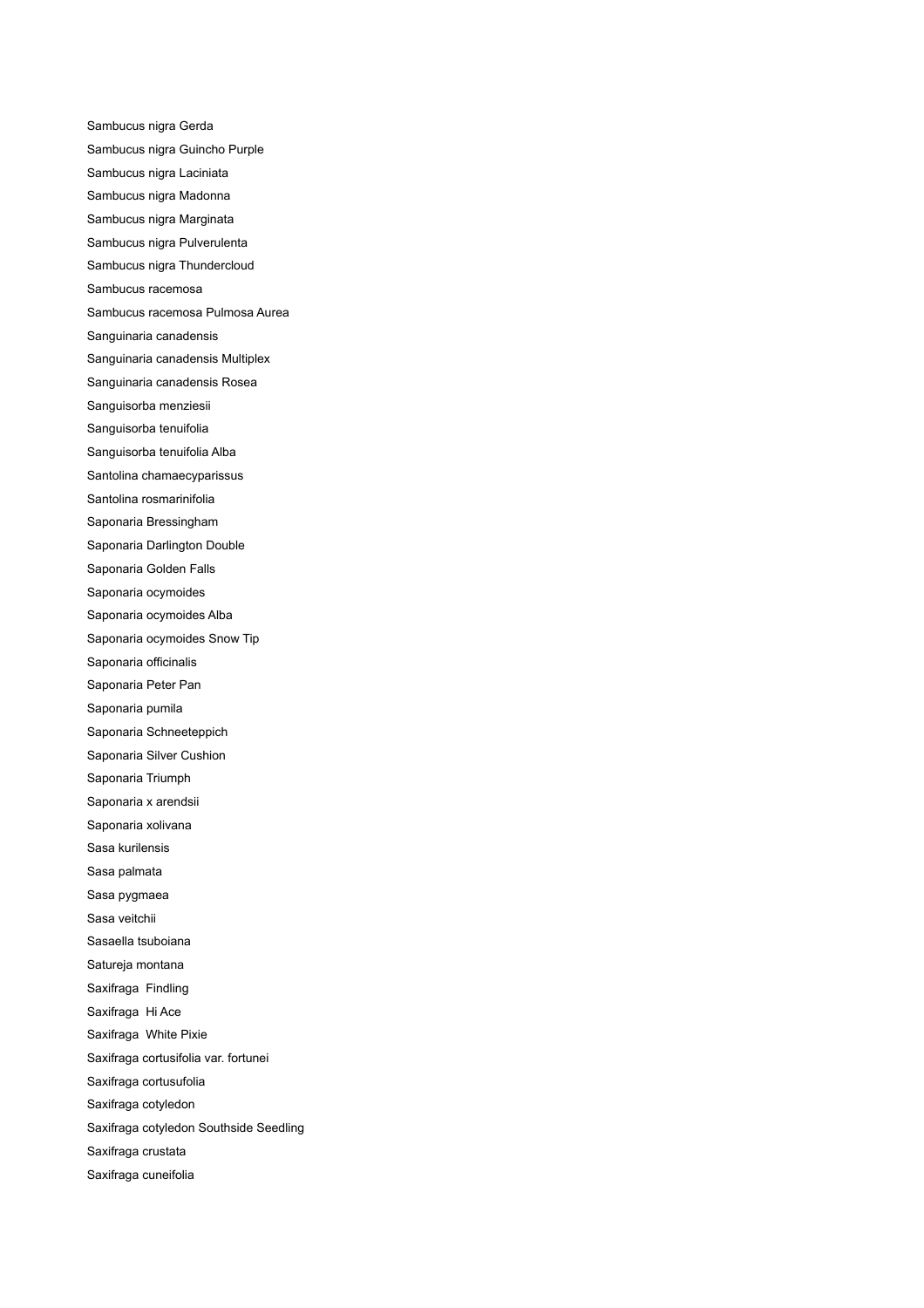Sambucus nigra Gerda

Sambucus nigra Guincho Purple

Sambucus nigra Laciniata

Sambucus nigra Madonna

Sambucus nigra Marginata

Sambucus nigra Pulverulenta

Sambucus nigra Thundercloud

Sambucus racemosa

Sambucus racemosa Pulmosa Aurea

Sanguinaria canadensis

Sanguinaria canadensis Multiplex

Sanguinaria canadensis Rosea

Sanguisorba menziesii

Sanguisorba tenuifolia

Sanguisorba tenuifolia Alba

Santolina chamaecyparissus

Santolina rosmarinifolia

Saponaria Bressingham

Saponaria Darlington Double

Saponaria Golden Falls

Saponaria ocymoides

Saponaria ocymoides Alba

Saponaria ocymoides Snow Tip

Saponaria officinalis

Saponaria Peter Pan

Saponaria pumila

Saponaria Schneeteppich

Saponaria Silver Cushion

Saponaria Triumph

Saponaria x arendsii

Saponaria xolivana

Sasa kurilensis

Sasa palmata

Sasa pygmaea

Sasa veitchii

Sasaella tsuboiana

Satureja montana

Saxifraga  Findling

Saxifraga  Hi Ace

Saxifraga  White Pixie

Saxifraga cortusifolia var. fortunei

Saxifraga cortusufolia

Saxifraga cotyledon

Saxifraga cotyledon Southside Seedling

Saxifraga crustata

Saxifraga cuneifolia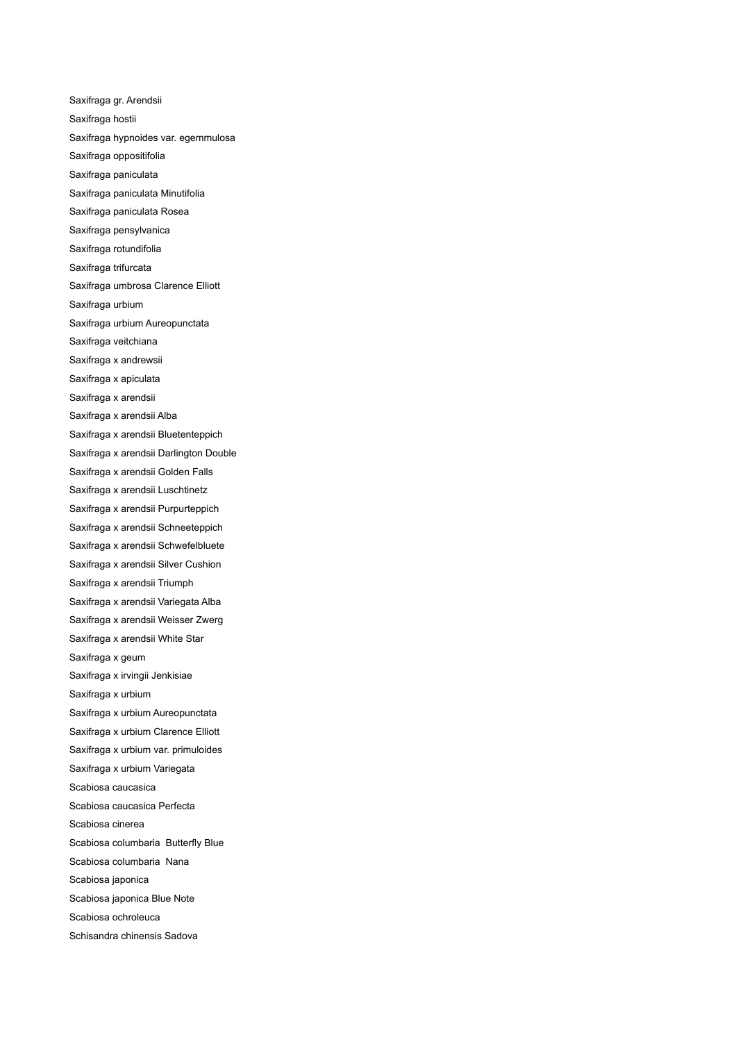Saxifraga gr. Arendsii

Saxifraga hostii

Saxifraga hypnoides var. egemmulosa

Saxifraga oppositifolia

Saxifraga paniculata

Saxifraga paniculata Minutifolia

Saxifraga paniculata Rosea

Saxifraga pensylvanica

Saxifraga rotundifolia

Saxifraga trifurcata

Saxifraga umbrosa Clarence Elliott

Saxifraga urbium

Saxifraga urbium Aureopunctata

Saxifraga veitchiana

Saxifraga x andrewsii

Saxifraga x apiculata

Saxifraga x arendsii

Saxifraga x arendsii Alba

Saxifraga x arendsii Bluetenteppich

Saxifraga x arendsii Darlington Double

Saxifraga x arendsii Golden Falls

Saxifraga x arendsii Luschtinetz

Saxifraga x arendsii Purpurteppich

Saxifraga x arendsii Schneeteppich

Saxifraga x arendsii Schwefelbluete

Saxifraga x arendsii Silver Cushion

Saxifraga x arendsii Triumph

Saxifraga x arendsii Variegata Alba

Saxifraga x arendsii Weisser Zwerg

Saxifraga x arendsii White Star

Saxifraga x geum

Saxifraga x irvingii Jenkisiae

Saxifraga x urbium

Saxifraga x urbium Aureopunctata

Saxifraga x urbium Clarence Elliott

Saxifraga x urbium var. primuloides

Saxifraga x urbium Variegata

Scabiosa caucasica

Scabiosa caucasica Perfecta

Scabiosa cinerea

Scabiosa columbaria  Butterfly Blue

Scabiosa columbaria  Nana

Scabiosa japonica

Scabiosa japonica Blue Note

Scabiosa ochroleuca

Schisandra chinensis Sadova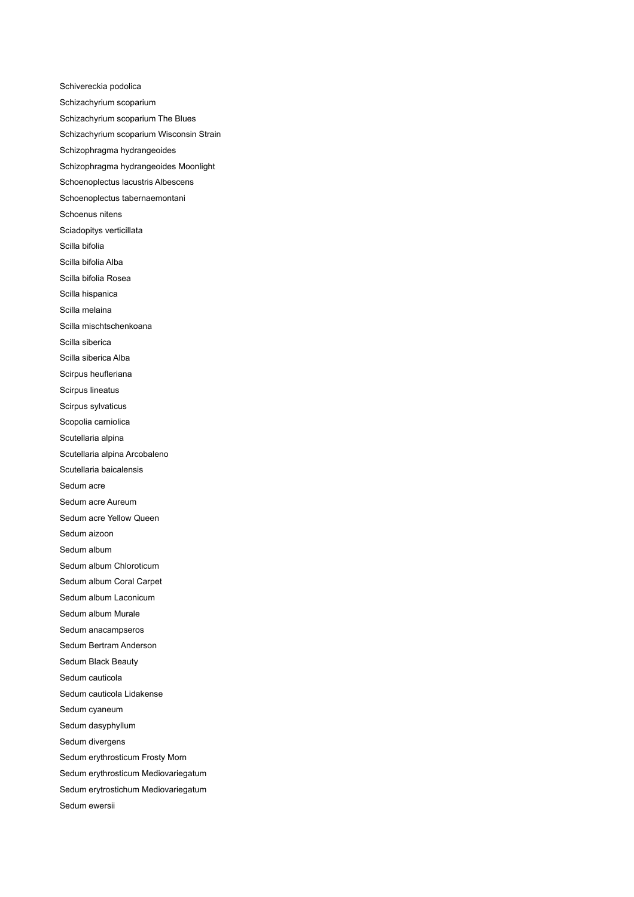Schivereckia podolica

Schizachyrium scoparium

Schizachyrium scoparium The Blues

Schizachyrium scoparium Wisconsin Strain

Schizophragma hydrangeoides

Schizophragma hydrangeoides Moonlight

Schoenoplectus lacustris Albescens

Schoenoplectus tabernaemontani

Schoenus nitens

Sciadopitys verticillata

Scilla bifolia

Scilla bifolia Alba

Scilla bifolia Rosea

Scilla hispanica

Scilla melaina

Scilla mischtschenkoana

Scilla siberica

Scilla siberica Alba

Scirpus heufleriana

Scirpus lineatus

Scirpus sylvaticus

Scopolia carniolica

Scutellaria alpina

Scutellaria alpina Arcobaleno

Scutellaria baicalensis

Sedum acre

Sedum acre Aureum

Sedum acre Yellow Queen

Sedum aizoon

Sedum album

Sedum album Chloroticum

Sedum album Coral Carpet

Sedum album Laconicum

Sedum album Murale

Sedum anacampseros

Sedum Bertram Anderson

Sedum Black Beauty

Sedum cauticola

Sedum cauticola Lidakense

Sedum cyaneum

Sedum dasyphyllum

Sedum divergens

Sedum erythrosticum Frosty Morn

Sedum erythrosticum Mediovariegatum

Sedum erytrostichum Mediovariegatum

Sedum ewersii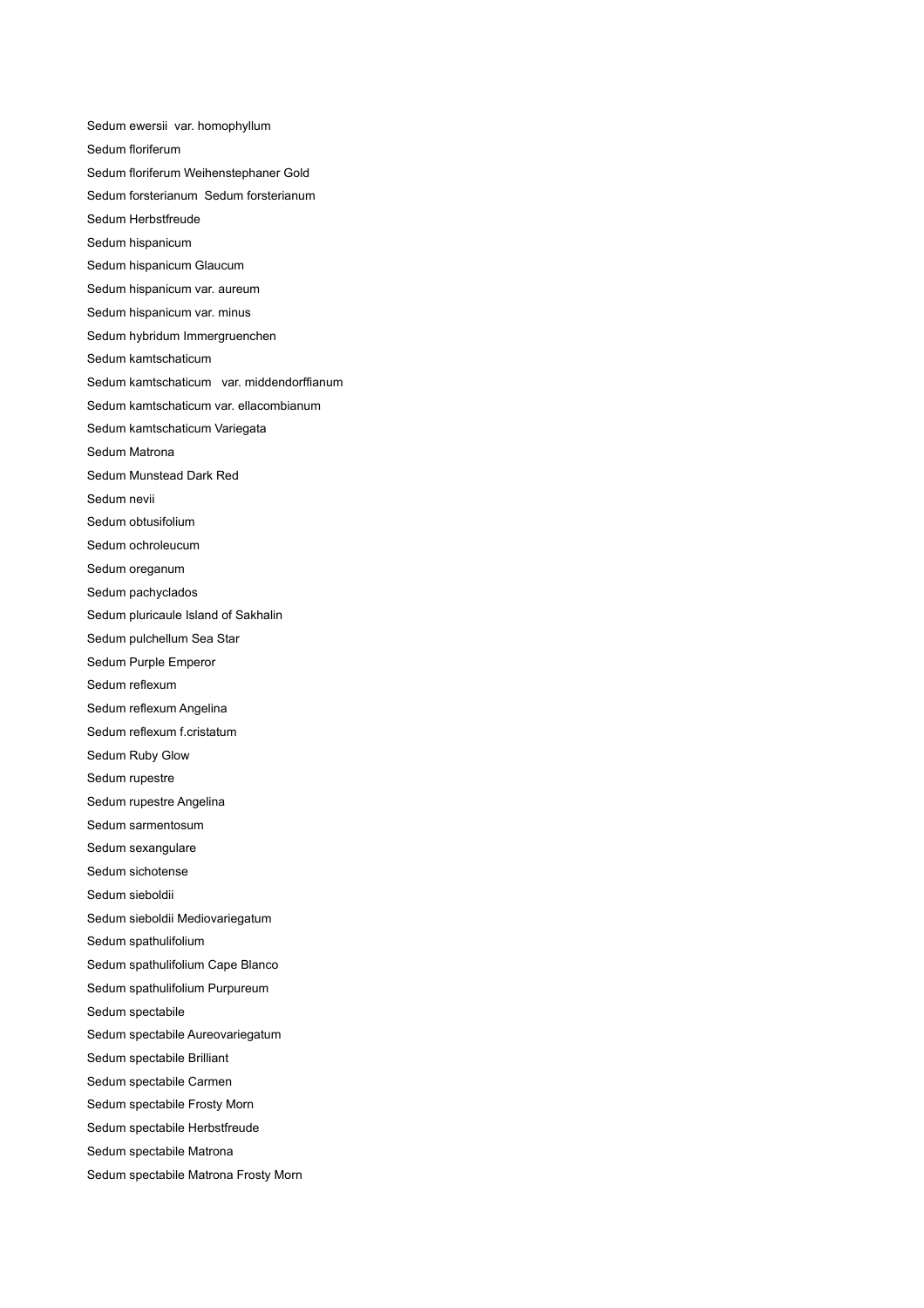Sedum ewersii var. homophyllum

Sedum floriferum

Sedum floriferum Weihenstephaner Gold

Sedum forsterianum Sedum forsterianum

Sedum Herbstfreude

Sedum hispanicum

Sedum hispanicum Glaucum

Sedum hispanicum var. aureum

Sedum hispanicum var. minus

Sedum hybridum Immergruenchen

Sedum kamtschaticum

Sedum kamtschaticum var. middendorffianum

Sedum kamtschaticum var. ellacombianum

Sedum kamtschaticum Variegata

Sedum Matrona

Sedum Munstead Dark Red

Sedum nevii

Sedum obtusifolium

Sedum ochroleucum

Sedum oreganum

Sedum pachyclados

Sedum pluricaule Island of Sakhalin

Sedum pulchellum Sea Star

Sedum Purple Emperor

Sedum reflexum

Sedum reflexum Angelina

Sedum reflexum f.cristatum

Sedum Ruby Glow

Sedum rupestre

Sedum rupestre Angelina

Sedum sarmentosum

Sedum sexangulare

Sedum sichotense

Sedum sieboldii

Sedum sieboldii Mediovariegatum

Sedum spathulifolium

Sedum spathulifolium Cape Blanco

Sedum spathulifolium Purpureum

Sedum spectabile

Sedum spectabile Aureovariegatum

Sedum spectabile Brilliant

Sedum spectabile Carmen

Sedum spectabile Frosty Morn

Sedum spectabile Herbstfreude

Sedum spectabile Matrona

Sedum spectabile Matrona Frosty Morn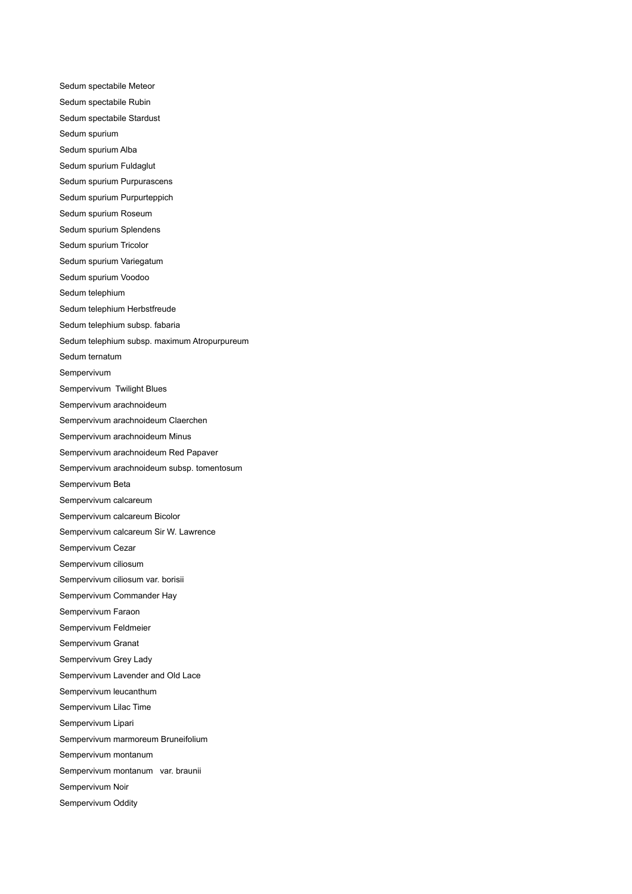Sedum spectabile Meteor

Sedum spectabile Rubin

Sedum spectabile Stardust

Sedum spurium

Sedum spurium Alba

Sedum spurium Fuldaglut

Sedum spurium Purpurascens

Sedum spurium Purpurteppich

Sedum spurium Roseum

Sedum spurium Splendens

Sedum spurium Tricolor

Sedum spurium Variegatum

Sedum spurium Voodoo

Sedum telephium

Sedum telephium Herbstfreude

Sedum telephium subsp. fabaria

Sedum telephium subsp. maximum Atropurpureum

Sedum ternatum

Sempervivum

Sempervivum  Twilight Blues

Sempervivum arachnoideum

Sempervivum arachnoideum Claerchen

Sempervivum arachnoideum Minus

Sempervivum arachnoideum Red Papaver

Sempervivum arachnoideum subsp. tomentosum

Sempervivum Beta

Sempervivum calcareum

Sempervivum calcareum Bicolor

Sempervivum calcareum Sir W. Lawrence

Sempervivum Cezar

Sempervivum ciliosum

Sempervivum ciliosum var. borisii

Sempervivum Commander Hay

Sempervivum Faraon

Sempervivum Feldmeier

Sempervivum Granat

Sempervivum Grey Lady

Sempervivum Lavender and Old Lace

Sempervivum leucanthum

Sempervivum Lilac Time

Sempervivum Lipari

Sempervivum marmoreum Bruneifolium

Sempervivum montanum

Sempervivum montanum   var. braunii

Sempervivum Noir

Sempervivum Oddity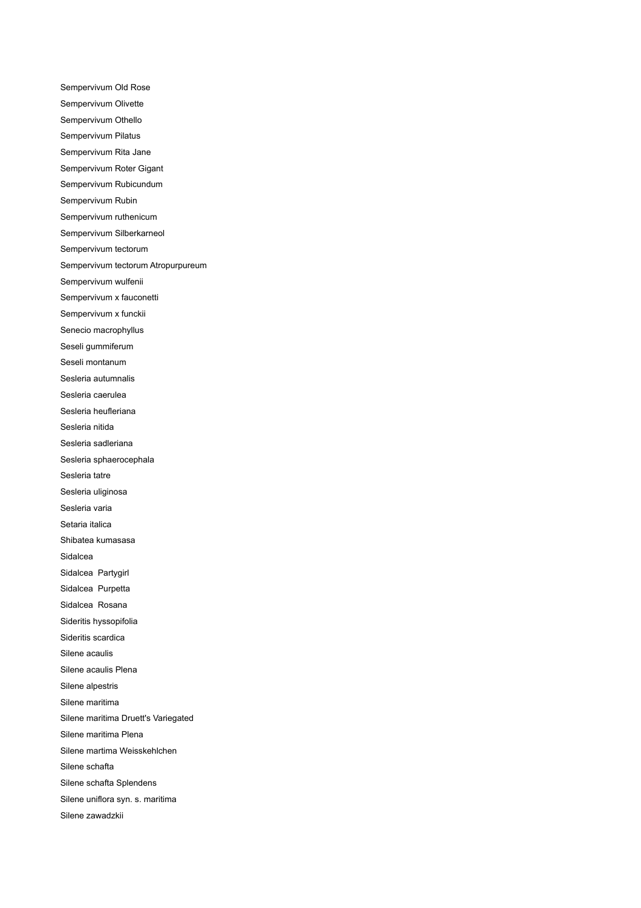Sempervivum Old Rose

Sempervivum Olivette

Sempervivum Othello

Sempervivum Pilatus

Sempervivum Rita Jane

Sempervivum Roter Gigant

Sempervivum Rubicundum

Sempervivum Rubin

Sempervivum ruthenicum

Sempervivum Silberkarneol

Sempervivum tectorum

Sempervivum tectorum Atropurpureum

Sempervivum wulfenii

Sempervivum x fauconetti

Sempervivum x funckii

Senecio macrophyllus

Seseli gummiferum

Seseli montanum

Sesleria autumnalis

Sesleria caerulea

Sesleria heufleriana

Sesleria nitida

Sesleria sadleriana

Sesleria sphaerocephala

Sesleria tatre

Sesleria uliginosa

Sesleria varia

Setaria italica

Shibatea kumasasa

Sidalcea

Sidalcea  Partygirl

Sidalcea  Purpetta

Sidalcea  Rosana

Sideritis hyssopifolia

Sideritis scardica

Silene acaulis

Silene acaulis Plena

Silene alpestris

Silene maritima

Silene maritima Druett's Variegated

Silene maritima Plena

Silene martima Weisskehlchen

Silene schafta

Silene schafta Splendens

Silene uniflora syn. s. maritima

Silene zawadzkii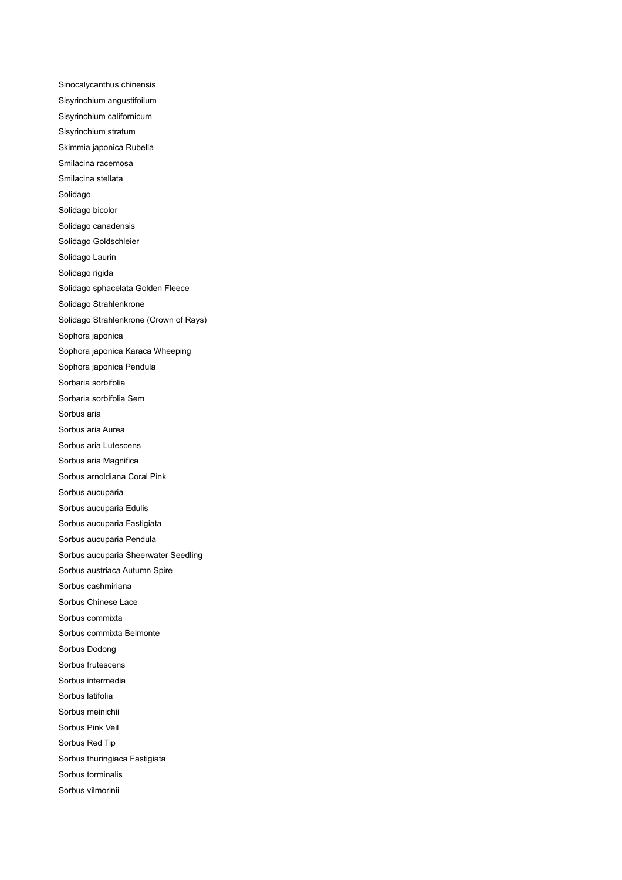Sinocalycanthus chinensis

Sisyrinchium angustifoilum

Sisyrinchium californicum

Sisyrinchium stratum

Skimmia japonica Rubella

Smilacina racemosa

Smilacina stellata

Solidago

Solidago bicolor

Solidago canadensis

Solidago Goldschleier

Solidago Laurin

Solidago rigida

Solidago sphacelata Golden Fleece

Solidago Strahlenkrone

Solidago Strahlenkrone (Crown of Rays)

Sophora japonica

Sophora japonica Karaca Wheeping

Sophora japonica Pendula

Sorbaria sorbifolia

Sorbaria sorbifolia Sem

Sorbus aria

Sorbus aria Aurea

Sorbus aria Lutescens

Sorbus aria Magnifica

Sorbus arnoldiana Coral Pink

Sorbus aucuparia

Sorbus aucuparia Edulis

Sorbus aucuparia Fastigiata

Sorbus aucuparia Pendula

Sorbus aucuparia Sheerwater Seedling

Sorbus austriaca Autumn Spire

Sorbus cashmiriana

Sorbus Chinese Lace

Sorbus commixta

Sorbus commixta Belmonte

Sorbus Dodong

Sorbus frutescens

Sorbus intermedia

Sorbus latifolia

Sorbus meinichii

Sorbus Pink Veil

Sorbus Red Tip

Sorbus thuringiaca Fastigiata

Sorbus torminalis

Sorbus vilmorinii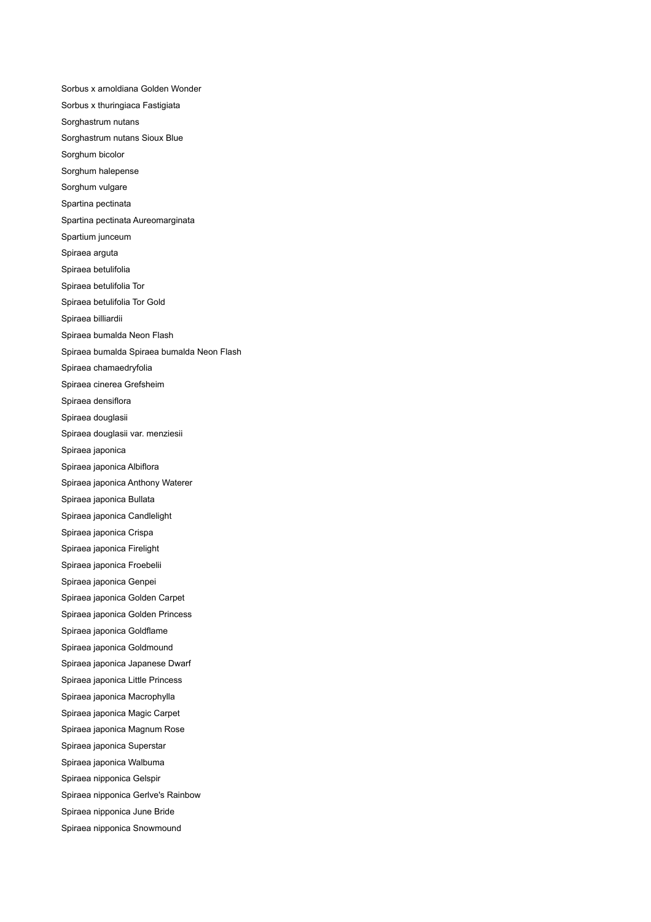Sorbus x arnoldiana Golden Wonder

Sorbus x thuringiaca Fastigiata

Sorghastrum nutans

Sorghastrum nutans Sioux Blue

Sorghum bicolor

Sorghum halepense

Sorghum vulgare

Spartina pectinata

Spartina pectinata Aureomarginata

Spartium junceum

Spiraea arguta

Spiraea betulifolia

Spiraea betulifolia Tor

Spiraea betulifolia Tor Gold

Spiraea billiardii

Spiraea bumalda Neon Flash

Spiraea bumalda Spiraea bumalda Neon Flash

Spiraea chamaedryfolia

Spiraea cinerea Grefsheim

Spiraea densiflora

Spiraea douglasii

Spiraea douglasii var. menziesii

Spiraea japonica

Spiraea japonica Albiflora

Spiraea japonica Anthony Waterer

Spiraea japonica Bullata

Spiraea japonica Candlelight

Spiraea japonica Crispa

Spiraea japonica Firelight

Spiraea japonica Froebelii

Spiraea japonica Genpei

Spiraea japonica Golden Carpet

Spiraea japonica Golden Princess

Spiraea japonica Goldflame

Spiraea japonica Goldmound

Spiraea japonica Japanese Dwarf

Spiraea japonica Little Princess

Spiraea japonica Macrophylla

Spiraea japonica Magic Carpet

Spiraea japonica Magnum Rose

Spiraea japonica Superstar

Spiraea japonica Walbuma

Spiraea nipponica Gelspir

Spiraea nipponica Gerlve's Rainbow

Spiraea nipponica June Bride

Spiraea nipponica Snowmound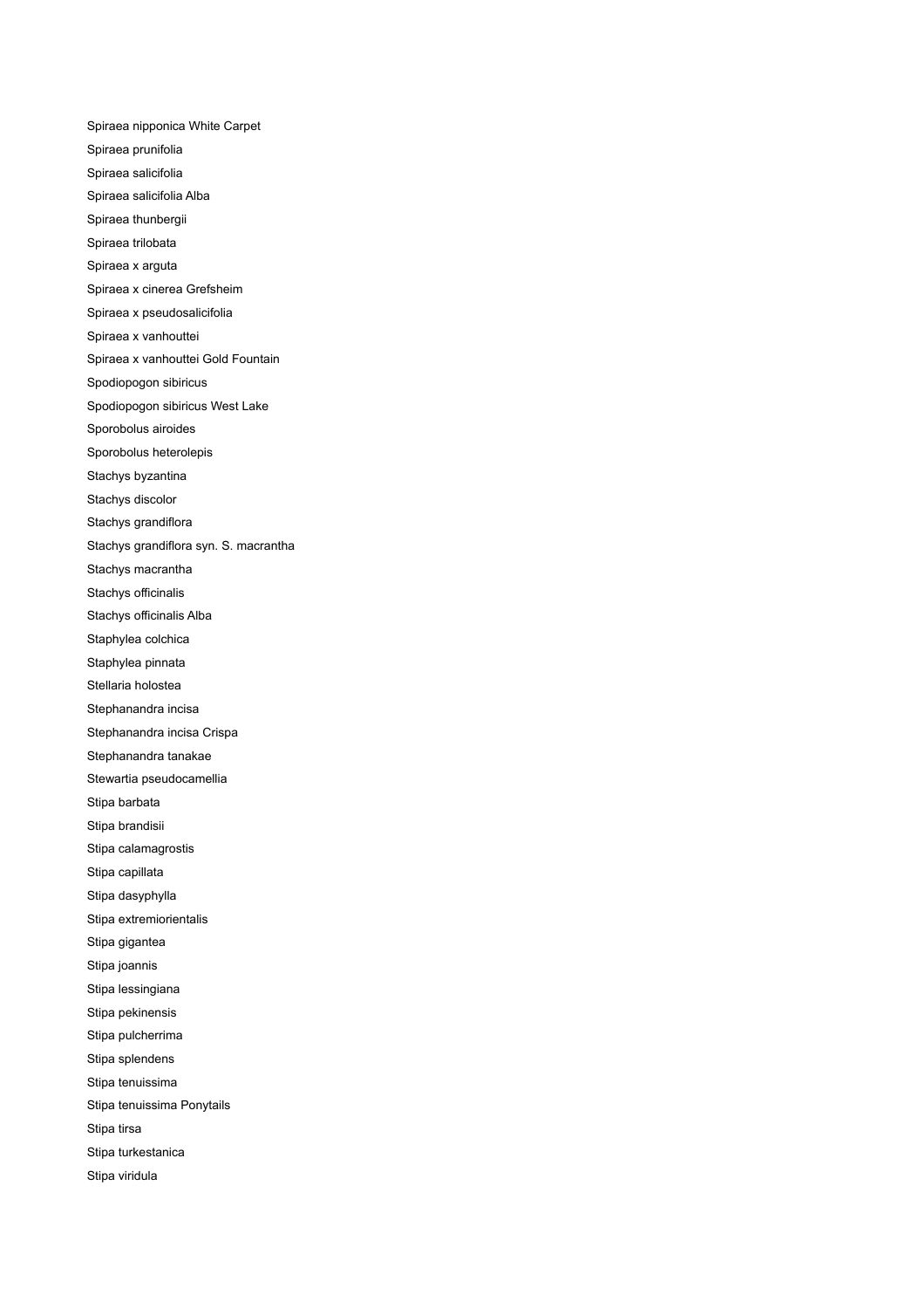Spiraea nipponica White Carpet

Spiraea prunifolia

Spiraea salicifolia

Spiraea salicifolia Alba

Spiraea thunbergii

Spiraea trilobata

Spiraea x arguta

Spiraea x cinerea Grefsheim

Spiraea x pseudosalicifolia

Spiraea x vanhouttei

Spiraea x vanhouttei Gold Fountain

Spodiopogon sibiricus

Spodiopogon sibiricus West Lake

Sporobolus airoides

Sporobolus heterolepis

Stachys byzantina

Stachys discolor

Stachys grandiflora

Stachys grandiflora syn. S. macrantha

Stachys macrantha

Stachys officinalis

Stachys officinalis Alba

Staphylea colchica

Staphylea pinnata

Stellaria holostea

Stephanandra incisa

Stephanandra incisa Crispa

Stephanandra tanakae

Stewartia pseudocamellia

Stipa barbata

Stipa brandisii

Stipa calamagrostis

Stipa capillata

Stipa dasyphylla

Stipa extremiorientalis

Stipa gigantea

Stipa joannis

Stipa lessingiana

Stipa pekinensis

Stipa pulcherrima

Stipa splendens

Stipa tenuissima

Stipa tenuissima Ponytails

Stipa tirsa

Stipa turkestanica

Stipa viridula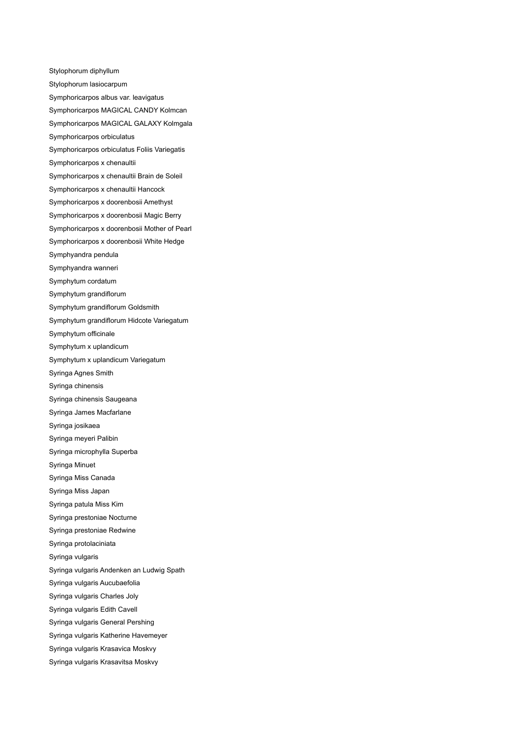Stylophorum diphyllum

Stylophorum lasiocarpum

Symphoricarpos albus var. leavigatus

Symphoricarpos MAGICAL CANDY Kolmcan

Symphoricarpos MAGICAL GALAXY Kolmgala

Symphoricarpos orbiculatus

Symphoricarpos orbiculatus Foliis Variegatis

Symphoricarpos x chenaultii

Symphoricarpos x chenaultii Brain de Soleil

Symphoricarpos x chenaultii Hancock

Symphoricarpos x doorenbosii Amethyst

Symphoricarpos x doorenbosii Magic Berry

Symphoricarpos x doorenbosii Mother of Pearl

Symphoricarpos x doorenbosii White Hedge

Symphyandra pendula

Symphyandra wanneri

Symphytum cordatum

Symphytum grandiflorum

Symphytum grandiflorum Goldsmith

Symphytum grandiflorum Hidcote Variegatum

Symphytum officinale

Symphytum x uplandicum

Symphytum x uplandicum Variegatum

Syringa Agnes Smith

Syringa chinensis

Syringa chinensis Saugeana

Syringa James Macfarlane

Syringa josikaea

Syringa meyeri Palibin

Syringa microphylla Superba

Syringa Minuet

Syringa Miss Canada

Syringa Miss Japan

Syringa patula Miss Kim

Syringa prestoniae Nocturne

Syringa prestoniae Redwine

Syringa protolaciniata

Syringa vulgaris

Syringa vulgaris Andenken an Ludwig Spath

Syringa vulgaris Aucubaefolia

Syringa vulgaris Charles Joly

Syringa vulgaris Edith Cavell

Syringa vulgaris General Pershing

Syringa vulgaris Katherine Havemeyer

Syringa vulgaris Krasavica Moskvy

Syringa vulgaris Krasavitsa Moskvy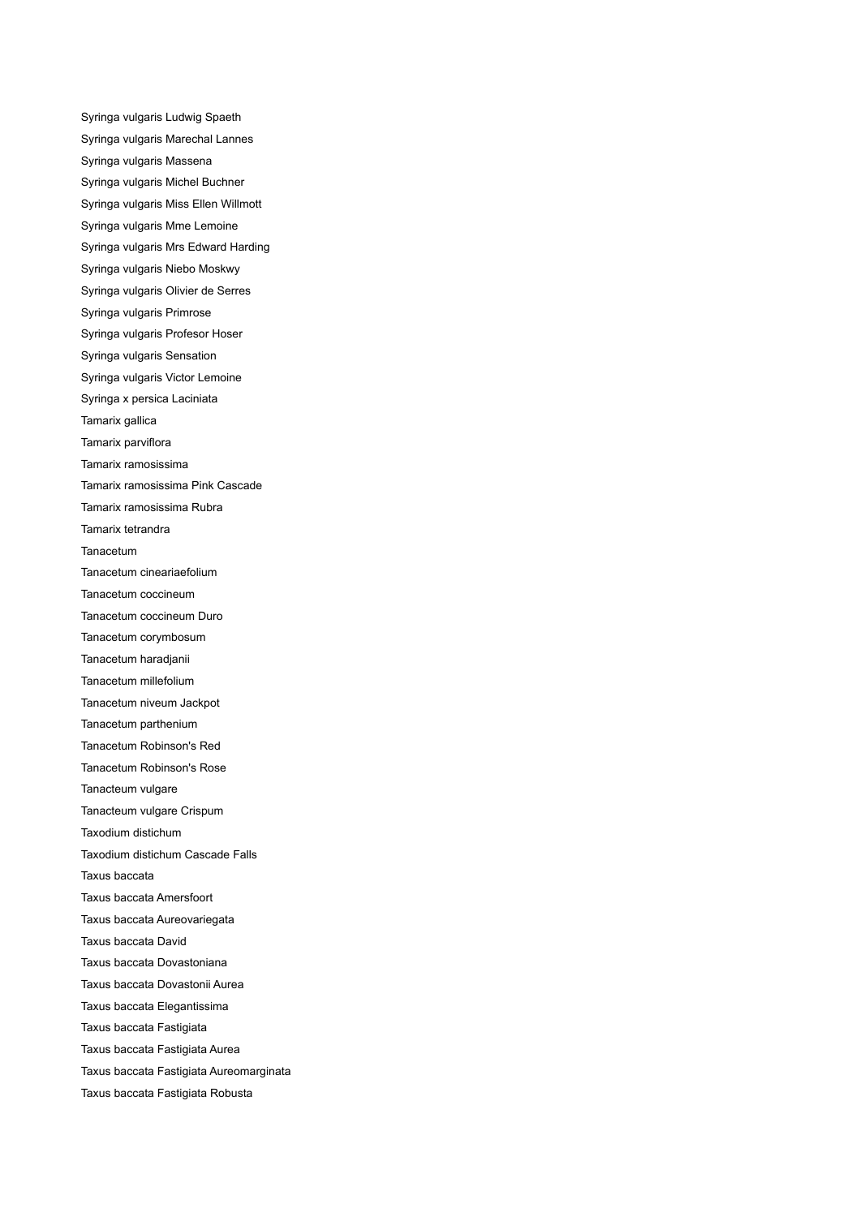Syringa vulgaris Ludwig Spaeth

Syringa vulgaris Marechal Lannes

Syringa vulgaris Massena

Syringa vulgaris Michel Buchner

Syringa vulgaris Miss Ellen Willmott

Syringa vulgaris Mme Lemoine

Syringa vulgaris Mrs Edward Harding

Syringa vulgaris Niebo Moskwy

Syringa vulgaris Olivier de Serres

Syringa vulgaris Primrose

Syringa vulgaris Profesor Hoser

Syringa vulgaris Sensation

Syringa vulgaris Victor Lemoine

Syringa x persica Laciniata

Tamarix gallica

Tamarix parviflora

Tamarix ramosissima

Tamarix ramosissima Pink Cascade

Tamarix ramosissima Rubra

Tamarix tetrandra

Tanacetum

Tanacetum cineariaefolium

Tanacetum coccineum

Tanacetum coccineum Duro

Tanacetum corymbosum

Tanacetum haradjanii

Tanacetum millefolium

Tanacetum niveum Jackpot

Tanacetum parthenium

Tanacetum Robinson's Red

Tanacetum Robinson's Rose

Tanacteum vulgare

Tanacteum vulgare Crispum

Taxodium distichum

Taxodium distichum Cascade Falls

Taxus baccata

Taxus baccata Amersfoort

Taxus baccata Aureovariegata

Taxus baccata David

Taxus baccata Dovastoniana

Taxus baccata Dovastonii Aurea

Taxus baccata Elegantissima

Taxus baccata Fastigiata

Taxus baccata Fastigiata Aurea

Taxus baccata Fastigiata Aureomarginata

Taxus baccata Fastigiata Robusta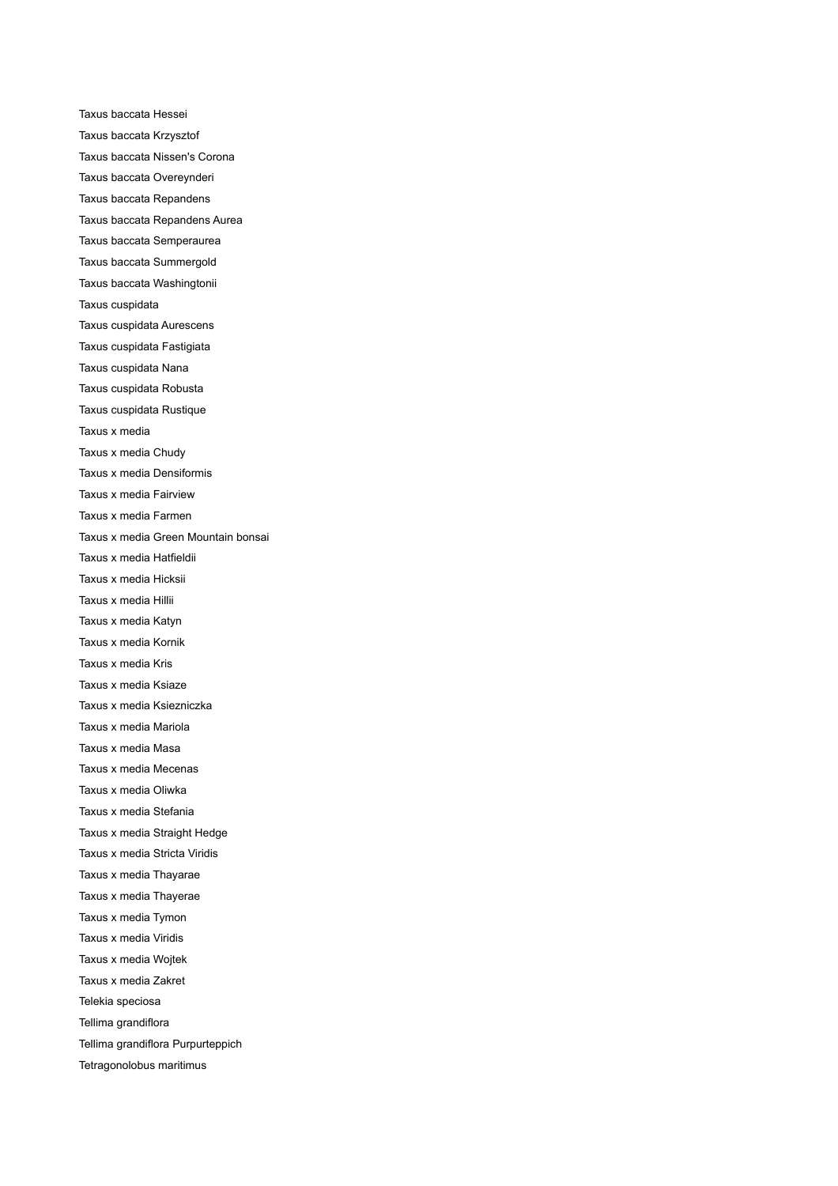Taxus baccata Hessei

Taxus baccata Krzysztof

Taxus baccata Nissen's Corona

Taxus baccata Overeynderi

Taxus baccata Repandens

Taxus baccata Repandens Aurea

Taxus baccata Semperaurea

Taxus baccata Summergold

Taxus baccata Washingtonii

Taxus cuspidata

Taxus cuspidata Aurescens

Taxus cuspidata Fastigiata

Taxus cuspidata Nana

Taxus cuspidata Robusta

Taxus cuspidata Rustique

Taxus x media

Taxus x media Chudy

Taxus x media Densiformis

Taxus x media Fairview

Taxus x media Farmen

Taxus x media Green Mountain bonsai

Taxus x media Hatfieldii

Taxus x media Hicksii

Taxus x media Hillii

Taxus x media Katyn

Taxus x media Kornik

Taxus x media Kris

Taxus x media Ksiaze

Taxus x media Ksiezniczka

Taxus x media Mariola

Taxus x media Masa

Taxus x media Mecenas

Taxus x media Oliwka

Taxus x media Stefania

Taxus x media Straight Hedge

Taxus x media Stricta Viridis

Taxus x media Thayarae

Taxus x media Thayerae

Taxus x media Tymon

Taxus x media Viridis

Taxus x media Wojtek

Taxus x media Zakret

Telekia speciosa

Tellima grandiflora

Tellima grandiflora Purpurteppich

Tetragonolobus maritimus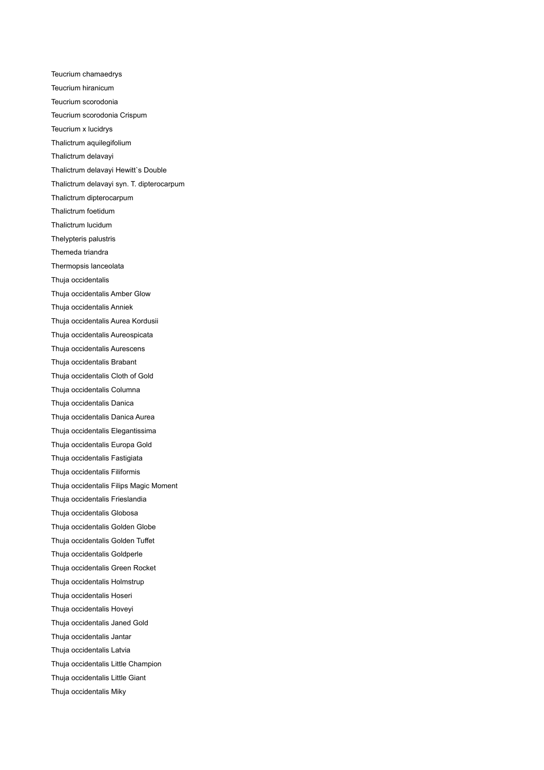Teucrium chamaedrys

Teucrium hiranicum

Teucrium scorodonia

Teucrium scorodonia Crispum

Teucrium x lucidrys

Thalictrum aquilegifolium

Thalictrum delavayi

Thalictrum delavayi Hewitt`s Double

Thalictrum delavayi syn. T. dipterocarpum

Thalictrum dipterocarpum

Thalictrum foetidum

Thalictrum lucidum

Thelypteris palustris

Themeda triandra

Thermopsis lanceolata

Thuja occidentalis

Thuja occidentalis Amber Glow

Thuja occidentalis Anniek

Thuja occidentalis Aurea Kordusii

Thuja occidentalis Aureospicata

Thuja occidentalis Aurescens

Thuja occidentalis Brabant

Thuja occidentalis Cloth of Gold

Thuja occidentalis Columna

Thuja occidentalis Danica

Thuja occidentalis Danica Aurea

Thuja occidentalis Elegantissima

Thuja occidentalis Europa Gold

Thuja occidentalis Fastigiata

Thuja occidentalis Filiformis

Thuja occidentalis Filips Magic Moment

Thuja occidentalis Frieslandia

Thuja occidentalis Globosa

Thuja occidentalis Golden Globe

Thuja occidentalis Golden Tuffet

Thuja occidentalis Goldperle

Thuja occidentalis Green Rocket

Thuja occidentalis Holmstrup

Thuja occidentalis Hoseri

Thuja occidentalis Hoveyi

Thuja occidentalis Janed Gold

Thuja occidentalis Jantar

Thuja occidentalis Latvia

Thuja occidentalis Little Champion

Thuja occidentalis Little Giant

Thuja occidentalis Miky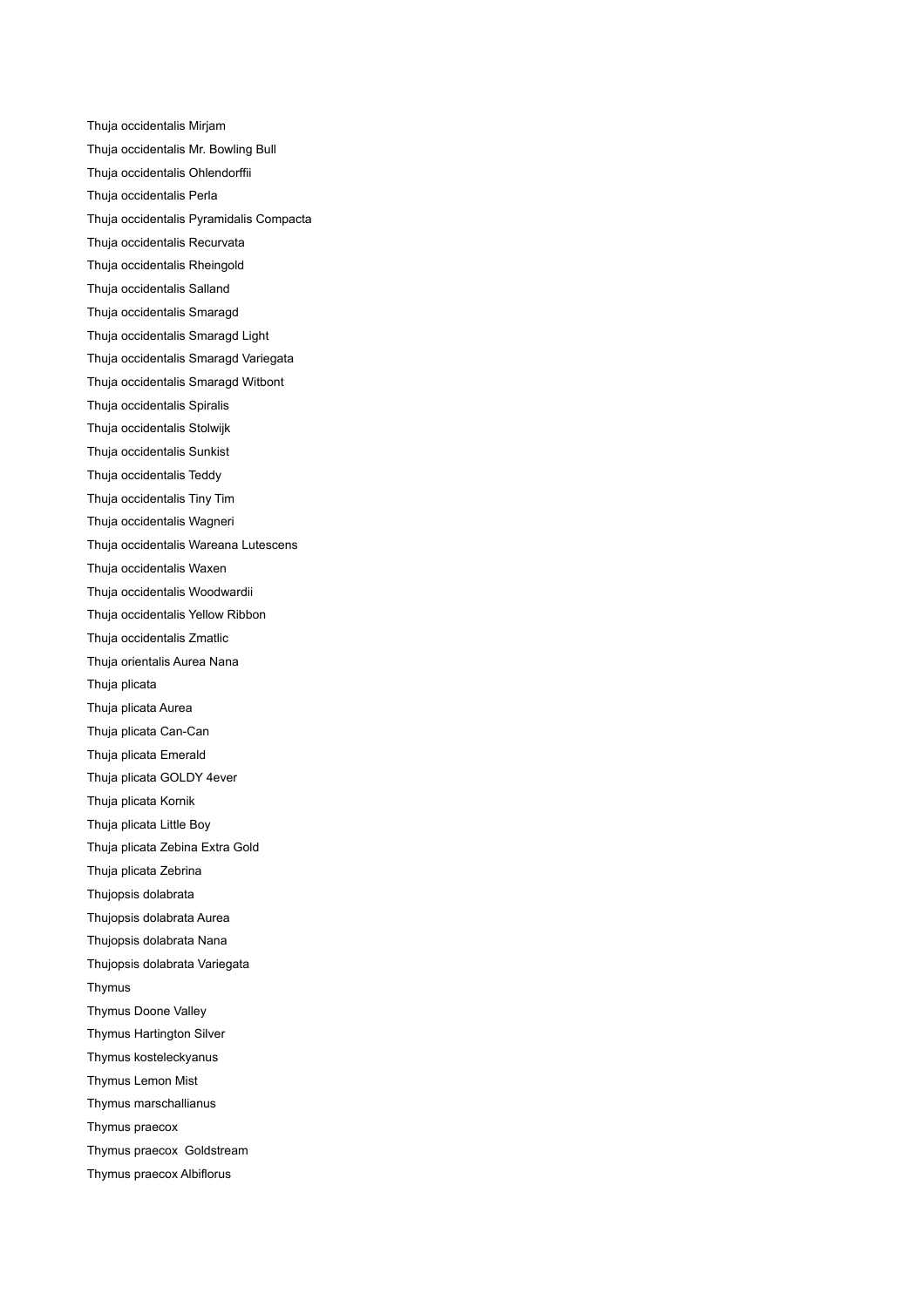Thuja occidentalis Mirjam

Thuja occidentalis Mr. Bowling Bull

Thuja occidentalis Ohlendorffii

Thuja occidentalis Perla

Thuja occidentalis Pyramidalis Compacta

Thuja occidentalis Recurvata

Thuja occidentalis Rheingold

Thuja occidentalis Salland

Thuja occidentalis Smaragd

Thuja occidentalis Smaragd Light

Thuja occidentalis Smaragd Variegata

Thuja occidentalis Smaragd Witbont

Thuja occidentalis Spiralis

Thuja occidentalis Stolwijk

Thuja occidentalis Sunkist

Thuja occidentalis Teddy

Thuja occidentalis Tiny Tim

Thuja occidentalis Wagneri

Thuja occidentalis Wareana Lutescens

Thuja occidentalis Waxen

Thuja occidentalis Woodwardii

Thuja occidentalis Yellow Ribbon

Thuja occidentalis Zmatlic

Thuja orientalis Aurea Nana

Thuja plicata

Thuja plicata Aurea

Thuja plicata Can-Can

Thuja plicata Emerald

Thuja plicata GOLDY 4ever

Thuja plicata Kornik

Thuja plicata Little Boy

Thuja plicata Zebina Extra Gold

Thuja plicata Zebrina

Thujopsis dolabrata

Thujopsis dolabrata Aurea

Thujopsis dolabrata Nana

Thujopsis dolabrata Variegata

Thymus

Thymus Doone Valley

Thymus Hartington Silver

Thymus kosteleckyanus

Thymus Lemon Mist

Thymus marschallianus

Thymus praecox

Thymus praecox  Goldstream

Thymus praecox Albiflorus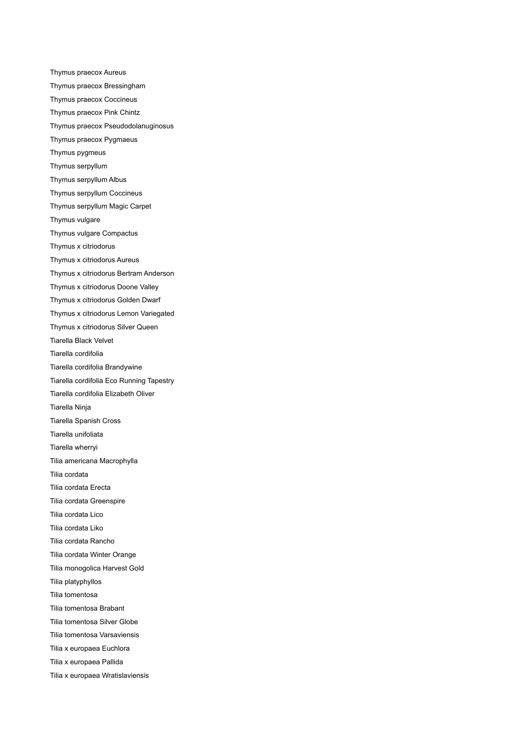Thymus praecox Aureus

Thymus praecox Bressingham

Thymus praecox Coccineus

Thymus praecox Pink Chintz

Thymus praecox Pseudodolanuginosus

Thymus praecox Pygmaeus

Thymus pygmeus

Thymus serpyllum

Thymus serpyllum Albus

Thymus serpyllum Coccineus

Thymus serpyllum Magic Carpet

Thymus vulgare

Thymus vulgare Compactus

Thymus x citriodorus

Thymus x citriodorus Aureus

Thymus x citriodorus Bertram Anderson

Thymus x citriodorus Doone Valley

Thymus x citriodorus Golden Dwarf

Thymus x citriodorus Lemon Variegated

Thymus x citriodorus Silver Queen

Tiarella Black Velvet

Tiarella cordifolia

Tiarella cordifolia Brandywine

Tiarella cordifolia Eco Running Tapestry

Tiarella cordifolia Elizabeth Oliver

Tiarella Ninja

Tiarella Spanish Cross

Tiarella unifoliata

Tiarella wherryi

Tilia americana Macrophylla

Tilia cordata

Tilia cordata Erecta

Tilia cordata Greenspire

Tilia cordata Lico

Tilia cordata Liko

Tilia cordata Rancho

Tilia cordata Winter Orange

Tilia monogolica Harvest Gold

Tilia platyphyllos

Tilia tomentosa

Tilia tomentosa Brabant

Tilia tomentosa Silver Globe

Tilia tomentosa Varsaviensis

Tilia x europaea Euchlora

Tilia x europaea Pallida

Tilia x europaea Wratislaviensis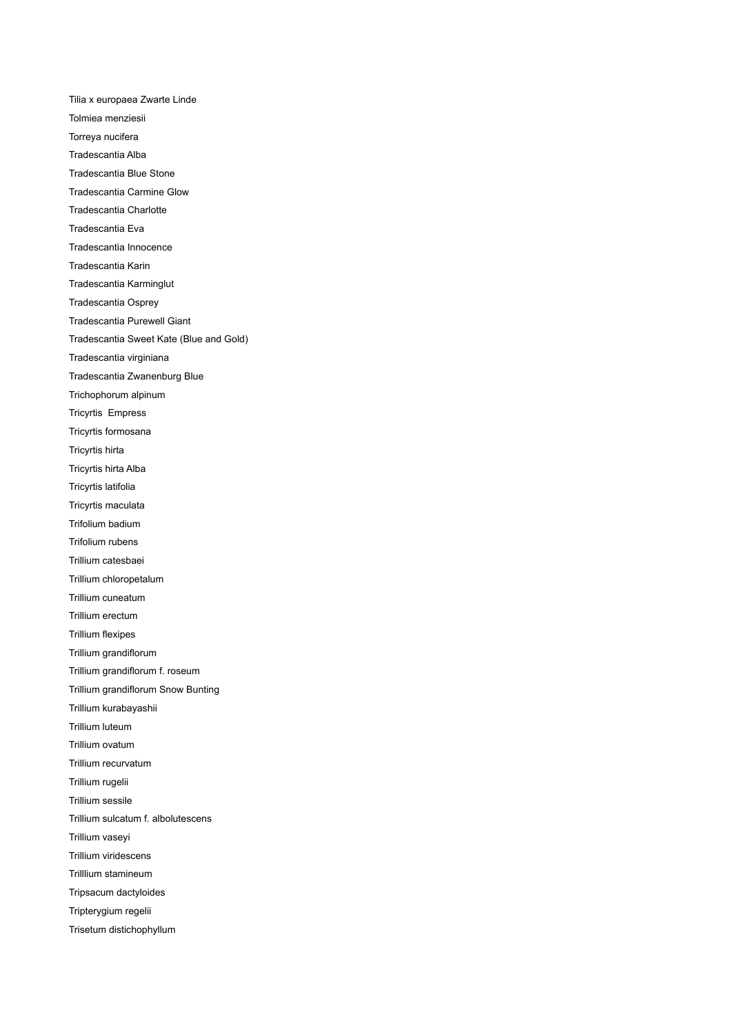Tilia x europaea Zwarte Linde

Tolmiea menziesii

Torreya nucifera

Tradescantia Alba

Tradescantia Blue Stone

Tradescantia Carmine Glow

Tradescantia Charlotte

Tradescantia Eva

Tradescantia Innocence

Tradescantia Karin

Tradescantia Karminglut

Tradescantia Osprey

Tradescantia Purewell Giant

Tradescantia Sweet Kate (Blue and Gold)

Tradescantia virginiana

Tradescantia Zwanenburg Blue

Trichophorum alpinum

Tricyrtis  Empress

Tricyrtis formosana

Tricyrtis hirta

Tricyrtis hirta Alba

Tricyrtis latifolia

Tricyrtis maculata

Trifolium badium

Trifolium rubens

Trillium catesbaei

Trillium chloropetalum

Trillium cuneatum

Trillium erectum

Trillium flexipes

Trillium grandiflorum

Trillium grandiflorum f. roseum

Trillium grandiflorum Snow Bunting

Trillium kurabayashii

Trillium luteum

Trillium ovatum

Trillium recurvatum

Trillium rugelii

Trillium sessile

Trillium sulcatum f. albolutescens

Trillium vaseyi

Trillium viridescens

Trilllium stamineum

Tripsacum dactyloides

Tripterygium regelii

Trisetum distichophyllum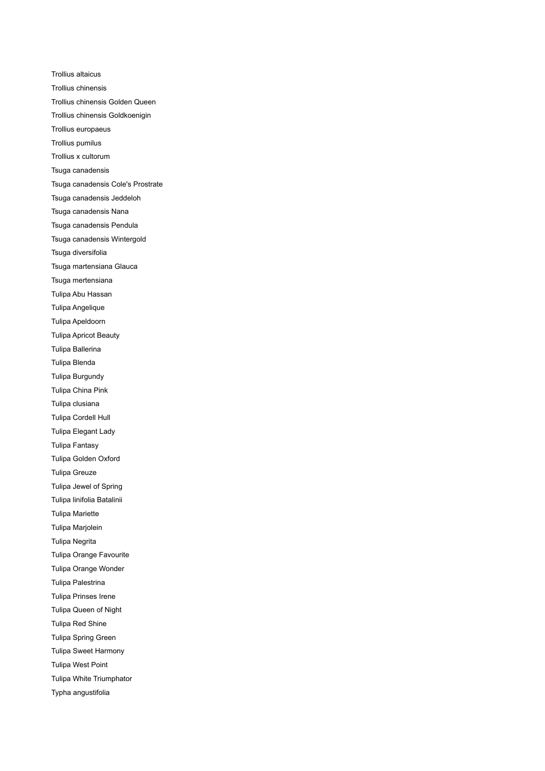Trollius altaicus

Trollius chinensis

Trollius chinensis Golden Queen

Trollius chinensis Goldkoenigin

Trollius europaeus

Trollius pumilus

Trollius x cultorum

Tsuga canadensis

Tsuga canadensis Cole's Prostrate

Tsuga canadensis Jeddeloh

Tsuga canadensis Nana

Tsuga canadensis Pendula

Tsuga canadensis Wintergold

Tsuga diversifolia

Tsuga martensiana Glauca

Tsuga mertensiana

Tulipa Abu Hassan

Tulipa Angelique

Tulipa Apeldoorn

Tulipa Apricot Beauty

Tulipa Ballerina

Tulipa Blenda

Tulipa Burgundy

Tulipa China Pink

Tulipa clusiana

Tulipa Cordell Hull

Tulipa Elegant Lady

Tulipa Fantasy

Tulipa Golden Oxford

Tulipa Greuze

Tulipa Jewel of Spring

Tulipa linifolia Batalinii

Tulipa Mariette

Tulipa Marjolein

Tulipa Negrita

Tulipa Orange Favourite

Tulipa Orange Wonder

Tulipa Palestrina

Tulipa Prinses Irene

Tulipa Queen of Night

Tulipa Red Shine

Tulipa Spring Green

Tulipa Sweet Harmony

Tulipa West Point

Tulipa White Triumphator

Typha angustifolia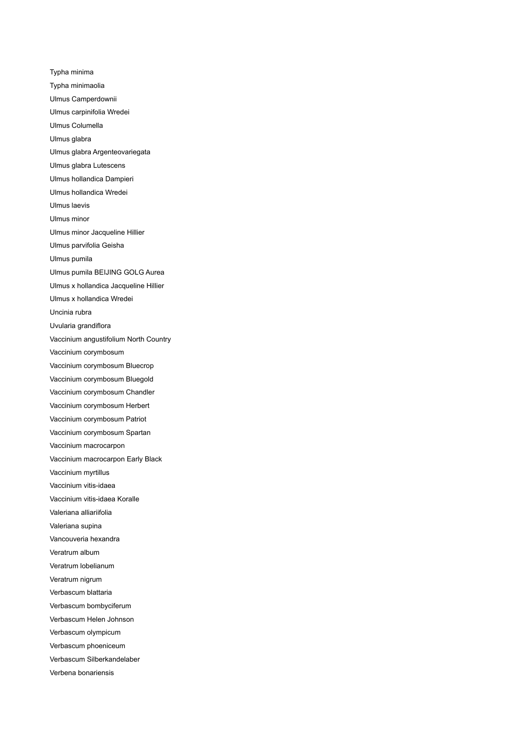Typha minima

Typha minimaolia

Ulmus Camperdownii

Ulmus carpinifolia Wredei

Ulmus Columella

Ulmus glabra

Ulmus glabra Argenteovariegata

Ulmus glabra Lutescens

Ulmus hollandica Dampieri

Ulmus hollandica Wredei

Ulmus laevis

Ulmus minor

Ulmus minor Jacqueline Hillier

Ulmus parvifolia Geisha

Ulmus pumila

Ulmus pumila BEIJING GOLG Aurea

Ulmus x hollandica Jacqueline Hillier

Ulmus x hollandica Wredei

Uncinia rubra

Uvularia grandiflora

Vaccinium angustifolium North Country

Vaccinium corymbosum

Vaccinium corymbosum Bluecrop

Vaccinium corymbosum Bluegold

Vaccinium corymbosum Chandler

Vaccinium corymbosum Herbert

Vaccinium corymbosum Patriot

Vaccinium corymbosum Spartan

Vaccinium macrocarpon

Vaccinium macrocarpon Early Black

Vaccinium myrtillus

Vaccinium vitis-idaea

Vaccinium vitis-idaea Koralle

Valeriana alliariifolia

Valeriana supina

Vancouveria hexandra

Veratrum album

Veratrum lobelianum

Veratrum nigrum

Verbascum blattaria

Verbascum bombyciferum

Verbascum Helen Johnson

Verbascum olympicum

Verbascum phoeniceum

Verbascum Silberkandelaber

Verbena bonariensis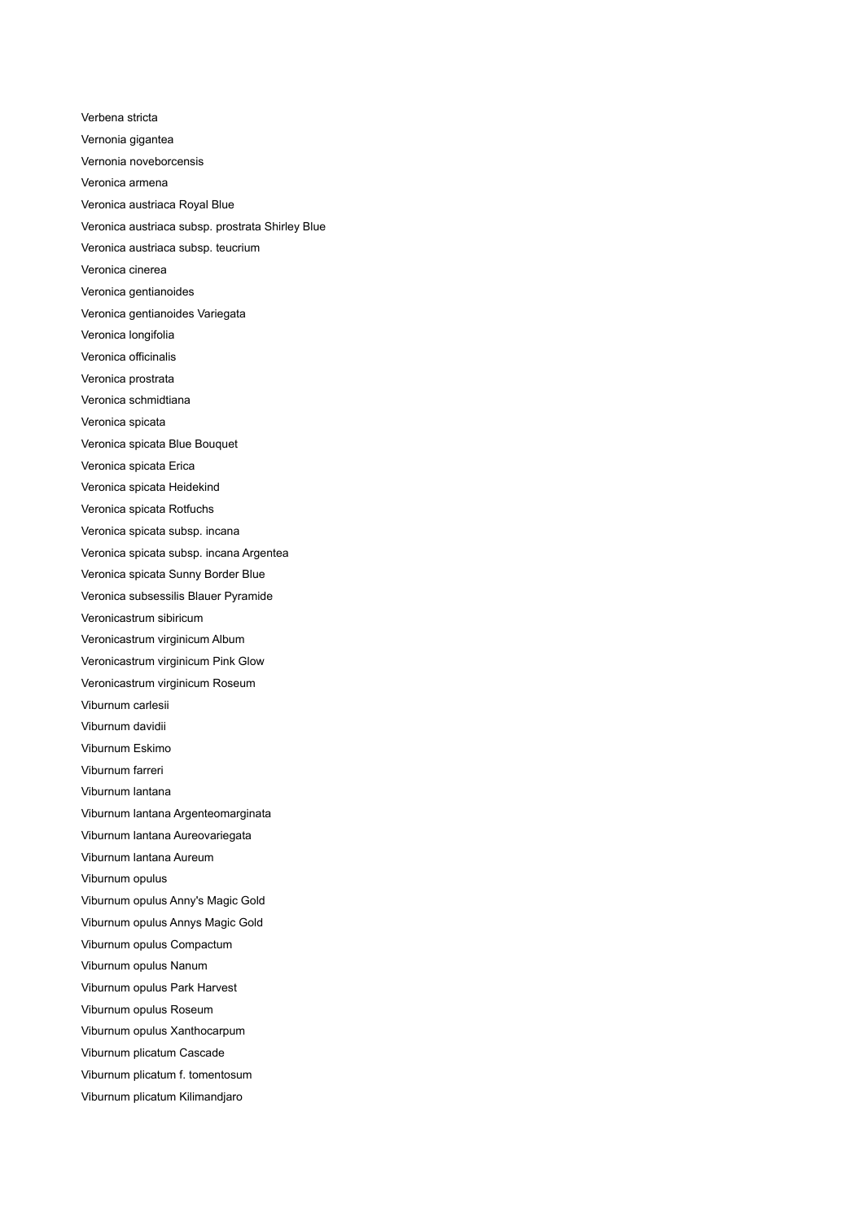Verbena stricta

Vernonia gigantea

Vernonia noveborcensis

Veronica armena

Veronica austriaca Royal Blue

Veronica austriaca subsp. prostrata Shirley Blue

Veronica austriaca subsp. teucrium

Veronica cinerea

Veronica gentianoides

Veronica gentianoides Variegata

Veronica longifolia

Veronica officinalis

Veronica prostrata

Veronica schmidtiana

Veronica spicata

Veronica spicata Blue Bouquet

Veronica spicata Erica

Veronica spicata Heidekind

Veronica spicata Rotfuchs

Veronica spicata subsp. incana

Veronica spicata subsp. incana Argentea

Veronica spicata Sunny Border Blue

Veronica subsessilis Blauer Pyramide

Veronicastrum sibiricum

Veronicastrum virginicum Album

Veronicastrum virginicum Pink Glow

Veronicastrum virginicum Roseum

Viburnum carlesii

Viburnum davidii

Viburnum Eskimo

Viburnum farreri

Viburnum lantana

Viburnum lantana Argenteomarginata

Viburnum lantana Aureovariegata

Viburnum lantana Aureum

Viburnum opulus

Viburnum opulus Anny's Magic Gold

Viburnum opulus Annys Magic Gold

Viburnum opulus Compactum

Viburnum opulus Nanum

Viburnum opulus Park Harvest

Viburnum opulus Roseum

Viburnum opulus Xanthocarpum

Viburnum plicatum Cascade

Viburnum plicatum f. tomentosum

Viburnum plicatum Kilimandjaro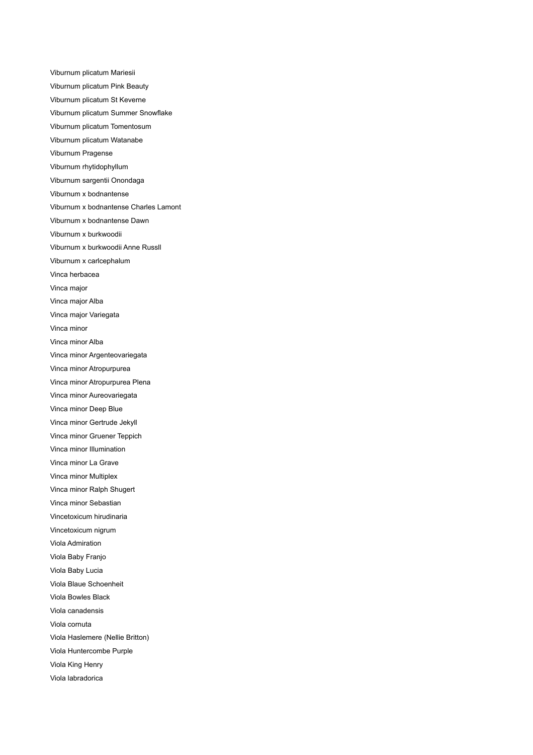Viburnum plicatum Mariesii

Viburnum plicatum Pink Beauty

Viburnum plicatum St Keverne

Viburnum plicatum Summer Snowflake

Viburnum plicatum Tomentosum

Viburnum plicatum Watanabe

Viburnum Pragense

Viburnum rhytidophyllum

Viburnum sargentii Onondaga

Viburnum x bodnantense

Viburnum x bodnantense Charles Lamont

Viburnum x bodnantense Dawn

Viburnum x burkwoodii

Viburnum x burkwoodii Anne Russll

Viburnum x carlcephalum

Vinca herbacea

Vinca major

Vinca major Alba

Vinca major Variegata

Vinca minor

Vinca minor Alba

Vinca minor Argenteovariegata

Vinca minor Atropurpurea

Vinca minor Atropurpurea Plena

Vinca minor Aureovariegata

Vinca minor Deep Blue

Vinca minor Gertrude Jekyll

Vinca minor Gruener Teppich

Vinca minor Illumination

Vinca minor La Grave

Vinca minor Multiplex

Vinca minor Ralph Shugert

Vinca minor Sebastian

Vincetoxicum hirudinaria

Vincetoxicum nigrum

Viola Admiration

Viola Baby Franjo

Viola Baby Lucia

Viola Blaue Schoenheit

Viola Bowles Black

Viola canadensis

Viola cornuta

Viola Haslemere (Nellie Britton)

Viola Huntercombe Purple

Viola King Henry

Viola labradorica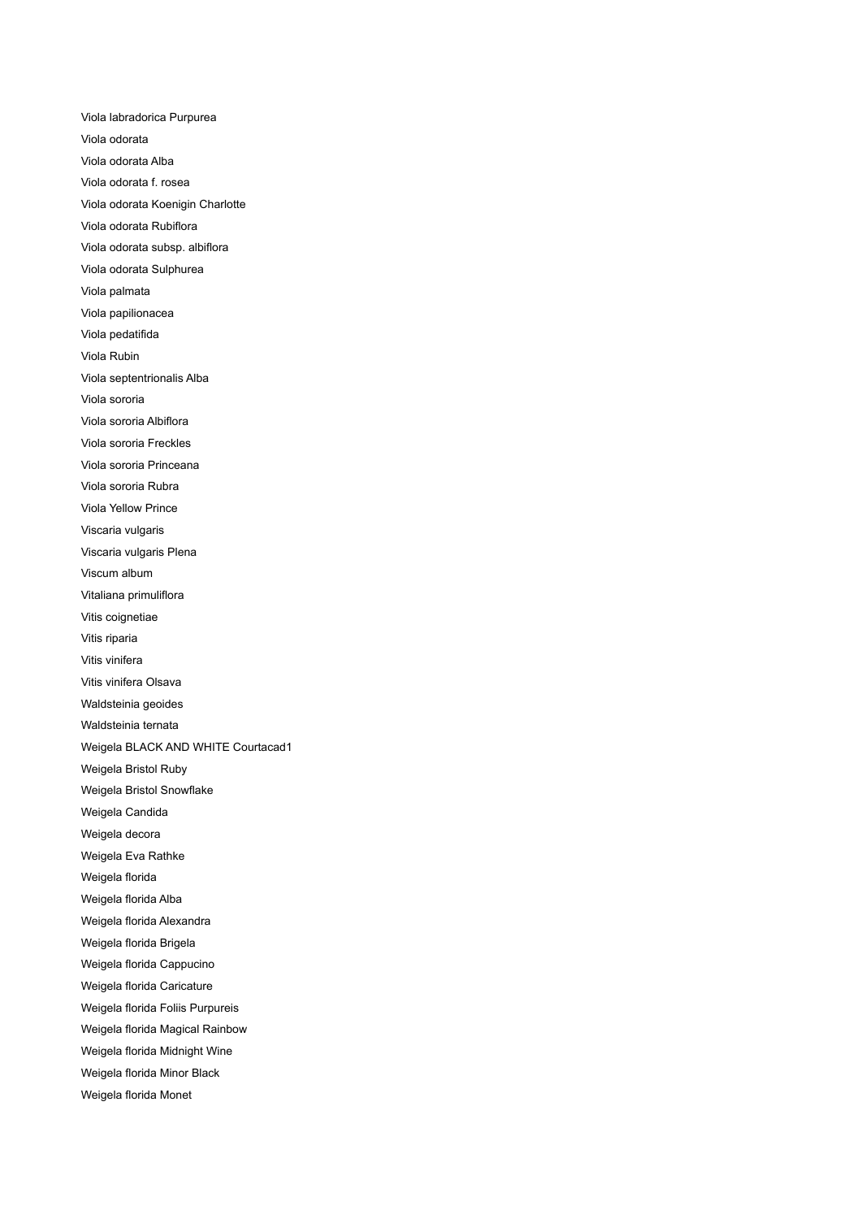Viola labradorica Purpurea

Viola odorata

Viola odorata Alba

Viola odorata f. rosea

Viola odorata Koenigin Charlotte

Viola odorata Rubiflora

Viola odorata subsp. albiflora

Viola odorata Sulphurea

Viola palmata

Viola papilionacea

Viola pedatifida

Viola Rubin

Viola septentrionalis Alba

Viola sororia

Viola sororia Albiflora

Viola sororia Freckles

Viola sororia Princeana

Viola sororia Rubra

Viola Yellow Prince

Viscaria vulgaris

Viscaria vulgaris Plena

Viscum album

Vitaliana primuliflora

Vitis coignetiae

Vitis riparia

Vitis vinifera

Vitis vinifera Olsava

Waldsteinia geoides

Waldsteinia ternata

Weigela BLACK AND WHITE Courtacad1

Weigela Bristol Ruby

Weigela Bristol Snowflake

Weigela Candida

Weigela decora

Weigela Eva Rathke

Weigela florida

Weigela florida Alba

Weigela florida Alexandra

Weigela florida Brigela

Weigela florida Cappucino

Weigela florida Caricature

Weigela florida Foliis Purpureis

Weigela florida Magical Rainbow

Weigela florida Midnight Wine

Weigela florida Minor Black

Weigela florida Monet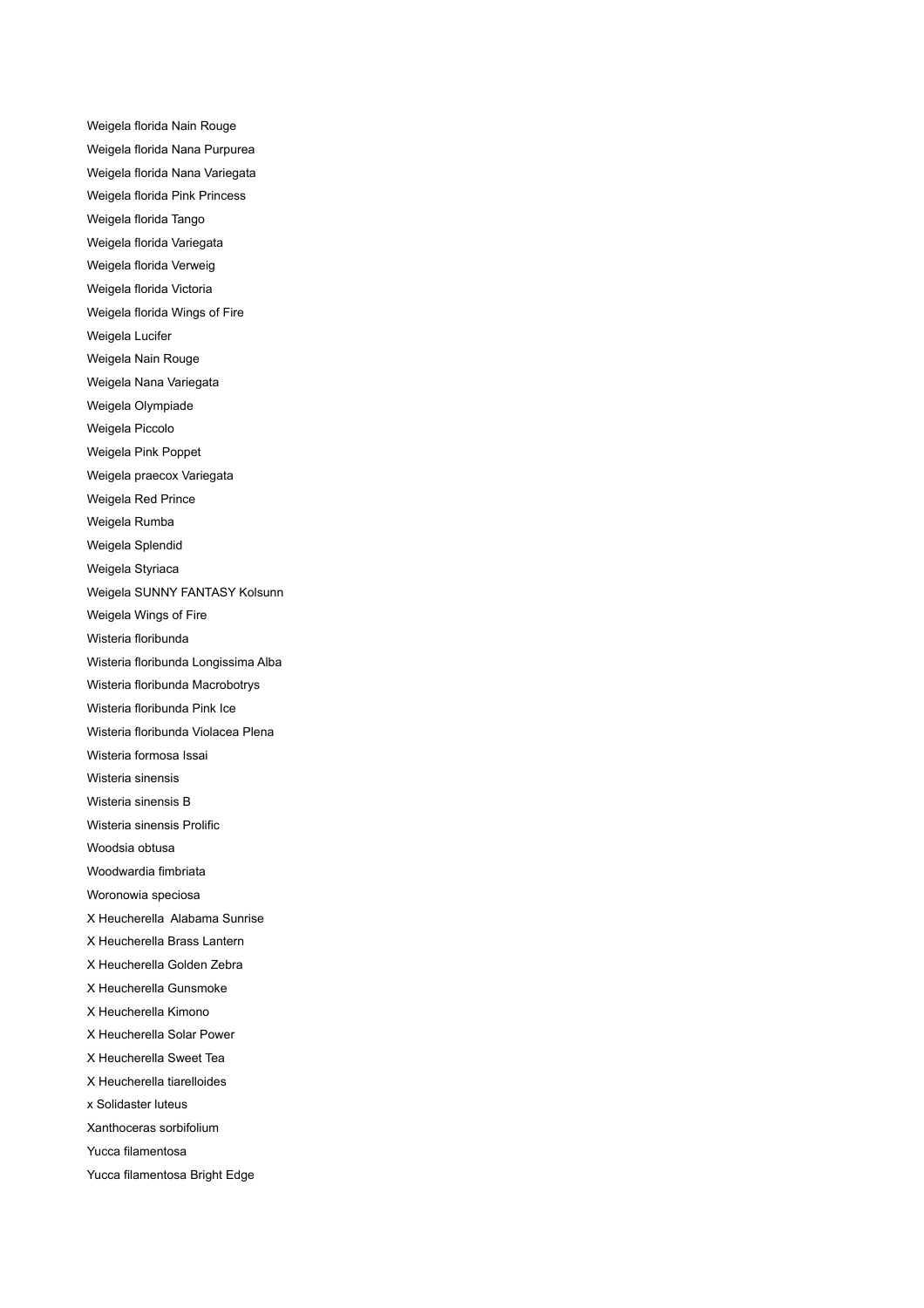Weigela florida Nain Rouge

Weigela florida Nana Purpurea

Weigela florida Nana Variegata

Weigela florida Pink Princess

Weigela florida Tango

Weigela florida Variegata

Weigela florida Verweig

Weigela florida Victoria

Weigela florida Wings of Fire

Weigela Lucifer

Weigela Nain Rouge

Weigela Nana Variegata

Weigela Olympiade

Weigela Piccolo

Weigela Pink Poppet

Weigela praecox Variegata

Weigela Red Prince

Weigela Rumba

Weigela Splendid

Weigela Styriaca

Weigela SUNNY FANTASY Kolsunn

Weigela Wings of Fire

Wisteria floribunda

Wisteria floribunda Longissima Alba

Wisteria floribunda Macrobotrys

Wisteria floribunda Pink Ice

Wisteria floribunda Violacea Plena

Wisteria formosa Issai

Wisteria sinensis

Wisteria sinensis B

Wisteria sinensis Prolific

Woodsia obtusa

Woodwardia fimbriata

Woronowia speciosa

X Heucherella  Alabama Sunrise

X Heucherella Brass Lantern

X Heucherella Golden Zebra

X Heucherella Gunsmoke

X Heucherella Kimono

X Heucherella Solar Power

X Heucherella Sweet Tea

X Heucherella tiarelloides

x Solidaster luteus

Xanthoceras sorbifolium

Yucca filamentosa

Yucca filamentosa Bright Edge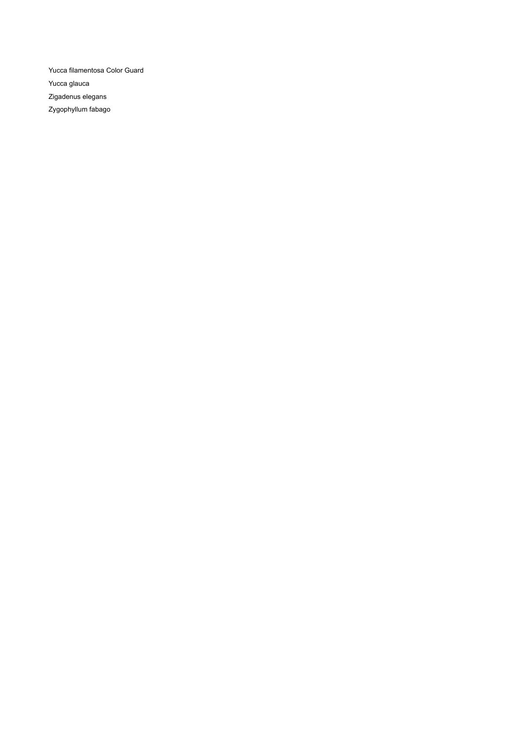Yucca filamentosa Color Guard

Yucca glauca

Zigadenus elegans

Zygophyllum fabago